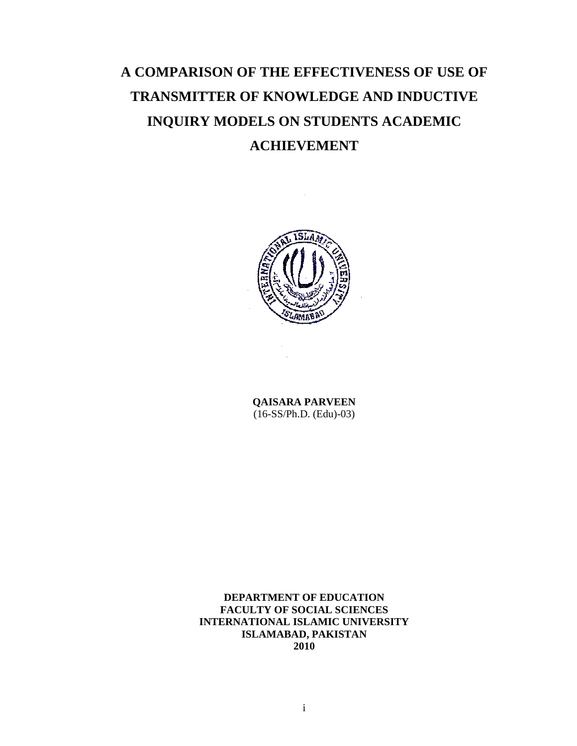# A COMPARISON OF THE EFFECTIVENESS OF USE OF TRANSMITTER OF KNOWLEDGE AND INDUCTIVE INQUIRY MODELS ON STUDENTS ACADEMIC ACHIEVEMENT

**QAISARA PARVEEN**
(16-SS/Ph.D. (Edu)-03)

**DEPARTMENT OF EDUCATION**
**FACULTY OF SOCIAL SCIENCES**
**INTERNATIONAL ISLAMIC UNIVERSITY**
**ISLAMABAD, PAKISTAN**
**2010**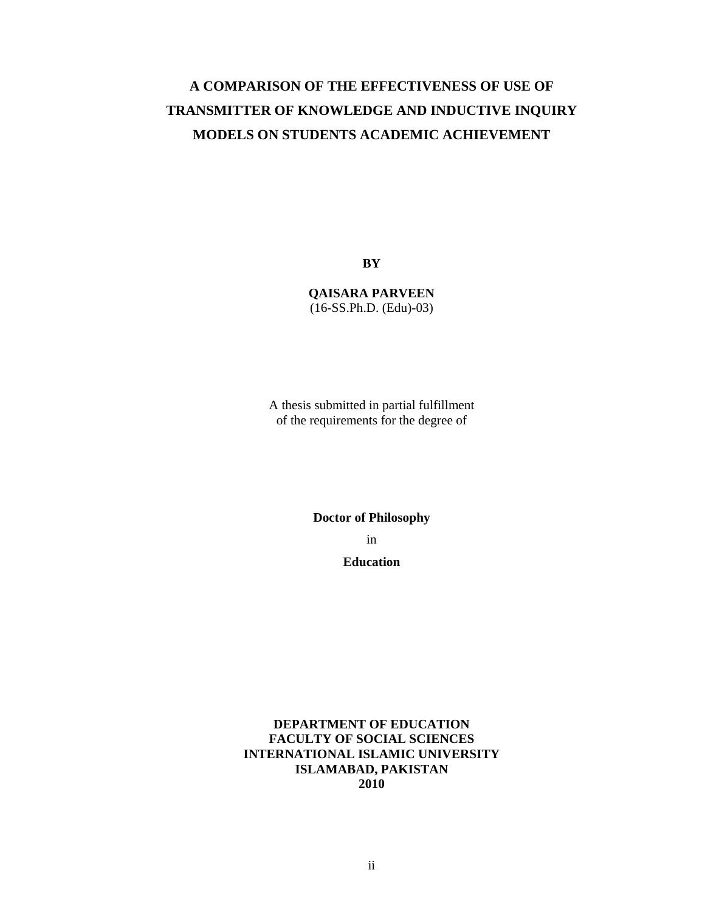# A COMPARISON OF THE EFFECTIVENESS OF USE OF TRANSMITTER OF KNOWLEDGE AND INDUCTIVE INQUIRY MODELS ON STUDENTS ACADEMIC ACHIEVEMENT

**BY**

**QAISARA PARVEEN**
(16-SS.Ph.D. (Edu)-03)

A thesis submitted in partial fulfillment
of the requirements for the degree of

**Doctor of Philosophy**

in

**Education**

**DEPARTMENT OF EDUCATION**
**FACULTY OF SOCIAL SCIENCES**
**INTERNATIONAL ISLAMIC UNIVERSITY**
**ISLAMABAD, PAKISTAN**
**2010**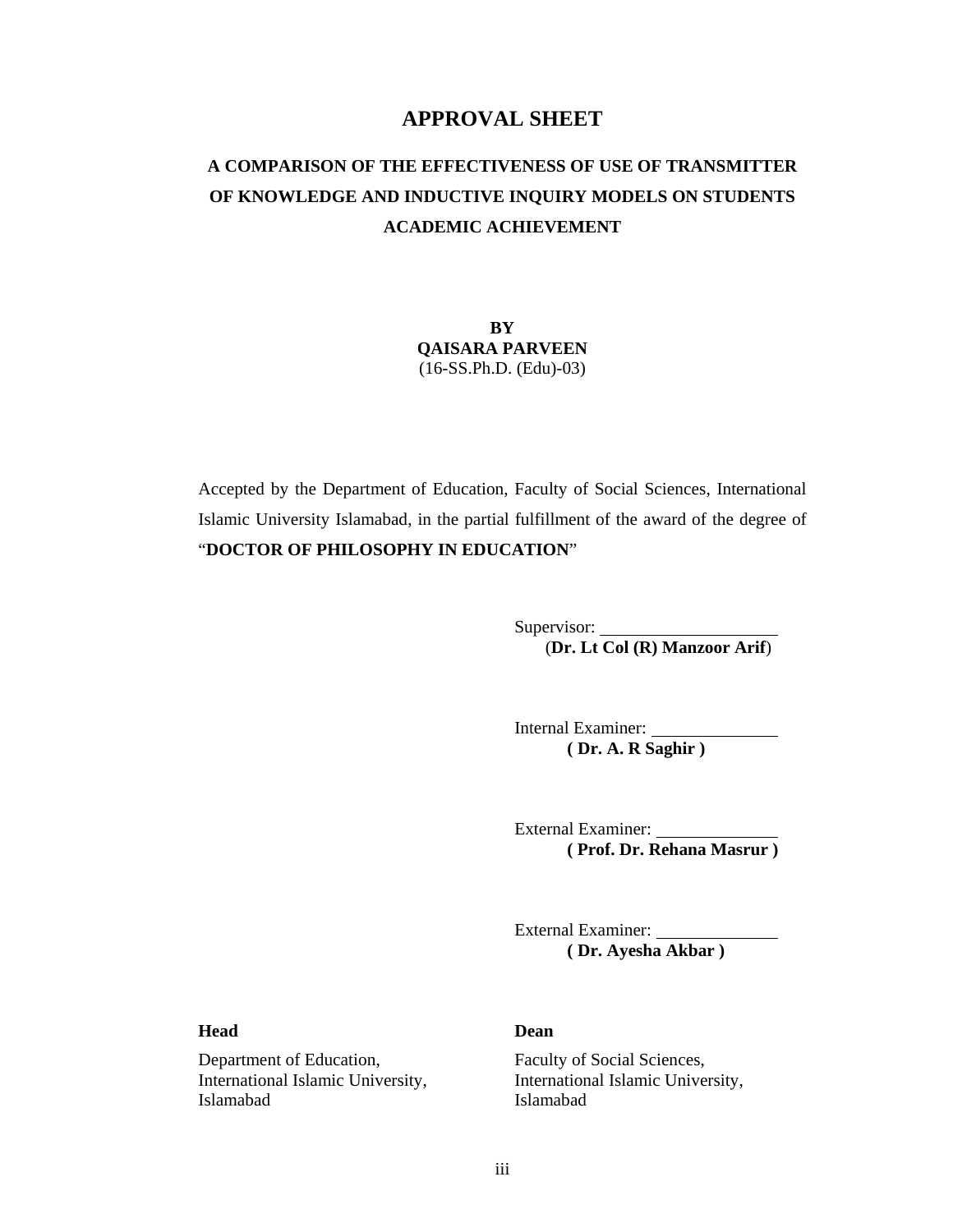# APPROVAL SHEET

## A COMPARISON OF THE EFFECTIVENESS OF USE OF TRANSMITTER OF KNOWLEDGE AND INDUCTIVE INQUIRY MODELS ON STUDENTS ACADEMIC ACHIEVEMENT

**BY**
**QAISARA PARVEEN**
(16-SS.Ph.D. (Edu)-03)

Accepted by the Department of Education, Faculty of Social Sciences, International Islamic University Islamabad, in the partial fulfillment of the award of the degree of "**DOCTOR OF PHILOSOPHY IN EDUCATION**"

Supervisor: ____________________
(**Dr. Lt Col (R) Manzoor Arif**)

Internal Examiner: ______________
**( Dr. A. R Saghir )**

External Examiner: ______________
**( Prof. Dr. Rehana Masrur )**

External Examiner: ______________
**( Dr. Ayesha Akbar )**

**Head**
Department of Education,
International Islamic University,
Islamabad

**Dean**
Faculty of Social Sciences,
International Islamic University,
Islamabad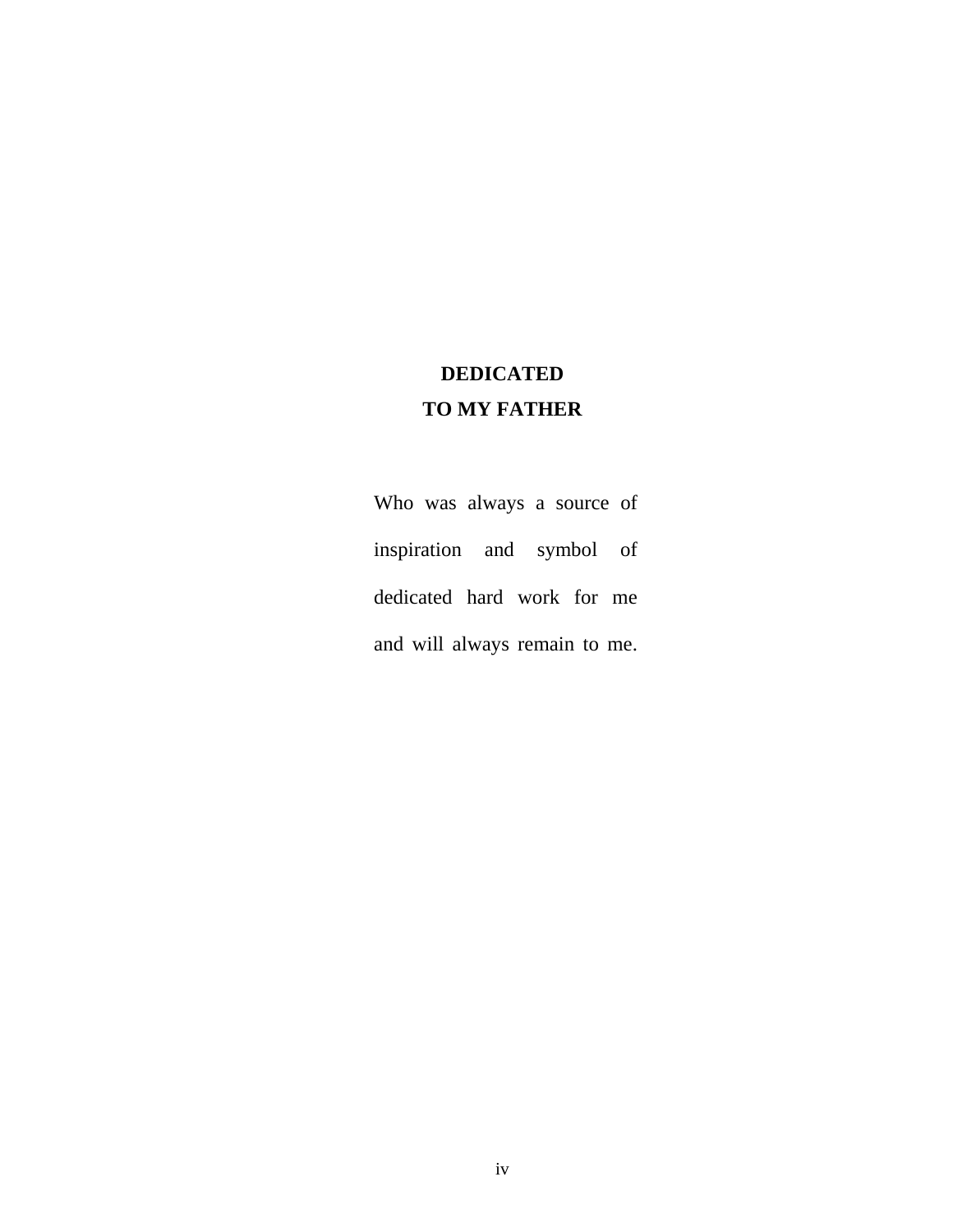**DEDICATED**

**TO MY FATHER**

Who was always a source of inspiration and symbol of dedicated hard work for me and will always remain to me.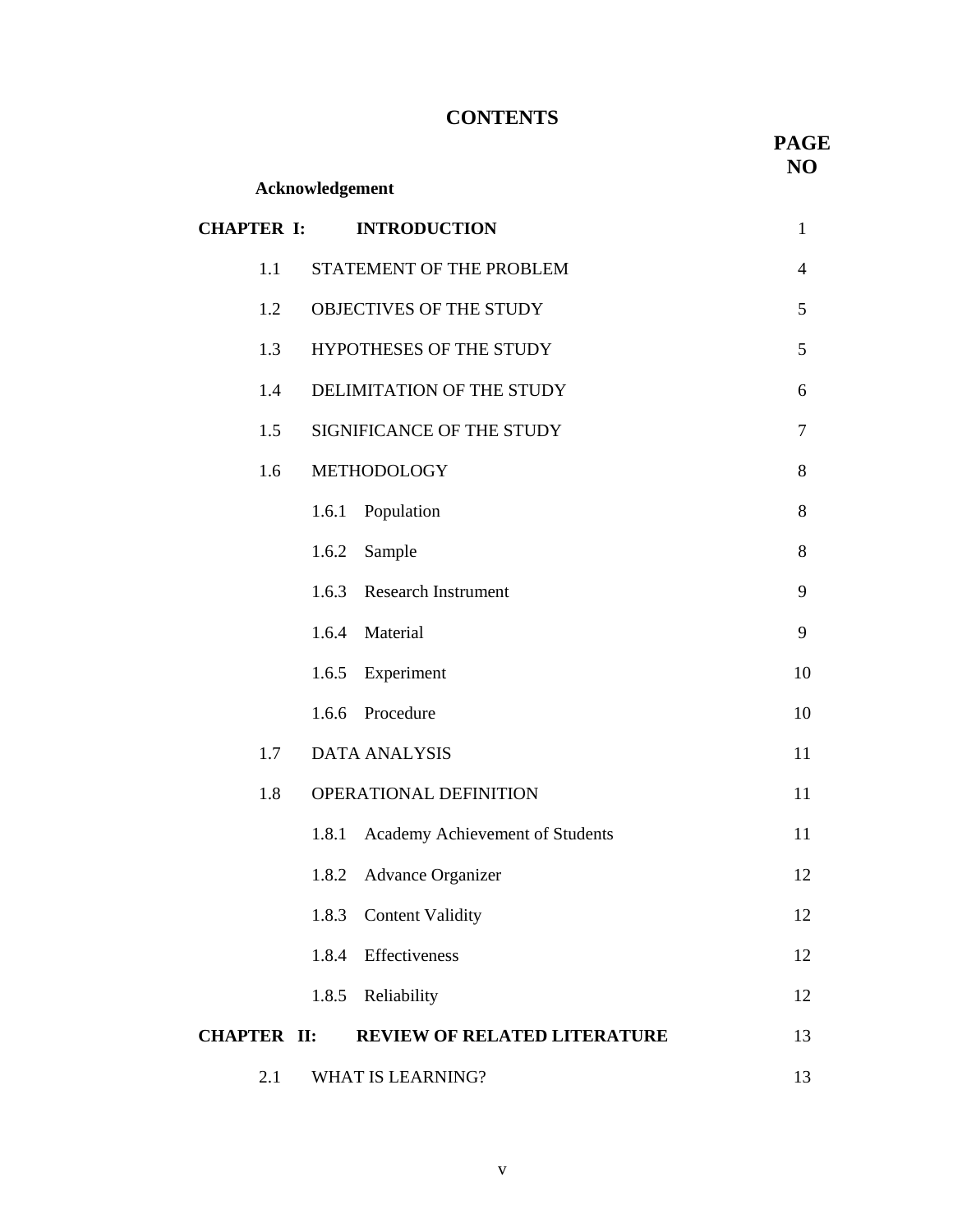# CONTENTS

| | | PAGE NO |
|---|---|---|
| **Acknowledgement** | | |
| **CHAPTER I:** | **INTRODUCTION** | 1 |
| 1.1 | STATEMENT OF THE PROBLEM | 4 |
| 1.2 | OBJECTIVES OF THE STUDY | 5 |
| 1.3 | HYPOTHESES OF THE STUDY | 5 |
| 1.4 | DELIMITATION OF THE STUDY | 6 |
| 1.5 | SIGNIFICANCE OF THE STUDY | 7 |
| 1.6 | METHODOLOGY | 8 |
| | 1.6.1 Population | 8 |
| | 1.6.2 Sample | 8 |
| | 1.6.3 Research Instrument | 9 |
| | 1.6.4 Material | 9 |
| | 1.6.5 Experiment | 10 |
| | 1.6.6 Procedure | 10 |
| 1.7 | DATA ANALYSIS | 11 |
| 1.8 | OPERATIONAL DEFINITION | 11 |
| | 1.8.1 Academy Achievement of Students | 11 |
| | 1.8.2 Advance Organizer | 12 |
| | 1.8.3 Content Validity | 12 |
| | 1.8.4 Effectiveness | 12 |
| | 1.8.5 Reliability | 12 |
| **CHAPTER II:** | **REVIEW OF RELATED LITERATURE** | 13 |
| 2.1 | WHAT IS LEARNING? | 13 |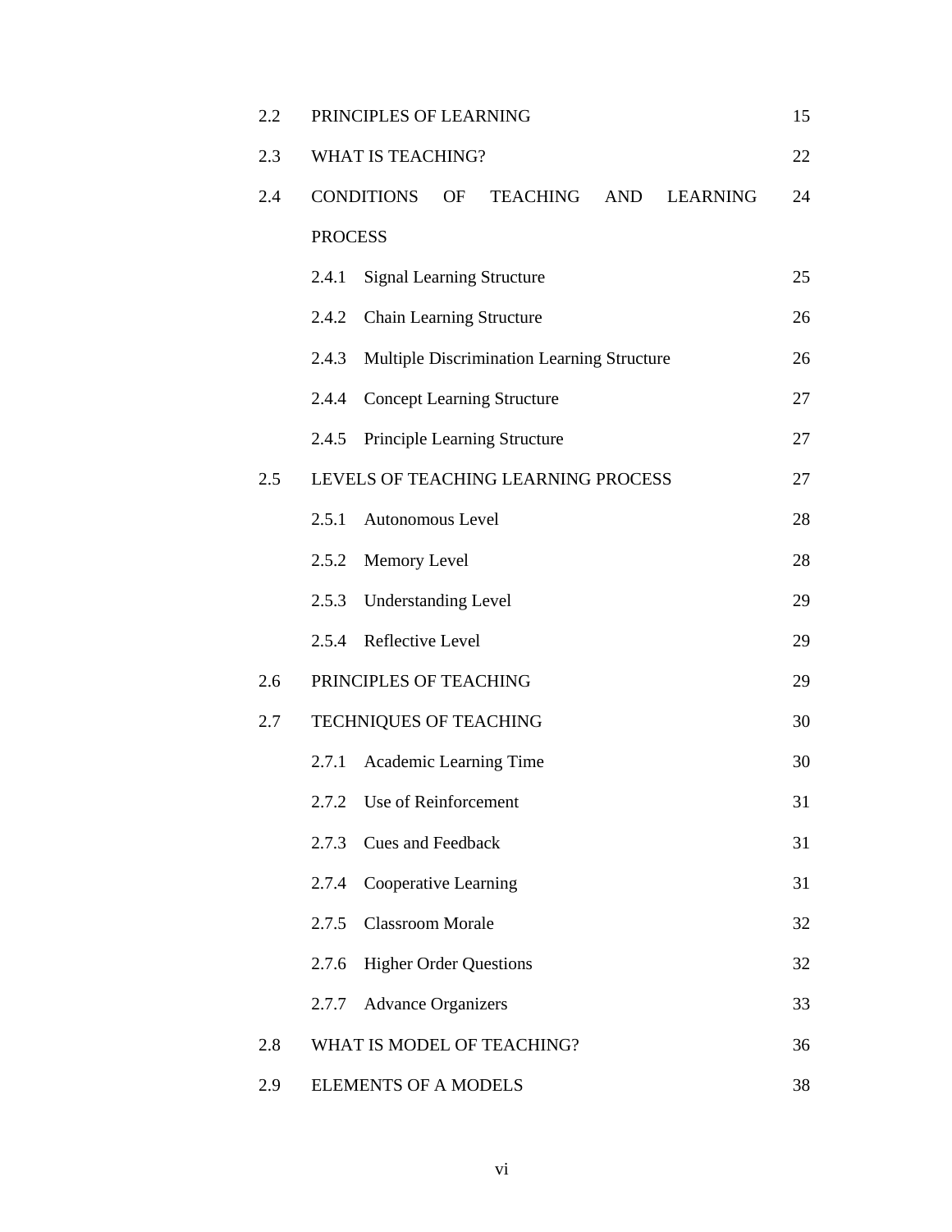| | | |
|---|---|---|
| 2.2 | PRINCIPLES OF LEARNING | 15 |
| 2.3 | WHAT IS TEACHING? | 22 |
| 2.4 | CONDITIONS OF TEACHING AND LEARNING PROCESS | 24 |
| | 2.4.1 Signal Learning Structure | 25 |
| | 2.4.2 Chain Learning Structure | 26 |
| | 2.4.3 Multiple Discrimination Learning Structure | 26 |
| | 2.4.4 Concept Learning Structure | 27 |
| | 2.4.5 Principle Learning Structure | 27 |
| 2.5 | LEVELS OF TEACHING LEARNING PROCESS | 27 |
| | 2.5.1 Autonomous Level | 28 |
| | 2.5.2 Memory Level | 28 |
| | 2.5.3 Understanding Level | 29 |
| | 2.5.4 Reflective Level | 29 |
| 2.6 | PRINCIPLES OF TEACHING | 29 |
| 2.7 | TECHNIQUES OF TEACHING | 30 |
| | 2.7.1 Academic Learning Time | 30 |
| | 2.7.2 Use of Reinforcement | 31 |
| | 2.7.3 Cues and Feedback | 31 |
| | 2.7.4 Cooperative Learning | 31 |
| | 2.7.5 Classroom Morale | 32 |
| | 2.7.6 Higher Order Questions | 32 |
| | 2.7.7 Advance Organizers | 33 |
| 2.8 | WHAT IS MODEL OF TEACHING? | 36 |
| 2.9 | ELEMENTS OF A MODELS | 38 |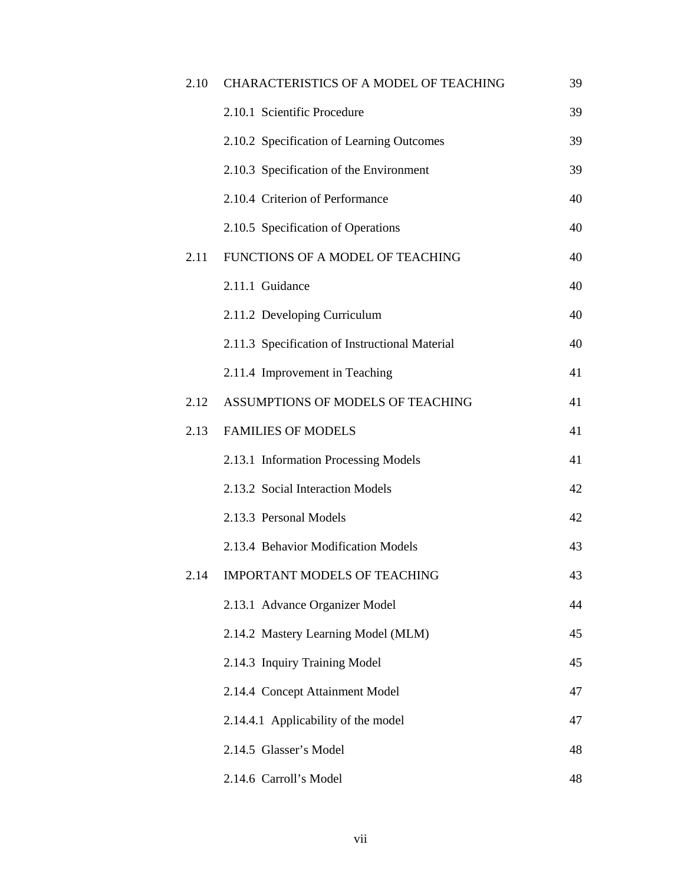| | | |
|---|---|---|
| 2.10 | CHARACTERISTICS OF A MODEL OF TEACHING | 39 |
| | 2.10.1 Scientific Procedure | 39 |
| | 2.10.2 Specification of Learning Outcomes | 39 |
| | 2.10.3 Specification of the Environment | 39 |
| | 2.10.4 Criterion of Performance | 40 |
| | 2.10.5 Specification of Operations | 40 |
| 2.11 | FUNCTIONS OF A MODEL OF TEACHING | 40 |
| | 2.11.1 Guidance | 40 |
| | 2.11.2 Developing Curriculum | 40 |
| | 2.11.3 Specification of Instructional Material | 40 |
| | 2.11.4 Improvement in Teaching | 41 |
| 2.12 | ASSUMPTIONS OF MODELS OF TEACHING | 41 |
| 2.13 | FAMILIES OF MODELS | 41 |
| | 2.13.1 Information Processing Models | 41 |
| | 2.13.2 Social Interaction Models | 42 |
| | 2.13.3 Personal Models | 42 |
| | 2.13.4 Behavior Modification Models | 43 |
| 2.14 | IMPORTANT MODELS OF TEACHING | 43 |
| | 2.13.1 Advance Organizer Model | 44 |
| | 2.14.2 Mastery Learning Model (MLM) | 45 |
| | 2.14.3 Inquiry Training Model | 45 |
| | 2.14.4 Concept Attainment Model | 47 |
| | 2.14.4.1 Applicability of the model | 47 |
| | 2.14.5 Glasser's Model | 48 |
| | 2.14.6 Carroll's Model | 48 |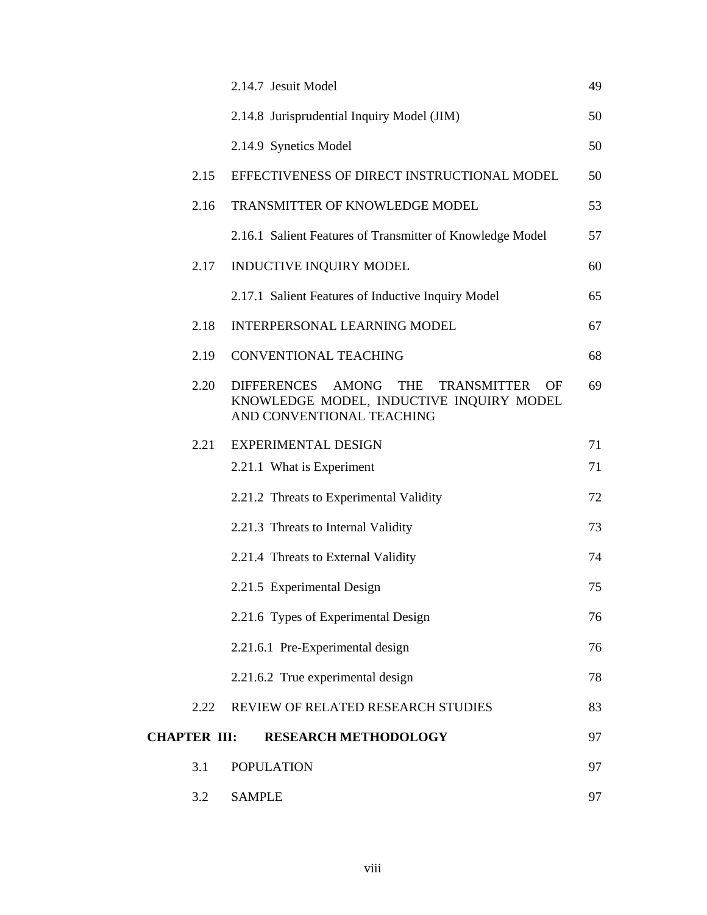| | | |
|---|---|---|
| | 2.14.7 Jesuit Model | 49 |
| | 2.14.8 Jurisprudential Inquiry Model (JIM) | 50 |
| | 2.14.9 Synetics Model | 50 |
| 2.15 | EFFECTIVENESS OF DIRECT INSTRUCTIONAL MODEL | 50 |
| 2.16 | TRANSMITTER OF KNOWLEDGE MODEL | 53 |
| | 2.16.1 Salient Features of Transmitter of Knowledge Model | 57 |
| 2.17 | INDUCTIVE INQUIRY MODEL | 60 |
| | 2.17.1 Salient Features of Inductive Inquiry Model | 65 |
| 2.18 | INTERPERSONAL LEARNING MODEL | 67 |
| 2.19 | CONVENTIONAL TEACHING | 68 |
| 2.20 | DIFFERENCES AMONG THE TRANSMITTER OF KNOWLEDGE MODEL, INDUCTIVE INQUIRY MODEL AND CONVENTIONAL TEACHING | 69 |
| 2.21 | EXPERIMENTAL DESIGN | 71 |
| | 2.21.1 What is Experiment | 71 |
| | 2.21.2 Threats to Experimental Validity | 72 |
| | 2.21.3 Threats to Internal Validity | 73 |
| | 2.21.4 Threats to External Validity | 74 |
| | 2.21.5 Experimental Design | 75 |
| | 2.21.6 Types of Experimental Design | 76 |
| | 2.21.6.1 Pre-Experimental design | 76 |
| | 2.21.6.2 True experimental design | 78 |
| 2.22 | REVIEW OF RELATED RESEARCH STUDIES | 83 |
| **CHAPTER III:** | **RESEARCH METHODOLOGY** | 97 |
| 3.1 | POPULATION | 97 |
| 3.2 | SAMPLE | 97 |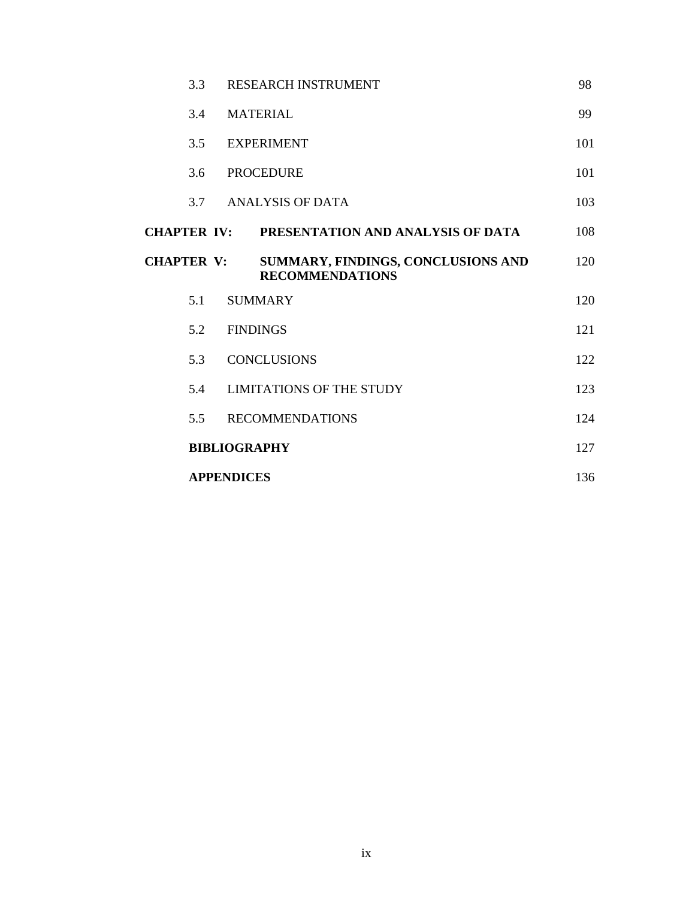| | | |
|---|---|---|
| 3.3 | RESEARCH INSTRUMENT | 98 |
| 3.4 | MATERIAL | 99 |
| 3.5 | EXPERIMENT | 101 |
| 3.6 | PROCEDURE | 101 |
| 3.7 | ANALYSIS OF DATA | 103 |
| **CHAPTER IV:** | **PRESENTATION AND ANALYSIS OF DATA** | 108 |
| **CHAPTER V:** | **SUMMARY, FINDINGS, CONCLUSIONS AND RECOMMENDATIONS** | 120 |
| 5.1 | SUMMARY | 120 |
| 5.2 | FINDINGS | 121 |
| 5.3 | CONCLUSIONS | 122 |
| 5.4 | LIMITATIONS OF THE STUDY | 123 |
| 5.5 | RECOMMENDATIONS | 124 |
| **BIBLIOGRAPHY** | | 127 |
| **APPENDICES** | | 136 |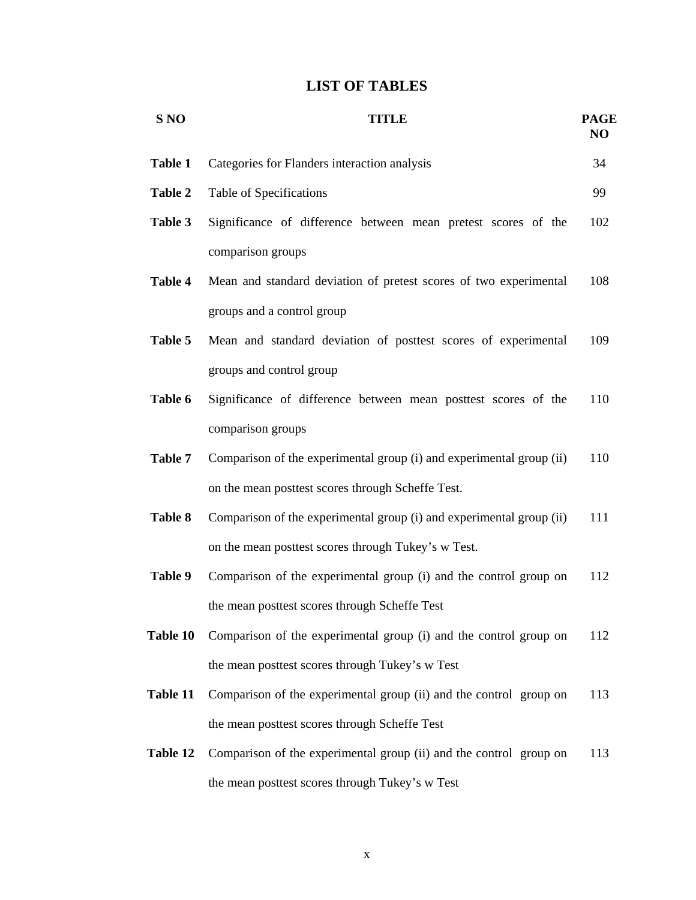# LIST OF TABLES

| S NO | TITLE | PAGE NO |
|---|---|---|
| **Table 1** | Categories for Flanders interaction analysis | 34 |
| **Table 2** | Table of Specifications | 99 |
| **Table 3** | Significance of difference between mean pretest scores of the comparison groups | 102 |
| **Table 4** | Mean and standard deviation of pretest scores of two experimental groups and a control group | 108 |
| **Table 5** | Mean and standard deviation of posttest scores of experimental groups and control group | 109 |
| **Table 6** | Significance of difference between mean posttest scores of the comparison groups | 110 |
| **Table 7** | Comparison of the experimental group (i) and experimental group (ii) on the mean posttest scores through Scheffe Test. | 110 |
| **Table 8** | Comparison of the experimental group (i) and experimental group (ii) on the mean posttest scores through Tukey's w Test. | 111 |
| **Table 9** | Comparison of the experimental group (i) and the control group on the mean posttest scores through Scheffe Test | 112 |
| **Table 10** | Comparison of the experimental group (i) and the control group on the mean posttest scores through Tukey's w Test | 112 |
| **Table 11** | Comparison of the experimental group (ii) and the control group on the mean posttest scores through Scheffe Test | 113 |
| **Table 12** | Comparison of the experimental group (ii) and the control group on the mean posttest scores through Tukey's w Test | 113 |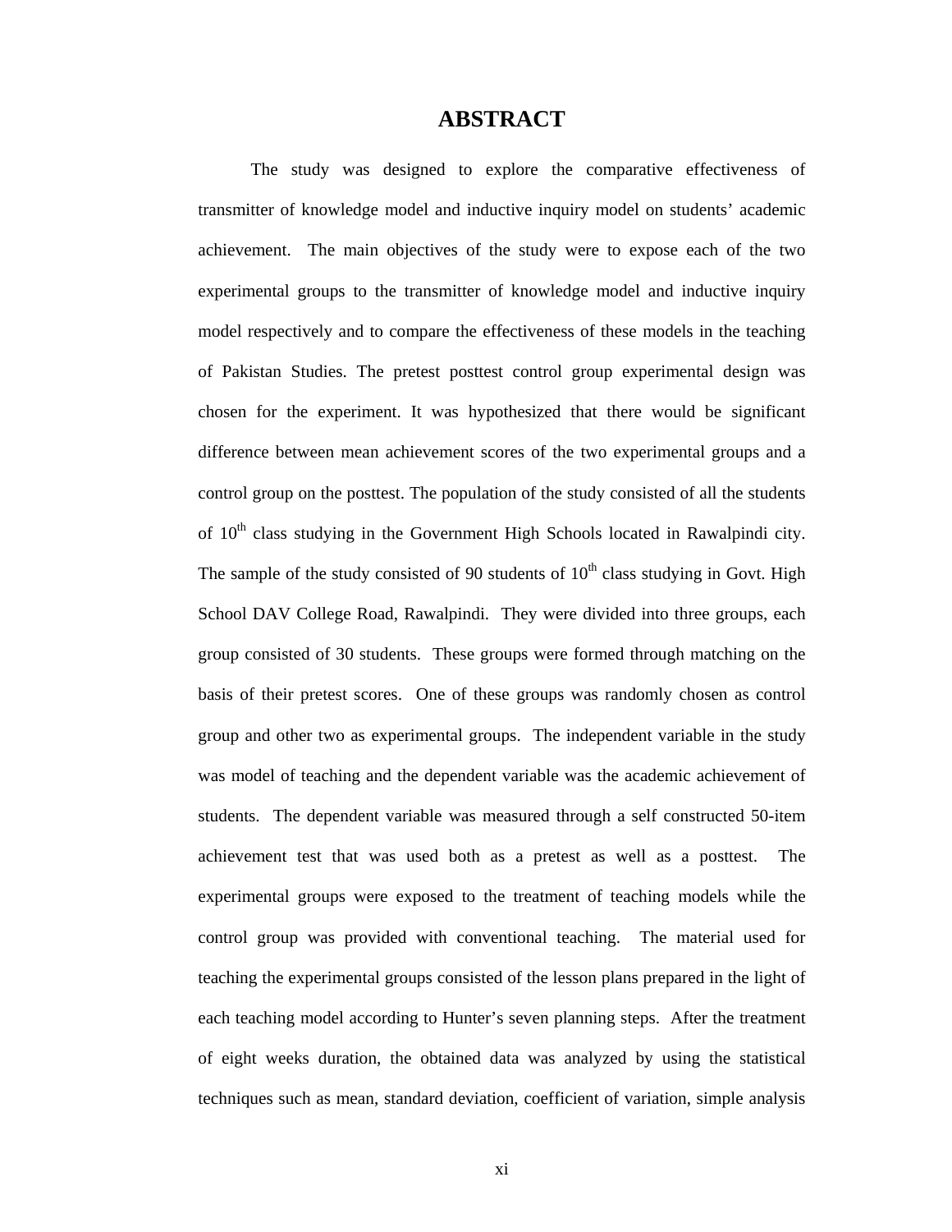# ABSTRACT

The study was designed to explore the comparative effectiveness of transmitter of knowledge model and inductive inquiry model on students' academic achievement. The main objectives of the study were to expose each of the two experimental groups to the transmitter of knowledge model and inductive inquiry model respectively and to compare the effectiveness of these models in the teaching of Pakistan Studies. The pretest posttest control group experimental design was chosen for the experiment. It was hypothesized that there would be significant difference between mean achievement scores of the two experimental groups and a control group on the posttest. The population of the study consisted of all the students of 10th class studying in the Government High Schools located in Rawalpindi city. The sample of the study consisted of 90 students of 10th class studying in Govt. High School DAV College Road, Rawalpindi. They were divided into three groups, each group consisted of 30 students. These groups were formed through matching on the basis of their pretest scores. One of these groups was randomly chosen as control group and other two as experimental groups. The independent variable in the study was model of teaching and the dependent variable was the academic achievement of students. The dependent variable was measured through a self constructed 50-item achievement test that was used both as a pretest as well as a posttest. The experimental groups were exposed to the treatment of teaching models while the control group was provided with conventional teaching. The material used for teaching the experimental groups consisted of the lesson plans prepared in the light of each teaching model according to Hunter's seven planning steps. After the treatment of eight weeks duration, the obtained data was analyzed by using the statistical techniques such as mean, standard deviation, coefficient of variation, simple analysis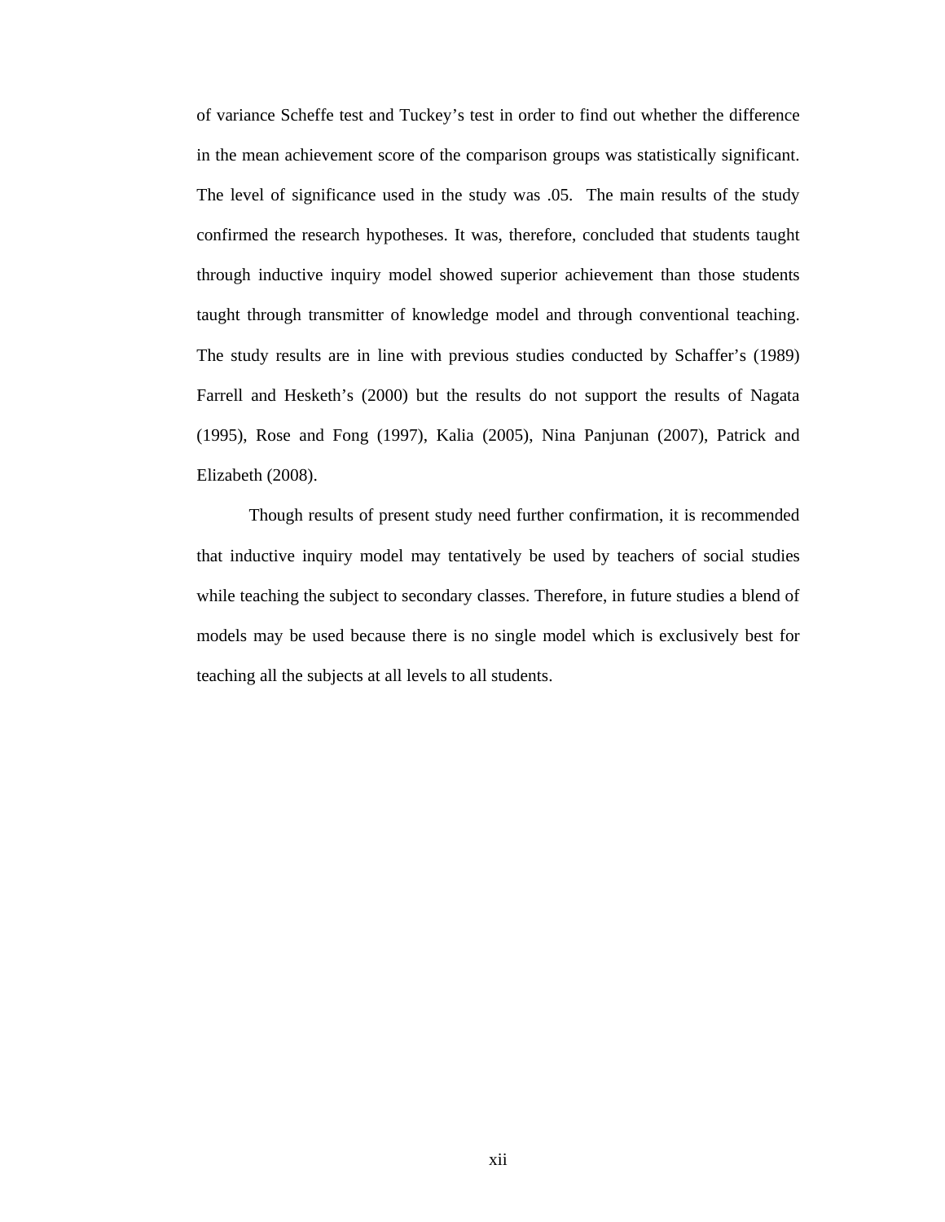of variance Scheffe test and Tuckey's test in order to find out whether the difference in the mean achievement score of the comparison groups was statistically significant. The level of significance used in the study was .05. The main results of the study confirmed the research hypotheses. It was, therefore, concluded that students taught through inductive inquiry model showed superior achievement than those students taught through transmitter of knowledge model and through conventional teaching. The study results are in line with previous studies conducted by Schaffer's (1989) Farrell and Hesketh's (2000) but the results do not support the results of Nagata (1995), Rose and Fong (1997), Kalia (2005), Nina Panjunan (2007), Patrick and Elizabeth (2008).

Though results of present study need further confirmation, it is recommended that inductive inquiry model may tentatively be used by teachers of social studies while teaching the subject to secondary classes. Therefore, in future studies a blend of models may be used because there is no single model which is exclusively best for teaching all the subjects at all levels to all students.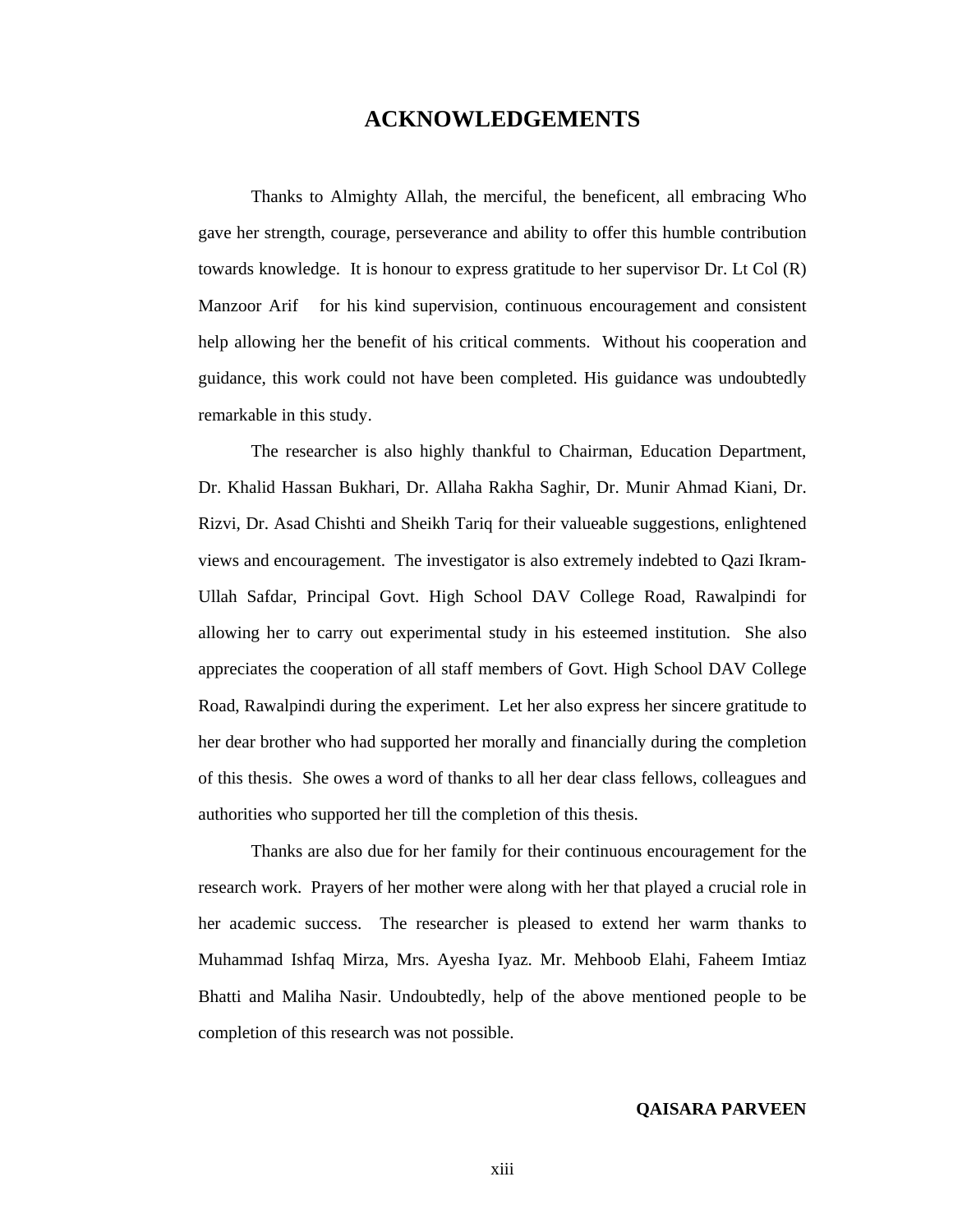# ACKNOWLEDGEMENTS

Thanks to Almighty Allah, the merciful, the beneficent, all embracing Who gave her strength, courage, perseverance and ability to offer this humble contribution towards knowledge. It is honour to express gratitude to her supervisor Dr. Lt Col (R) Manzoor Arif for his kind supervision, continuous encouragement and consistent help allowing her the benefit of his critical comments. Without his cooperation and guidance, this work could not have been completed. His guidance was undoubtedly remarkable in this study.

The researcher is also highly thankful to Chairman, Education Department, Dr. Khalid Hassan Bukhari, Dr. Allaha Rakha Saghir, Dr. Munir Ahmad Kiani, Dr. Rizvi, Dr. Asad Chishti and Sheikh Tariq for their valueable suggestions, enlightened views and encouragement. The investigator is also extremely indebted to Qazi Ikram-Ullah Safdar, Principal Govt. High School DAV College Road, Rawalpindi for allowing her to carry out experimental study in his esteemed institution. She also appreciates the cooperation of all staff members of Govt. High School DAV College Road, Rawalpindi during the experiment. Let her also express her sincere gratitude to her dear brother who had supported her morally and financially during the completion of this thesis. She owes a word of thanks to all her dear class fellows, colleagues and authorities who supported her till the completion of this thesis.

Thanks are also due for her family for their continuous encouragement for the research work. Prayers of her mother were along with her that played a crucial role in her academic success. The researcher is pleased to extend her warm thanks to Muhammad Ishfaq Mirza, Mrs. Ayesha Iyaz. Mr. Mehboob Elahi, Faheem Imtiaz Bhatti and Maliha Nasir. Undoubtedly, help of the above mentioned people to be completion of this research was not possible.

**QAISARA PARVEEN**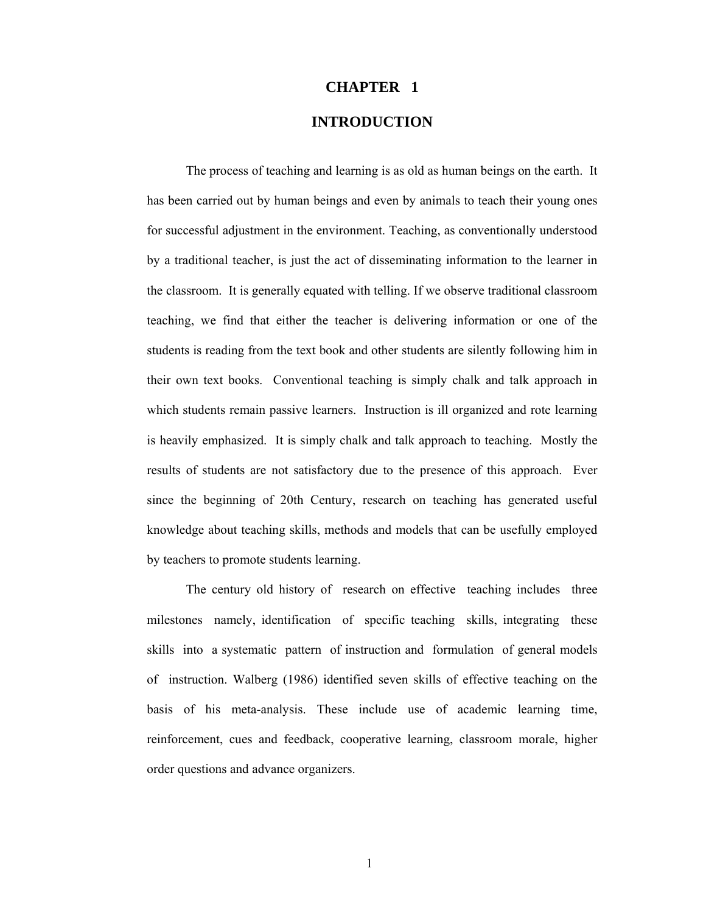# CHAPTER 1

# INTRODUCTION

The process of teaching and learning is as old as human beings on the earth. It has been carried out by human beings and even by animals to teach their young ones for successful adjustment in the environment. Teaching, as conventionally understood by a traditional teacher, is just the act of disseminating information to the learner in the classroom. It is generally equated with telling. If we observe traditional classroom teaching, we find that either the teacher is delivering information or one of the students is reading from the text book and other students are silently following him in their own text books. Conventional teaching is simply chalk and talk approach in which students remain passive learners. Instruction is ill organized and rote learning is heavily emphasized. It is simply chalk and talk approach to teaching. Mostly the results of students are not satisfactory due to the presence of this approach. Ever since the beginning of 20th Century, research on teaching has generated useful knowledge about teaching skills, methods and models that can be usefully employed by teachers to promote students learning.

The century old history of research on effective teaching includes three milestones namely, identification of specific teaching skills, integrating these skills into a systematic pattern of instruction and formulation of general models of instruction. Walberg (1986) identified seven skills of effective teaching on the basis of his meta-analysis. These include use of academic learning time, reinforcement, cues and feedback, cooperative learning, classroom morale, higher order questions and advance organizers.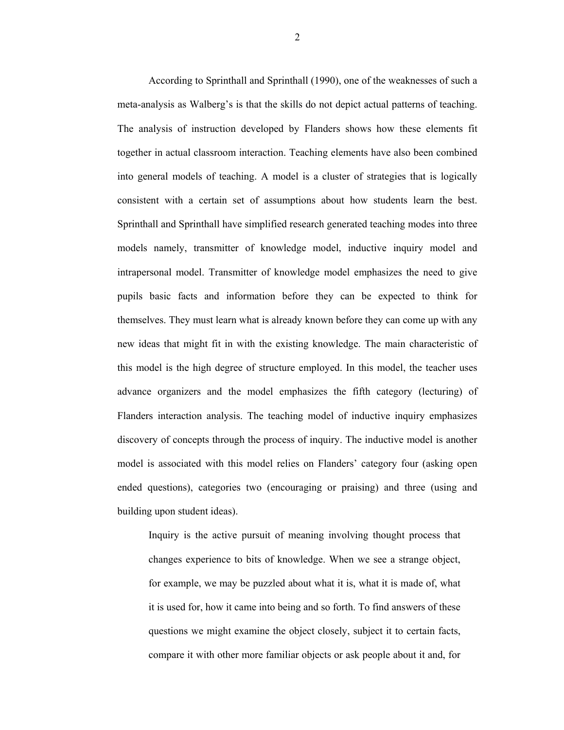According to Sprinthall and Sprinthall (1990), one of the weaknesses of such a meta-analysis as Walberg's is that the skills do not depict actual patterns of teaching. The analysis of instruction developed by Flanders shows how these elements fit together in actual classroom interaction. Teaching elements have also been combined into general models of teaching. A model is a cluster of strategies that is logically consistent with a certain set of assumptions about how students learn the best. Sprinthall and Sprinthall have simplified research generated teaching modes into three models namely, transmitter of knowledge model, inductive inquiry model and intrapersonal model. Transmitter of knowledge model emphasizes the need to give pupils basic facts and information before they can be expected to think for themselves. They must learn what is already known before they can come up with any new ideas that might fit in with the existing knowledge. The main characteristic of this model is the high degree of structure employed. In this model, the teacher uses advance organizers and the model emphasizes the fifth category (lecturing) of Flanders interaction analysis. The teaching model of inductive inquiry emphasizes discovery of concepts through the process of inquiry. The inductive model is another model is associated with this model relies on Flanders' category four (asking open ended questions), categories two (encouraging or praising) and three (using and building upon student ideas).

> Inquiry is the active pursuit of meaning involving thought process that changes experience to bits of knowledge. When we see a strange object, for example, we may be puzzled about what it is, what it is made of, what it is used for, how it came into being and so forth. To find answers of these questions we might examine the object closely, subject it to certain facts, compare it with other more familiar objects or ask people about it and, for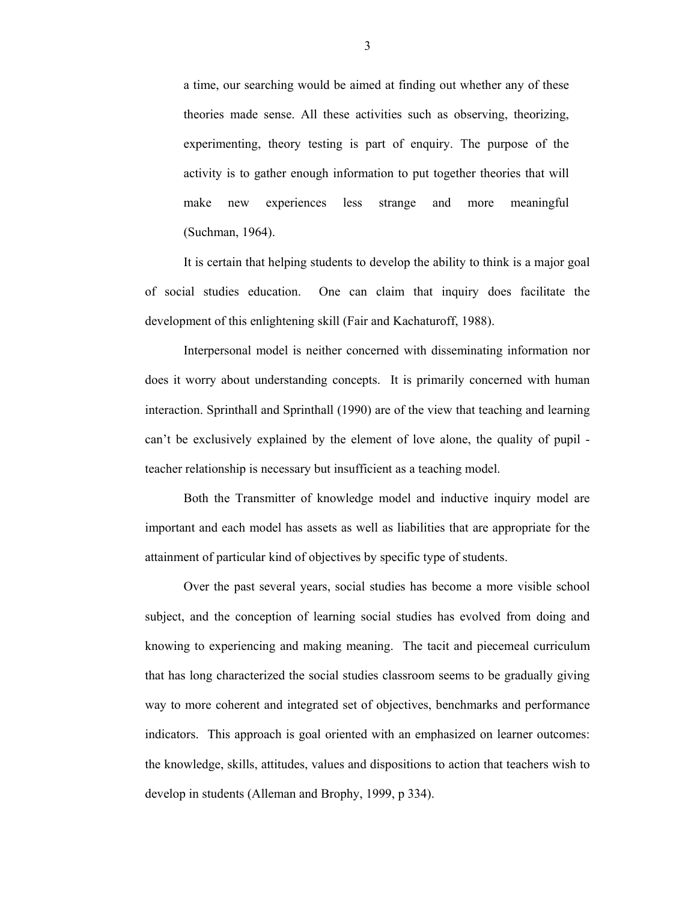> a time, our searching would be aimed at finding out whether any of these theories made sense. All these activities such as observing, theorizing, experimenting, theory testing is part of enquiry. The purpose of the activity is to gather enough information to put together theories that will make new experiences less strange and more meaningful (Suchman, 1964).

It is certain that helping students to develop the ability to think is a major goal of social studies education. One can claim that inquiry does facilitate the development of this enlightening skill (Fair and Kachaturoff, 1988).

Interpersonal model is neither concerned with disseminating information nor does it worry about understanding concepts. It is primarily concerned with human interaction. Sprinthall and Sprinthall (1990) are of the view that teaching and learning can't be exclusively explained by the element of love alone, the quality of pupil - teacher relationship is necessary but insufficient as a teaching model.

Both the Transmitter of knowledge model and inductive inquiry model are important and each model has assets as well as liabilities that are appropriate for the attainment of particular kind of objectives by specific type of students.

Over the past several years, social studies has become a more visible school subject, and the conception of learning social studies has evolved from doing and knowing to experiencing and making meaning. The tacit and piecemeal curriculum that has long characterized the social studies classroom seems to be gradually giving way to more coherent and integrated set of objectives, benchmarks and performance indicators. This approach is goal oriented with an emphasized on learner outcomes: the knowledge, skills, attitudes, values and dispositions to action that teachers wish to develop in students (Alleman and Brophy, 1999, p 334).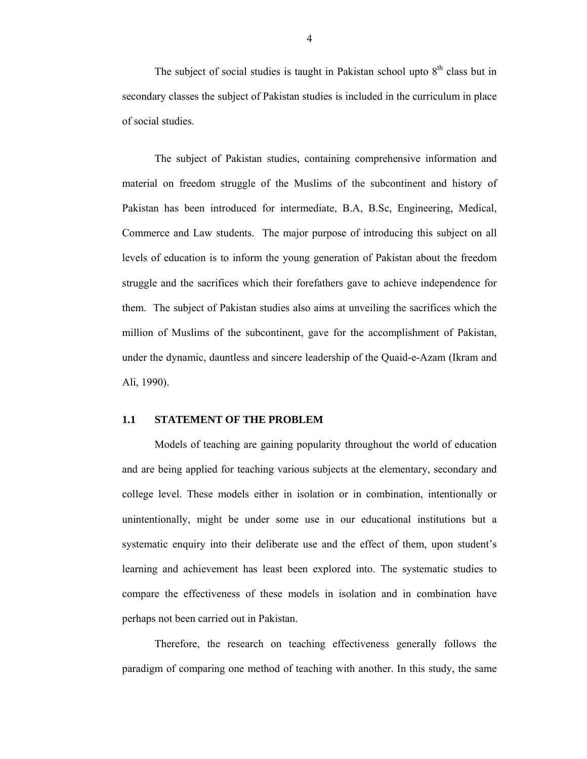The subject of social studies is taught in Pakistan school upto 8th class but in secondary classes the subject of Pakistan studies is included in the curriculum in place of social studies.

The subject of Pakistan studies, containing comprehensive information and material on freedom struggle of the Muslims of the subcontinent and history of Pakistan has been introduced for intermediate, B.A, B.Sc, Engineering, Medical, Commerce and Law students. The major purpose of introducing this subject on all levels of education is to inform the young generation of Pakistan about the freedom struggle and the sacrifices which their forefathers gave to achieve independence for them. The subject of Pakistan studies also aims at unveiling the sacrifices which the million of Muslims of the subcontinent, gave for the accomplishment of Pakistan, under the dynamic, dauntless and sincere leadership of the Quaid-e-Azam (Ikram and Ali, 1990).

## 1.1 STATEMENT OF THE PROBLEM

Models of teaching are gaining popularity throughout the world of education and are being applied for teaching various subjects at the elementary, secondary and college level. These models either in isolation or in combination, intentionally or unintentionally, might be under some use in our educational institutions but a systematic enquiry into their deliberate use and the effect of them, upon student's learning and achievement has least been explored into. The systematic studies to compare the effectiveness of these models in isolation and in combination have perhaps not been carried out in Pakistan.

Therefore, the research on teaching effectiveness generally follows the paradigm of comparing one method of teaching with another. In this study, the same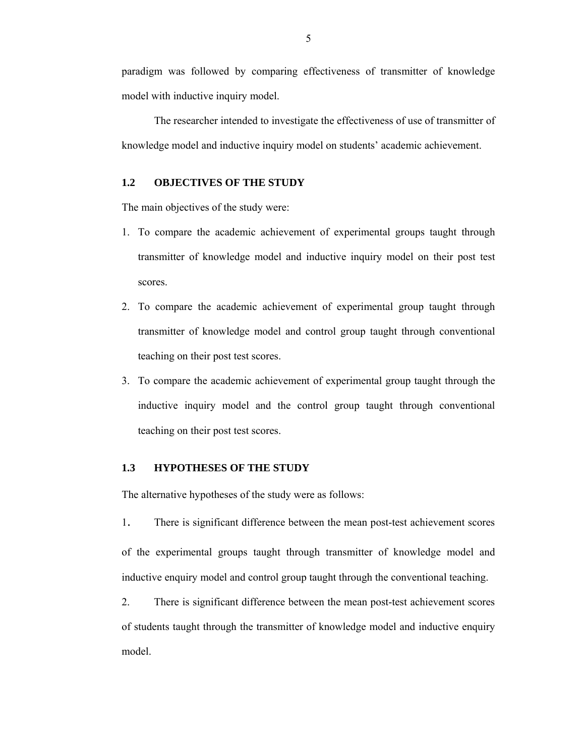paradigm was followed by comparing effectiveness of transmitter of knowledge model with inductive inquiry model.

The researcher intended to investigate the effectiveness of use of transmitter of knowledge model and inductive inquiry model on students' academic achievement.

## 1.2 OBJECTIVES OF THE STUDY

The main objectives of the study were:

1. To compare the academic achievement of experimental groups taught through transmitter of knowledge model and inductive inquiry model on their post test scores.
2. To compare the academic achievement of experimental group taught through transmitter of knowledge model and control group taught through conventional teaching on their post test scores.
3. To compare the academic achievement of experimental group taught through the inductive inquiry model and the control group taught through conventional teaching on their post test scores.

## 1.3 HYPOTHESES OF THE STUDY

The alternative hypotheses of the study were as follows:

1. There is significant difference between the mean post-test achievement scores of the experimental groups taught through transmitter of knowledge model and inductive enquiry model and control group taught through the conventional teaching.

2. There is significant difference between the mean post-test achievement scores of students taught through the transmitter of knowledge model and inductive enquiry model.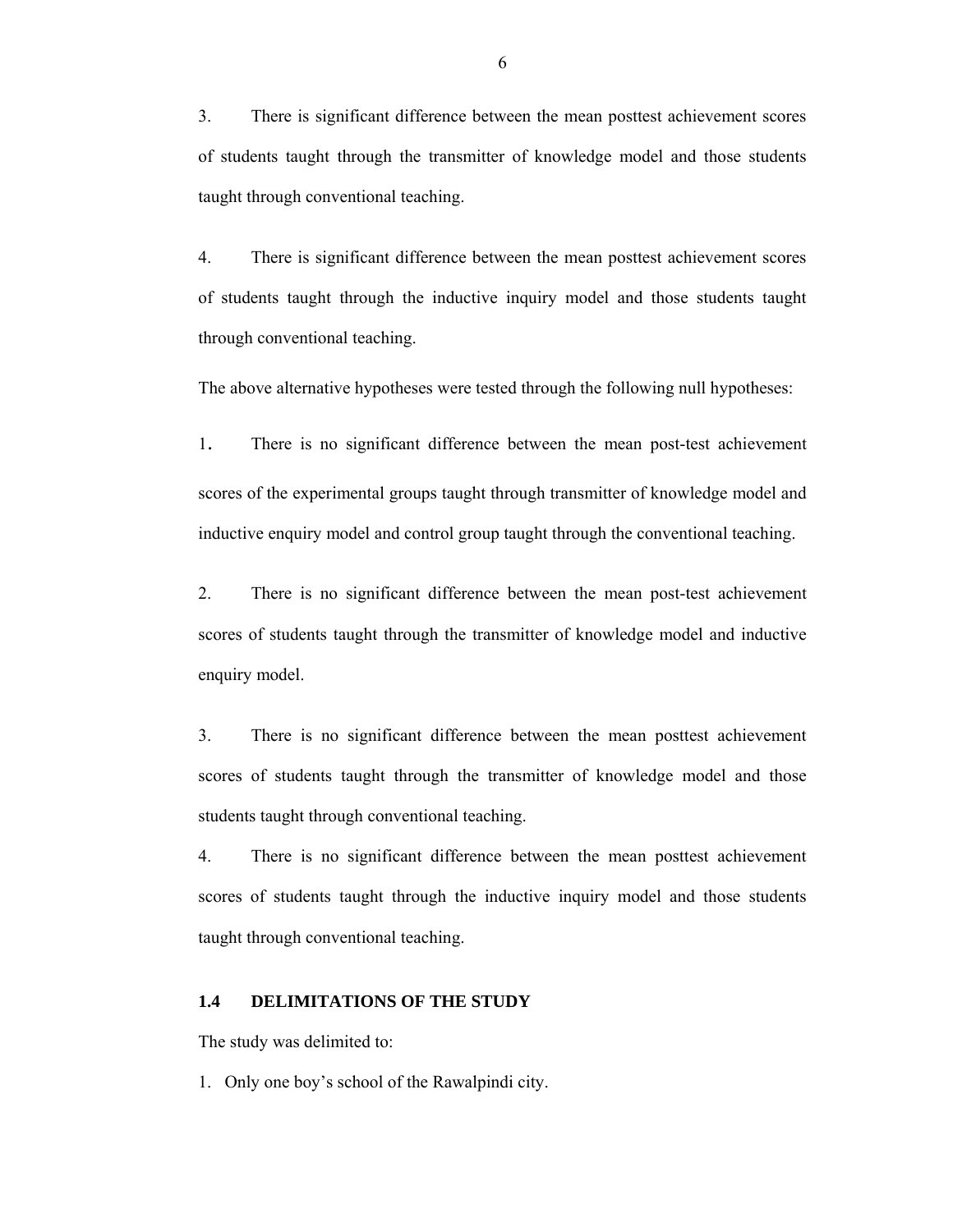3. There is significant difference between the mean posttest achievement scores of students taught through the transmitter of knowledge model and those students taught through conventional teaching.

4. There is significant difference between the mean posttest achievement scores of students taught through the inductive inquiry model and those students taught through conventional teaching.

The above alternative hypotheses were tested through the following null hypotheses:

1. There is no significant difference between the mean post-test achievement scores of the experimental groups taught through transmitter of knowledge model and inductive enquiry model and control group taught through the conventional teaching.

2. There is no significant difference between the mean post-test achievement scores of students taught through the transmitter of knowledge model and inductive enquiry model.

3. There is no significant difference between the mean posttest achievement scores of students taught through the transmitter of knowledge model and those students taught through conventional teaching.

4. There is no significant difference between the mean posttest achievement scores of students taught through the inductive inquiry model and those students taught through conventional teaching.

## 1.4 DELIMITATIONS OF THE STUDY

The study was delimited to:

1. Only one boy's school of the Rawalpindi city.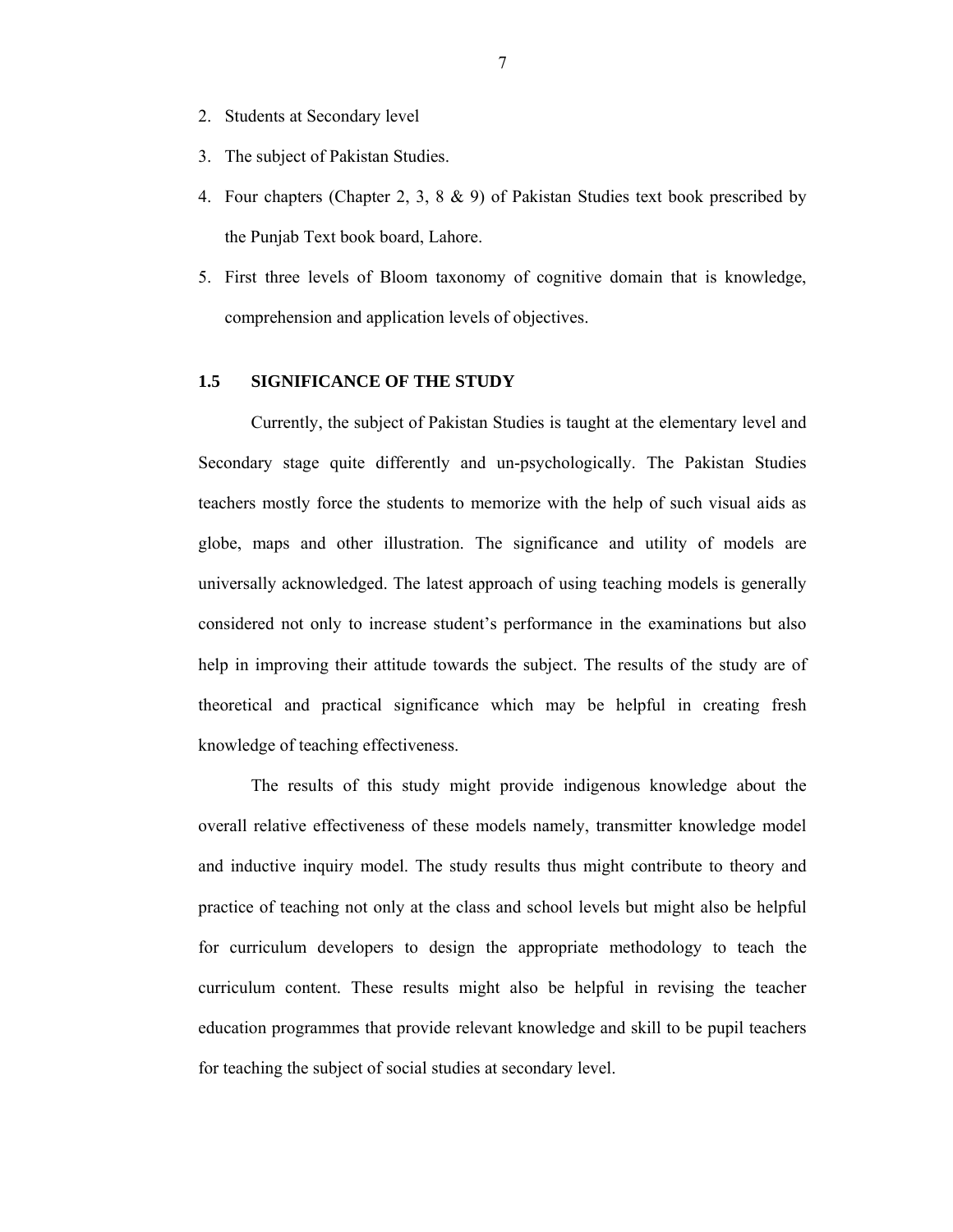2. Students at Secondary level
3. The subject of Pakistan Studies.
4. Four chapters (Chapter 2, 3, 8 & 9) of Pakistan Studies text book prescribed by the Punjab Text book board, Lahore.
5. First three levels of Bloom taxonomy of cognitive domain that is knowledge, comprehension and application levels of objectives.

## 1.5 SIGNIFICANCE OF THE STUDY

Currently, the subject of Pakistan Studies is taught at the elementary level and Secondary stage quite differently and un-psychologically. The Pakistan Studies teachers mostly force the students to memorize with the help of such visual aids as globe, maps and other illustration. The significance and utility of models are universally acknowledged. The latest approach of using teaching models is generally considered not only to increase student's performance in the examinations but also help in improving their attitude towards the subject. The results of the study are of theoretical and practical significance which may be helpful in creating fresh knowledge of teaching effectiveness.

The results of this study might provide indigenous knowledge about the overall relative effectiveness of these models namely, transmitter knowledge model and inductive inquiry model. The study results thus might contribute to theory and practice of teaching not only at the class and school levels but might also be helpful for curriculum developers to design the appropriate methodology to teach the curriculum content. These results might also be helpful in revising the teacher education programmes that provide relevant knowledge and skill to be pupil teachers for teaching the subject of social studies at secondary level.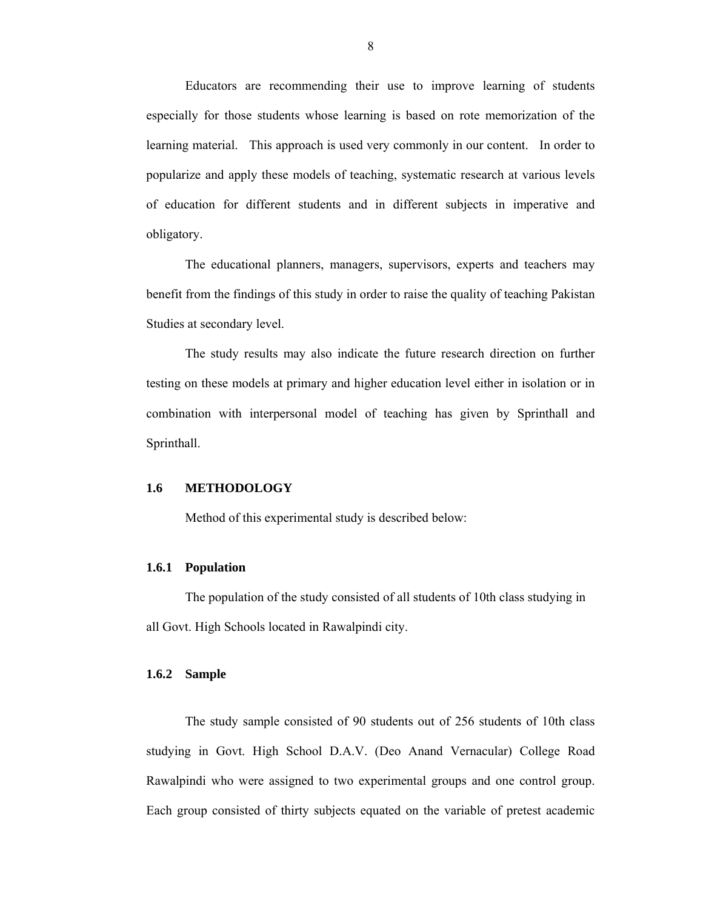Educators are recommending their use to improve learning of students especially for those students whose learning is based on rote memorization of the learning material. This approach is used very commonly in our content. In order to popularize and apply these models of teaching, systematic research at various levels of education for different students and in different subjects in imperative and obligatory.

The educational planners, managers, supervisors, experts and teachers may benefit from the findings of this study in order to raise the quality of teaching Pakistan Studies at secondary level.

The study results may also indicate the future research direction on further testing on these models at primary and higher education level either in isolation or in combination with interpersonal model of teaching has given by Sprinthall and Sprinthall.

## 1.6 METHODOLOGY

Method of this experimental study is described below:

### 1.6.1 Population

The population of the study consisted of all students of 10th class studying in all Govt. High Schools located in Rawalpindi city.

### 1.6.2 Sample

The study sample consisted of 90 students out of 256 students of 10th class studying in Govt. High School D.A.V. (Deo Anand Vernacular) College Road Rawalpindi who were assigned to two experimental groups and one control group. Each group consisted of thirty subjects equated on the variable of pretest academic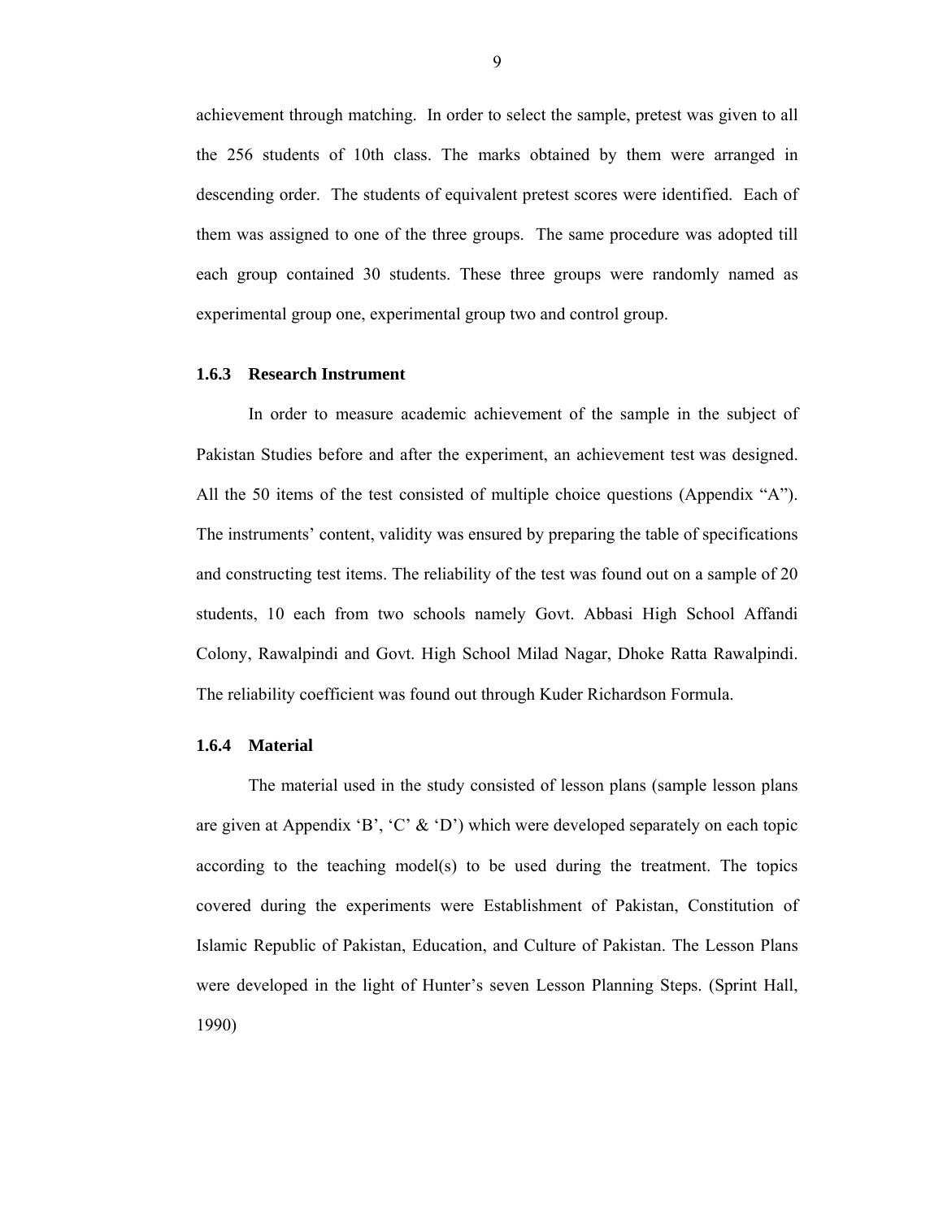achievement through matching. In order to select the sample, pretest was given to all the 256 students of 10th class. The marks obtained by them were arranged in descending order. The students of equivalent pretest scores were identified. Each of them was assigned to one of the three groups. The same procedure was adopted till each group contained 30 students. These three groups were randomly named as experimental group one, experimental group two and control group.

### 1.6.3 Research Instrument

In order to measure academic achievement of the sample in the subject of Pakistan Studies before and after the experiment, an achievement test was designed. All the 50 items of the test consisted of multiple choice questions (Appendix "A"). The instruments' content, validity was ensured by preparing the table of specifications and constructing test items. The reliability of the test was found out on a sample of 20 students, 10 each from two schools namely Govt. Abbasi High School Affandi Colony, Rawalpindi and Govt. High School Milad Nagar, Dhoke Ratta Rawalpindi. The reliability coefficient was found out through Kuder Richardson Formula.

### 1.6.4 Material

The material used in the study consisted of lesson plans (sample lesson plans are given at Appendix 'B', 'C' & 'D') which were developed separately on each topic according to the teaching model(s) to be used during the treatment. The topics covered during the experiments were Establishment of Pakistan, Constitution of Islamic Republic of Pakistan, Education, and Culture of Pakistan. The Lesson Plans were developed in the light of Hunter's seven Lesson Planning Steps. (Sprint Hall, 1990)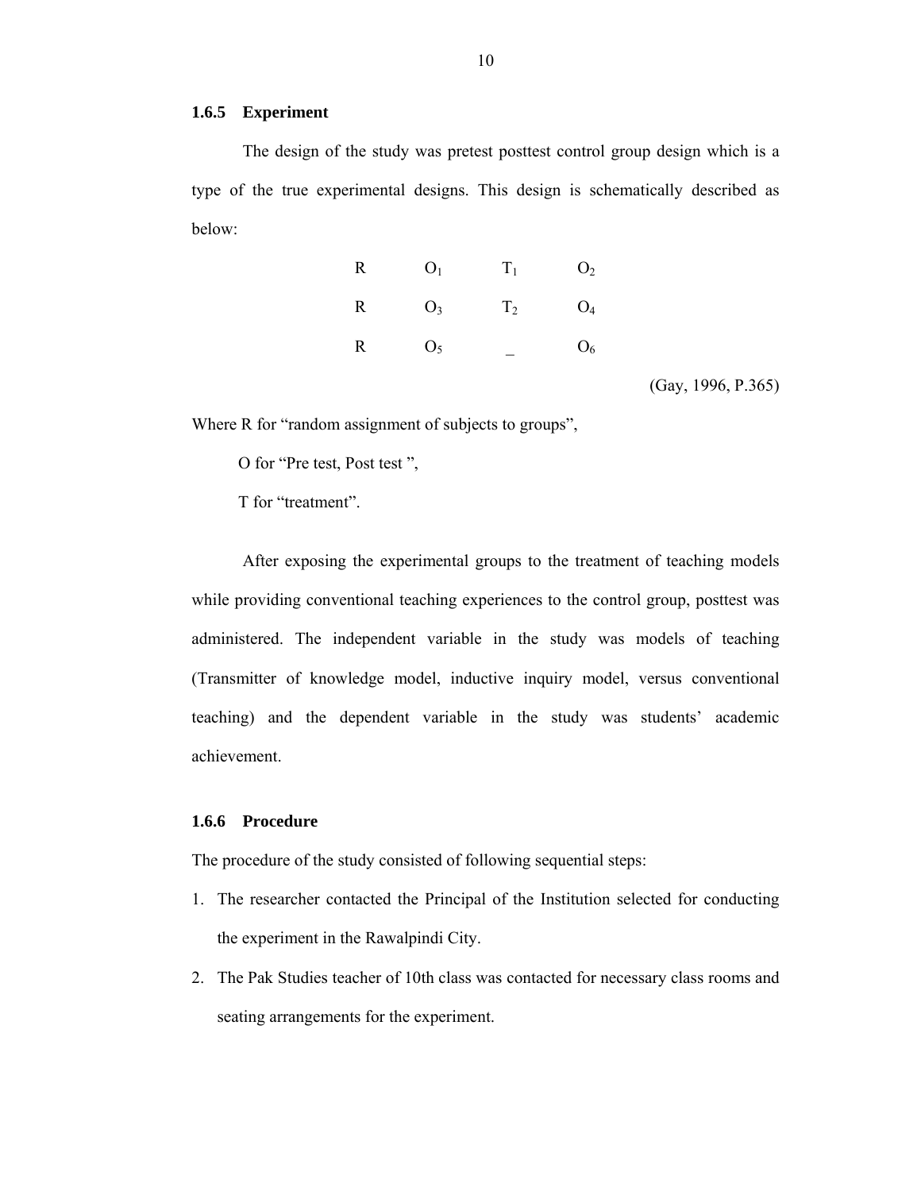### 1.6.5 Experiment

The design of the study was pretest posttest control group design which is a type of the true experimental designs. This design is schematically described as below:

| | | | |
|---|---|---|---|
| R | $O_1$ | $T_1$ | $O_2$ |
| R | $O_3$ | $T_2$ | $O_4$ |
| R | $O_5$ | _ | $O_6$ |

(Gay, 1996, P.365)

Where R for "random assignment of subjects to groups",

O for "Pre test, Post test ",

T for "treatment".

After exposing the experimental groups to the treatment of teaching models while providing conventional teaching experiences to the control group, posttest was administered. The independent variable in the study was models of teaching (Transmitter of knowledge model, inductive inquiry model, versus conventional teaching) and the dependent variable in the study was students' academic achievement.

### 1.6.6 Procedure

The procedure of the study consisted of following sequential steps:

1. The researcher contacted the Principal of the Institution selected for conducting the experiment in the Rawalpindi City.
2. The Pak Studies teacher of 10th class was contacted for necessary class rooms and seating arrangements for the experiment.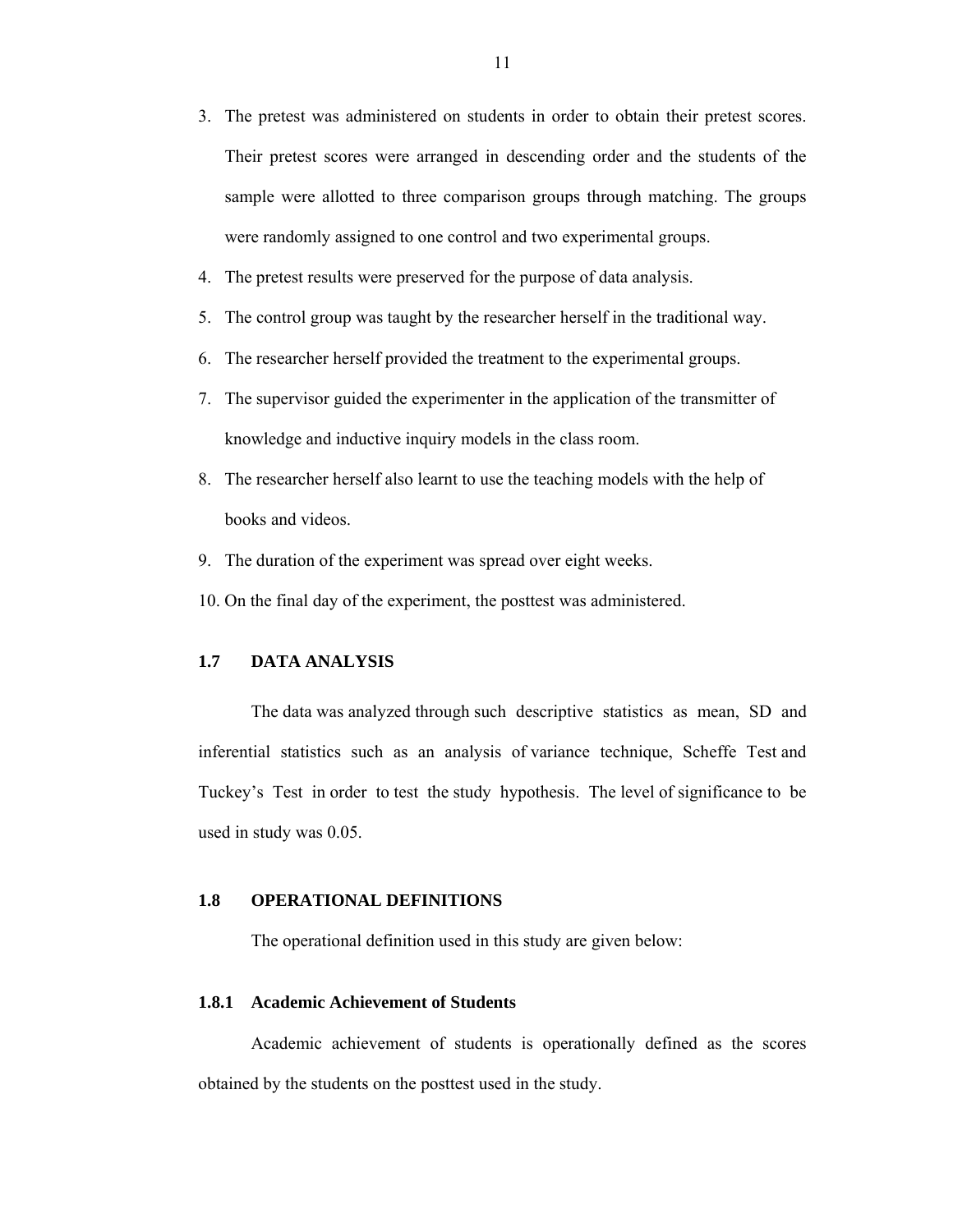3. The pretest was administered on students in order to obtain their pretest scores. Their pretest scores were arranged in descending order and the students of the sample were allotted to three comparison groups through matching. The groups were randomly assigned to one control and two experimental groups.
4. The pretest results were preserved for the purpose of data analysis.
5. The control group was taught by the researcher herself in the traditional way.
6. The researcher herself provided the treatment to the experimental groups.
7. The supervisor guided the experimenter in the application of the transmitter of knowledge and inductive inquiry models in the class room.
8. The researcher herself also learnt to use the teaching models with the help of books and videos.
9. The duration of the experiment was spread over eight weeks.
10. On the final day of the experiment, the posttest was administered.

## 1.7 DATA ANALYSIS

The data was analyzed through such descriptive statistics as mean, SD and inferential statistics such as an analysis of variance technique, Scheffe Test and Tuckey's Test in order to test the study hypothesis. The level of significance to be used in study was 0.05.

## 1.8 OPERATIONAL DEFINITIONS

The operational definition used in this study are given below:

### 1.8.1 Academic Achievement of Students

Academic achievement of students is operationally defined as the scores obtained by the students on the posttest used in the study.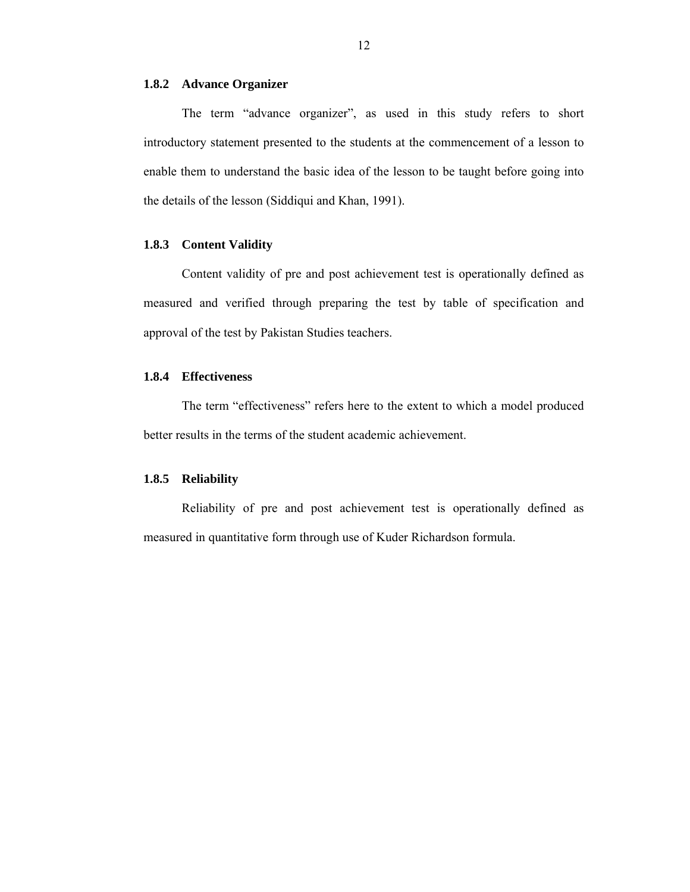### 1.8.2 Advance Organizer

The term "advance organizer", as used in this study refers to short introductory statement presented to the students at the commencement of a lesson to enable them to understand the basic idea of the lesson to be taught before going into the details of the lesson (Siddiqui and Khan, 1991).

### 1.8.3 Content Validity

Content validity of pre and post achievement test is operationally defined as measured and verified through preparing the test by table of specification and approval of the test by Pakistan Studies teachers.

### 1.8.4 Effectiveness

The term "effectiveness" refers here to the extent to which a model produced better results in the terms of the student academic achievement.

### 1.8.5 Reliability

Reliability of pre and post achievement test is operationally defined as measured in quantitative form through use of Kuder Richardson formula.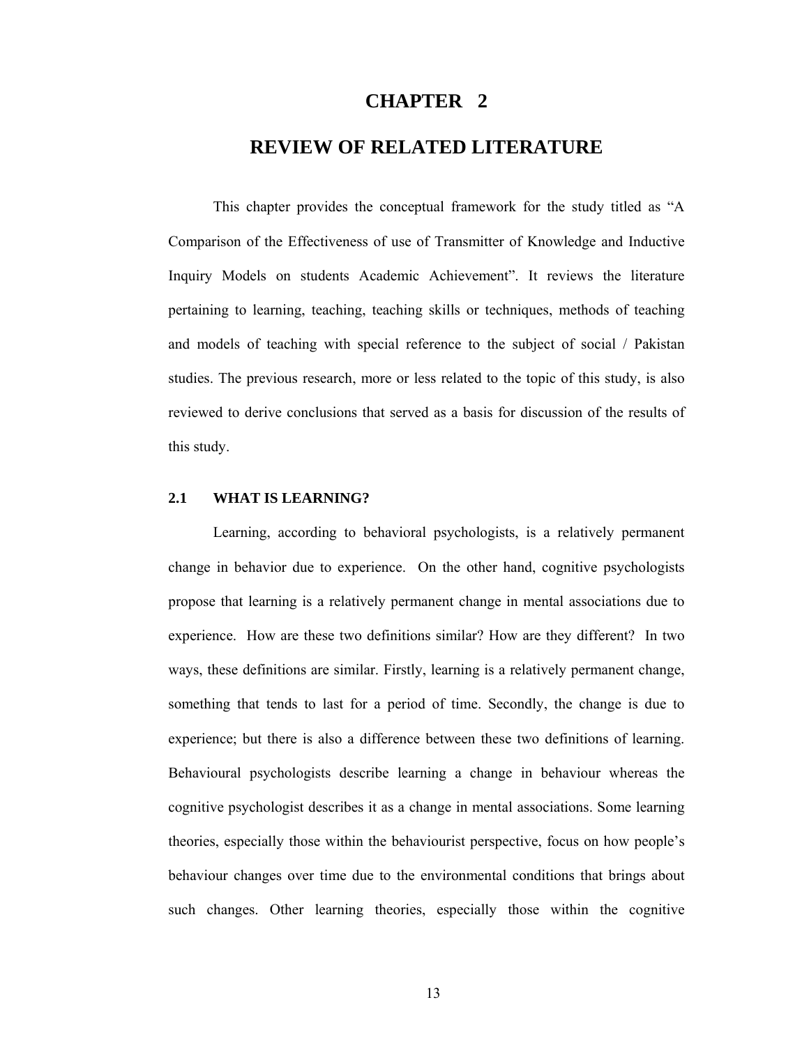# CHAPTER 2

# REVIEW OF RELATED LITERATURE

This chapter provides the conceptual framework for the study titled as "A Comparison of the Effectiveness of use of Transmitter of Knowledge and Inductive Inquiry Models on students Academic Achievement". It reviews the literature pertaining to learning, teaching, teaching skills or techniques, methods of teaching and models of teaching with special reference to the subject of social / Pakistan studies. The previous research, more or less related to the topic of this study, is also reviewed to derive conclusions that served as a basis for discussion of the results of this study.

### 2.1 WHAT IS LEARNING?

Learning, according to behavioral psychologists, is a relatively permanent change in behavior due to experience. On the other hand, cognitive psychologists propose that learning is a relatively permanent change in mental associations due to experience. How are these two definitions similar? How are they different? In two ways, these definitions are similar. Firstly, learning is a relatively permanent change, something that tends to last for a period of time. Secondly, the change is due to experience; but there is also a difference between these two definitions of learning. Behavioural psychologists describe learning a change in behaviour whereas the cognitive psychologist describes it as a change in mental associations. Some learning theories, especially those within the behaviourist perspective, focus on how people's behaviour changes over time due to the environmental conditions that brings about such changes. Other learning theories, especially those within the cognitive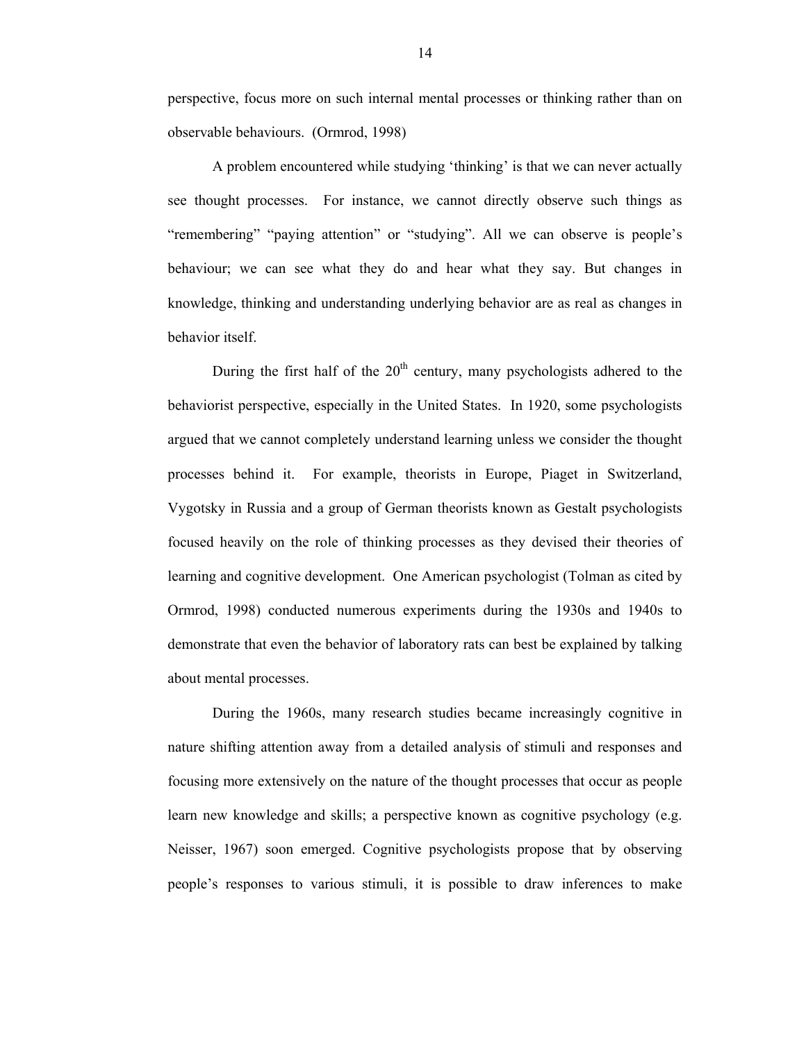perspective, focus more on such internal mental processes or thinking rather than on observable behaviours. (Ormrod, 1998)

A problem encountered while studying 'thinking' is that we can never actually see thought processes. For instance, we cannot directly observe such things as "remembering" "paying attention" or "studying". All we can observe is people's behaviour; we can see what they do and hear what they say. But changes in knowledge, thinking and understanding underlying behavior are as real as changes in behavior itself.

During the first half of the 20th century, many psychologists adhered to the behaviorist perspective, especially in the United States. In 1920, some psychologists argued that we cannot completely understand learning unless we consider the thought processes behind it. For example, theorists in Europe, Piaget in Switzerland, Vygotsky in Russia and a group of German theorists known as Gestalt psychologists focused heavily on the role of thinking processes as they devised their theories of learning and cognitive development. One American psychologist (Tolman as cited by Ormrod, 1998) conducted numerous experiments during the 1930s and 1940s to demonstrate that even the behavior of laboratory rats can best be explained by talking about mental processes.

During the 1960s, many research studies became increasingly cognitive in nature shifting attention away from a detailed analysis of stimuli and responses and focusing more extensively on the nature of the thought processes that occur as people learn new knowledge and skills; a perspective known as cognitive psychology (e.g. Neisser, 1967) soon emerged. Cognitive psychologists propose that by observing people's responses to various stimuli, it is possible to draw inferences to make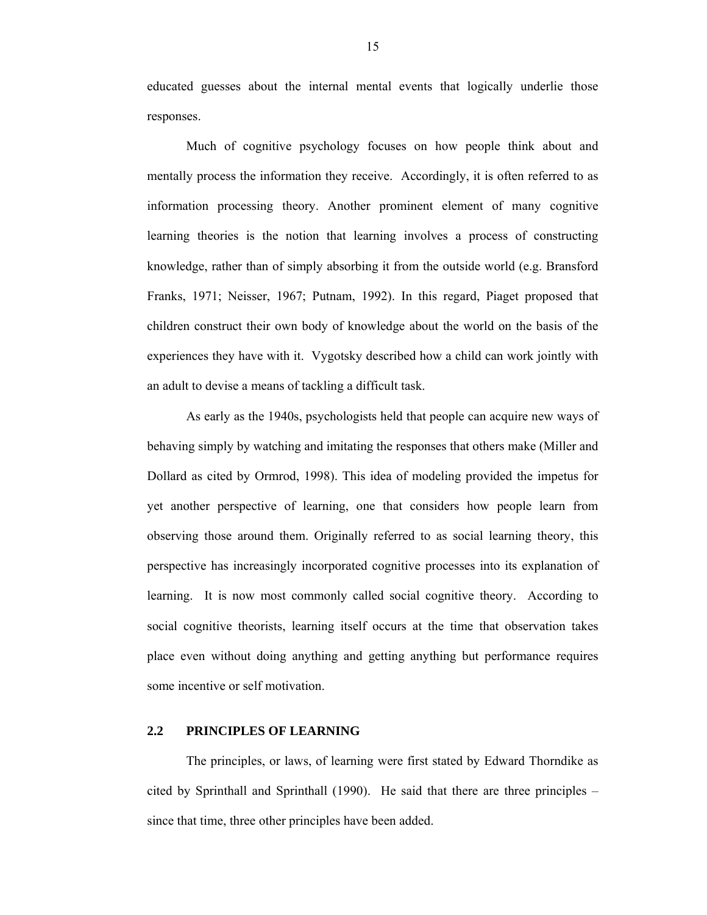educated guesses about the internal mental events that logically underlie those responses.

Much of cognitive psychology focuses on how people think about and mentally process the information they receive. Accordingly, it is often referred to as information processing theory. Another prominent element of many cognitive learning theories is the notion that learning involves a process of constructing knowledge, rather than of simply absorbing it from the outside world (e.g. Bransford Franks, 1971; Neisser, 1967; Putnam, 1992). In this regard, Piaget proposed that children construct their own body of knowledge about the world on the basis of the experiences they have with it. Vygotsky described how a child can work jointly with an adult to devise a means of tackling a difficult task.

As early as the 1940s, psychologists held that people can acquire new ways of behaving simply by watching and imitating the responses that others make (Miller and Dollard as cited by Ormrod, 1998). This idea of modeling provided the impetus for yet another perspective of learning, one that considers how people learn from observing those around them. Originally referred to as social learning theory, this perspective has increasingly incorporated cognitive processes into its explanation of learning. It is now most commonly called social cognitive theory. According to social cognitive theorists, learning itself occurs at the time that observation takes place even without doing anything and getting anything but performance requires some incentive or self motivation.

## 2.2 PRINCIPLES OF LEARNING

The principles, or laws, of learning were first stated by Edward Thorndike as cited by Sprinthall and Sprinthall (1990). He said that there are three principles – since that time, three other principles have been added.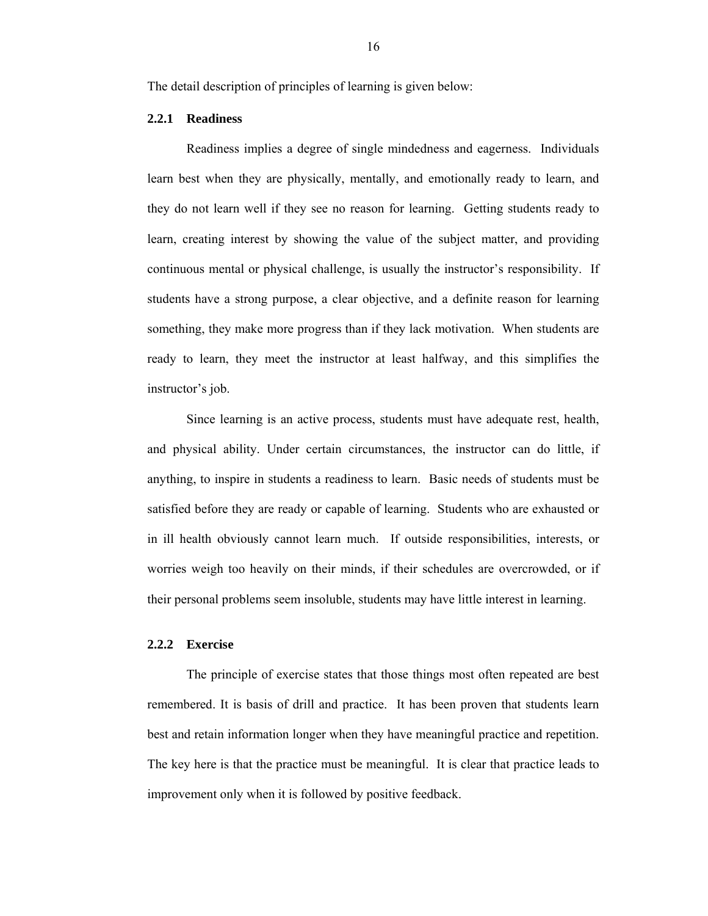The detail description of principles of learning is given below:

### 2.2.1 Readiness

Readiness implies a degree of single mindedness and eagerness. Individuals learn best when they are physically, mentally, and emotionally ready to learn, and they do not learn well if they see no reason for learning. Getting students ready to learn, creating interest by showing the value of the subject matter, and providing continuous mental or physical challenge, is usually the instructor's responsibility. If students have a strong purpose, a clear objective, and a definite reason for learning something, they make more progress than if they lack motivation. When students are ready to learn, they meet the instructor at least halfway, and this simplifies the instructor's job.

Since learning is an active process, students must have adequate rest, health, and physical ability. Under certain circumstances, the instructor can do little, if anything, to inspire in students a readiness to learn. Basic needs of students must be satisfied before they are ready or capable of learning. Students who are exhausted or in ill health obviously cannot learn much. If outside responsibilities, interests, or worries weigh too heavily on their minds, if their schedules are overcrowded, or if their personal problems seem insoluble, students may have little interest in learning.

### 2.2.2 Exercise

The principle of exercise states that those things most often repeated are best remembered. It is basis of drill and practice. It has been proven that students learn best and retain information longer when they have meaningful practice and repetition. The key here is that the practice must be meaningful. It is clear that practice leads to improvement only when it is followed by positive feedback.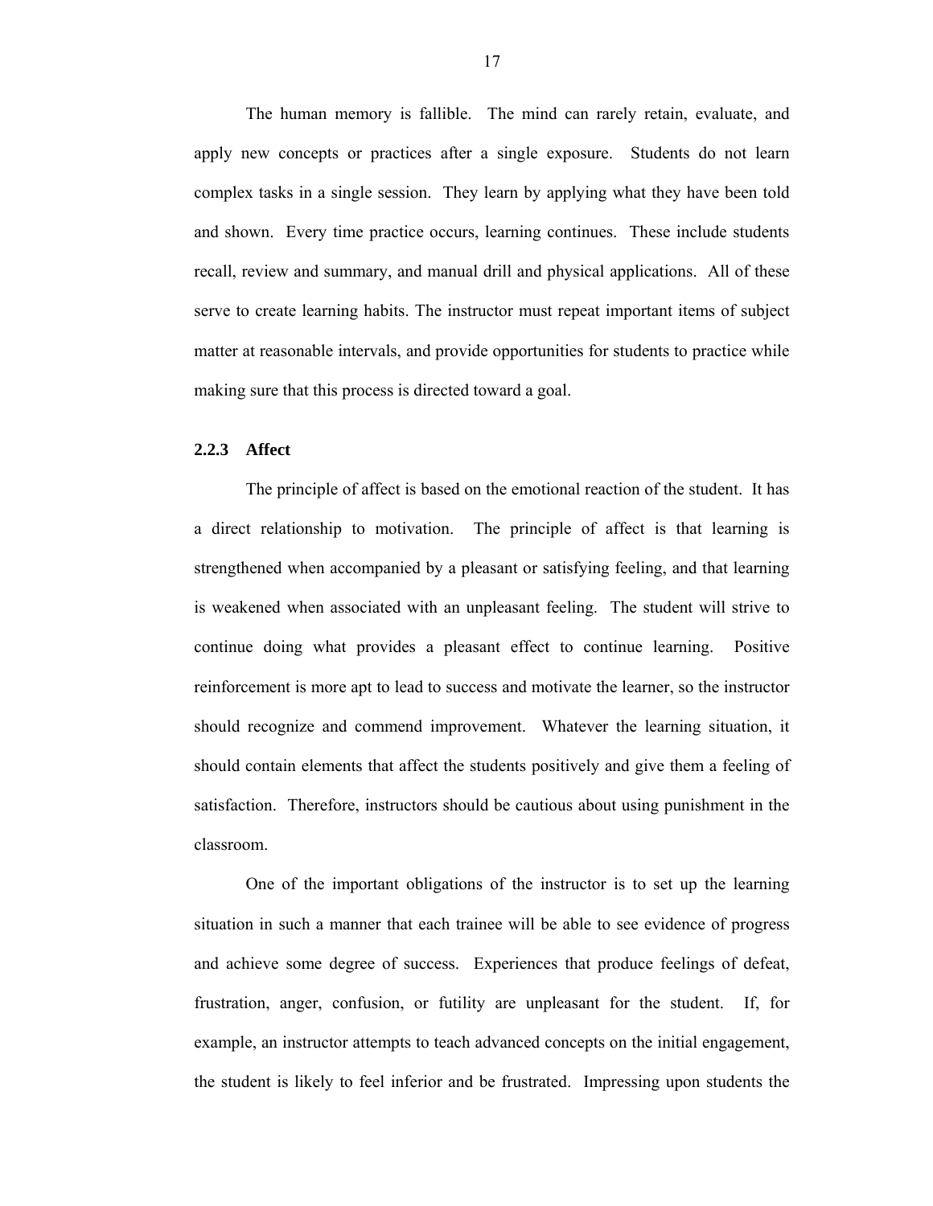The human memory is fallible. The mind can rarely retain, evaluate, and apply new concepts or practices after a single exposure. Students do not learn complex tasks in a single session. They learn by applying what they have been told and shown. Every time practice occurs, learning continues. These include students recall, review and summary, and manual drill and physical applications. All of these serve to create learning habits. The instructor must repeat important items of subject matter at reasonable intervals, and provide opportunities for students to practice while making sure that this process is directed toward a goal.

### 2.2.3 Affect

The principle of affect is based on the emotional reaction of the student. It has a direct relationship to motivation. The principle of affect is that learning is strengthened when accompanied by a pleasant or satisfying feeling, and that learning is weakened when associated with an unpleasant feeling. The student will strive to continue doing what provides a pleasant effect to continue learning. Positive reinforcement is more apt to lead to success and motivate the learner, so the instructor should recognize and commend improvement. Whatever the learning situation, it should contain elements that affect the students positively and give them a feeling of satisfaction. Therefore, instructors should be cautious about using punishment in the classroom.

One of the important obligations of the instructor is to set up the learning situation in such a manner that each trainee will be able to see evidence of progress and achieve some degree of success. Experiences that produce feelings of defeat, frustration, anger, confusion, or futility are unpleasant for the student. If, for example, an instructor attempts to teach advanced concepts on the initial engagement, the student is likely to feel inferior and be frustrated. Impressing upon students the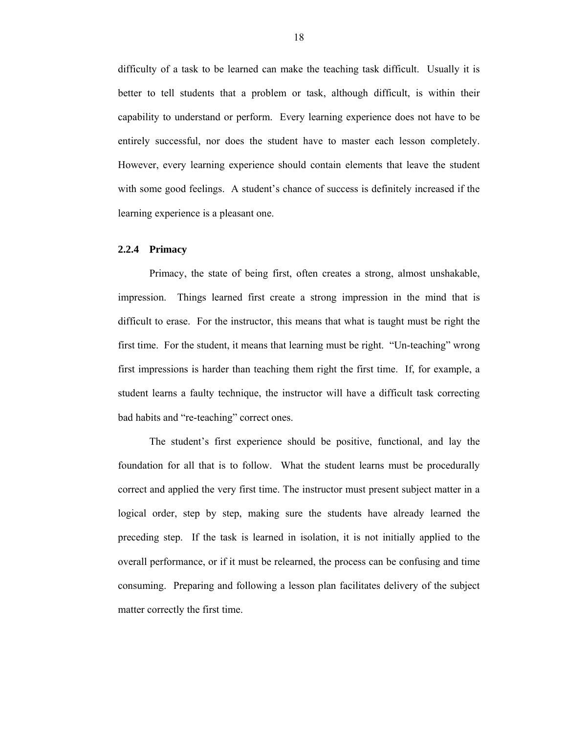difficulty of a task to be learned can make the teaching task difficult. Usually it is better to tell students that a problem or task, although difficult, is within their capability to understand or perform. Every learning experience does not have to be entirely successful, nor does the student have to master each lesson completely. However, every learning experience should contain elements that leave the student with some good feelings. A student's chance of success is definitely increased if the learning experience is a pleasant one.

### 2.2.4 Primacy

Primacy, the state of being first, often creates a strong, almost unshakable, impression. Things learned first create a strong impression in the mind that is difficult to erase. For the instructor, this means that what is taught must be right the first time. For the student, it means that learning must be right. "Un-teaching" wrong first impressions is harder than teaching them right the first time. If, for example, a student learns a faulty technique, the instructor will have a difficult task correcting bad habits and "re-teaching" correct ones.

The student's first experience should be positive, functional, and lay the foundation for all that is to follow. What the student learns must be procedurally correct and applied the very first time. The instructor must present subject matter in a logical order, step by step, making sure the students have already learned the preceding step. If the task is learned in isolation, it is not initially applied to the overall performance, or if it must be relearned, the process can be confusing and time consuming. Preparing and following a lesson plan facilitates delivery of the subject matter correctly the first time.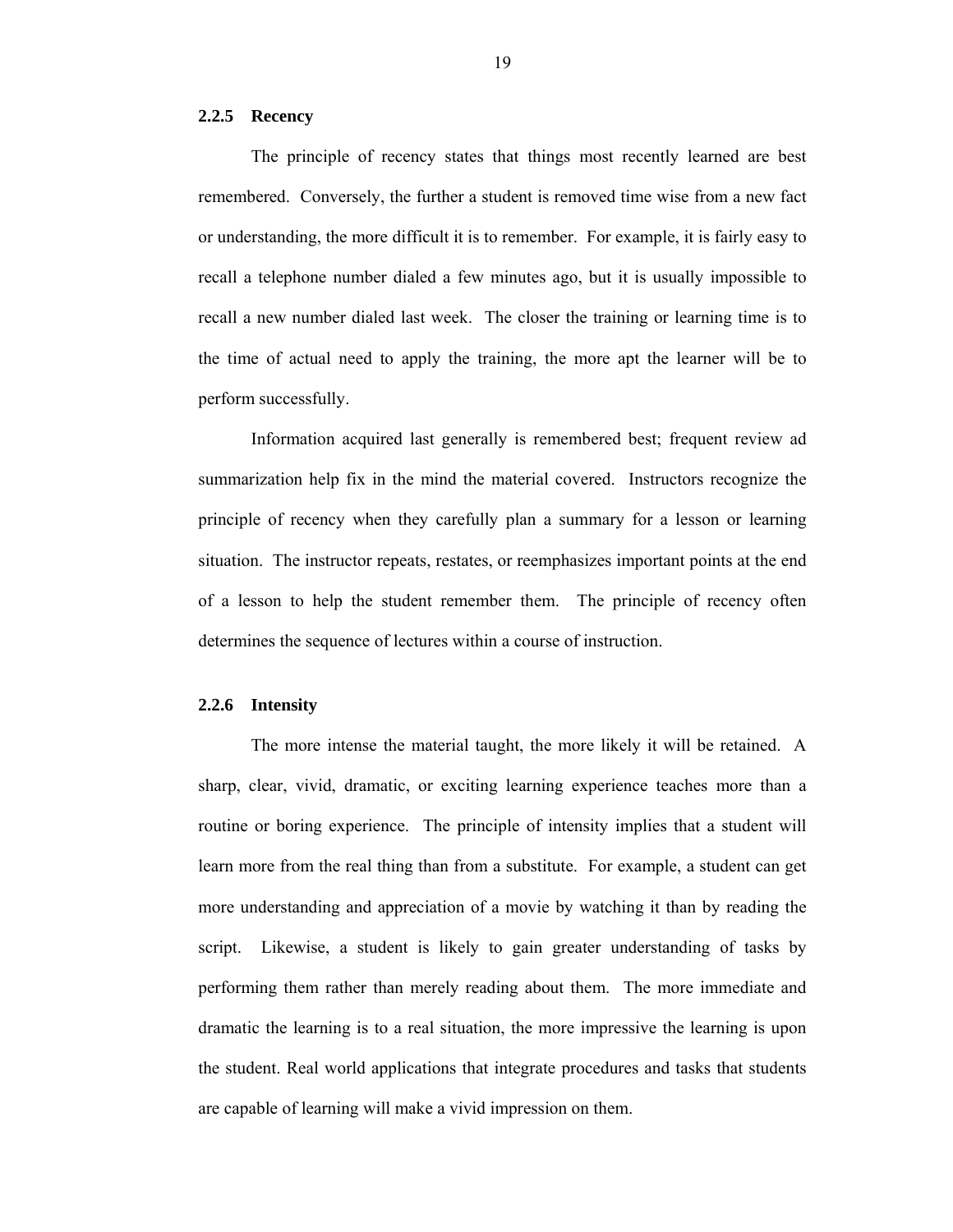### 2.2.5 Recency

The principle of recency states that things most recently learned are best remembered. Conversely, the further a student is removed time wise from a new fact or understanding, the more difficult it is to remember. For example, it is fairly easy to recall a telephone number dialed a few minutes ago, but it is usually impossible to recall a new number dialed last week. The closer the training or learning time is to the time of actual need to apply the training, the more apt the learner will be to perform successfully.

Information acquired last generally is remembered best; frequent review ad summarization help fix in the mind the material covered. Instructors recognize the principle of recency when they carefully plan a summary for a lesson or learning situation. The instructor repeats, restates, or reemphasizes important points at the end of a lesson to help the student remember them. The principle of recency often determines the sequence of lectures within a course of instruction.

### 2.2.6 Intensity

The more intense the material taught, the more likely it will be retained. A sharp, clear, vivid, dramatic, or exciting learning experience teaches more than a routine or boring experience. The principle of intensity implies that a student will learn more from the real thing than from a substitute. For example, a student can get more understanding and appreciation of a movie by watching it than by reading the script. Likewise, a student is likely to gain greater understanding of tasks by performing them rather than merely reading about them. The more immediate and dramatic the learning is to a real situation, the more impressive the learning is upon the student. Real world applications that integrate procedures and tasks that students are capable of learning will make a vivid impression on them.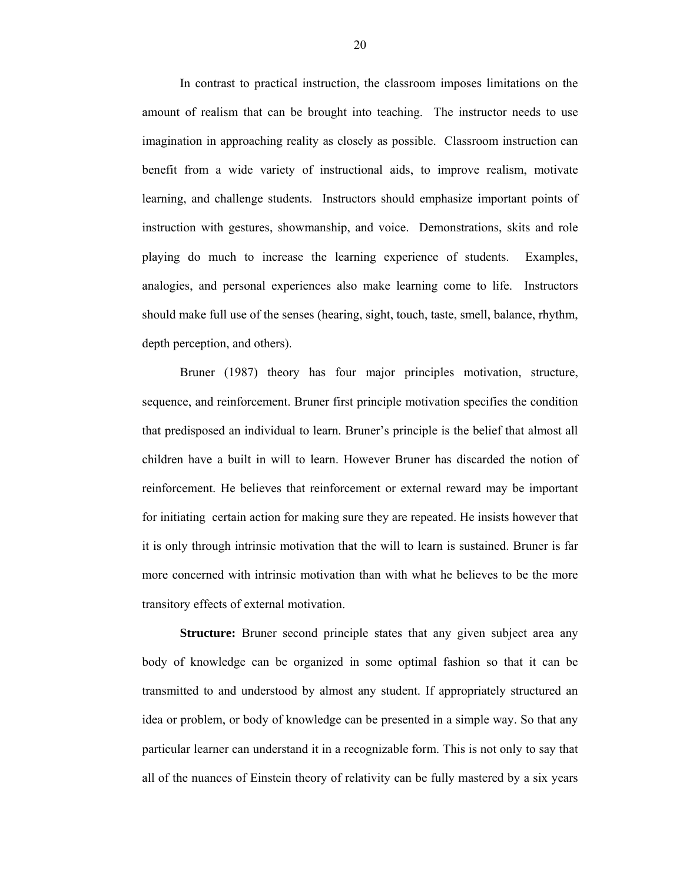In contrast to practical instruction, the classroom imposes limitations on the amount of realism that can be brought into teaching. The instructor needs to use imagination in approaching reality as closely as possible. Classroom instruction can benefit from a wide variety of instructional aids, to improve realism, motivate learning, and challenge students. Instructors should emphasize important points of instruction with gestures, showmanship, and voice. Demonstrations, skits and role playing do much to increase the learning experience of students. Examples, analogies, and personal experiences also make learning come to life. Instructors should make full use of the senses (hearing, sight, touch, taste, smell, balance, rhythm, depth perception, and others).

Bruner (1987) theory has four major principles motivation, structure, sequence, and reinforcement. Bruner first principle motivation specifies the condition that predisposed an individual to learn. Bruner's principle is the belief that almost all children have a built in will to learn. However Bruner has discarded the notion of reinforcement. He believes that reinforcement or external reward may be important for initiating certain action for making sure they are repeated. He insists however that it is only through intrinsic motivation that the will to learn is sustained. Bruner is far more concerned with intrinsic motivation than with what he believes to be the more transitory effects of external motivation.

**Structure:** Bruner second principle states that any given subject area any body of knowledge can be organized in some optimal fashion so that it can be transmitted to and understood by almost any student. If appropriately structured an idea or problem, or body of knowledge can be presented in a simple way. So that any particular learner can understand it in a recognizable form. This is not only to say that all of the nuances of Einstein theory of relativity can be fully mastered by a six years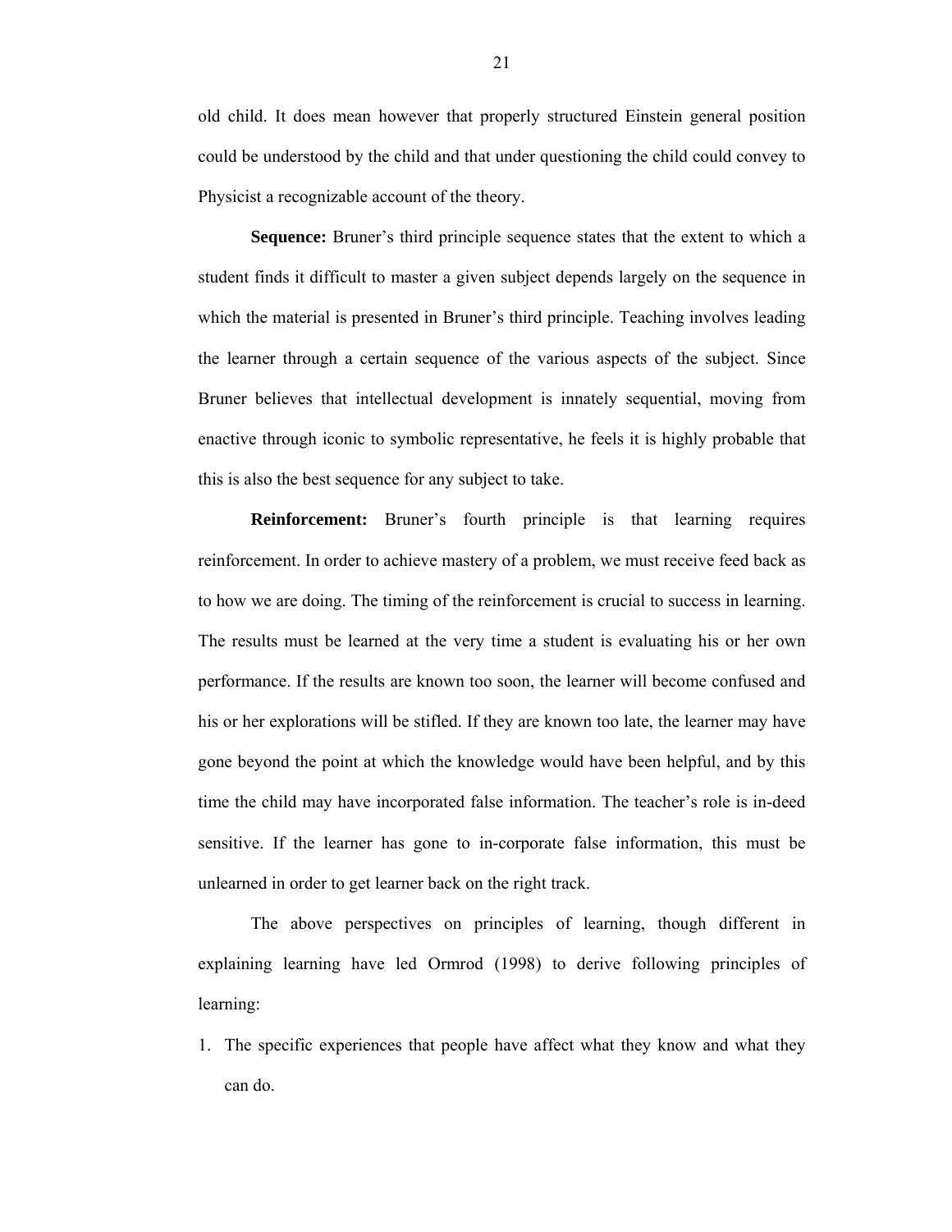old child. It does mean however that properly structured Einstein general position could be understood by the child and that under questioning the child could convey to Physicist a recognizable account of the theory.

**Sequence:** Bruner's third principle sequence states that the extent to which a student finds it difficult to master a given subject depends largely on the sequence in which the material is presented in Bruner's third principle. Teaching involves leading the learner through a certain sequence of the various aspects of the subject. Since Bruner believes that intellectual development is innately sequential, moving from enactive through iconic to symbolic representative, he feels it is highly probable that this is also the best sequence for any subject to take.

**Reinforcement:** Bruner's fourth principle is that learning requires reinforcement. In order to achieve mastery of a problem, we must receive feed back as to how we are doing. The timing of the reinforcement is crucial to success in learning. The results must be learned at the very time a student is evaluating his or her own performance. If the results are known too soon, the learner will become confused and his or her explorations will be stifled. If they are known too late, the learner may have gone beyond the point at which the knowledge would have been helpful, and by this time the child may have incorporated false information. The teacher's role is in-deed sensitive. If the learner has gone to in-corporate false information, this must be unlearned in order to get learner back on the right track.

The above perspectives on principles of learning, though different in explaining learning have led Ormrod (1998) to derive following principles of learning:

1. The specific experiences that people have affect what they know and what they can do.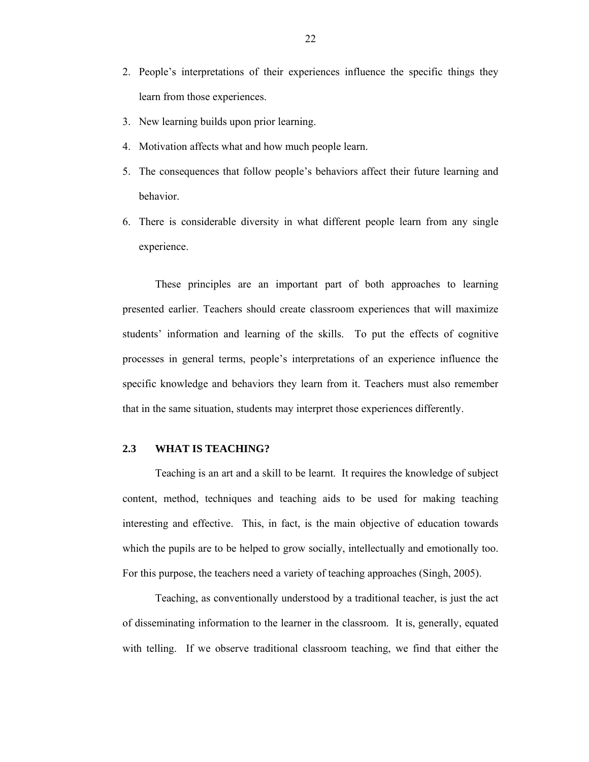2. People's interpretations of their experiences influence the specific things they learn from those experiences.
3. New learning builds upon prior learning.
4. Motivation affects what and how much people learn.
5. The consequences that follow people's behaviors affect their future learning and behavior.
6. There is considerable diversity in what different people learn from any single experience.

These principles are an important part of both approaches to learning presented earlier. Teachers should create classroom experiences that will maximize students' information and learning of the skills. To put the effects of cognitive processes in general terms, people's interpretations of an experience influence the specific knowledge and behaviors they learn from it. Teachers must also remember that in the same situation, students may interpret those experiences differently.

## 2.3 WHAT IS TEACHING?

Teaching is an art and a skill to be learnt. It requires the knowledge of subject content, method, techniques and teaching aids to be used for making teaching interesting and effective. This, in fact, is the main objective of education towards which the pupils are to be helped to grow socially, intellectually and emotionally too. For this purpose, the teachers need a variety of teaching approaches (Singh, 2005).

Teaching, as conventionally understood by a traditional teacher, is just the act of disseminating information to the learner in the classroom. It is, generally, equated with telling. If we observe traditional classroom teaching, we find that either the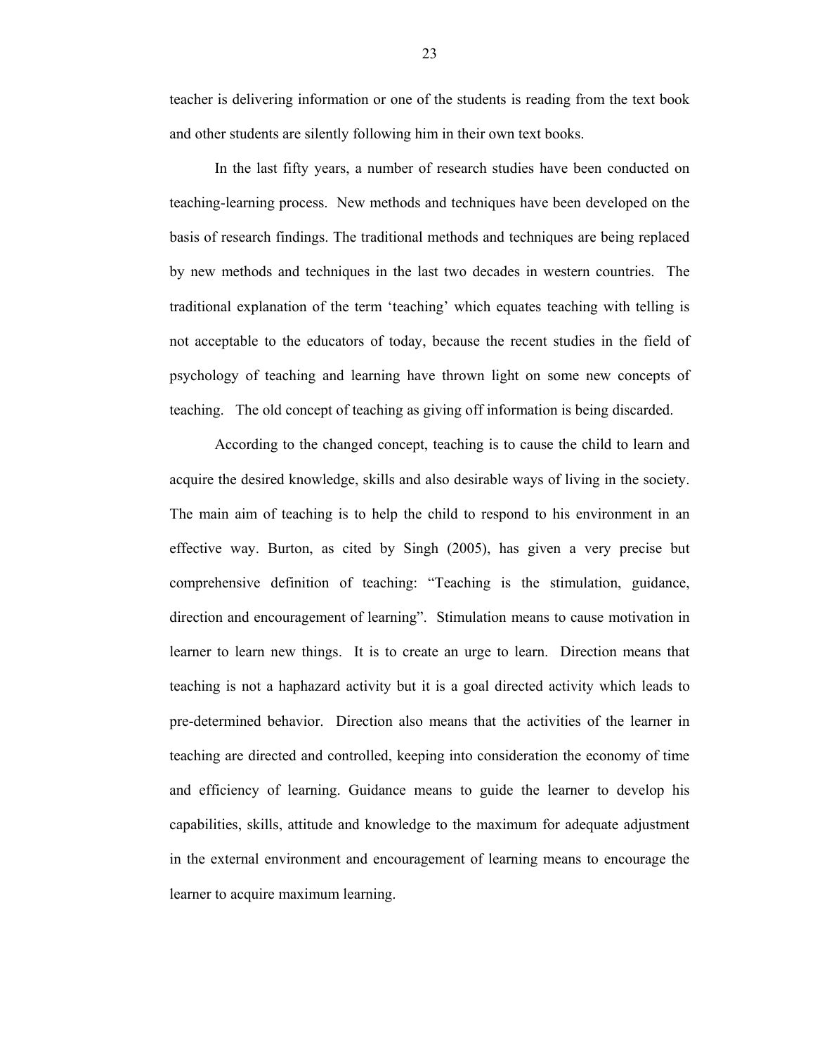teacher is delivering information or one of the students is reading from the text book and other students are silently following him in their own text books.

In the last fifty years, a number of research studies have been conducted on teaching-learning process. New methods and techniques have been developed on the basis of research findings. The traditional methods and techniques are being replaced by new methods and techniques in the last two decades in western countries. The traditional explanation of the term 'teaching' which equates teaching with telling is not acceptable to the educators of today, because the recent studies in the field of psychology of teaching and learning have thrown light on some new concepts of teaching. The old concept of teaching as giving off information is being discarded.

According to the changed concept, teaching is to cause the child to learn and acquire the desired knowledge, skills and also desirable ways of living in the society. The main aim of teaching is to help the child to respond to his environment in an effective way. Burton, as cited by Singh (2005), has given a very precise but comprehensive definition of teaching: "Teaching is the stimulation, guidance, direction and encouragement of learning". Stimulation means to cause motivation in learner to learn new things. It is to create an urge to learn. Direction means that teaching is not a haphazard activity but it is a goal directed activity which leads to pre-determined behavior. Direction also means that the activities of the learner in teaching are directed and controlled, keeping into consideration the economy of time and efficiency of learning. Guidance means to guide the learner to develop his capabilities, skills, attitude and knowledge to the maximum for adequate adjustment in the external environment and encouragement of learning means to encourage the learner to acquire maximum learning.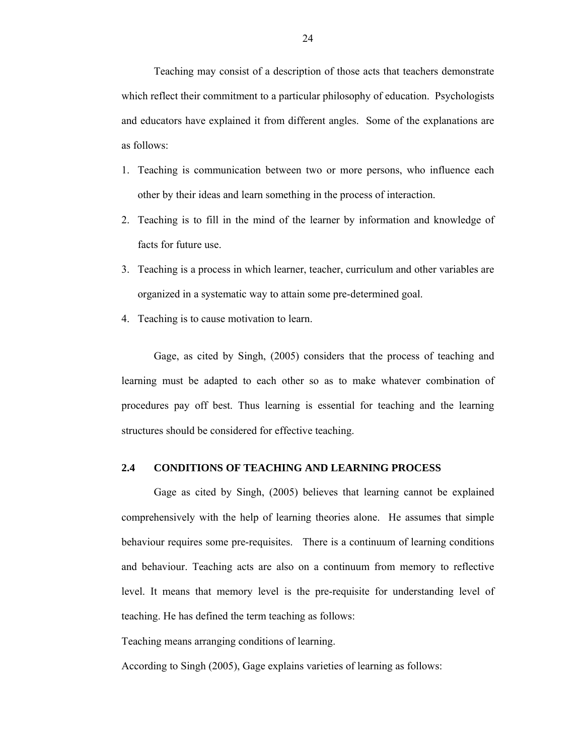Teaching may consist of a description of those acts that teachers demonstrate which reflect their commitment to a particular philosophy of education. Psychologists and educators have explained it from different angles. Some of the explanations are as follows:

1. Teaching is communication between two or more persons, who influence each other by their ideas and learn something in the process of interaction.
2. Teaching is to fill in the mind of the learner by information and knowledge of facts for future use.
3. Teaching is a process in which learner, teacher, curriculum and other variables are organized in a systematic way to attain some pre-determined goal.
4. Teaching is to cause motivation to learn.

Gage, as cited by Singh, (2005) considers that the process of teaching and learning must be adapted to each other so as to make whatever combination of procedures pay off best. Thus learning is essential for teaching and the learning structures should be considered for effective teaching.

## 2.4 CONDITIONS OF TEACHING AND LEARNING PROCESS

Gage as cited by Singh, (2005) believes that learning cannot be explained comprehensively with the help of learning theories alone. He assumes that simple behaviour requires some pre-requisites. There is a continuum of learning conditions and behaviour. Teaching acts are also on a continuum from memory to reflective level. It means that memory level is the pre-requisite for understanding level of teaching. He has defined the term teaching as follows:

Teaching means arranging conditions of learning.

According to Singh (2005), Gage explains varieties of learning as follows: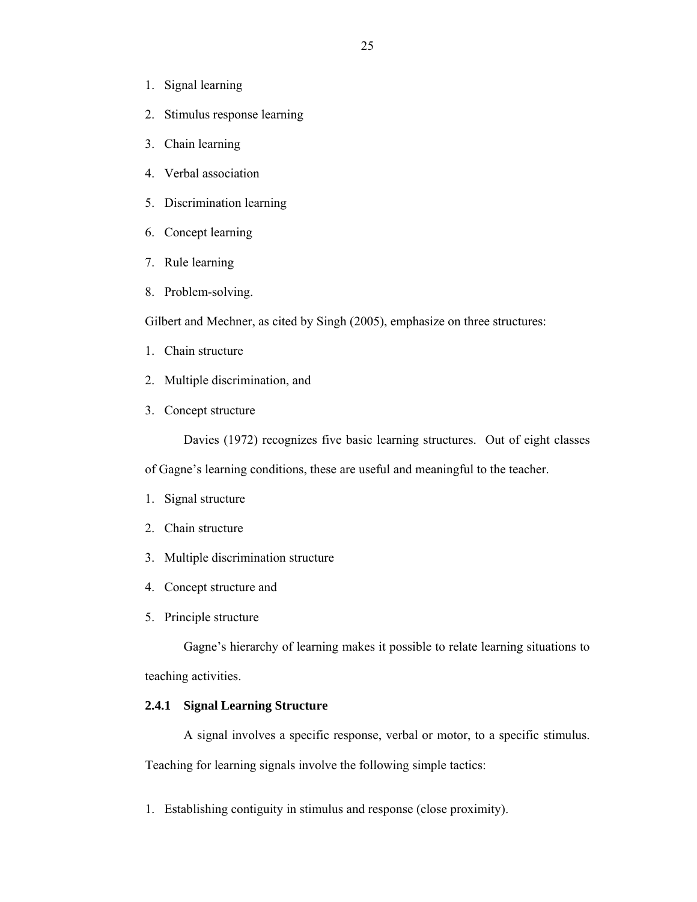1. Signal learning
2. Stimulus response learning
3. Chain learning
4. Verbal association
5. Discrimination learning
6. Concept learning
7. Rule learning
8. Problem-solving.

Gilbert and Mechner, as cited by Singh (2005), emphasize on three structures:

1. Chain structure
2. Multiple discrimination, and
3. Concept structure

Davies (1972) recognizes five basic learning structures. Out of eight classes of Gagne's learning conditions, these are useful and meaningful to the teacher.

1. Signal structure
2. Chain structure
3. Multiple discrimination structure
4. Concept structure and
5. Principle structure

Gagne's hierarchy of learning makes it possible to relate learning situations to teaching activities.

### 2.4.1 Signal Learning Structure

A signal involves a specific response, verbal or motor, to a specific stimulus. Teaching for learning signals involve the following simple tactics:

1. Establishing contiguity in stimulus and response (close proximity).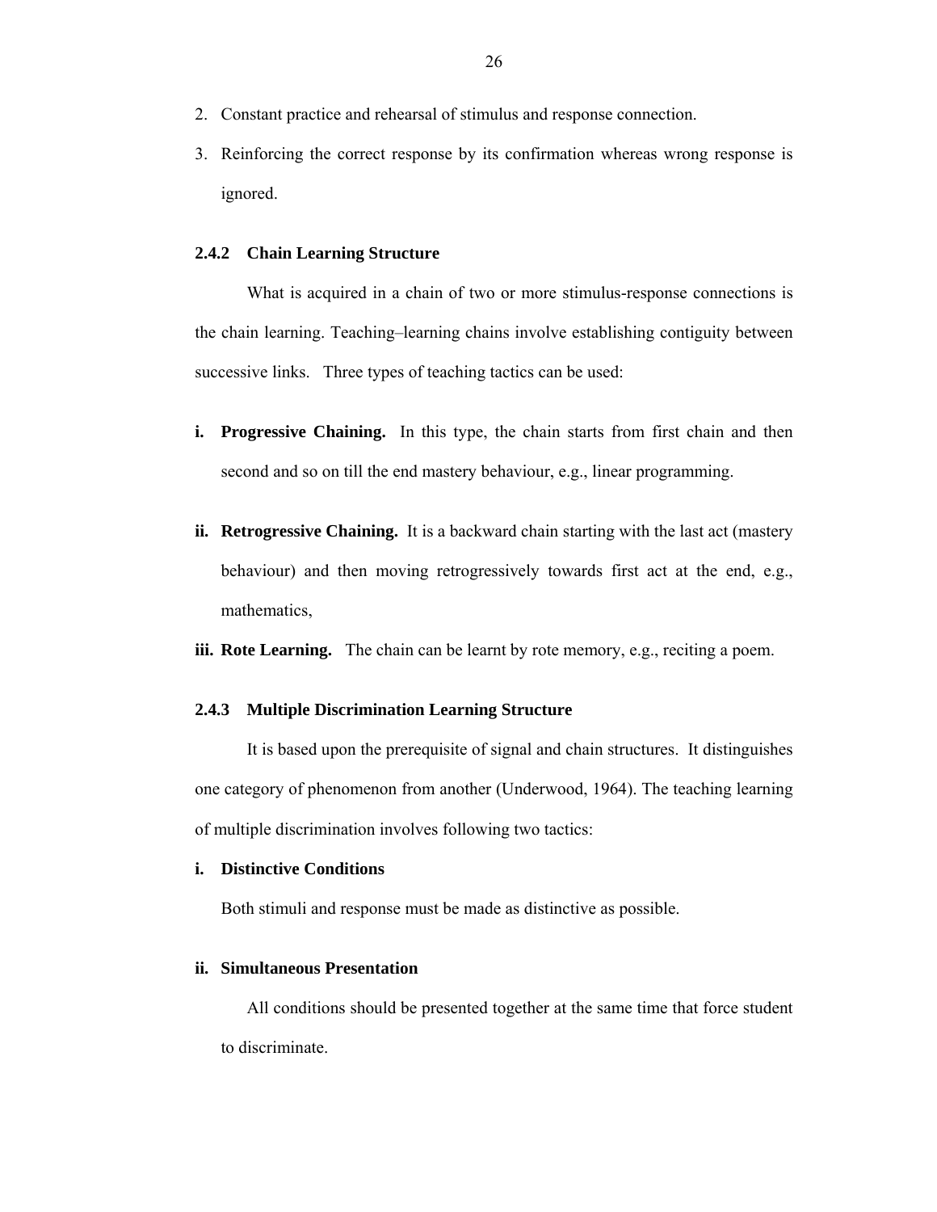2. Constant practice and rehearsal of stimulus and response connection.
3. Reinforcing the correct response by its confirmation whereas wrong response is ignored.

### 2.4.2 Chain Learning Structure

What is acquired in a chain of two or more stimulus-response connections is the chain learning. Teaching–learning chains involve establishing contiguity between successive links. Three types of teaching tactics can be used:

**i. Progressive Chaining.** In this type, the chain starts from first chain and then second and so on till the end mastery behaviour, e.g., linear programming.

**ii. Retrogressive Chaining.** It is a backward chain starting with the last act (mastery behaviour) and then moving retrogressively towards first act at the end, e.g., mathematics,

**iii. Rote Learning.** The chain can be learnt by rote memory, e.g., reciting a poem.

### 2.4.3 Multiple Discrimination Learning Structure

It is based upon the prerequisite of signal and chain structures. It distinguishes one category of phenomenon from another (Underwood, 1964). The teaching learning of multiple discrimination involves following two tactics:

**i. Distinctive Conditions**

Both stimuli and response must be made as distinctive as possible.

**ii. Simultaneous Presentation**

All conditions should be presented together at the same time that force student to discriminate.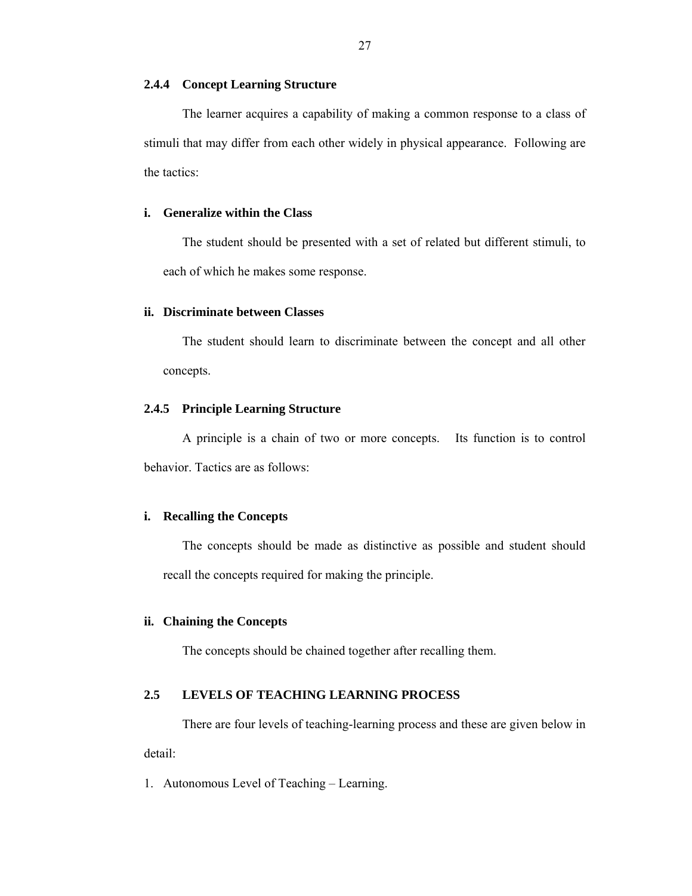### 2.4.4 Concept Learning Structure

The learner acquires a capability of making a common response to a class of stimuli that may differ from each other widely in physical appearance. Following are the tactics:

**i. Generalize within the Class**

The student should be presented with a set of related but different stimuli, to each of which he makes some response.

**ii. Discriminate between Classes**

The student should learn to discriminate between the concept and all other concepts.

### 2.4.5 Principle Learning Structure

A principle is a chain of two or more concepts. Its function is to control behavior. Tactics are as follows:

**i. Recalling the Concepts**

The concepts should be made as distinctive as possible and student should recall the concepts required for making the principle.

**ii. Chaining the Concepts**

The concepts should be chained together after recalling them.

## 2.5 LEVELS OF TEACHING LEARNING PROCESS

There are four levels of teaching-learning process and these are given below in detail:

1. Autonomous Level of Teaching – Learning.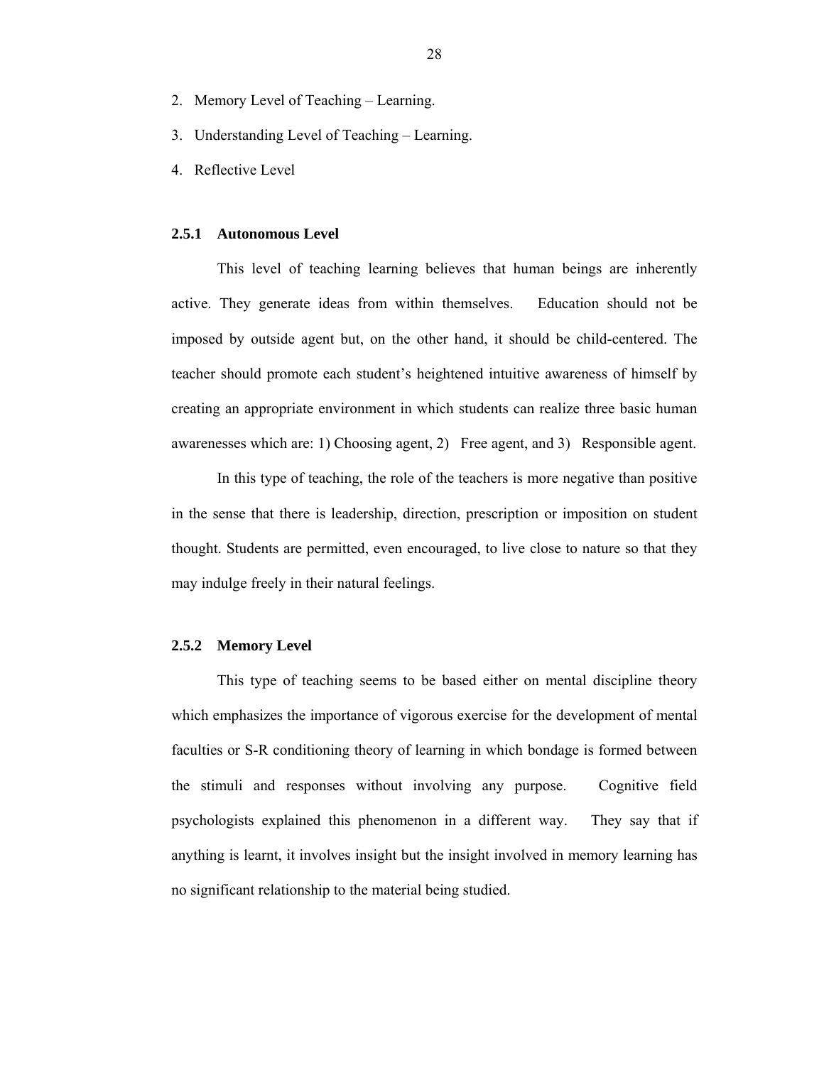2. Memory Level of Teaching – Learning.
3. Understanding Level of Teaching – Learning.
4. Reflective Level

### 2.5.1 Autonomous Level

This level of teaching learning believes that human beings are inherently active. They generate ideas from within themselves. Education should not be imposed by outside agent but, on the other hand, it should be child-centered. The teacher should promote each student's heightened intuitive awareness of himself by creating an appropriate environment in which students can realize three basic human awarenesses which are: 1) Choosing agent, 2) Free agent, and 3) Responsible agent.

In this type of teaching, the role of the teachers is more negative than positive in the sense that there is leadership, direction, prescription or imposition on student thought. Students are permitted, even encouraged, to live close to nature so that they may indulge freely in their natural feelings.

### 2.5.2 Memory Level

This type of teaching seems to be based either on mental discipline theory which emphasizes the importance of vigorous exercise for the development of mental faculties or S-R conditioning theory of learning in which bondage is formed between the stimuli and responses without involving any purpose. Cognitive field psychologists explained this phenomenon in a different way. They say that if anything is learnt, it involves insight but the insight involved in memory learning has no significant relationship to the material being studied.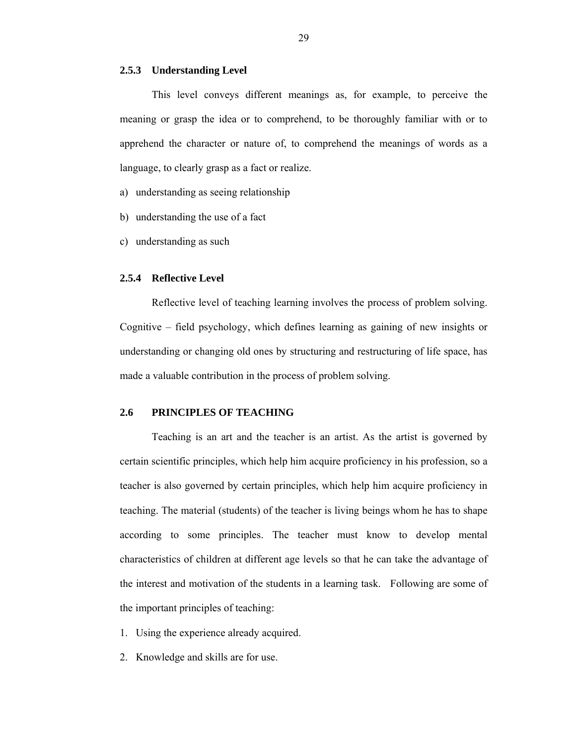### 2.5.3 Understanding Level

This level conveys different meanings as, for example, to perceive the meaning or grasp the idea or to comprehend, to be thoroughly familiar with or to apprehend the character or nature of, to comprehend the meanings of words as a language, to clearly grasp as a fact or realize.

a) understanding as seeing relationship

b) understanding the use of a fact

c) understanding as such

### 2.5.4 Reflective Level

Reflective level of teaching learning involves the process of problem solving. Cognitive – field psychology, which defines learning as gaining of new insights or understanding or changing old ones by structuring and restructuring of life space, has made a valuable contribution in the process of problem solving.

## 2.6 PRINCIPLES OF TEACHING

Teaching is an art and the teacher is an artist. As the artist is governed by certain scientific principles, which help him acquire proficiency in his profession, so a teacher is also governed by certain principles, which help him acquire proficiency in teaching. The material (students) of the teacher is living beings whom he has to shape according to some principles. The teacher must know to develop mental characteristics of children at different age levels so that he can take the advantage of the interest and motivation of the students in a learning task. Following are some of the important principles of teaching:

1. Using the experience already acquired.
2. Knowledge and skills are for use.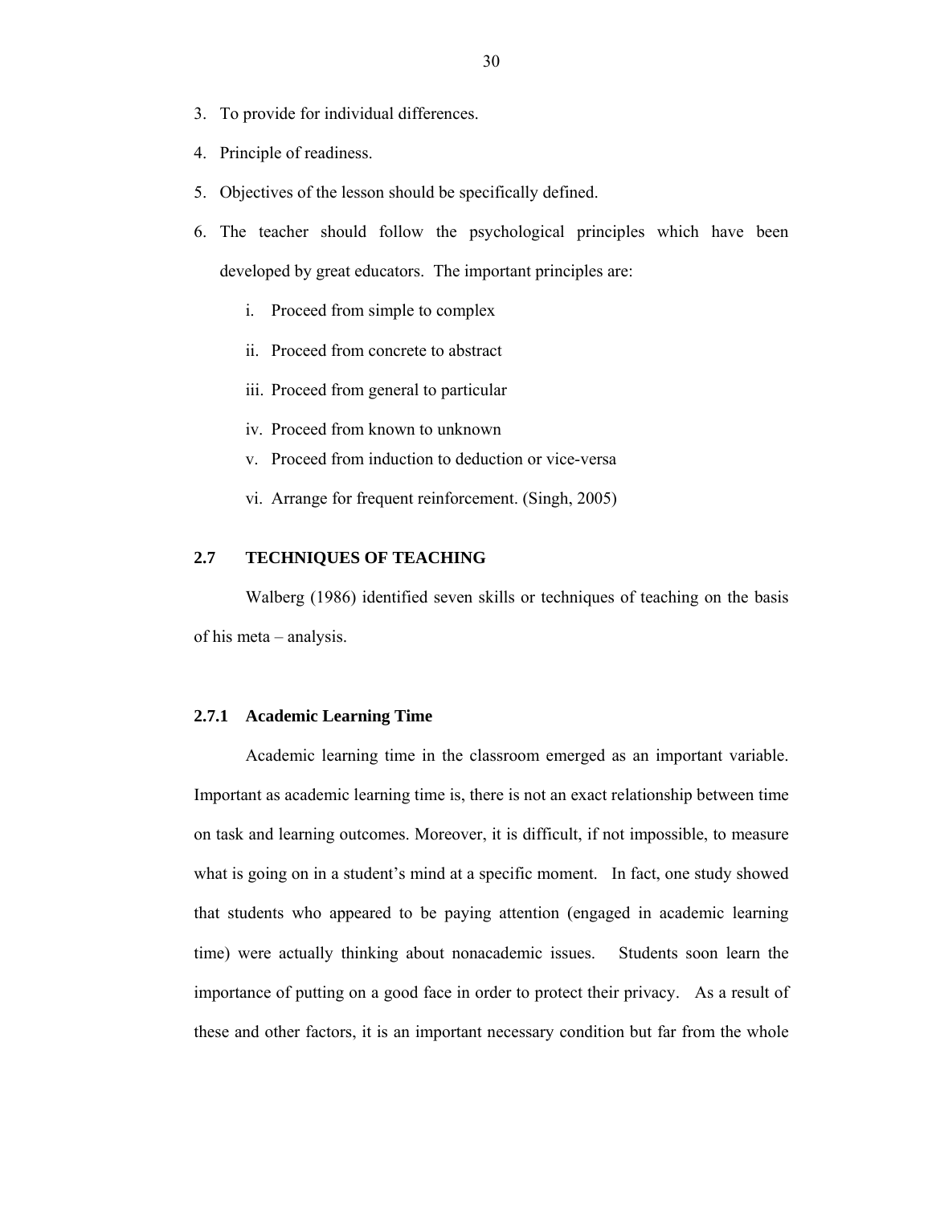3. To provide for individual differences.
4. Principle of readiness.
5. Objectives of the lesson should be specifically defined.
6. The teacher should follow the psychological principles which have been developed by great educators. The important principles are:
    i. Proceed from simple to complex
    ii. Proceed from concrete to abstract
    iii. Proceed from general to particular
    iv. Proceed from known to unknown
    v. Proceed from induction to deduction or vice-versa
    vi. Arrange for frequent reinforcement. (Singh, 2005)

## 2.7 TECHNIQUES OF TEACHING

Walberg (1986) identified seven skills or techniques of teaching on the basis of his meta – analysis.

### 2.7.1 Academic Learning Time

Academic learning time in the classroom emerged as an important variable. Important as academic learning time is, there is not an exact relationship between time on task and learning outcomes. Moreover, it is difficult, if not impossible, to measure what is going on in a student's mind at a specific moment. In fact, one study showed that students who appeared to be paying attention (engaged in academic learning time) were actually thinking about nonacademic issues. Students soon learn the importance of putting on a good face in order to protect their privacy. As a result of these and other factors, it is an important necessary condition but far from the whole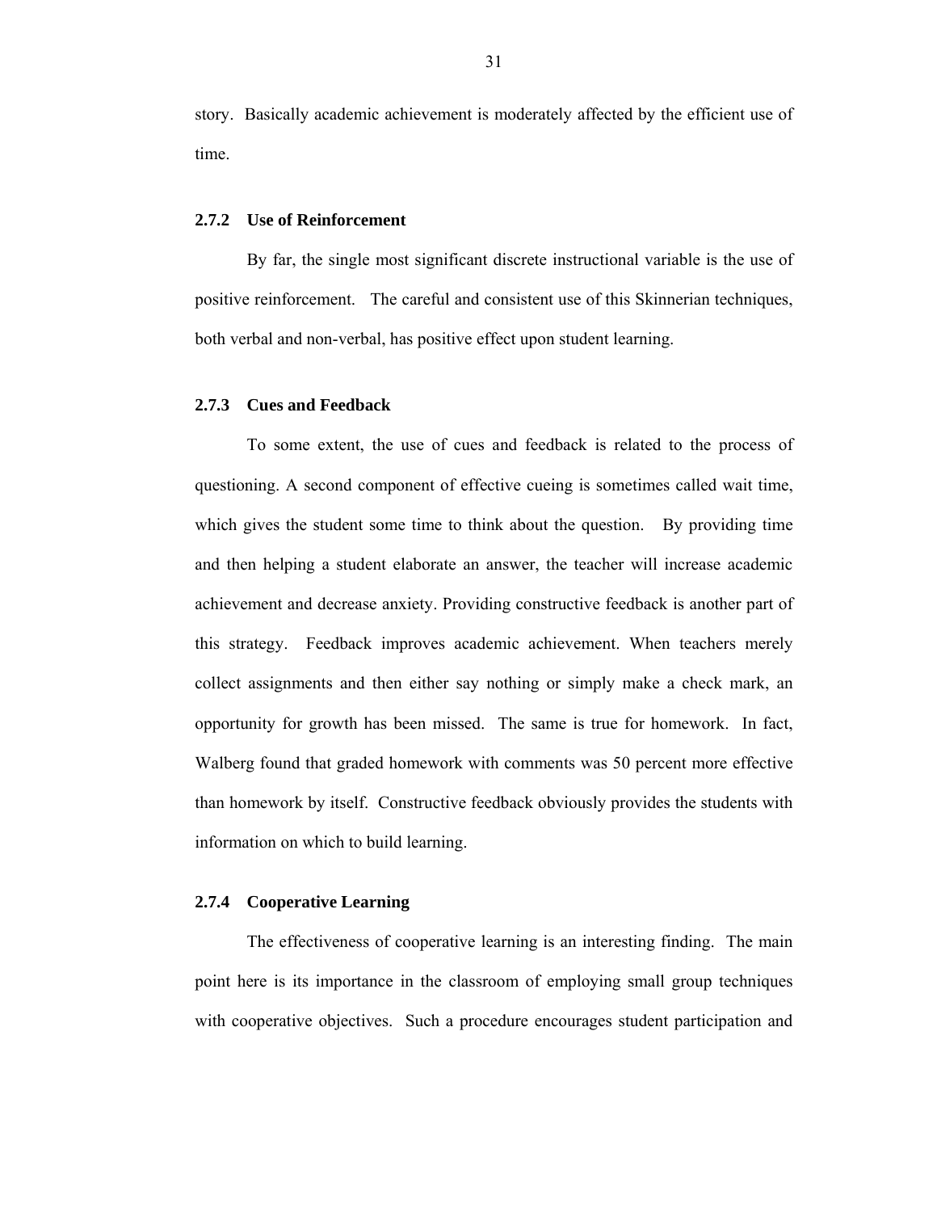story. Basically academic achievement is moderately affected by the efficient use of time.

### 2.7.2 Use of Reinforcement

By far, the single most significant discrete instructional variable is the use of positive reinforcement. The careful and consistent use of this Skinnerian techniques, both verbal and non-verbal, has positive effect upon student learning.

### 2.7.3 Cues and Feedback

To some extent, the use of cues and feedback is related to the process of questioning. A second component of effective cueing is sometimes called wait time, which gives the student some time to think about the question. By providing time and then helping a student elaborate an answer, the teacher will increase academic achievement and decrease anxiety. Providing constructive feedback is another part of this strategy. Feedback improves academic achievement. When teachers merely collect assignments and then either say nothing or simply make a check mark, an opportunity for growth has been missed. The same is true for homework. In fact, Walberg found that graded homework with comments was 50 percent more effective than homework by itself. Constructive feedback obviously provides the students with information on which to build learning.

### 2.7.4 Cooperative Learning

The effectiveness of cooperative learning is an interesting finding. The main point here is its importance in the classroom of employing small group techniques with cooperative objectives. Such a procedure encourages student participation and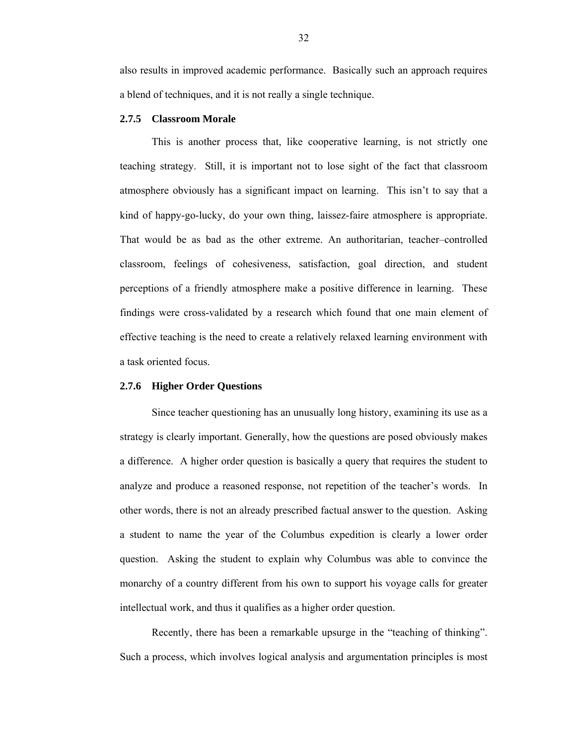also results in improved academic performance. Basically such an approach requires a blend of techniques, and it is not really a single technique.

### 2.7.5 Classroom Morale

This is another process that, like cooperative learning, is not strictly one teaching strategy. Still, it is important not to lose sight of the fact that classroom atmosphere obviously has a significant impact on learning. This isn't to say that a kind of happy-go-lucky, do your own thing, laissez-faire atmosphere is appropriate. That would be as bad as the other extreme. An authoritarian, teacher–controlled classroom, feelings of cohesiveness, satisfaction, goal direction, and student perceptions of a friendly atmosphere make a positive difference in learning. These findings were cross-validated by a research which found that one main element of effective teaching is the need to create a relatively relaxed learning environment with a task oriented focus.

### 2.7.6 Higher Order Questions

Since teacher questioning has an unusually long history, examining its use as a strategy is clearly important. Generally, how the questions are posed obviously makes a difference. A higher order question is basically a query that requires the student to analyze and produce a reasoned response, not repetition of the teacher's words. In other words, there is not an already prescribed factual answer to the question. Asking a student to name the year of the Columbus expedition is clearly a lower order question. Asking the student to explain why Columbus was able to convince the monarchy of a country different from his own to support his voyage calls for greater intellectual work, and thus it qualifies as a higher order question.

Recently, there has been a remarkable upsurge in the "teaching of thinking". Such a process, which involves logical analysis and argumentation principles is most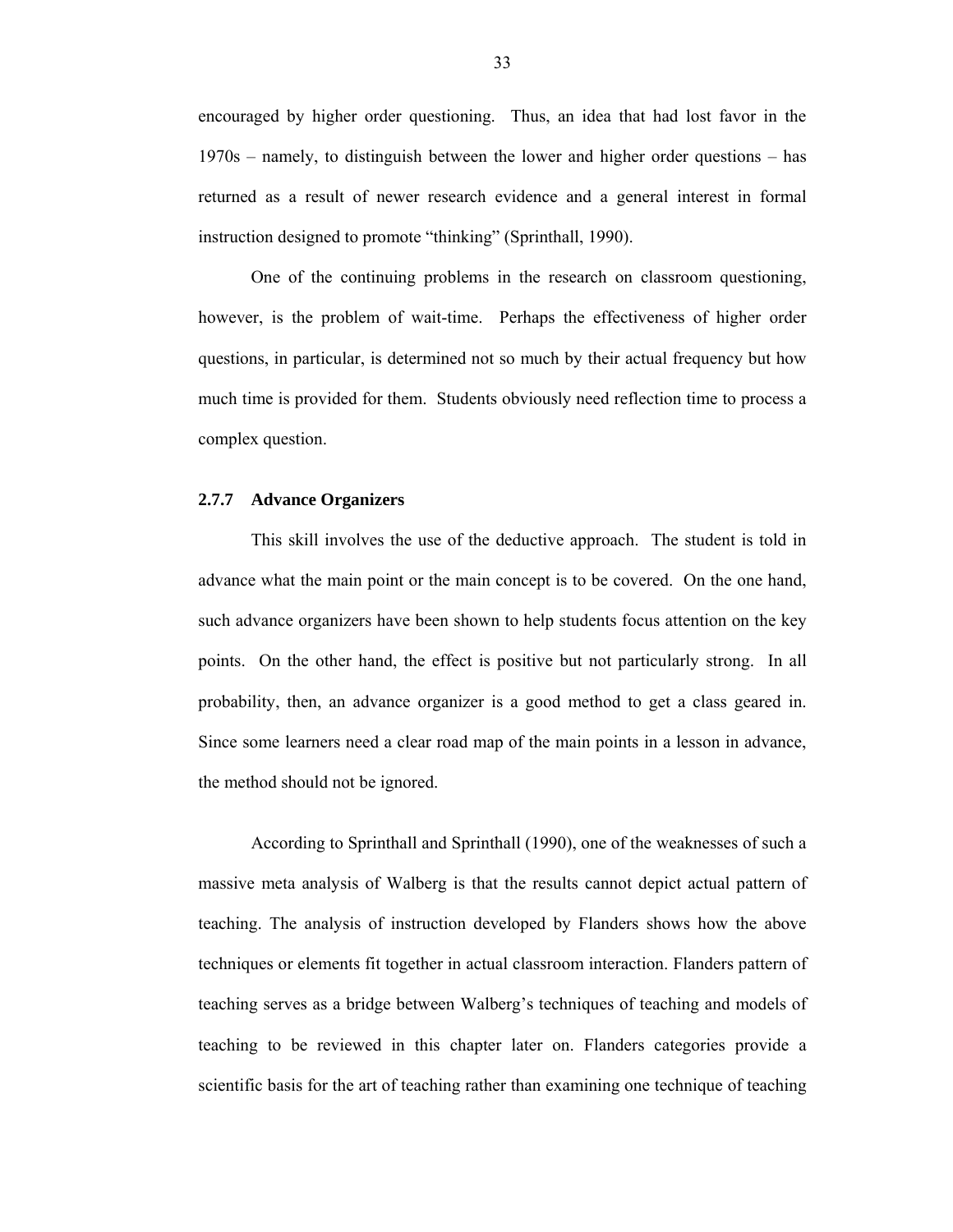encouraged by higher order questioning. Thus, an idea that had lost favor in the 1970s – namely, to distinguish between the lower and higher order questions – has returned as a result of newer research evidence and a general interest in formal instruction designed to promote "thinking" (Sprinthall, 1990).

One of the continuing problems in the research on classroom questioning, however, is the problem of wait-time. Perhaps the effectiveness of higher order questions, in particular, is determined not so much by their actual frequency but how much time is provided for them. Students obviously need reflection time to process a complex question.

### 2.7.7 Advance Organizers

This skill involves the use of the deductive approach. The student is told in advance what the main point or the main concept is to be covered. On the one hand, such advance organizers have been shown to help students focus attention on the key points. On the other hand, the effect is positive but not particularly strong. In all probability, then, an advance organizer is a good method to get a class geared in. Since some learners need a clear road map of the main points in a lesson in advance, the method should not be ignored.

According to Sprinthall and Sprinthall (1990), one of the weaknesses of such a massive meta analysis of Walberg is that the results cannot depict actual pattern of teaching. The analysis of instruction developed by Flanders shows how the above techniques or elements fit together in actual classroom interaction. Flanders pattern of teaching serves as a bridge between Walberg's techniques of teaching and models of teaching to be reviewed in this chapter later on. Flanders categories provide a scientific basis for the art of teaching rather than examining one technique of teaching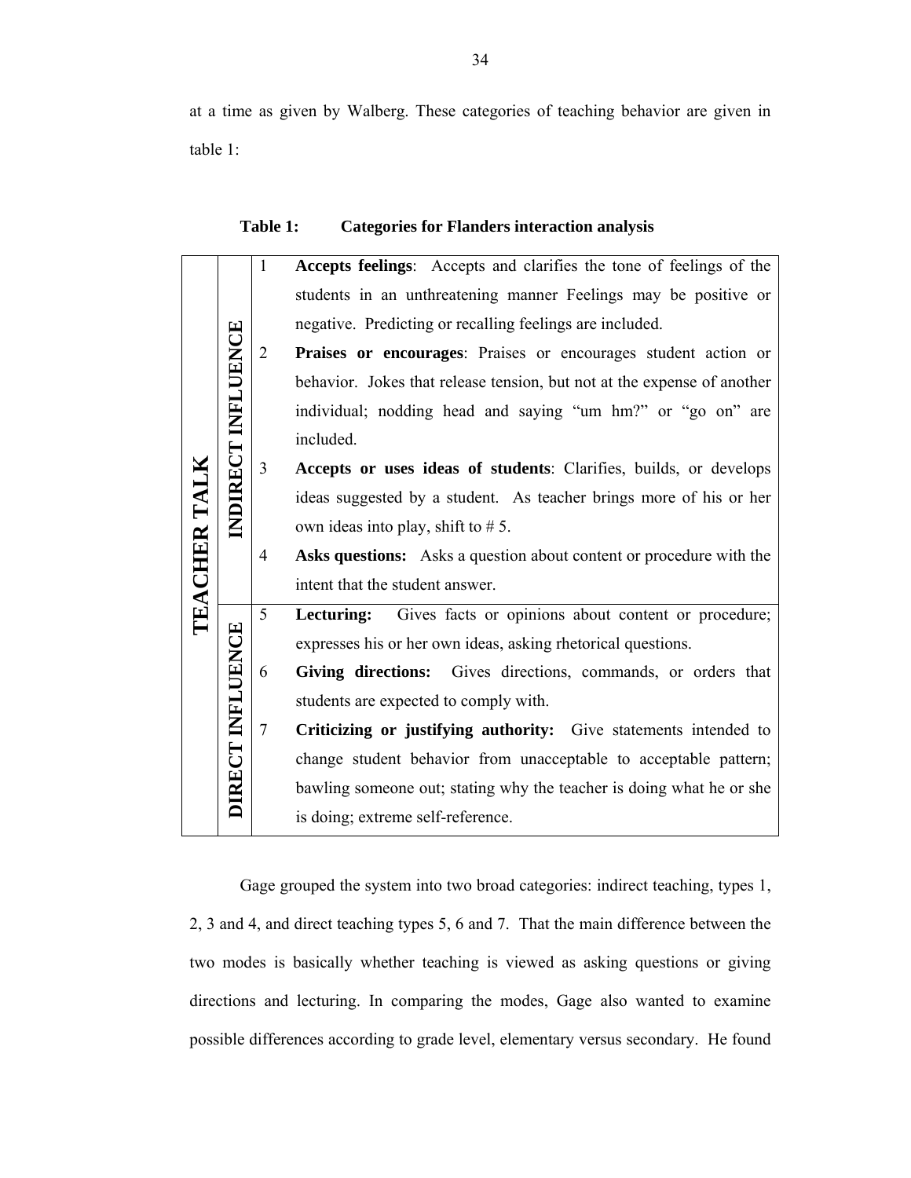at a time as given by Walberg. These categories of teaching behavior are given in table 1:

**Table 1: Categories for Flanders interaction analysis**

| | | | |
|---|---|---|---|
| TEACHER TALK | INDIRECT INFLUENCE | 1 | **Accepts feelings**: Accepts and clarifies the tone of feelings of the students in an unthreatening manner Feelings may be positive or negative. Predicting or recalling feelings are included. |
| | | 2 | **Praises or encourages**: Praises or encourages student action or behavior. Jokes that release tension, but not at the expense of another individual; nodding head and saying "um hm?" or "go on" are included. |
| | | 3 | **Accepts or uses ideas of students**: Clarifies, builds, or develops ideas suggested by a student. As teacher brings more of his or her own ideas into play, shift to # 5. |
| | | 4 | **Asks questions:** Asks a question about content or procedure with the intent that the student answer. |
| | DIRECT INFLUENCE | 5 | **Lecturing:** Gives facts or opinions about content or procedure; expresses his or her own ideas, asking rhetorical questions. |
| | | 6 | **Giving directions:** Gives directions, commands, or orders that students are expected to comply with. |
| | | 7 | **Criticizing or justifying authority:** Give statements intended to change student behavior from unacceptable to acceptable pattern; bawling someone out; stating why the teacher is doing what he or she is doing; extreme self-reference. |

Gage grouped the system into two broad categories: indirect teaching, types 1, 2, 3 and 4, and direct teaching types 5, 6 and 7. That the main difference between the two modes is basically whether teaching is viewed as asking questions or giving directions and lecturing. In comparing the modes, Gage also wanted to examine possible differences according to grade level, elementary versus secondary. He found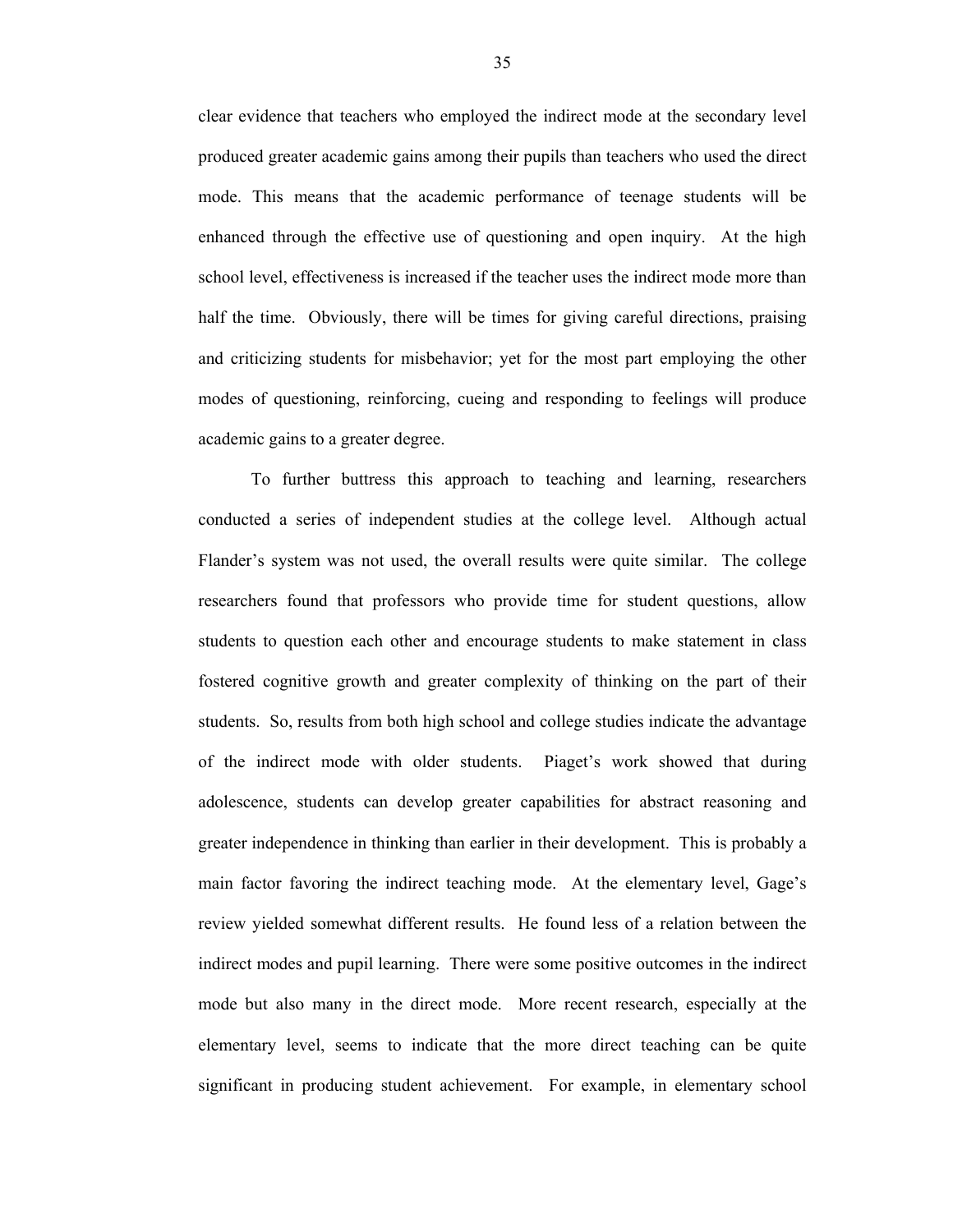clear evidence that teachers who employed the indirect mode at the secondary level produced greater academic gains among their pupils than teachers who used the direct mode. This means that the academic performance of teenage students will be enhanced through the effective use of questioning and open inquiry. At the high school level, effectiveness is increased if the teacher uses the indirect mode more than half the time. Obviously, there will be times for giving careful directions, praising and criticizing students for misbehavior; yet for the most part employing the other modes of questioning, reinforcing, cueing and responding to feelings will produce academic gains to a greater degree.

To further buttress this approach to teaching and learning, researchers conducted a series of independent studies at the college level. Although actual Flander's system was not used, the overall results were quite similar. The college researchers found that professors who provide time for student questions, allow students to question each other and encourage students to make statement in class fostered cognitive growth and greater complexity of thinking on the part of their students. So, results from both high school and college studies indicate the advantage of the indirect mode with older students. Piaget's work showed that during adolescence, students can develop greater capabilities for abstract reasoning and greater independence in thinking than earlier in their development. This is probably a main factor favoring the indirect teaching mode. At the elementary level, Gage's review yielded somewhat different results. He found less of a relation between the indirect modes and pupil learning. There were some positive outcomes in the indirect mode but also many in the direct mode. More recent research, especially at the elementary level, seems to indicate that the more direct teaching can be quite significant in producing student achievement. For example, in elementary school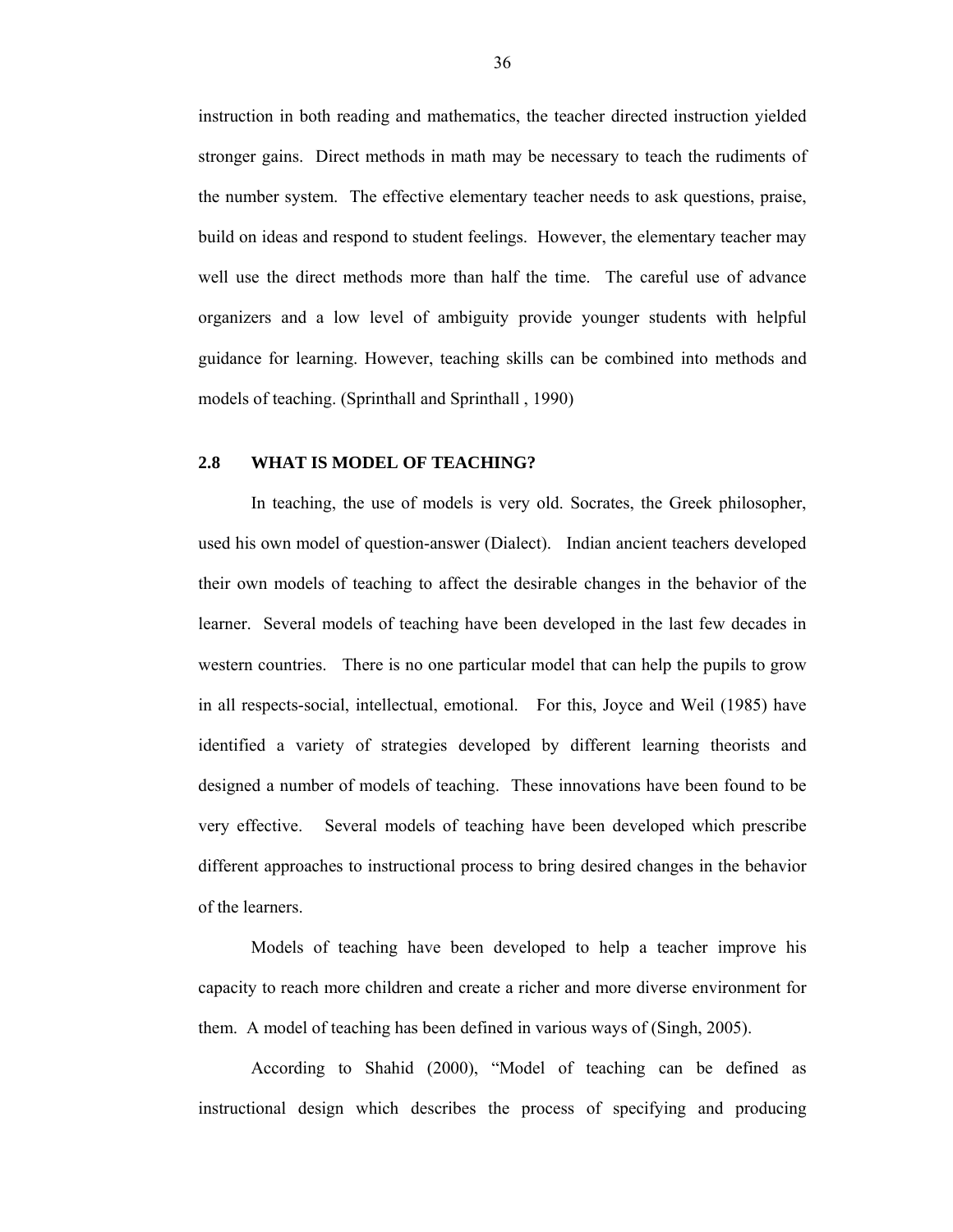instruction in both reading and mathematics, the teacher directed instruction yielded stronger gains. Direct methods in math may be necessary to teach the rudiments of the number system. The effective elementary teacher needs to ask questions, praise, build on ideas and respond to student feelings. However, the elementary teacher may well use the direct methods more than half the time. The careful use of advance organizers and a low level of ambiguity provide younger students with helpful guidance for learning. However, teaching skills can be combined into methods and models of teaching. (Sprinthall and Sprinthall , 1990)

## 2.8 WHAT IS MODEL OF TEACHING?

In teaching, the use of models is very old. Socrates, the Greek philosopher, used his own model of question-answer (Dialect). Indian ancient teachers developed their own models of teaching to affect the desirable changes in the behavior of the learner. Several models of teaching have been developed in the last few decades in western countries. There is no one particular model that can help the pupils to grow in all respects-social, intellectual, emotional. For this, Joyce and Weil (1985) have identified a variety of strategies developed by different learning theorists and designed a number of models of teaching. These innovations have been found to be very effective. Several models of teaching have been developed which prescribe different approaches to instructional process to bring desired changes in the behavior of the learners.

Models of teaching have been developed to help a teacher improve his capacity to reach more children and create a richer and more diverse environment for them. A model of teaching has been defined in various ways of (Singh, 2005).

According to Shahid (2000), "Model of teaching can be defined as instructional design which describes the process of specifying and producing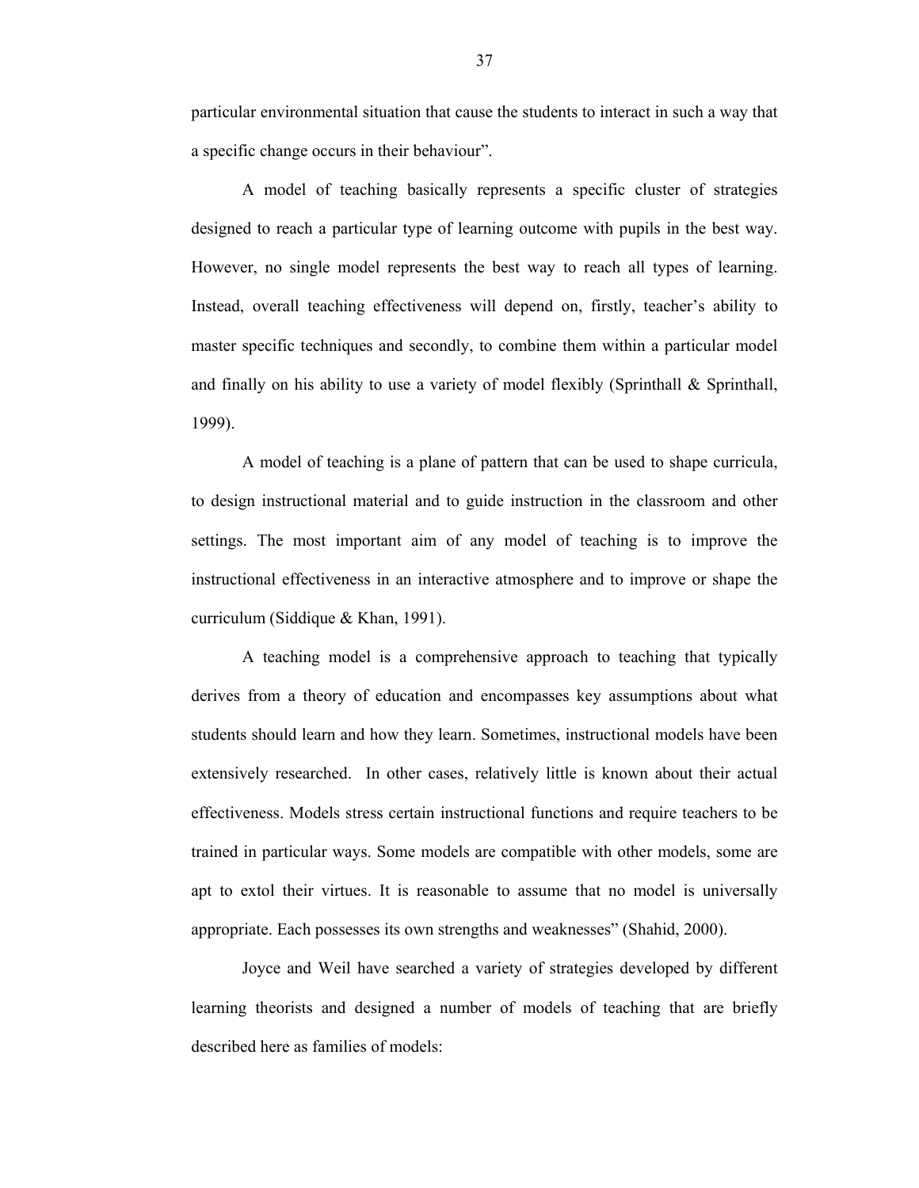particular environmental situation that cause the students to interact in such a way that a specific change occurs in their behaviour".

A model of teaching basically represents a specific cluster of strategies designed to reach a particular type of learning outcome with pupils in the best way. However, no single model represents the best way to reach all types of learning. Instead, overall teaching effectiveness will depend on, firstly, teacher's ability to master specific techniques and secondly, to combine them within a particular model and finally on his ability to use a variety of model flexibly (Sprinthall & Sprinthall, 1999).

A model of teaching is a plane of pattern that can be used to shape curricula, to design instructional material and to guide instruction in the classroom and other settings. The most important aim of any model of teaching is to improve the instructional effectiveness in an interactive atmosphere and to improve or shape the curriculum (Siddique & Khan, 1991).

A teaching model is a comprehensive approach to teaching that typically derives from a theory of education and encompasses key assumptions about what students should learn and how they learn. Sometimes, instructional models have been extensively researched. In other cases, relatively little is known about their actual effectiveness. Models stress certain instructional functions and require teachers to be trained in particular ways. Some models are compatible with other models, some are apt to extol their virtues. It is reasonable to assume that no model is universally appropriate. Each possesses its own strengths and weaknesses" (Shahid, 2000).

Joyce and Weil have searched a variety of strategies developed by different learning theorists and designed a number of models of teaching that are briefly described here as families of models: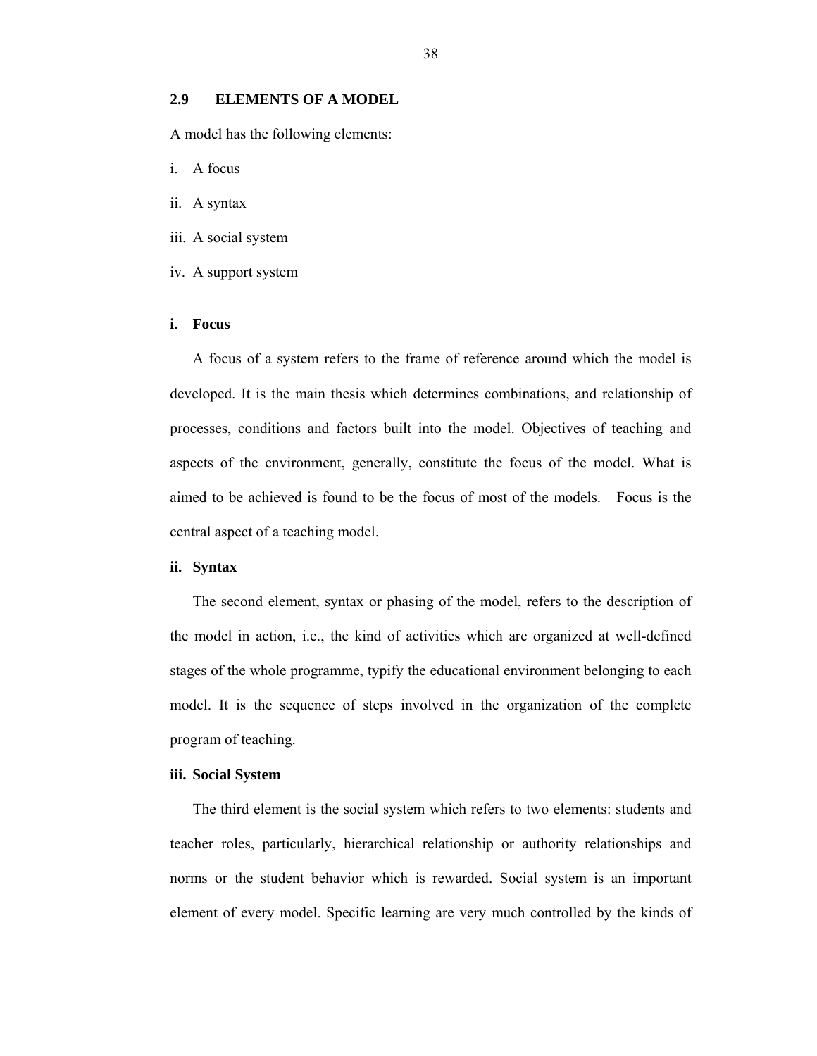## 2.9 ELEMENTS OF A MODEL

A model has the following elements:

i. A focus

ii. A syntax

iii. A social system

iv. A support system

### i. Focus

A focus of a system refers to the frame of reference around which the model is developed. It is the main thesis which determines combinations, and relationship of processes, conditions and factors built into the model. Objectives of teaching and aspects of the environment, generally, constitute the focus of the model. What is aimed to be achieved is found to be the focus of most of the models. Focus is the central aspect of a teaching model.

### ii. Syntax

The second element, syntax or phasing of the model, refers to the description of the model in action, i.e., the kind of activities which are organized at well-defined stages of the whole programme, typify the educational environment belonging to each model. It is the sequence of steps involved in the organization of the complete program of teaching.

### iii. Social System

The third element is the social system which refers to two elements: students and teacher roles, particularly, hierarchical relationship or authority relationships and norms or the student behavior which is rewarded. Social system is an important element of every model. Specific learning are very much controlled by the kinds of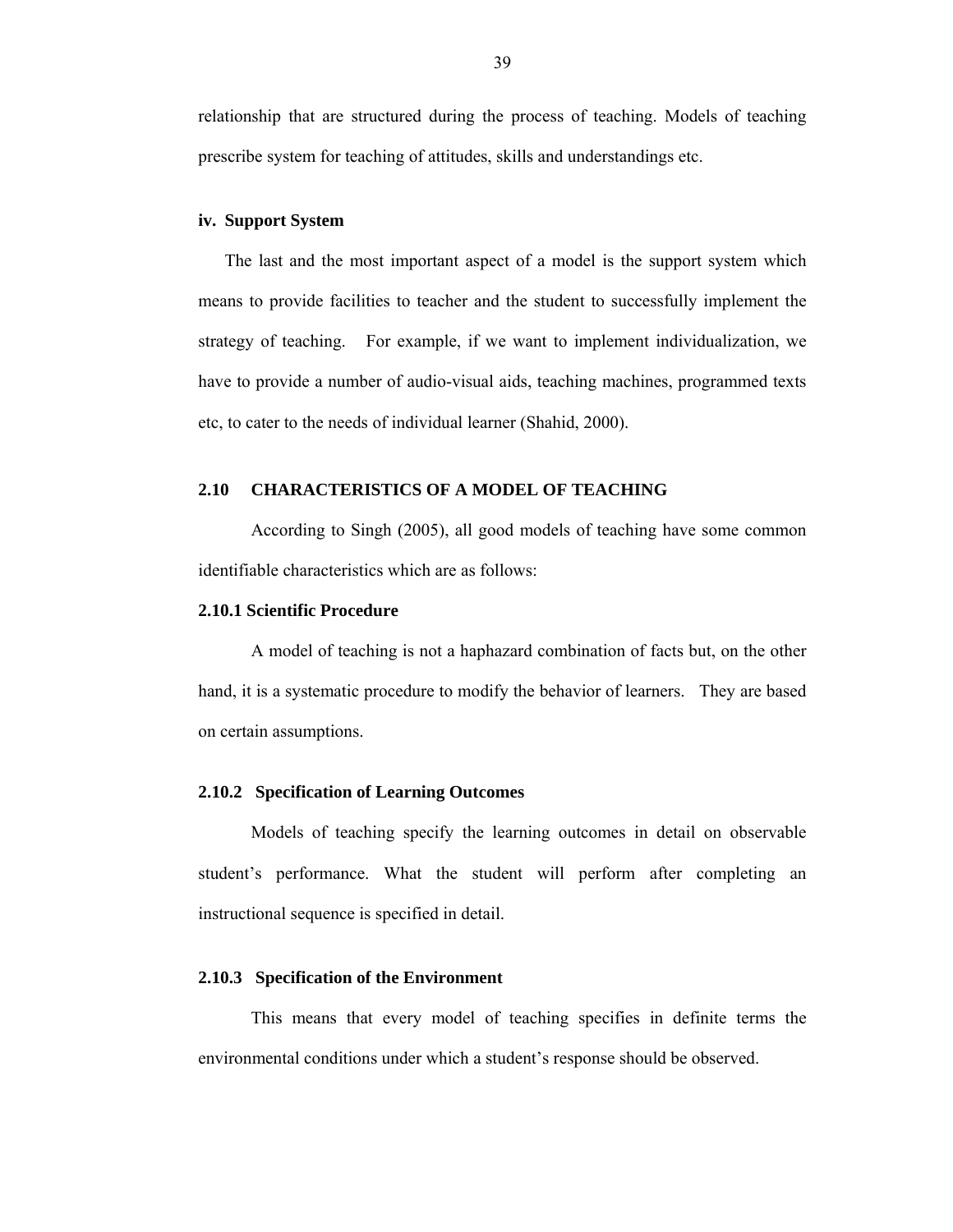relationship that are structured during the process of teaching. Models of teaching prescribe system for teaching of attitudes, skills and understandings etc.

#### iv. Support System

The last and the most important aspect of a model is the support system which means to provide facilities to teacher and the student to successfully implement the strategy of teaching. For example, if we want to implement individualization, we have to provide a number of audio-visual aids, teaching machines, programmed texts etc, to cater to the needs of individual learner (Shahid, 2000).

## 2.10 CHARACTERISTICS OF A MODEL OF TEACHING

According to Singh (2005), all good models of teaching have some common identifiable characteristics which are as follows:

### 2.10.1 Scientific Procedure

A model of teaching is not a haphazard combination of facts but, on the other hand, it is a systematic procedure to modify the behavior of learners. They are based on certain assumptions.

### 2.10.2 Specification of Learning Outcomes

Models of teaching specify the learning outcomes in detail on observable student's performance. What the student will perform after completing an instructional sequence is specified in detail.

### 2.10.3 Specification of the Environment

This means that every model of teaching specifies in definite terms the environmental conditions under which a student's response should be observed.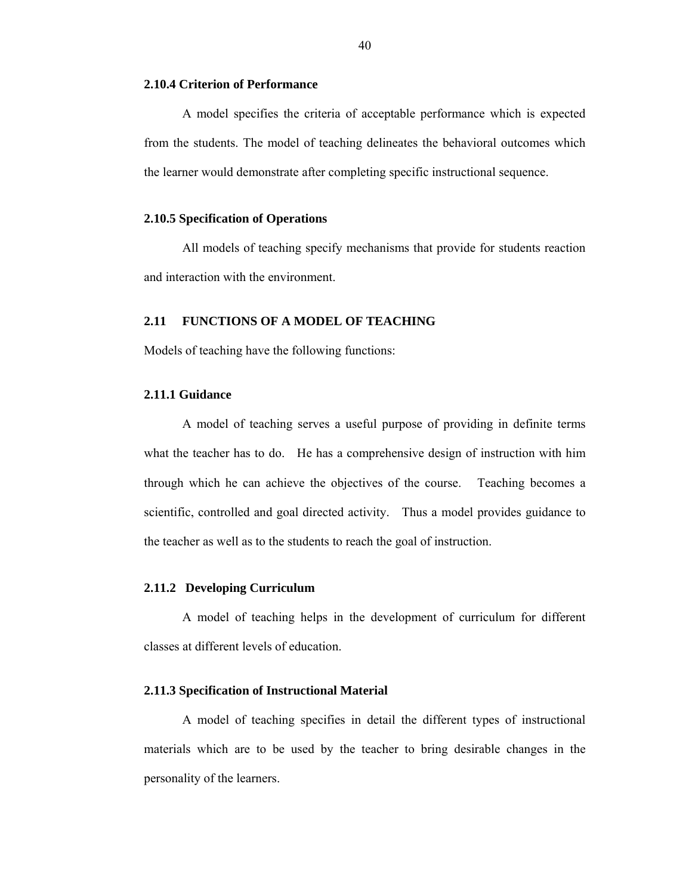### 2.10.4 Criterion of Performance

A model specifies the criteria of acceptable performance which is expected from the students. The model of teaching delineates the behavioral outcomes which the learner would demonstrate after completing specific instructional sequence.

### 2.10.5 Specification of Operations

All models of teaching specify mechanisms that provide for students reaction and interaction with the environment.

## 2.11 FUNCTIONS OF A MODEL OF TEACHING

Models of teaching have the following functions:

### 2.11.1 Guidance

A model of teaching serves a useful purpose of providing in definite terms what the teacher has to do. He has a comprehensive design of instruction with him through which he can achieve the objectives of the course. Teaching becomes a scientific, controlled and goal directed activity. Thus a model provides guidance to the teacher as well as to the students to reach the goal of instruction.

### 2.11.2 Developing Curriculum

A model of teaching helps in the development of curriculum for different classes at different levels of education.

### 2.11.3 Specification of Instructional Material

A model of teaching specifies in detail the different types of instructional materials which are to be used by the teacher to bring desirable changes in the personality of the learners.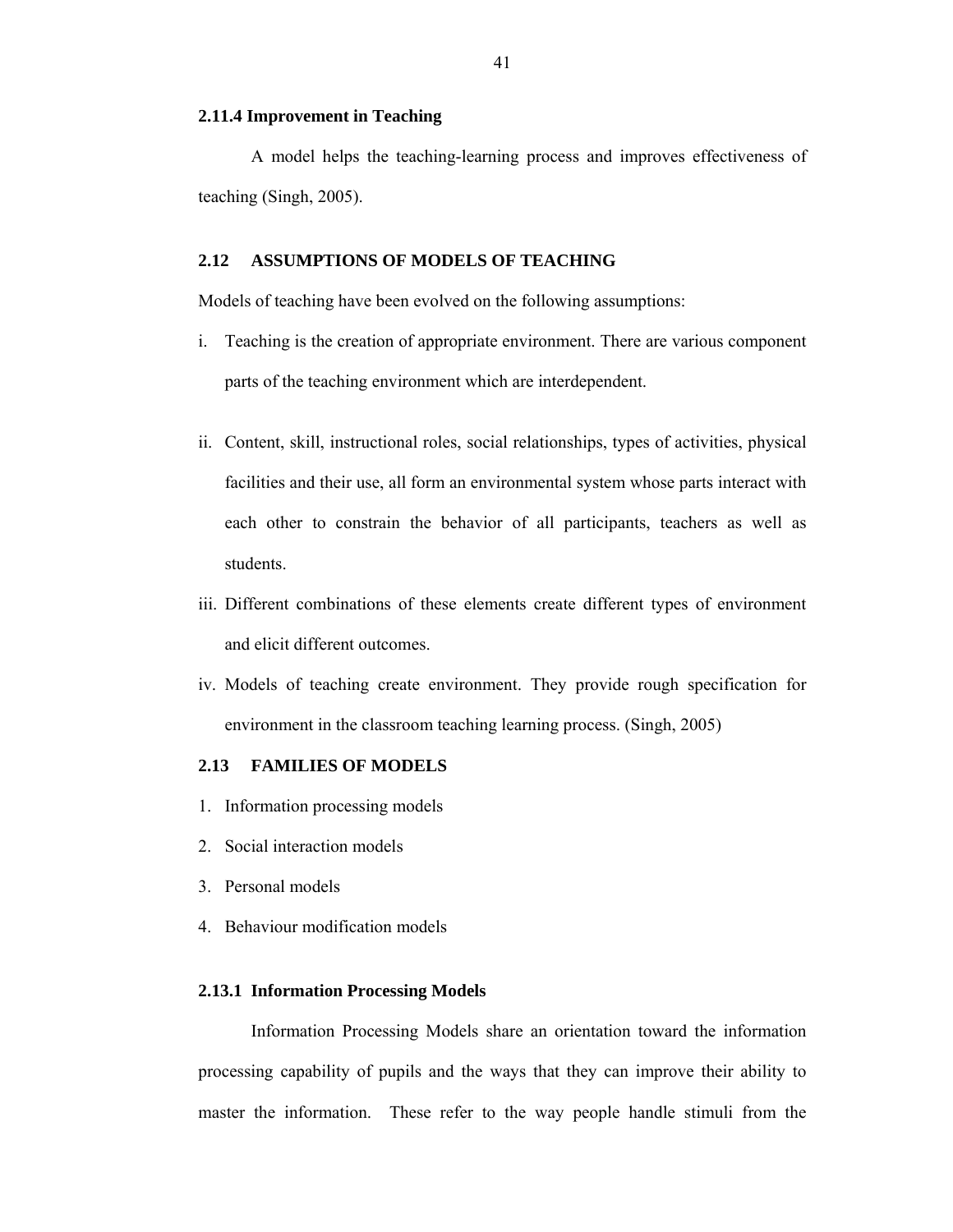### 2.11.4 Improvement in Teaching

A model helps the teaching-learning process and improves effectiveness of teaching (Singh, 2005).

## 2.12 ASSUMPTIONS OF MODELS OF TEACHING

Models of teaching have been evolved on the following assumptions:

i. Teaching is the creation of appropriate environment. There are various component parts of the teaching environment which are interdependent.

ii. Content, skill, instructional roles, social relationships, types of activities, physical facilities and their use, all form an environmental system whose parts interact with each other to constrain the behavior of all participants, teachers as well as students.

iii. Different combinations of these elements create different types of environment and elicit different outcomes.

iv. Models of teaching create environment. They provide rough specification for environment in the classroom teaching learning process. (Singh, 2005)

## 2.13 FAMILIES OF MODELS

1. Information processing models
2. Social interaction models
3. Personal models
4. Behaviour modification models

### 2.13.1 Information Processing Models

Information Processing Models share an orientation toward the information processing capability of pupils and the ways that they can improve their ability to master the information. These refer to the way people handle stimuli from the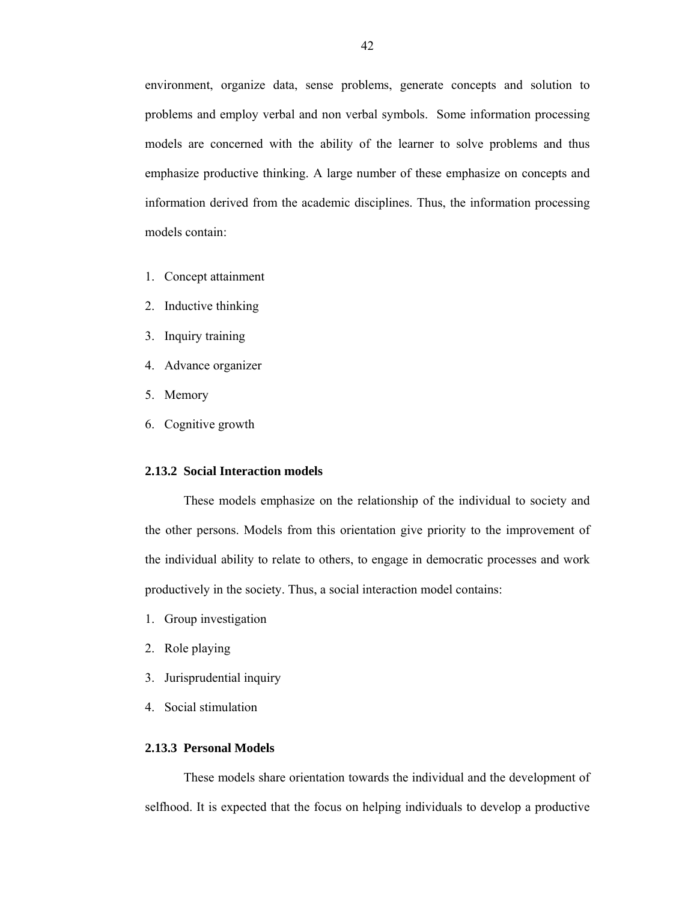environment, organize data, sense problems, generate concepts and solution to problems and employ verbal and non verbal symbols. Some information processing models are concerned with the ability of the learner to solve problems and thus emphasize productive thinking. A large number of these emphasize on concepts and information derived from the academic disciplines. Thus, the information processing models contain:

1. Concept attainment
2. Inductive thinking
3. Inquiry training
4. Advance organizer
5. Memory
6. Cognitive growth

### 2.13.2 Social Interaction models

These models emphasize on the relationship of the individual to society and the other persons. Models from this orientation give priority to the improvement of the individual ability to relate to others, to engage in democratic processes and work productively in the society. Thus, a social interaction model contains:

1. Group investigation
2. Role playing
3. Jurisprudential inquiry
4. Social stimulation

### 2.13.3 Personal Models

These models share orientation towards the individual and the development of selfhood. It is expected that the focus on helping individuals to develop a productive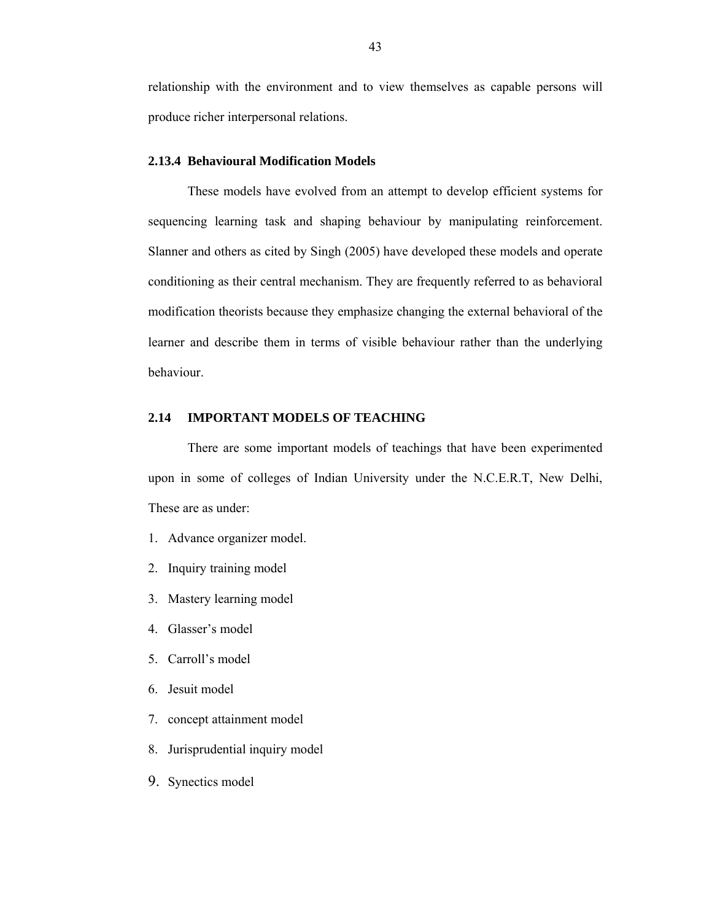relationship with the environment and to view themselves as capable persons will produce richer interpersonal relations.

### 2.13.4 Behavioural Modification Models

These models have evolved from an attempt to develop efficient systems for sequencing learning task and shaping behaviour by manipulating reinforcement. Slanner and others as cited by Singh (2005) have developed these models and operate conditioning as their central mechanism. They are frequently referred to as behavioral modification theorists because they emphasize changing the external behavioral of the learner and describe them in terms of visible behaviour rather than the underlying behaviour.

## 2.14 IMPORTANT MODELS OF TEACHING

There are some important models of teachings that have been experimented upon in some of colleges of Indian University under the N.C.E.R.T, New Delhi, These are as under:

1. Advance organizer model.
2. Inquiry training model
3. Mastery learning model
4. Glasser's model
5. Carroll's model
6. Jesuit model
7. concept attainment model
8. Jurisprudential inquiry model
9. Synectics model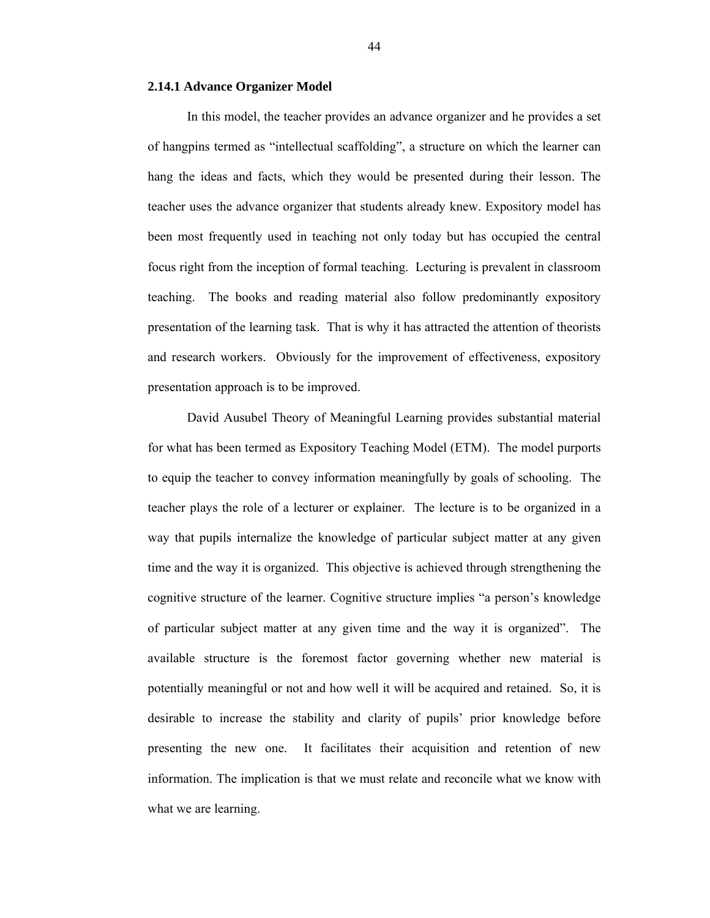### 2.14.1 Advance Organizer Model

In this model, the teacher provides an advance organizer and he provides a set of hangpins termed as "intellectual scaffolding", a structure on which the learner can hang the ideas and facts, which they would be presented during their lesson. The teacher uses the advance organizer that students already knew. Expository model has been most frequently used in teaching not only today but has occupied the central focus right from the inception of formal teaching. Lecturing is prevalent in classroom teaching. The books and reading material also follow predominantly expository presentation of the learning task. That is why it has attracted the attention of theorists and research workers. Obviously for the improvement of effectiveness, expository presentation approach is to be improved.

David Ausubel Theory of Meaningful Learning provides substantial material for what has been termed as Expository Teaching Model (ETM). The model purports to equip the teacher to convey information meaningfully by goals of schooling. The teacher plays the role of a lecturer or explainer. The lecture is to be organized in a way that pupils internalize the knowledge of particular subject matter at any given time and the way it is organized. This objective is achieved through strengthening the cognitive structure of the learner. Cognitive structure implies "a person's knowledge of particular subject matter at any given time and the way it is organized". The available structure is the foremost factor governing whether new material is potentially meaningful or not and how well it will be acquired and retained. So, it is desirable to increase the stability and clarity of pupils' prior knowledge before presenting the new one. It facilitates their acquisition and retention of new information. The implication is that we must relate and reconcile what we know with what we are learning.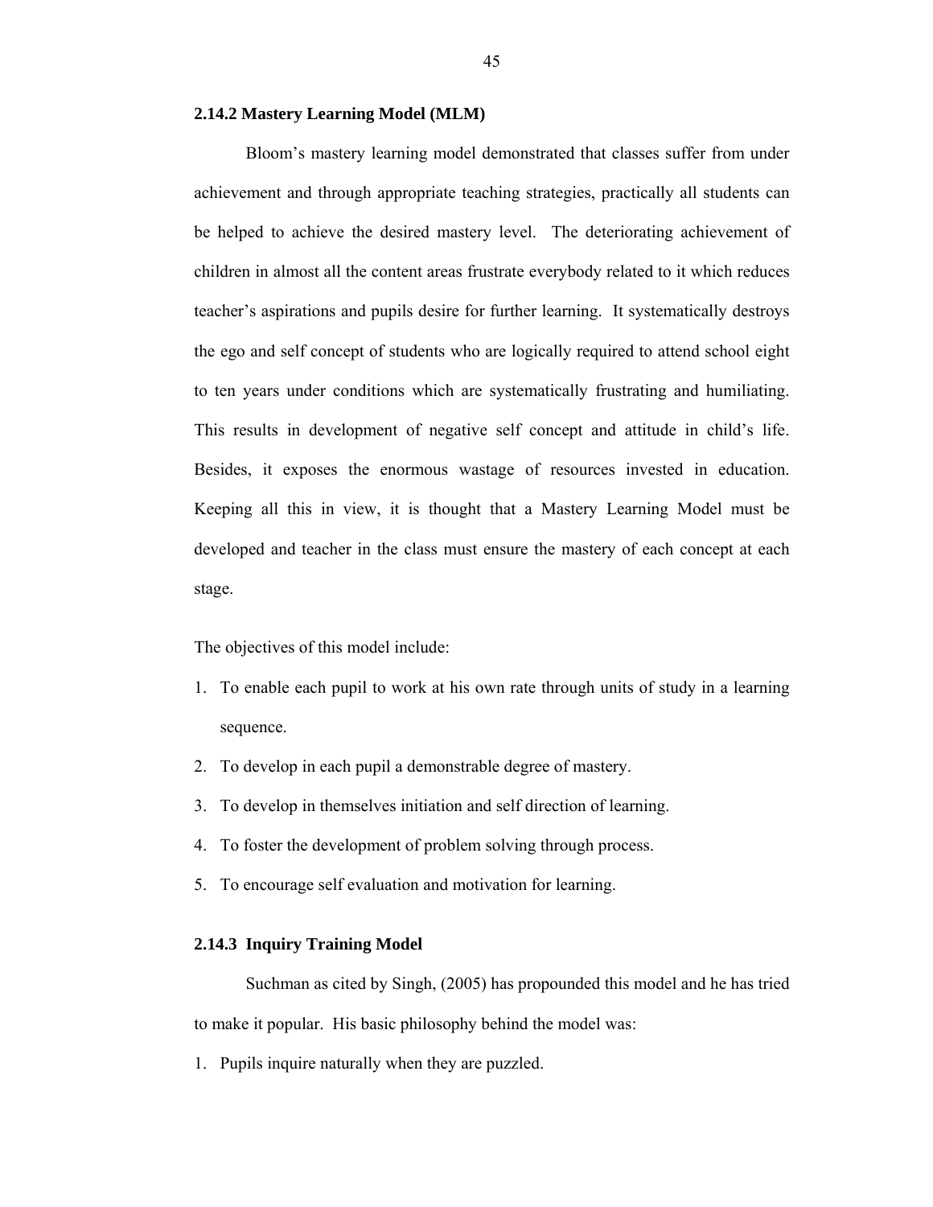### 2.14.2 Mastery Learning Model (MLM)

Bloom's mastery learning model demonstrated that classes suffer from under achievement and through appropriate teaching strategies, practically all students can be helped to achieve the desired mastery level. The deteriorating achievement of children in almost all the content areas frustrate everybody related to it which reduces teacher's aspirations and pupils desire for further learning. It systematically destroys the ego and self concept of students who are logically required to attend school eight to ten years under conditions which are systematically frustrating and humiliating. This results in development of negative self concept and attitude in child's life. Besides, it exposes the enormous wastage of resources invested in education. Keeping all this in view, it is thought that a Mastery Learning Model must be developed and teacher in the class must ensure the mastery of each concept at each stage.

The objectives of this model include:

1. To enable each pupil to work at his own rate through units of study in a learning sequence.
2. To develop in each pupil a demonstrable degree of mastery.
3. To develop in themselves initiation and self direction of learning.
4. To foster the development of problem solving through process.
5. To encourage self evaluation and motivation for learning.

### 2.14.3 Inquiry Training Model

Suchman as cited by Singh, (2005) has propounded this model and he has tried to make it popular. His basic philosophy behind the model was:

1. Pupils inquire naturally when they are puzzled.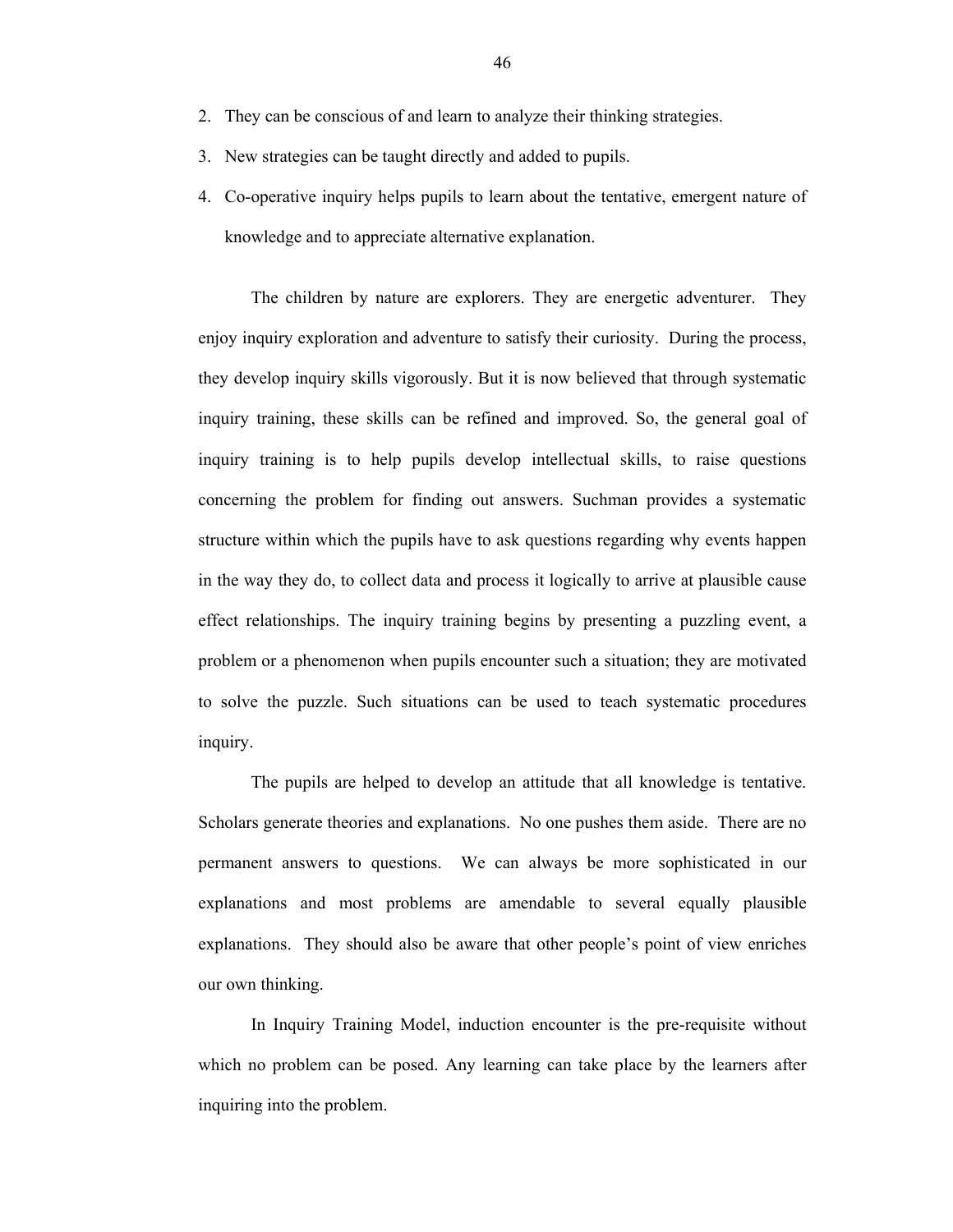2. They can be conscious of and learn to analyze their thinking strategies.
3. New strategies can be taught directly and added to pupils.
4. Co-operative inquiry helps pupils to learn about the tentative, emergent nature of knowledge and to appreciate alternative explanation.

The children by nature are explorers. They are energetic adventurer. They enjoy inquiry exploration and adventure to satisfy their curiosity. During the process, they develop inquiry skills vigorously. But it is now believed that through systematic inquiry training, these skills can be refined and improved. So, the general goal of inquiry training is to help pupils develop intellectual skills, to raise questions concerning the problem for finding out answers. Suchman provides a systematic structure within which the pupils have to ask questions regarding why events happen in the way they do, to collect data and process it logically to arrive at plausible cause effect relationships. The inquiry training begins by presenting a puzzling event, a problem or a phenomenon when pupils encounter such a situation; they are motivated to solve the puzzle. Such situations can be used to teach systematic procedures inquiry.

The pupils are helped to develop an attitude that all knowledge is tentative. Scholars generate theories and explanations. No one pushes them aside. There are no permanent answers to questions. We can always be more sophisticated in our explanations and most problems are amendable to several equally plausible explanations. They should also be aware that other people's point of view enriches our own thinking.

In Inquiry Training Model, induction encounter is the pre-requisite without which no problem can be posed. Any learning can take place by the learners after inquiring into the problem.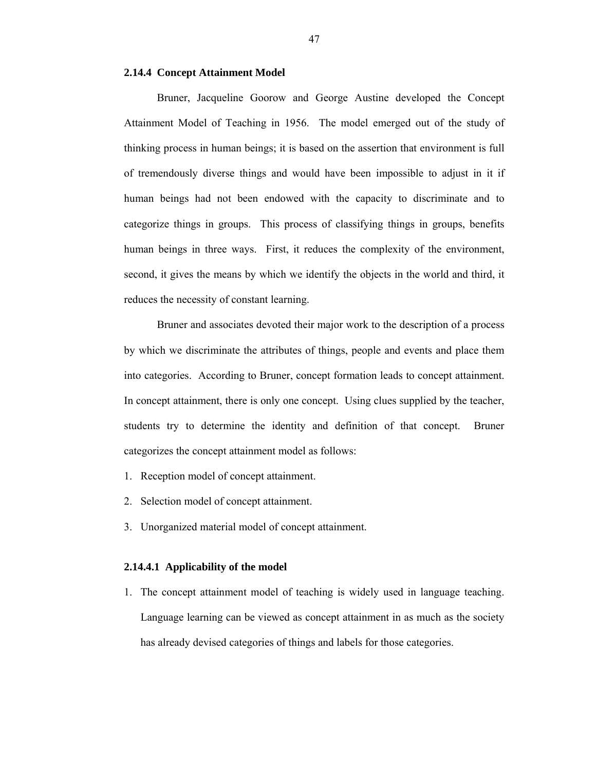### 2.14.4 Concept Attainment Model

Bruner, Jacqueline Goorow and George Austine developed the Concept Attainment Model of Teaching in 1956. The model emerged out of the study of thinking process in human beings; it is based on the assertion that environment is full of tremendously diverse things and would have been impossible to adjust in it if human beings had not been endowed with the capacity to discriminate and to categorize things in groups. This process of classifying things in groups, benefits human beings in three ways. First, it reduces the complexity of the environment, second, it gives the means by which we identify the objects in the world and third, it reduces the necessity of constant learning.

Bruner and associates devoted their major work to the description of a process by which we discriminate the attributes of things, people and events and place them into categories. According to Bruner, concept formation leads to concept attainment. In concept attainment, there is only one concept. Using clues supplied by the teacher, students try to determine the identity and definition of that concept. Bruner categorizes the concept attainment model as follows:

1. Reception model of concept attainment.
2. Selection model of concept attainment.
3. Unorganized material model of concept attainment.

#### 2.14.4.1 Applicability of the model

1. The concept attainment model of teaching is widely used in language teaching. Language learning can be viewed as concept attainment in as much as the society has already devised categories of things and labels for those categories.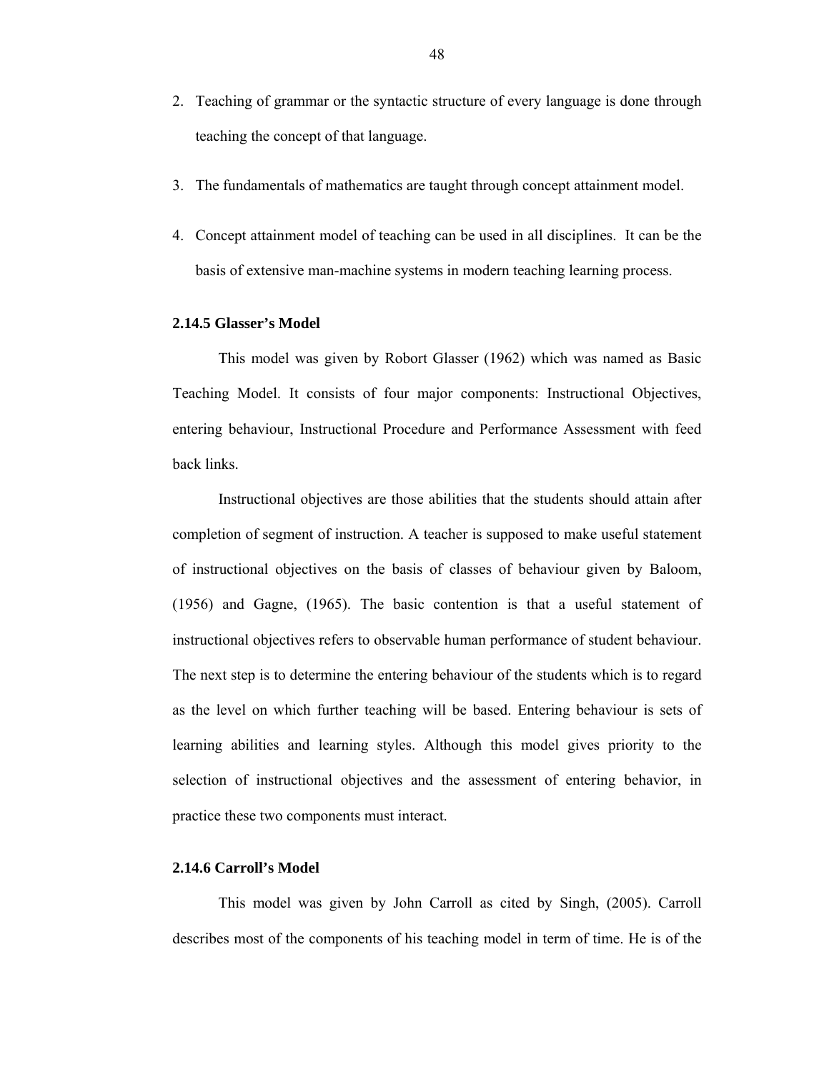2. Teaching of grammar or the syntactic structure of every language is done through teaching the concept of that language.

3. The fundamentals of mathematics are taught through concept attainment model.

4. Concept attainment model of teaching can be used in all disciplines. It can be the basis of extensive man-machine systems in modern teaching learning process.

#### 2.14.5 Glasser's Model

This model was given by Robort Glasser (1962) which was named as Basic Teaching Model. It consists of four major components: Instructional Objectives, entering behaviour, Instructional Procedure and Performance Assessment with feed back links.

Instructional objectives are those abilities that the students should attain after completion of segment of instruction. A teacher is supposed to make useful statement of instructional objectives on the basis of classes of behaviour given by Baloom, (1956) and Gagne, (1965). The basic contention is that a useful statement of instructional objectives refers to observable human performance of student behaviour. The next step is to determine the entering behaviour of the students which is to regard as the level on which further teaching will be based. Entering behaviour is sets of learning abilities and learning styles. Although this model gives priority to the selection of instructional objectives and the assessment of entering behavior, in practice these two components must interact.

#### 2.14.6 Carroll's Model

This model was given by John Carroll as cited by Singh, (2005). Carroll describes most of the components of his teaching model in term of time. He is of the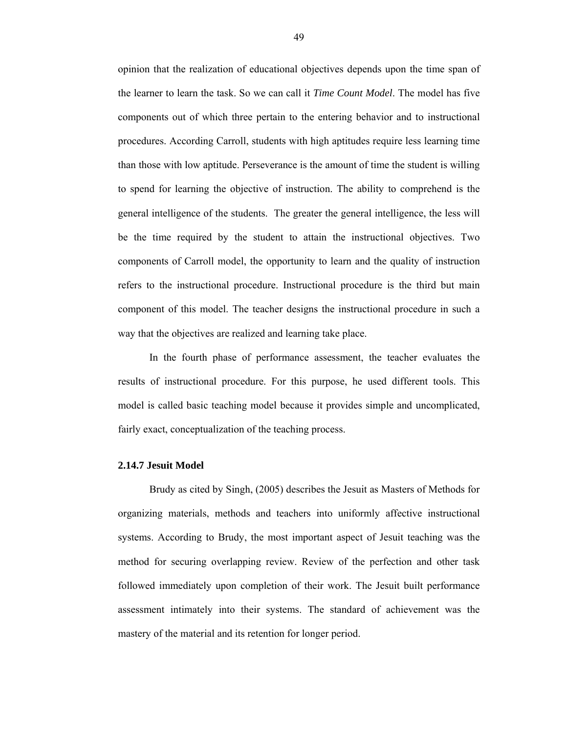opinion that the realization of educational objectives depends upon the time span of the learner to learn the task. So we can call it *Time Count Model*. The model has five components out of which three pertain to the entering behavior and to instructional procedures. According Carroll, students with high aptitudes require less learning time than those with low aptitude. Perseverance is the amount of time the student is willing to spend for learning the objective of instruction. The ability to comprehend is the general intelligence of the students. The greater the general intelligence, the less will be the time required by the student to attain the instructional objectives. Two components of Carroll model, the opportunity to learn and the quality of instruction refers to the instructional procedure. Instructional procedure is the third but main component of this model. The teacher designs the instructional procedure in such a way that the objectives are realized and learning take place.

In the fourth phase of performance assessment, the teacher evaluates the results of instructional procedure. For this purpose, he used different tools. This model is called basic teaching model because it provides simple and uncomplicated, fairly exact, conceptualization of the teaching process.

### 2.14.7 Jesuit Model

Brudy as cited by Singh, (2005) describes the Jesuit as Masters of Methods for organizing materials, methods and teachers into uniformly affective instructional systems. According to Brudy, the most important aspect of Jesuit teaching was the method for securing overlapping review. Review of the perfection and other task followed immediately upon completion of their work. The Jesuit built performance assessment intimately into their systems. The standard of achievement was the mastery of the material and its retention for longer period.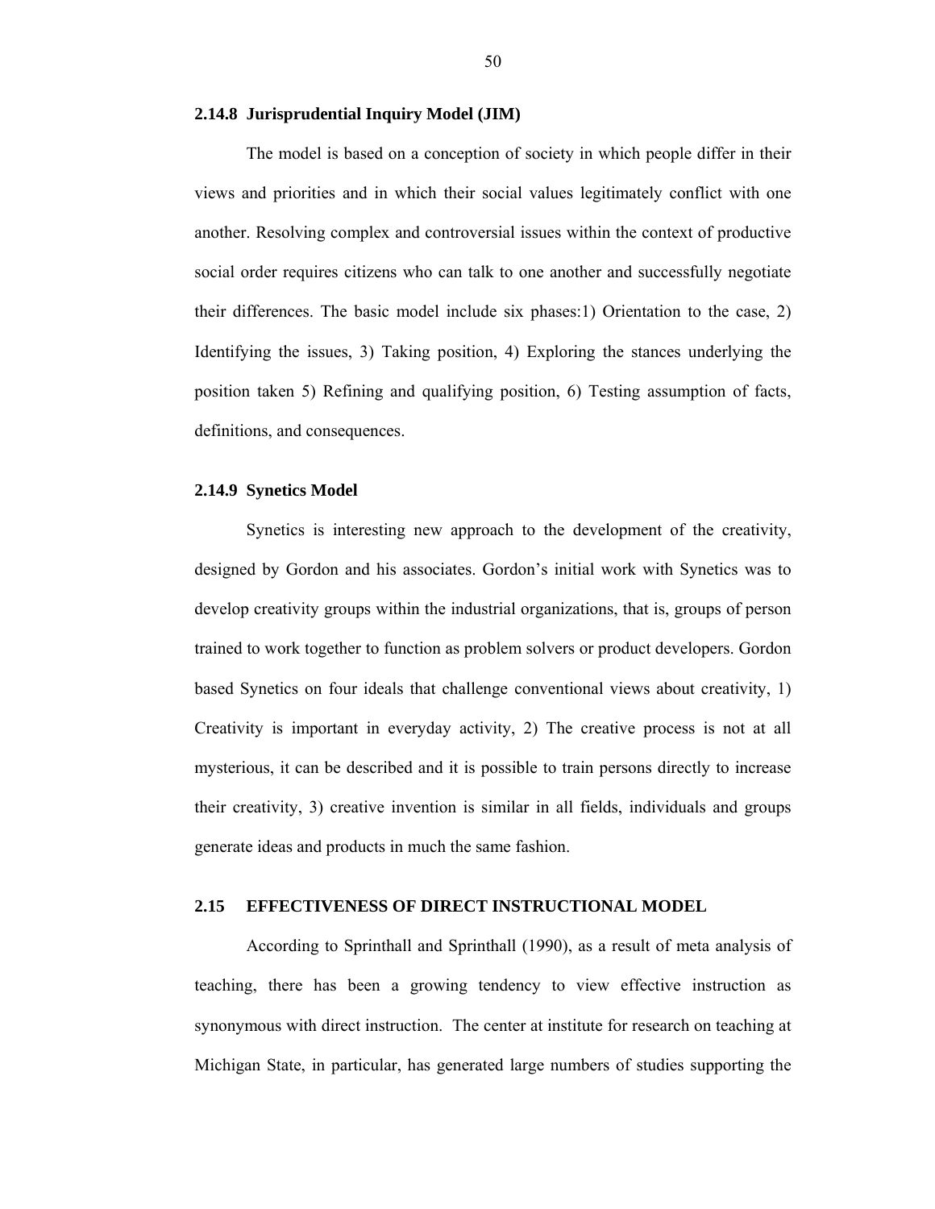### 2.14.8 Jurisprudential Inquiry Model (JIM)

The model is based on a conception of society in which people differ in their views and priorities and in which their social values legitimately conflict with one another. Resolving complex and controversial issues within the context of productive social order requires citizens who can talk to one another and successfully negotiate their differences. The basic model include six phases:1) Orientation to the case, 2) Identifying the issues, 3) Taking position, 4) Exploring the stances underlying the position taken 5) Refining and qualifying position, 6) Testing assumption of facts, definitions, and consequences.

### 2.14.9 Synetics Model

Synetics is interesting new approach to the development of the creativity, designed by Gordon and his associates. Gordon's initial work with Synetics was to develop creativity groups within the industrial organizations, that is, groups of person trained to work together to function as problem solvers or product developers. Gordon based Synetics on four ideals that challenge conventional views about creativity, 1) Creativity is important in everyday activity, 2) The creative process is not at all mysterious, it can be described and it is possible to train persons directly to increase their creativity, 3) creative invention is similar in all fields, individuals and groups generate ideas and products in much the same fashion.

## 2.15 EFFECTIVENESS OF DIRECT INSTRUCTIONAL MODEL

According to Sprinthall and Sprinthall (1990), as a result of meta analysis of teaching, there has been a growing tendency to view effective instruction as synonymous with direct instruction. The center at institute for research on teaching at Michigan State, in particular, has generated large numbers of studies supporting the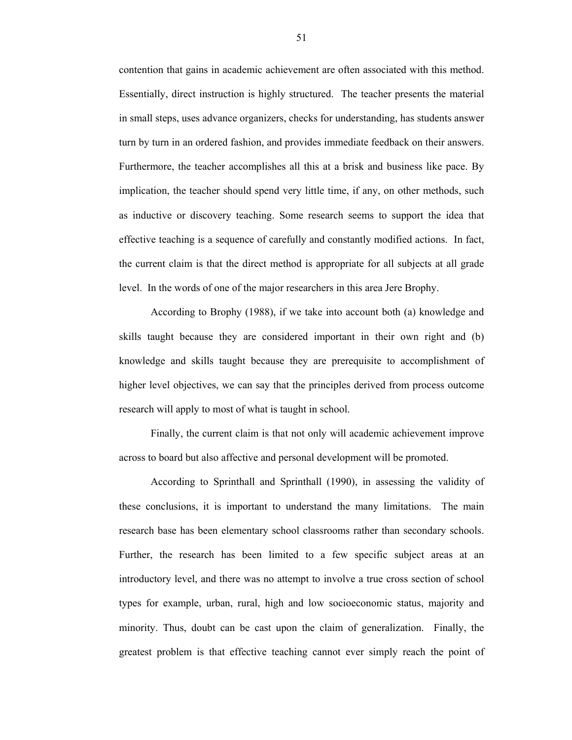contention that gains in academic achievement are often associated with this method. Essentially, direct instruction is highly structured. The teacher presents the material in small steps, uses advance organizers, checks for understanding, has students answer turn by turn in an ordered fashion, and provides immediate feedback on their answers. Furthermore, the teacher accomplishes all this at a brisk and business like pace. By implication, the teacher should spend very little time, if any, on other methods, such as inductive or discovery teaching. Some research seems to support the idea that effective teaching is a sequence of carefully and constantly modified actions. In fact, the current claim is that the direct method is appropriate for all subjects at all grade level. In the words of one of the major researchers in this area Jere Brophy.

According to Brophy (1988), if we take into account both (a) knowledge and skills taught because they are considered important in their own right and (b) knowledge and skills taught because they are prerequisite to accomplishment of higher level objectives, we can say that the principles derived from process outcome research will apply to most of what is taught in school.

Finally, the current claim is that not only will academic achievement improve across to board but also affective and personal development will be promoted.

According to Sprinthall and Sprinthall (1990), in assessing the validity of these conclusions, it is important to understand the many limitations. The main research base has been elementary school classrooms rather than secondary schools. Further, the research has been limited to a few specific subject areas at an introductory level, and there was no attempt to involve a true cross section of school types for example, urban, rural, high and low socioeconomic status, majority and minority. Thus, doubt can be cast upon the claim of generalization. Finally, the greatest problem is that effective teaching cannot ever simply reach the point of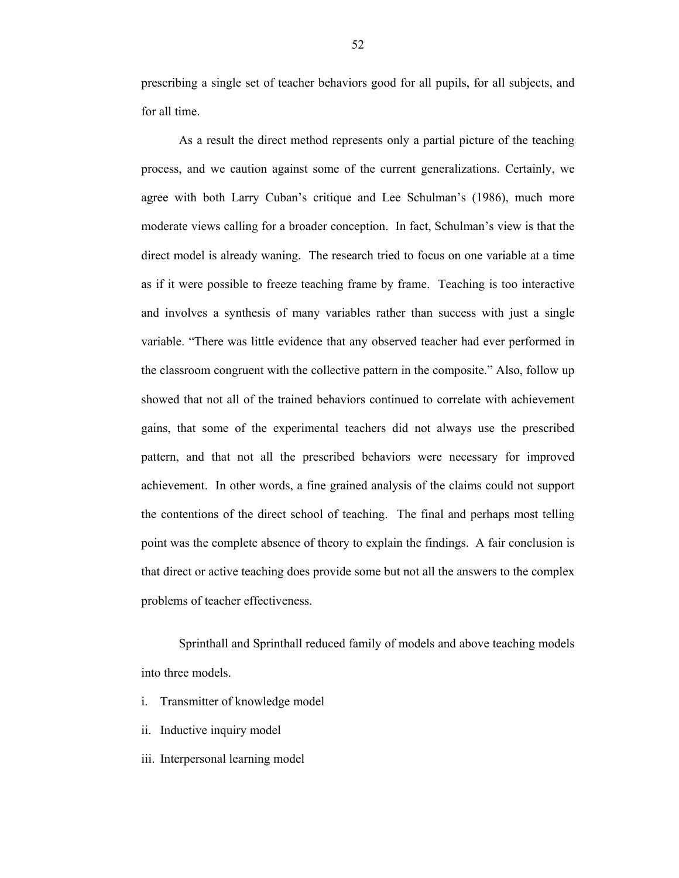prescribing a single set of teacher behaviors good for all pupils, for all subjects, and for all time.

As a result the direct method represents only a partial picture of the teaching process, and we caution against some of the current generalizations. Certainly, we agree with both Larry Cuban's critique and Lee Schulman's (1986), much more moderate views calling for a broader conception. In fact, Schulman's view is that the direct model is already waning. The research tried to focus on one variable at a time as if it were possible to freeze teaching frame by frame. Teaching is too interactive and involves a synthesis of many variables rather than success with just a single variable. "There was little evidence that any observed teacher had ever performed in the classroom congruent with the collective pattern in the composite." Also, follow up showed that not all of the trained behaviors continued to correlate with achievement gains, that some of the experimental teachers did not always use the prescribed pattern, and that not all the prescribed behaviors were necessary for improved achievement. In other words, a fine grained analysis of the claims could not support the contentions of the direct school of teaching. The final and perhaps most telling point was the complete absence of theory to explain the findings. A fair conclusion is that direct or active teaching does provide some but not all the answers to the complex problems of teacher effectiveness.

Sprinthall and Sprinthall reduced family of models and above teaching models into three models.

i. Transmitter of knowledge model

ii. Inductive inquiry model

iii. Interpersonal learning model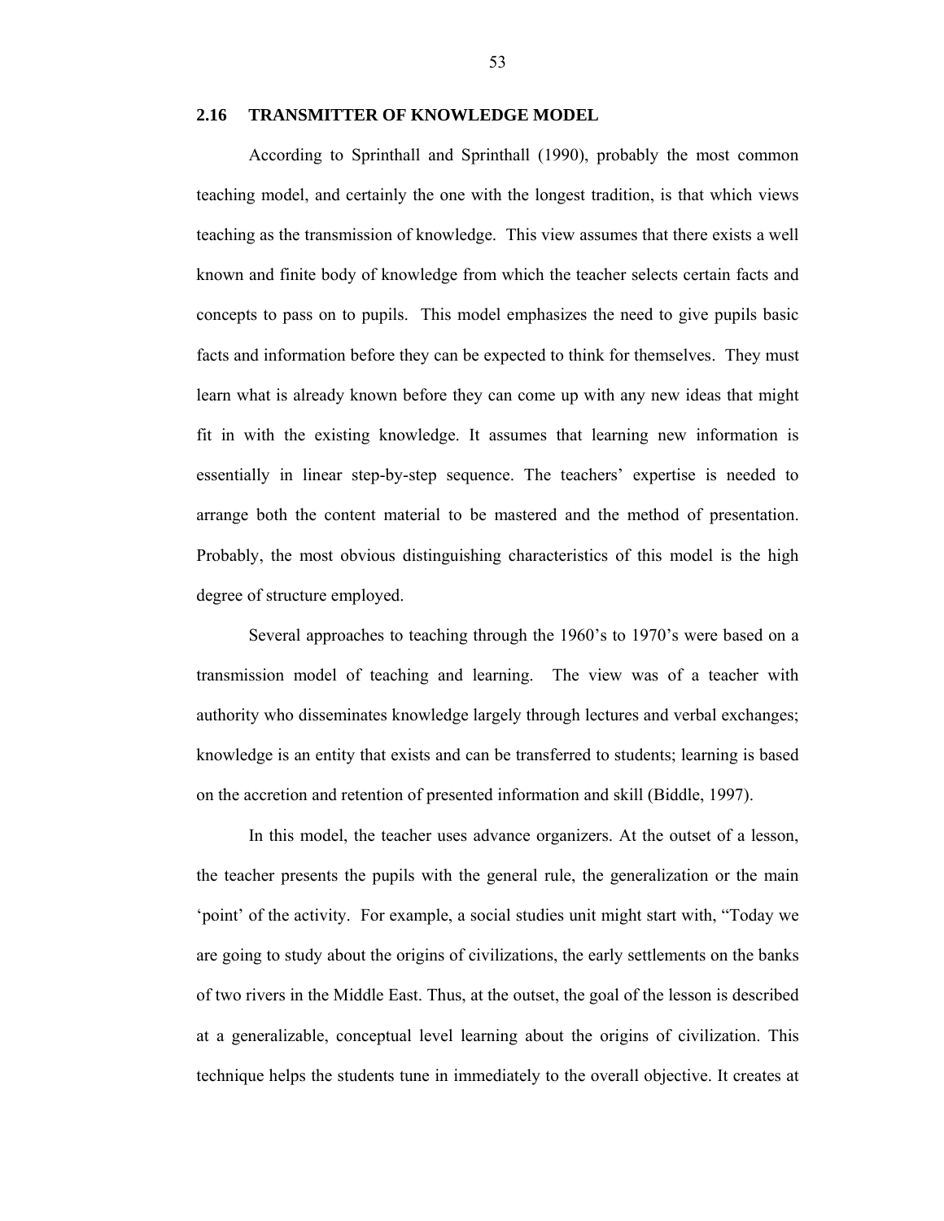## 2.16 TRANSMITTER OF KNOWLEDGE MODEL

According to Sprinthall and Sprinthall (1990), probably the most common teaching model, and certainly the one with the longest tradition, is that which views teaching as the transmission of knowledge. This view assumes that there exists a well known and finite body of knowledge from which the teacher selects certain facts and concepts to pass on to pupils. This model emphasizes the need to give pupils basic facts and information before they can be expected to think for themselves. They must learn what is already known before they can come up with any new ideas that might fit in with the existing knowledge. It assumes that learning new information is essentially in linear step-by-step sequence. The teachers' expertise is needed to arrange both the content material to be mastered and the method of presentation. Probably, the most obvious distinguishing characteristics of this model is the high degree of structure employed.

Several approaches to teaching through the 1960's to 1970's were based on a transmission model of teaching and learning. The view was of a teacher with authority who disseminates knowledge largely through lectures and verbal exchanges; knowledge is an entity that exists and can be transferred to students; learning is based on the accretion and retention of presented information and skill (Biddle, 1997).

In this model, the teacher uses advance organizers. At the outset of a lesson, the teacher presents the pupils with the general rule, the generalization or the main 'point' of the activity. For example, a social studies unit might start with, "Today we are going to study about the origins of civilizations, the early settlements on the banks of two rivers in the Middle East. Thus, at the outset, the goal of the lesson is described at a generalizable, conceptual level learning about the origins of civilization. This technique helps the students tune in immediately to the overall objective. It creates at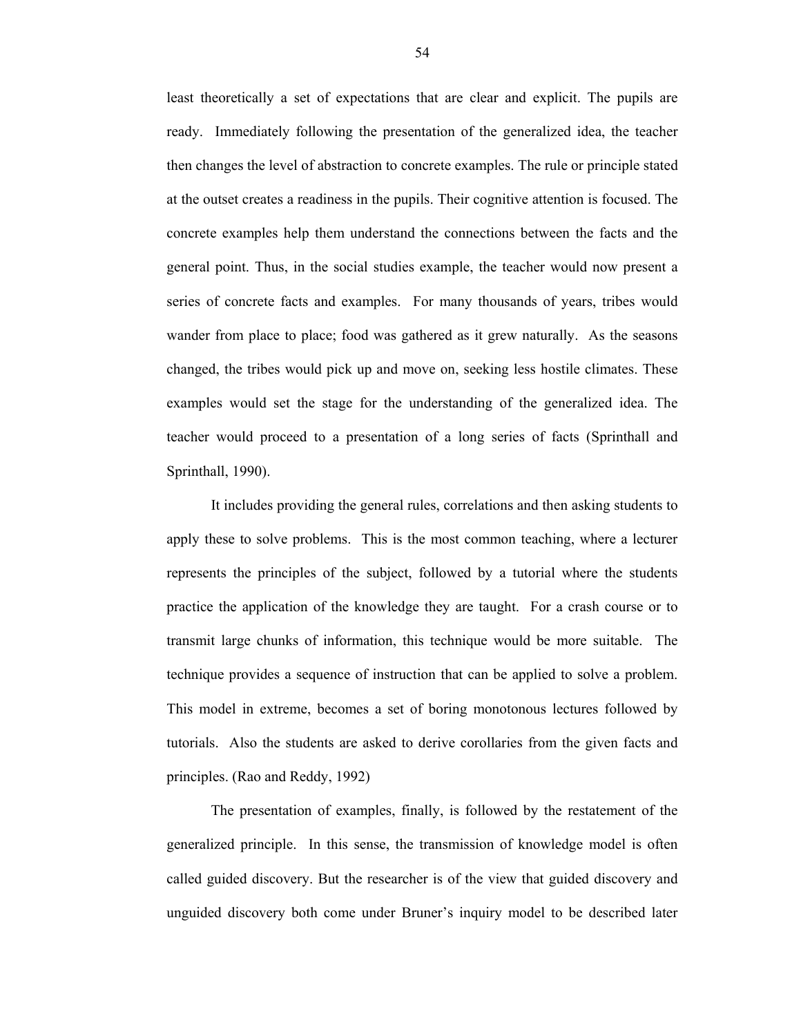least theoretically a set of expectations that are clear and explicit. The pupils are ready. Immediately following the presentation of the generalized idea, the teacher then changes the level of abstraction to concrete examples. The rule or principle stated at the outset creates a readiness in the pupils. Their cognitive attention is focused. The concrete examples help them understand the connections between the facts and the general point. Thus, in the social studies example, the teacher would now present a series of concrete facts and examples. For many thousands of years, tribes would wander from place to place; food was gathered as it grew naturally. As the seasons changed, the tribes would pick up and move on, seeking less hostile climates. These examples would set the stage for the understanding of the generalized idea. The teacher would proceed to a presentation of a long series of facts (Sprinthall and Sprinthall, 1990).

It includes providing the general rules, correlations and then asking students to apply these to solve problems. This is the most common teaching, where a lecturer represents the principles of the subject, followed by a tutorial where the students practice the application of the knowledge they are taught. For a crash course or to transmit large chunks of information, this technique would be more suitable. The technique provides a sequence of instruction that can be applied to solve a problem. This model in extreme, becomes a set of boring monotonous lectures followed by tutorials. Also the students are asked to derive corollaries from the given facts and principles. (Rao and Reddy, 1992)

The presentation of examples, finally, is followed by the restatement of the generalized principle. In this sense, the transmission of knowledge model is often called guided discovery. But the researcher is of the view that guided discovery and unguided discovery both come under Bruner's inquiry model to be described later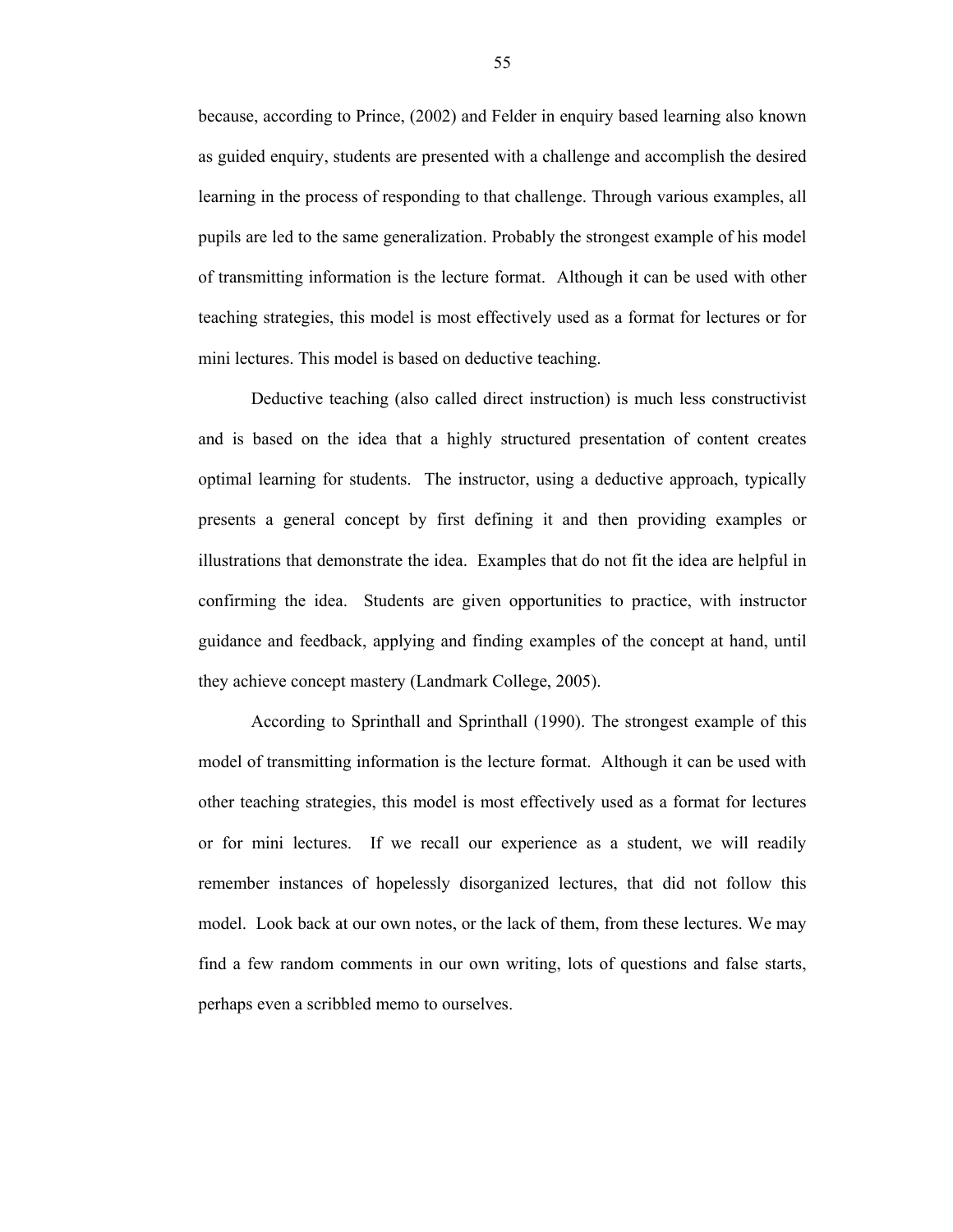because, according to Prince, (2002) and Felder in enquiry based learning also known as guided enquiry, students are presented with a challenge and accomplish the desired learning in the process of responding to that challenge. Through various examples, all pupils are led to the same generalization. Probably the strongest example of his model of transmitting information is the lecture format. Although it can be used with other teaching strategies, this model is most effectively used as a format for lectures or for mini lectures. This model is based on deductive teaching.

Deductive teaching (also called direct instruction) is much less constructivist and is based on the idea that a highly structured presentation of content creates optimal learning for students. The instructor, using a deductive approach, typically presents a general concept by first defining it and then providing examples or illustrations that demonstrate the idea. Examples that do not fit the idea are helpful in confirming the idea. Students are given opportunities to practice, with instructor guidance and feedback, applying and finding examples of the concept at hand, until they achieve concept mastery (Landmark College, 2005).

According to Sprinthall and Sprinthall (1990). The strongest example of this model of transmitting information is the lecture format. Although it can be used with other teaching strategies, this model is most effectively used as a format for lectures or for mini lectures. If we recall our experience as a student, we will readily remember instances of hopelessly disorganized lectures, that did not follow this model. Look back at our own notes, or the lack of them, from these lectures. We may find a few random comments in our own writing, lots of questions and false starts, perhaps even a scribbled memo to ourselves.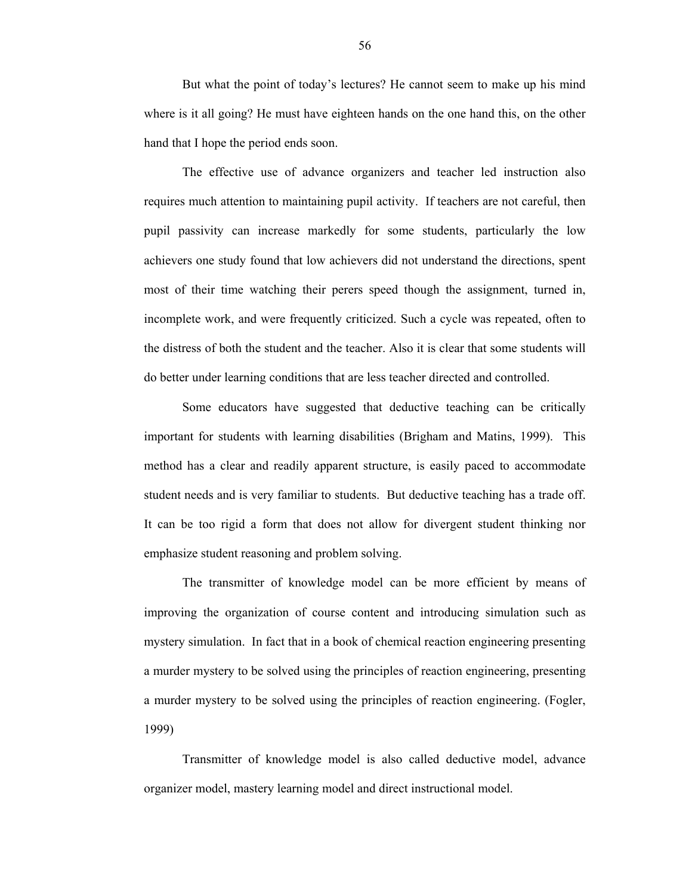But what the point of today's lectures? He cannot seem to make up his mind where is it all going? He must have eighteen hands on the one hand this, on the other hand that I hope the period ends soon.

The effective use of advance organizers and teacher led instruction also requires much attention to maintaining pupil activity. If teachers are not careful, then pupil passivity can increase markedly for some students, particularly the low achievers one study found that low achievers did not understand the directions, spent most of their time watching their perers speed though the assignment, turned in, incomplete work, and were frequently criticized. Such a cycle was repeated, often to the distress of both the student and the teacher. Also it is clear that some students will do better under learning conditions that are less teacher directed and controlled.

Some educators have suggested that deductive teaching can be critically important for students with learning disabilities (Brigham and Matins, 1999). This method has a clear and readily apparent structure, is easily paced to accommodate student needs and is very familiar to students. But deductive teaching has a trade off. It can be too rigid a form that does not allow for divergent student thinking nor emphasize student reasoning and problem solving.

The transmitter of knowledge model can be more efficient by means of improving the organization of course content and introducing simulation such as mystery simulation. In fact that in a book of chemical reaction engineering presenting a murder mystery to be solved using the principles of reaction engineering, presenting a murder mystery to be solved using the principles of reaction engineering. (Fogler, 1999)

Transmitter of knowledge model is also called deductive model, advance organizer model, mastery learning model and direct instructional model.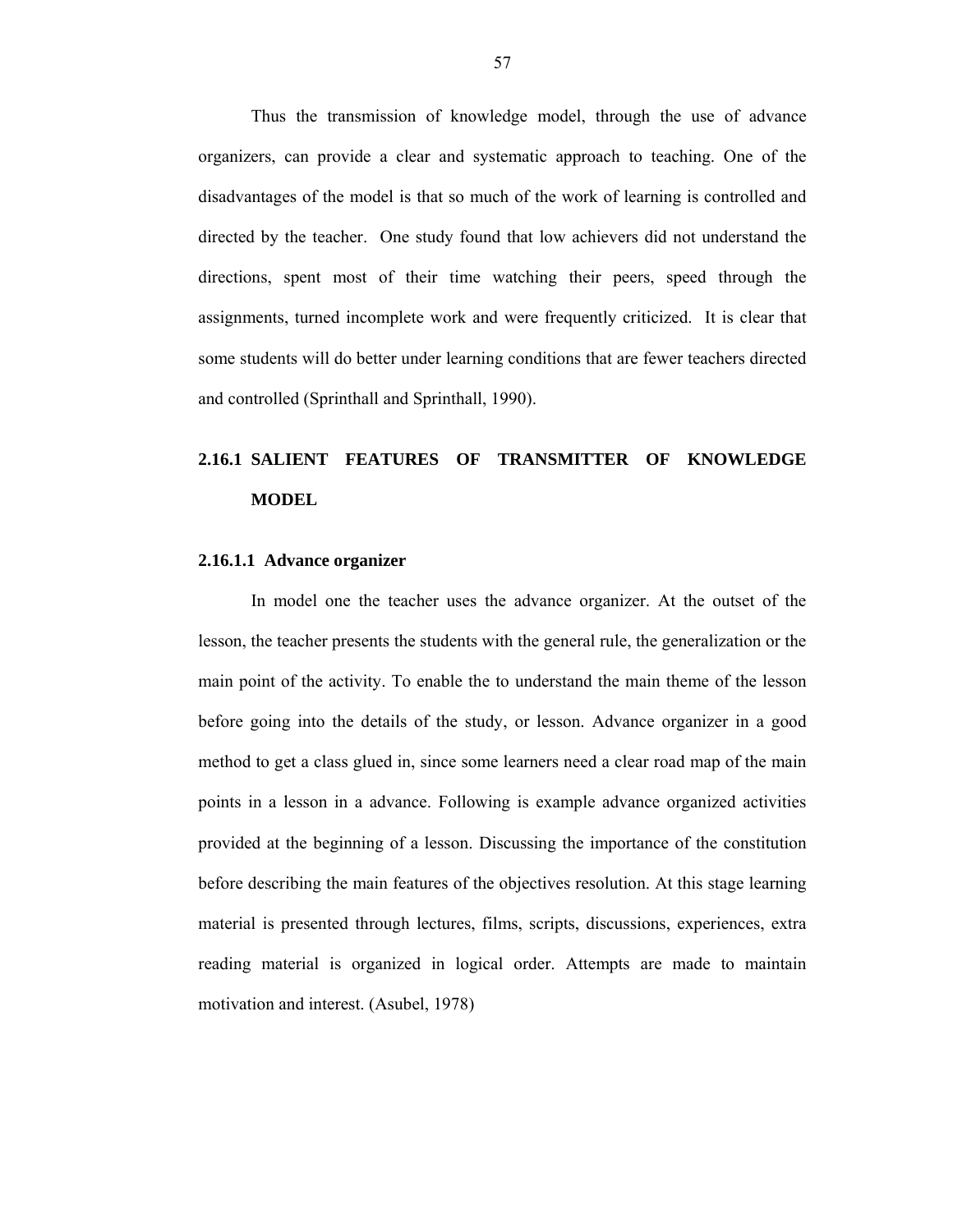Thus the transmission of knowledge model, through the use of advance organizers, can provide a clear and systematic approach to teaching. One of the disadvantages of the model is that so much of the work of learning is controlled and directed by the teacher. One study found that low achievers did not understand the directions, spent most of their time watching their peers, speed through the assignments, turned incomplete work and were frequently criticized. It is clear that some students will do better under learning conditions that are fewer teachers directed and controlled (Sprinthall and Sprinthall, 1990).

### 2.16.1 SALIENT FEATURES OF TRANSMITTER OF KNOWLEDGE MODEL

#### 2.16.1.1 Advance organizer

In model one the teacher uses the advance organizer. At the outset of the lesson, the teacher presents the students with the general rule, the generalization or the main point of the activity. To enable the to understand the main theme of the lesson before going into the details of the study, or lesson. Advance organizer in a good method to get a class glued in, since some learners need a clear road map of the main points in a lesson in a advance. Following is example advance organized activities provided at the beginning of a lesson. Discussing the importance of the constitution before describing the main features of the objectives resolution. At this stage learning material is presented through lectures, films, scripts, discussions, experiences, extra reading material is organized in logical order. Attempts are made to maintain motivation and interest. (Asubel, 1978)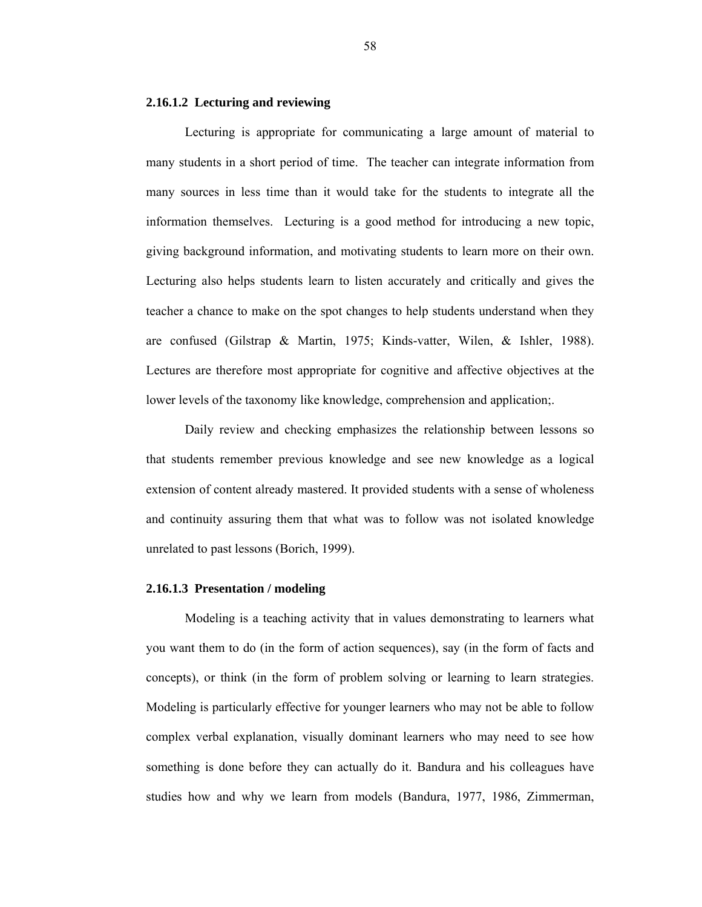#### 2.16.1.2 Lecturing and reviewing

Lecturing is appropriate for communicating a large amount of material to many students in a short period of time. The teacher can integrate information from many sources in less time than it would take for the students to integrate all the information themselves. Lecturing is a good method for introducing a new topic, giving background information, and motivating students to learn more on their own. Lecturing also helps students learn to listen accurately and critically and gives the teacher a chance to make on the spot changes to help students understand when they are confused (Gilstrap & Martin, 1975; Kinds-vatter, Wilen, & Ishler, 1988). Lectures are therefore most appropriate for cognitive and affective objectives at the lower levels of the taxonomy like knowledge, comprehension and application;.

Daily review and checking emphasizes the relationship between lessons so that students remember previous knowledge and see new knowledge as a logical extension of content already mastered. It provided students with a sense of wholeness and continuity assuring them that what was to follow was not isolated knowledge unrelated to past lessons (Borich, 1999).

#### 2.16.1.3 Presentation / modeling

Modeling is a teaching activity that in values demonstrating to learners what you want them to do (in the form of action sequences), say (in the form of facts and concepts), or think (in the form of problem solving or learning to learn strategies. Modeling is particularly effective for younger learners who may not be able to follow complex verbal explanation, visually dominant learners who may need to see how something is done before they can actually do it. Bandura and his colleagues have studies how and why we learn from models (Bandura, 1977, 1986, Zimmerman,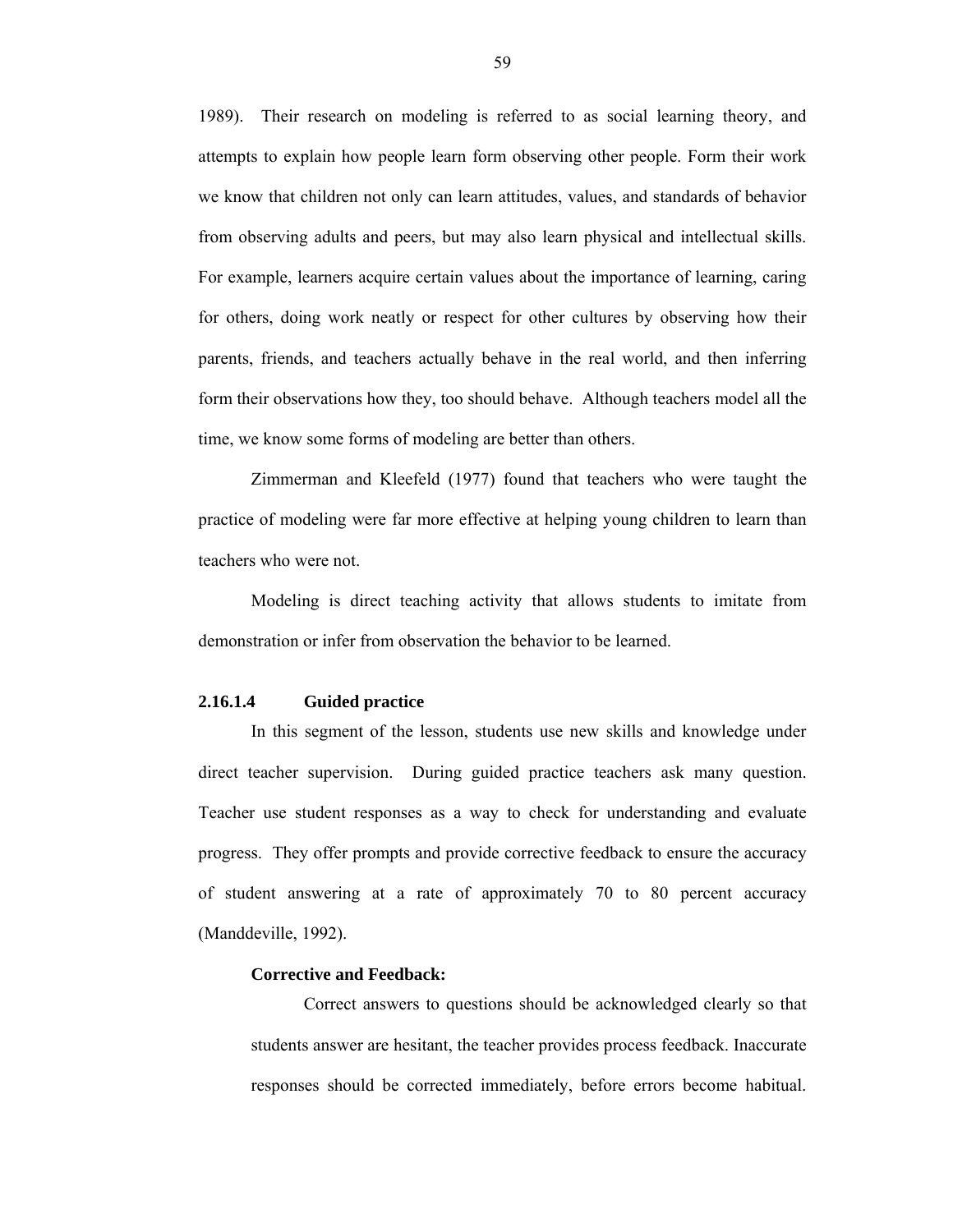1989). Their research on modeling is referred to as social learning theory, and attempts to explain how people learn form observing other people. Form their work we know that children not only can learn attitudes, values, and standards of behavior from observing adults and peers, but may also learn physical and intellectual skills. For example, learners acquire certain values about the importance of learning, caring for others, doing work neatly or respect for other cultures by observing how their parents, friends, and teachers actually behave in the real world, and then inferring form their observations how they, too should behave. Although teachers model all the time, we know some forms of modeling are better than others.

Zimmerman and Kleefeld (1977) found that teachers who were taught the practice of modeling were far more effective at helping young children to learn than teachers who were not.

Modeling is direct teaching activity that allows students to imitate from demonstration or infer from observation the behavior to be learned.

#### 2.16.1.4 Guided practice

In this segment of the lesson, students use new skills and knowledge under direct teacher supervision. During guided practice teachers ask many question. Teacher use student responses as a way to check for understanding and evaluate progress. They offer prompts and provide corrective feedback to ensure the accuracy of student answering at a rate of approximately 70 to 80 percent accuracy (Manddeville, 1992).

**Corrective and Feedback:**

Correct answers to questions should be acknowledged clearly so that students answer are hesitant, the teacher provides process feedback. Inaccurate responses should be corrected immediately, before errors become habitual.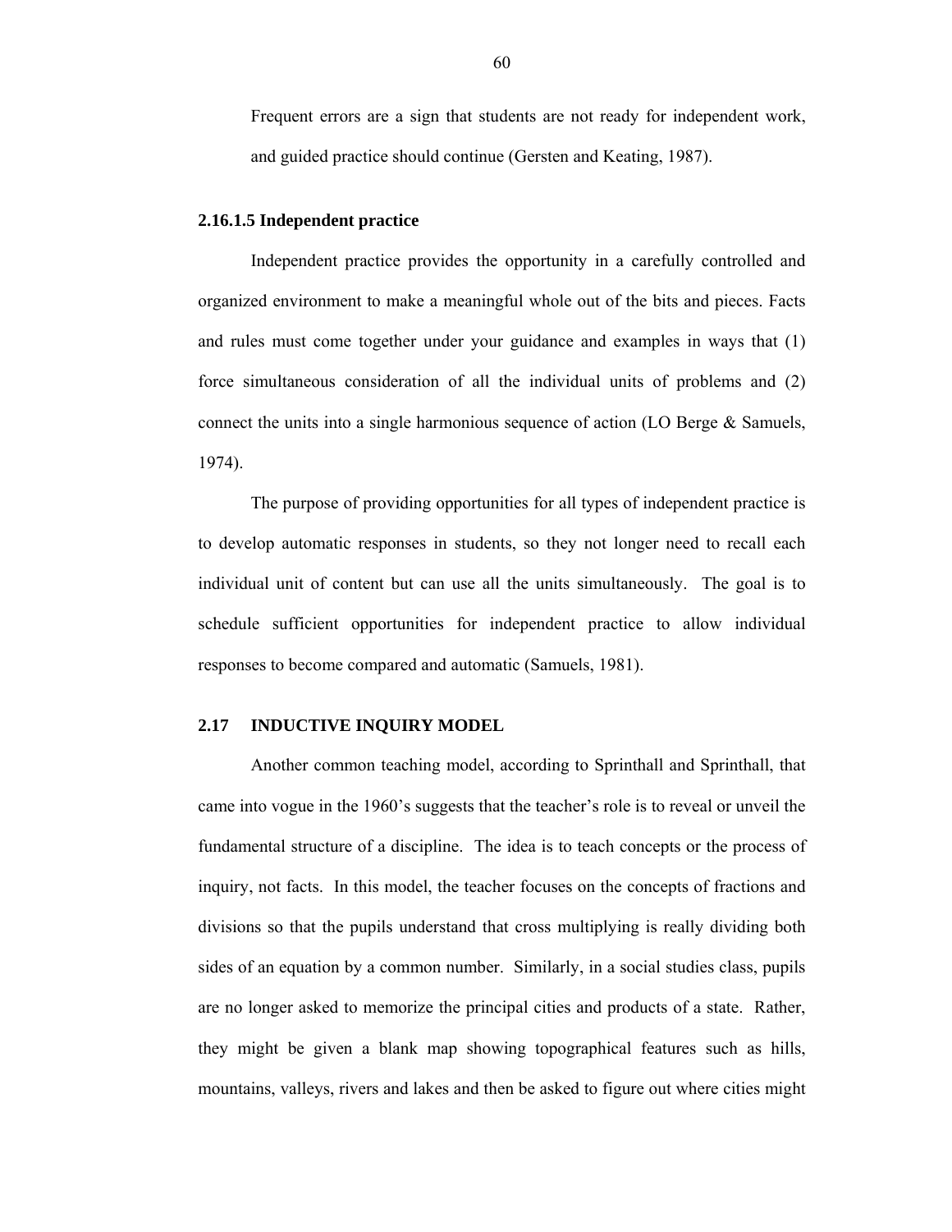Frequent errors are a sign that students are not ready for independent work, and guided practice should continue (Gersten and Keating, 1987).

#### 2.16.1.5 Independent practice

Independent practice provides the opportunity in a carefully controlled and organized environment to make a meaningful whole out of the bits and pieces. Facts and rules must come together under your guidance and examples in ways that (1) force simultaneous consideration of all the individual units of problems and (2) connect the units into a single harmonious sequence of action (LO Berge & Samuels, 1974).

The purpose of providing opportunities for all types of independent practice is to develop automatic responses in students, so they not longer need to recall each individual unit of content but can use all the units simultaneously. The goal is to schedule sufficient opportunities for independent practice to allow individual responses to become compared and automatic (Samuels, 1981).

## 2.17 INDUCTIVE INQUIRY MODEL

Another common teaching model, according to Sprinthall and Sprinthall, that came into vogue in the 1960's suggests that the teacher's role is to reveal or unveil the fundamental structure of a discipline. The idea is to teach concepts or the process of inquiry, not facts. In this model, the teacher focuses on the concepts of fractions and divisions so that the pupils understand that cross multiplying is really dividing both sides of an equation by a common number. Similarly, in a social studies class, pupils are no longer asked to memorize the principal cities and products of a state. Rather, they might be given a blank map showing topographical features such as hills, mountains, valleys, rivers and lakes and then be asked to figure out where cities might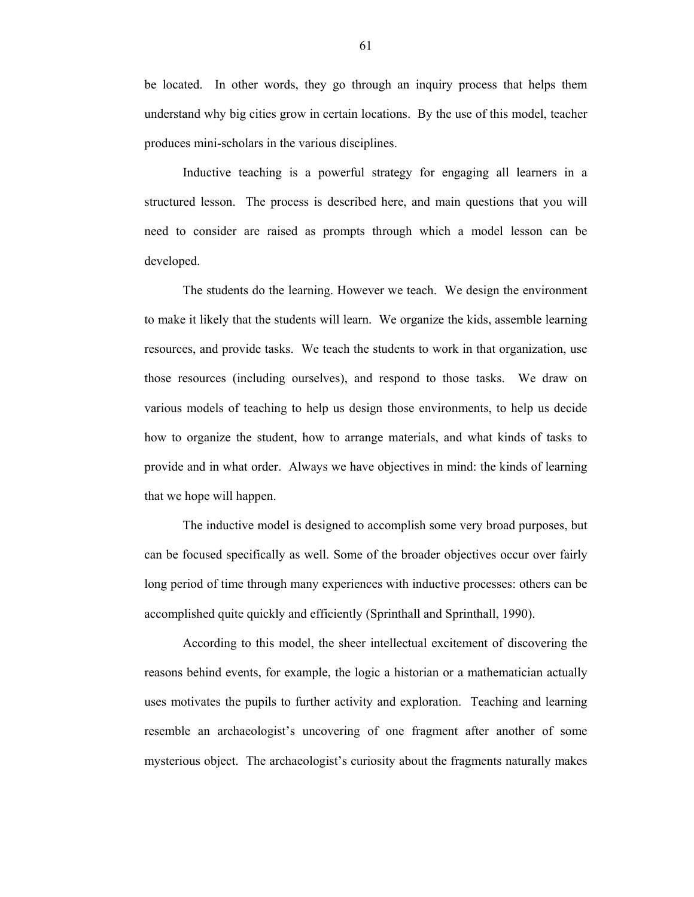be located. In other words, they go through an inquiry process that helps them understand why big cities grow in certain locations. By the use of this model, teacher produces mini-scholars in the various disciplines.

Inductive teaching is a powerful strategy for engaging all learners in a structured lesson. The process is described here, and main questions that you will need to consider are raised as prompts through which a model lesson can be developed.

The students do the learning. However we teach. We design the environment to make it likely that the students will learn. We organize the kids, assemble learning resources, and provide tasks. We teach the students to work in that organization, use those resources (including ourselves), and respond to those tasks. We draw on various models of teaching to help us design those environments, to help us decide how to organize the student, how to arrange materials, and what kinds of tasks to provide and in what order. Always we have objectives in mind: the kinds of learning that we hope will happen.

The inductive model is designed to accomplish some very broad purposes, but can be focused specifically as well. Some of the broader objectives occur over fairly long period of time through many experiences with inductive processes: others can be accomplished quite quickly and efficiently (Sprinthall and Sprinthall, 1990).

According to this model, the sheer intellectual excitement of discovering the reasons behind events, for example, the logic a historian or a mathematician actually uses motivates the pupils to further activity and exploration. Teaching and learning resemble an archaeologist's uncovering of one fragment after another of some mysterious object. The archaeologist's curiosity about the fragments naturally makes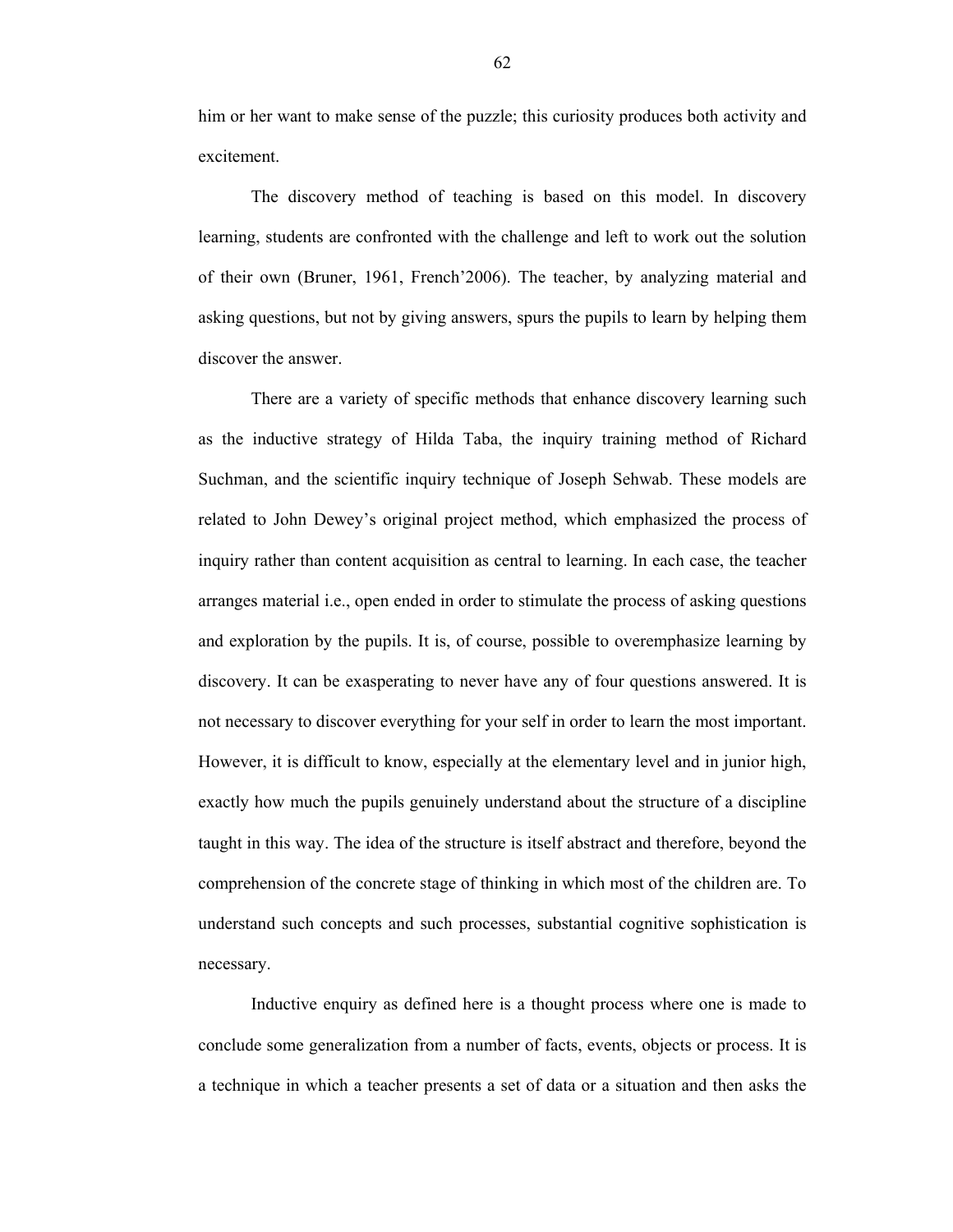him or her want to make sense of the puzzle; this curiosity produces both activity and excitement.

The discovery method of teaching is based on this model. In discovery learning, students are confronted with the challenge and left to work out the solution of their own (Bruner, 1961, French'2006). The teacher, by analyzing material and asking questions, but not by giving answers, spurs the pupils to learn by helping them discover the answer.

There are a variety of specific methods that enhance discovery learning such as the inductive strategy of Hilda Taba, the inquiry training method of Richard Suchman, and the scientific inquiry technique of Joseph Sehwab. These models are related to John Dewey's original project method, which emphasized the process of inquiry rather than content acquisition as central to learning. In each case, the teacher arranges material i.e., open ended in order to stimulate the process of asking questions and exploration by the pupils. It is, of course, possible to overemphasize learning by discovery. It can be exasperating to never have any of four questions answered. It is not necessary to discover everything for your self in order to learn the most important. However, it is difficult to know, especially at the elementary level and in junior high, exactly how much the pupils genuinely understand about the structure of a discipline taught in this way. The idea of the structure is itself abstract and therefore, beyond the comprehension of the concrete stage of thinking in which most of the children are. To understand such concepts and such processes, substantial cognitive sophistication is necessary.

Inductive enquiry as defined here is a thought process where one is made to conclude some generalization from a number of facts, events, objects or process. It is a technique in which a teacher presents a set of data or a situation and then asks the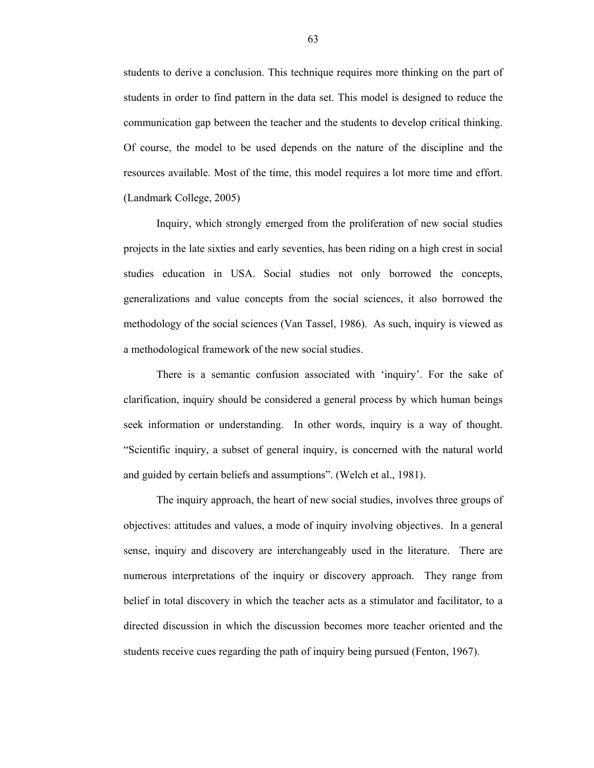students to derive a conclusion. This technique requires more thinking on the part of students in order to find pattern in the data set. This model is designed to reduce the communication gap between the teacher and the students to develop critical thinking. Of course, the model to be used depends on the nature of the discipline and the resources available. Most of the time, this model requires a lot more time and effort. (Landmark College, 2005)

Inquiry, which strongly emerged from the proliferation of new social studies projects in the late sixties and early seventies, has been riding on a high crest in social studies education in USA. Social studies not only borrowed the concepts, generalizations and value concepts from the social sciences, it also borrowed the methodology of the social sciences (Van Tassel, 1986). As such, inquiry is viewed as a methodological framework of the new social studies.

There is a semantic confusion associated with 'inquiry'. For the sake of clarification, inquiry should be considered a general process by which human beings seek information or understanding. In other words, inquiry is a way of thought. "Scientific inquiry, a subset of general inquiry, is concerned with the natural world and guided by certain beliefs and assumptions". (Welch et al., 1981).

The inquiry approach, the heart of new social studies, involves three groups of objectives: attitudes and values, a mode of inquiry involving objectives. In a general sense, inquiry and discovery are interchangeably used in the literature. There are numerous interpretations of the inquiry or discovery approach. They range from belief in total discovery in which the teacher acts as a stimulator and facilitator, to a directed discussion in which the discussion becomes more teacher oriented and the students receive cues regarding the path of inquiry being pursued (Fenton, 1967).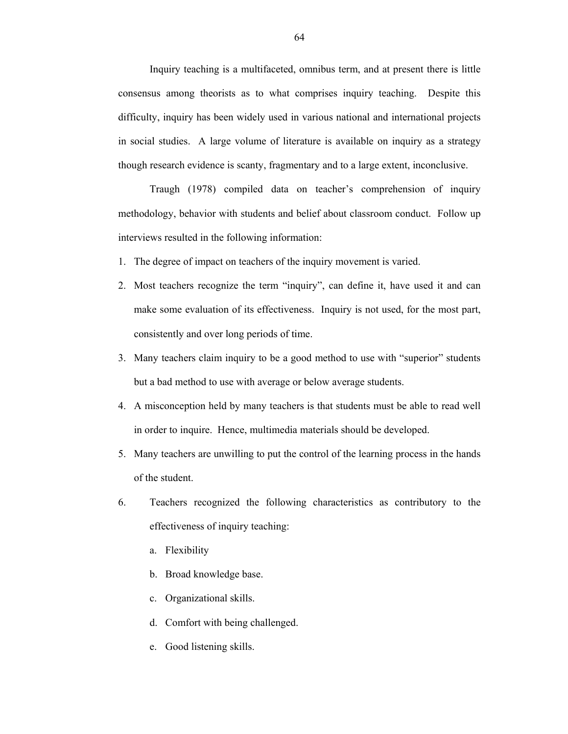Inquiry teaching is a multifaceted, omnibus term, and at present there is little consensus among theorists as to what comprises inquiry teaching. Despite this difficulty, inquiry has been widely used in various national and international projects in social studies. A large volume of literature is available on inquiry as a strategy though research evidence is scanty, fragmentary and to a large extent, inconclusive.

Traugh (1978) compiled data on teacher's comprehension of inquiry methodology, behavior with students and belief about classroom conduct. Follow up interviews resulted in the following information:

1. The degree of impact on teachers of the inquiry movement is varied.
2. Most teachers recognize the term "inquiry", can define it, have used it and can make some evaluation of its effectiveness. Inquiry is not used, for the most part, consistently and over long periods of time.
3. Many teachers claim inquiry to be a good method to use with "superior" students but a bad method to use with average or below average students.
4. A misconception held by many teachers is that students must be able to read well in order to inquire. Hence, multimedia materials should be developed.
5. Many teachers are unwilling to put the control of the learning process in the hands of the student.
6. Teachers recognized the following characteristics as contributory to the effectiveness of inquiry teaching:
   a. Flexibility
   b. Broad knowledge base.
   c. Organizational skills.
   d. Comfort with being challenged.
   e. Good listening skills.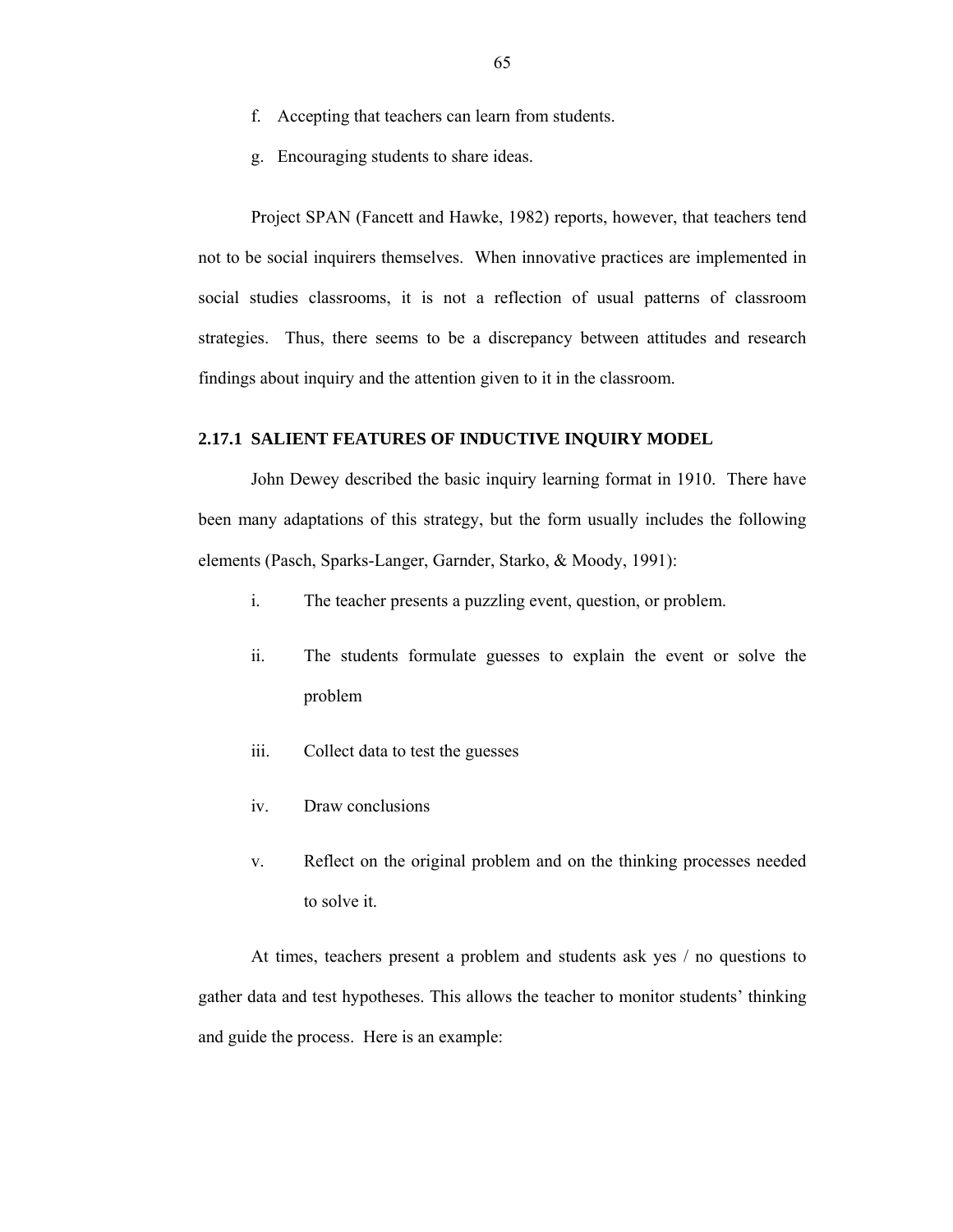f. Accepting that teachers can learn from students.

g. Encouraging students to share ideas.

Project SPAN (Fancett and Hawke, 1982) reports, however, that teachers tend not to be social inquirers themselves. When innovative practices are implemented in social studies classrooms, it is not a reflection of usual patterns of classroom strategies. Thus, there seems to be a discrepancy between attitudes and research findings about inquiry and the attention given to it in the classroom.

### 2.17.1 SALIENT FEATURES OF INDUCTIVE INQUIRY MODEL

John Dewey described the basic inquiry learning format in 1910. There have been many adaptations of this strategy, but the form usually includes the following elements (Pasch, Sparks-Langer, Garnder, Starko, & Moody, 1991):

i. The teacher presents a puzzling event, question, or problem.

ii. The students formulate guesses to explain the event or solve the problem

iii. Collect data to test the guesses

iv. Draw conclusions

v. Reflect on the original problem and on the thinking processes needed to solve it.

At times, teachers present a problem and students ask yes / no questions to gather data and test hypotheses. This allows the teacher to monitor students' thinking and guide the process. Here is an example: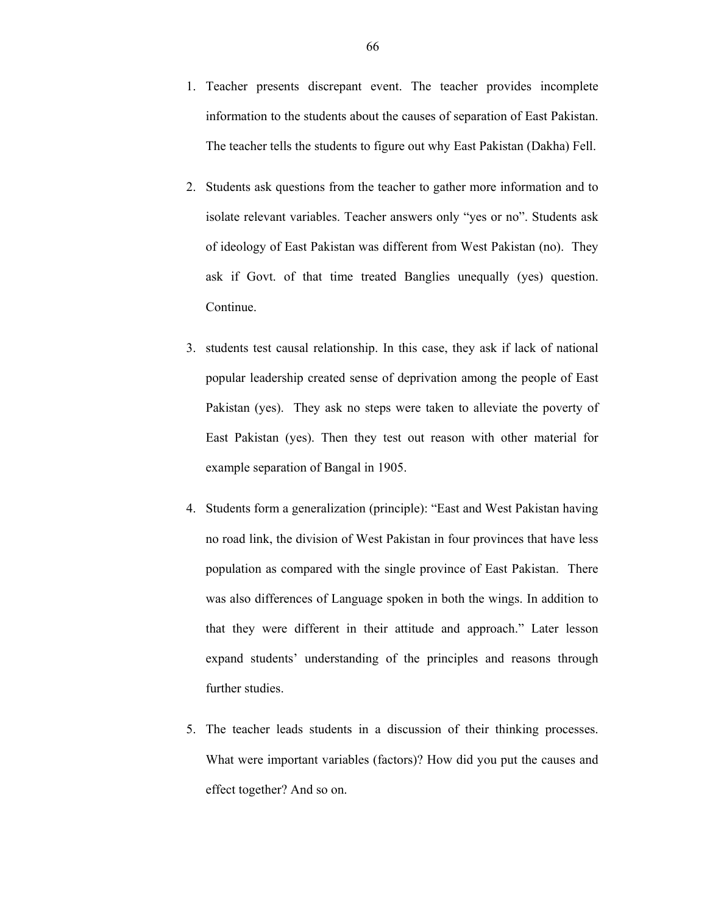1. Teacher presents discrepant event. The teacher provides incomplete information to the students about the causes of separation of East Pakistan. The teacher tells the students to figure out why East Pakistan (Dakha) Fell.

2. Students ask questions from the teacher to gather more information and to isolate relevant variables. Teacher answers only "yes or no". Students ask of ideology of East Pakistan was different from West Pakistan (no). They ask if Govt. of that time treated Banglies unequally (yes) question. Continue.

3. students test causal relationship. In this case, they ask if lack of national popular leadership created sense of deprivation among the people of East Pakistan (yes). They ask no steps were taken to alleviate the poverty of East Pakistan (yes). Then they test out reason with other material for example separation of Bangal in 1905.

4. Students form a generalization (principle): "East and West Pakistan having no road link, the division of West Pakistan in four provinces that have less population as compared with the single province of East Pakistan. There was also differences of Language spoken in both the wings. In addition to that they were different in their attitude and approach." Later lesson expand students' understanding of the principles and reasons through further studies.

5. The teacher leads students in a discussion of their thinking processes. What were important variables (factors)? How did you put the causes and effect together? And so on.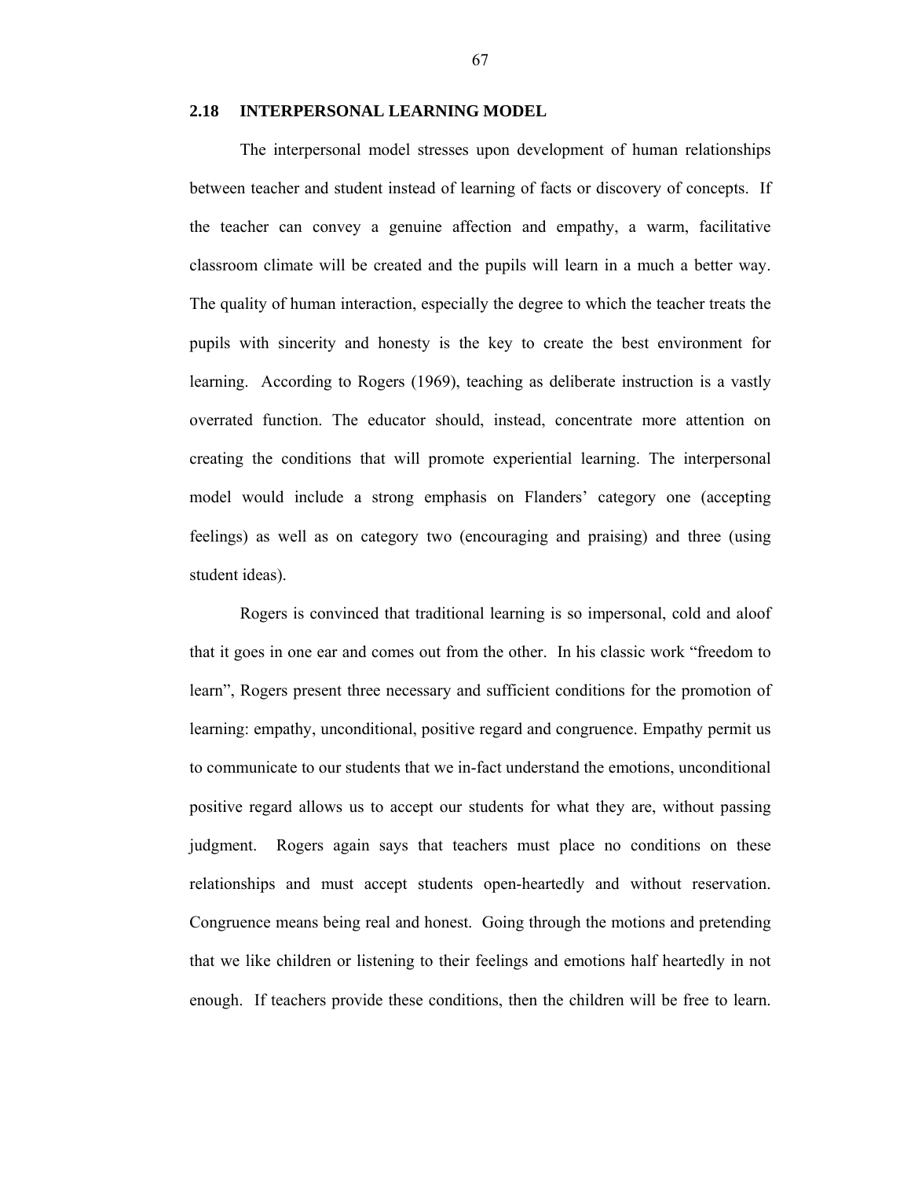## 2.18 INTERPERSONAL LEARNING MODEL

The interpersonal model stresses upon development of human relationships between teacher and student instead of learning of facts or discovery of concepts. If the teacher can convey a genuine affection and empathy, a warm, facilitative classroom climate will be created and the pupils will learn in a much a better way. The quality of human interaction, especially the degree to which the teacher treats the pupils with sincerity and honesty is the key to create the best environment for learning. According to Rogers (1969), teaching as deliberate instruction is a vastly overrated function. The educator should, instead, concentrate more attention on creating the conditions that will promote experiential learning. The interpersonal model would include a strong emphasis on Flanders' category one (accepting feelings) as well as on category two (encouraging and praising) and three (using student ideas).

Rogers is convinced that traditional learning is so impersonal, cold and aloof that it goes in one ear and comes out from the other. In his classic work "freedom to learn", Rogers present three necessary and sufficient conditions for the promotion of learning: empathy, unconditional, positive regard and congruence. Empathy permit us to communicate to our students that we in-fact understand the emotions, unconditional positive regard allows us to accept our students for what they are, without passing judgment. Rogers again says that teachers must place no conditions on these relationships and must accept students open-heartedly and without reservation. Congruence means being real and honest. Going through the motions and pretending that we like children or listening to their feelings and emotions half heartedly in not enough. If teachers provide these conditions, then the children will be free to learn.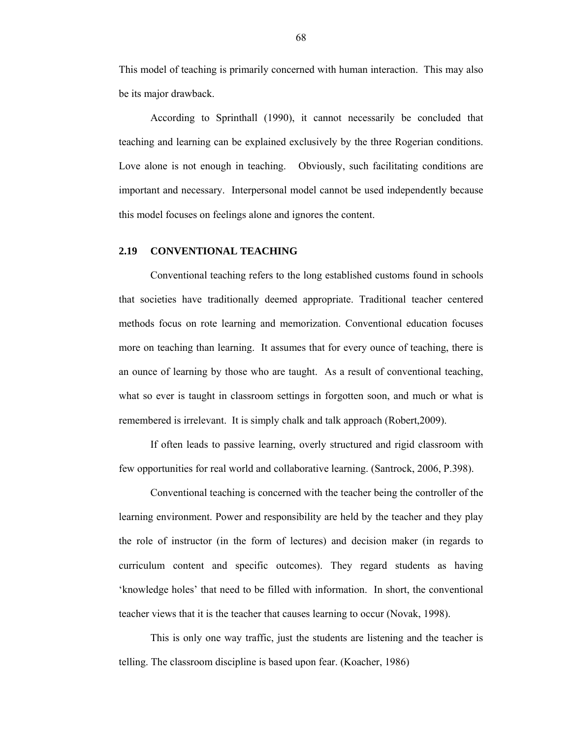This model of teaching is primarily concerned with human interaction. This may also be its major drawback.

According to Sprinthall (1990), it cannot necessarily be concluded that teaching and learning can be explained exclusively by the three Rogerian conditions. Love alone is not enough in teaching. Obviously, such facilitating conditions are important and necessary. Interpersonal model cannot be used independently because this model focuses on feelings alone and ignores the content.

## 2.19 CONVENTIONAL TEACHING

Conventional teaching refers to the long established customs found in schools that societies have traditionally deemed appropriate. Traditional teacher centered methods focus on rote learning and memorization. Conventional education focuses more on teaching than learning. It assumes that for every ounce of teaching, there is an ounce of learning by those who are taught. As a result of conventional teaching, what so ever is taught in classroom settings in forgotten soon, and much or what is remembered is irrelevant. It is simply chalk and talk approach (Robert,2009).

If often leads to passive learning, overly structured and rigid classroom with few opportunities for real world and collaborative learning. (Santrock, 2006, P.398).

Conventional teaching is concerned with the teacher being the controller of the learning environment. Power and responsibility are held by the teacher and they play the role of instructor (in the form of lectures) and decision maker (in regards to curriculum content and specific outcomes). They regard students as having 'knowledge holes' that need to be filled with information. In short, the conventional teacher views that it is the teacher that causes learning to occur (Novak, 1998).

This is only one way traffic, just the students are listening and the teacher is telling. The classroom discipline is based upon fear. (Koacher, 1986)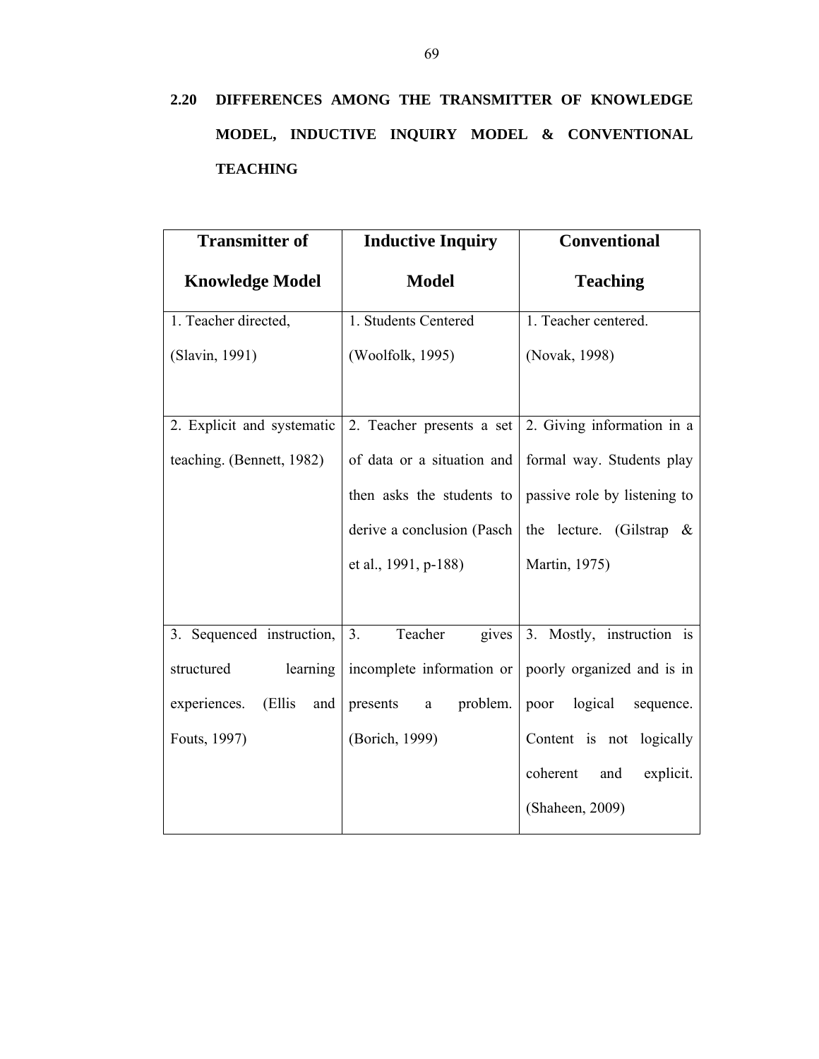## 2.20 DIFFERENCES AMONG THE TRANSMITTER OF KNOWLEDGE MODEL, INDUCTIVE INQUIRY MODEL & CONVENTIONAL TEACHING

| Transmitter of Knowledge Model | Inductive Inquiry Model | Conventional Teaching |
|---|---|---|
| 1. Teacher directed, (Slavin, 1991) | 1. Students Centered (Woolfolk, 1995) | 1. Teacher centered. (Novak, 1998) |
| 2. Explicit and systematic teaching. (Bennett, 1982) | 2. Teacher presents a set of data or a situation and then asks the students to derive a conclusion (Pasch et al., 1991, p-188) | 2. Giving information in a formal way. Students play passive role by listening to the lecture. (Gilstrap & Martin, 1975) |
| 3. Sequenced instruction, structured learning experiences. (Ellis and Fouts, 1997) | 3. Teacher gives incomplete information or presents a problem. (Borich, 1999) | 3. Mostly, instruction is poorly organized and is in poor logical sequence. Content is not logically coherent and explicit. (Shaheen, 2009) |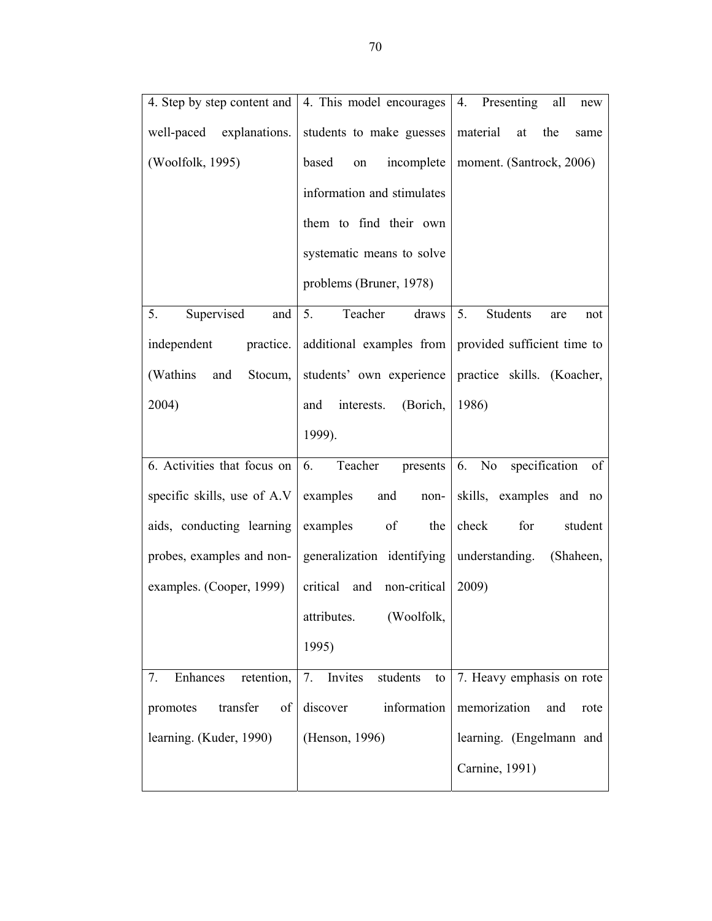| | | |
|---|---|---|
| 4. Step by step content and well-paced explanations. (Woolfolk, 1995) | 4. This model encourages students to make guesses based on incomplete information and stimulates them to find their own systematic means to solve problems (Bruner, 1978) | 4. Presenting all new material at the same moment. (Santrock, 2006) |
| 5. Supervised and independent practice. (Wathins and Stocum, 2004) | 5. Teacher draws additional examples from students' own experience and interests. (Borich, 1999). | 5. Students are not provided sufficient time to practice skills. (Koacher, 1986) |
| 6. Activities that focus on specific skills, use of A.V aids, conducting learning probes, examples and non-examples. (Cooper, 1999) | 6. Teacher presents examples and non-examples of the generalization identifying critical and non-critical attributes. (Woolfolk, 1995) | 6. No specification of skills, examples and no check for student understanding. (Shaheen, 2009) |
| 7. Enhances retention, promotes transfer of learning. (Kuder, 1990) | 7. Invites students to discover information (Henson, 1996) | 7. Heavy emphasis on rote memorization and rote learning. (Engelmann and Carnine, 1991) |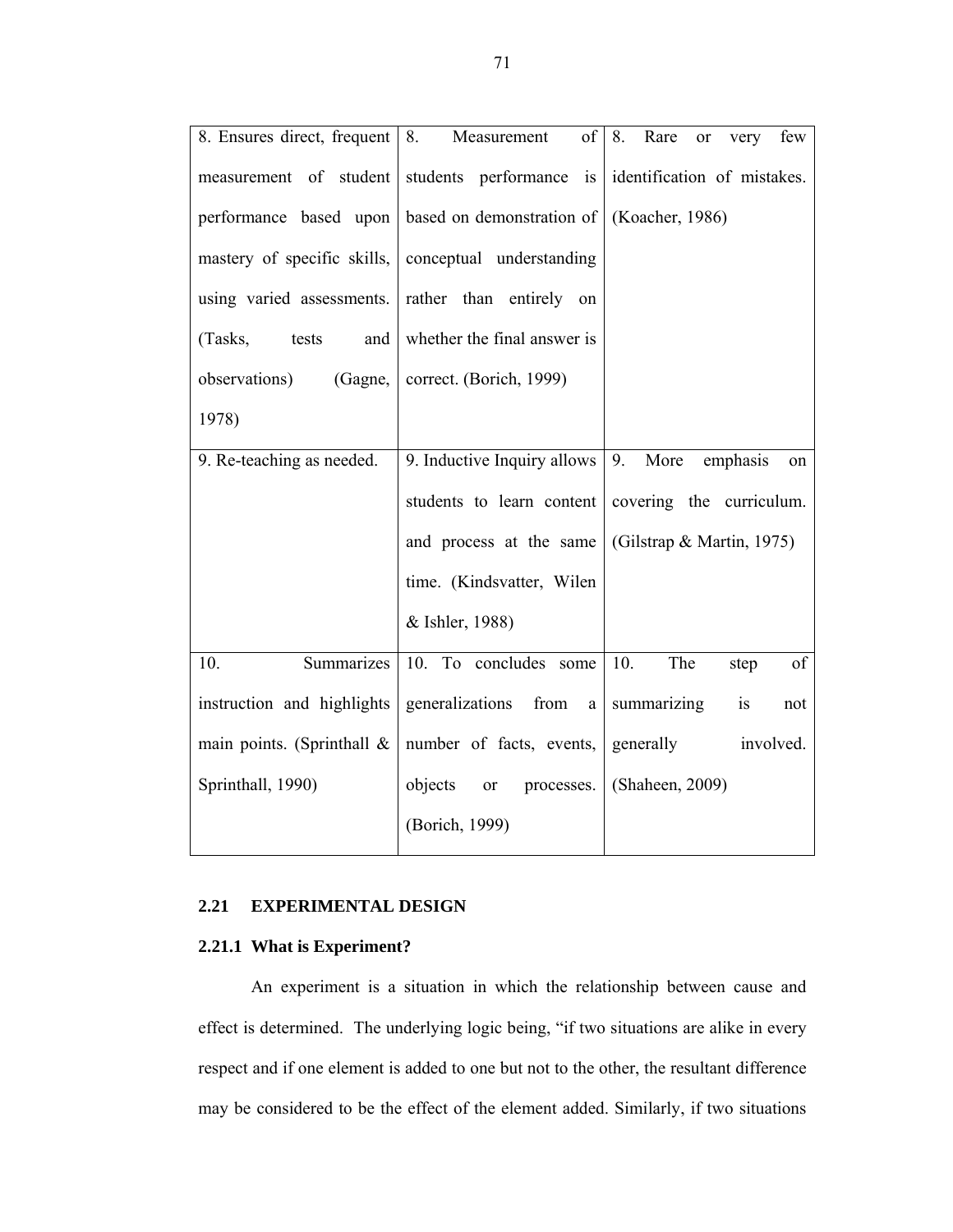| | | |
|---|---|---|
| 8. Ensures direct, frequent measurement of student performance based upon mastery of specific skills, using varied assessments. (Tasks, tests and observations) (Gagne, 1978) | 8. Measurement of students performance is based on demonstration of conceptual understanding rather than entirely on whether the final answer is correct. (Borich, 1999) | 8. Rare or very few identification of mistakes. (Koacher, 1986) |
| 9. Re-teaching as needed. | 9. Inductive Inquiry allows students to learn content and process at the same time. (Kindsvatter, Wilen & Ishler, 1988) | 9. More emphasis on covering the curriculum. (Gilstrap & Martin, 1975) |
| 10. Summarizes instruction and highlights main points. (Sprinthall & Sprinthall, 1990) | 10. To concludes some generalizations from a number of facts, events, objects or processes. (Borich, 1999) | 10. The step of summarizing is not generally involved. (Shaheen, 2009) |

## 2.21 EXPERIMENTAL DESIGN

### 2.21.1 What is Experiment?

An experiment is a situation in which the relationship between cause and effect is determined. The underlying logic being, "if two situations are alike in every respect and if one element is added to one but not to the other, the resultant difference may be considered to be the effect of the element added. Similarly, if two situations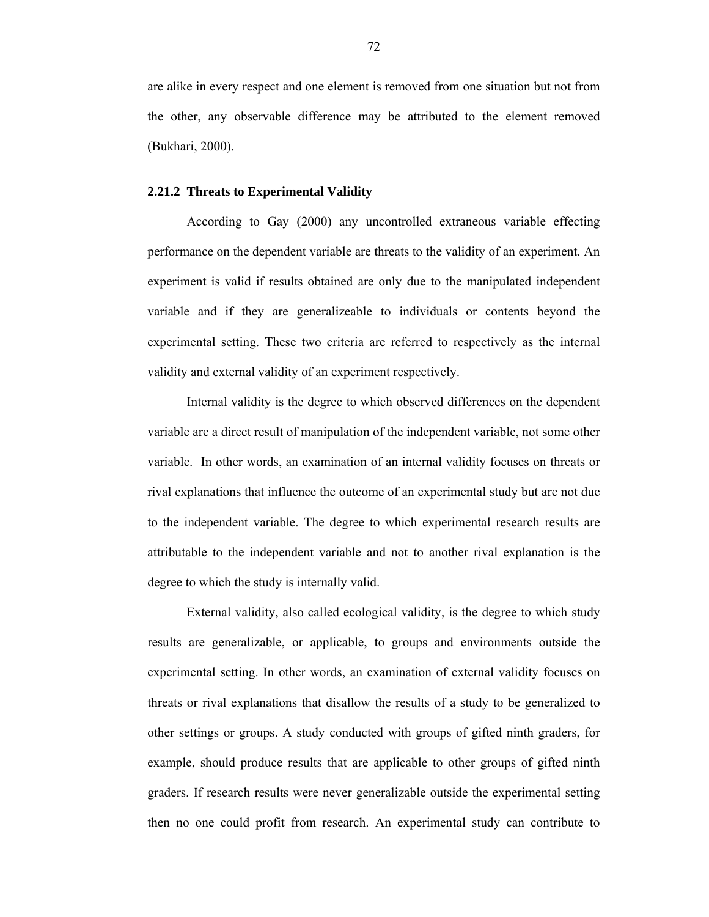are alike in every respect and one element is removed from one situation but not from the other, any observable difference may be attributed to the element removed (Bukhari, 2000).

### 2.21.2 Threats to Experimental Validity

According to Gay (2000) any uncontrolled extraneous variable effecting performance on the dependent variable are threats to the validity of an experiment. An experiment is valid if results obtained are only due to the manipulated independent variable and if they are generalizeable to individuals or contents beyond the experimental setting. These two criteria are referred to respectively as the internal validity and external validity of an experiment respectively.

Internal validity is the degree to which observed differences on the dependent variable are a direct result of manipulation of the independent variable, not some other variable. In other words, an examination of an internal validity focuses on threats or rival explanations that influence the outcome of an experimental study but are not due to the independent variable. The degree to which experimental research results are attributable to the independent variable and not to another rival explanation is the degree to which the study is internally valid.

External validity, also called ecological validity, is the degree to which study results are generalizable, or applicable, to groups and environments outside the experimental setting. In other words, an examination of external validity focuses on threats or rival explanations that disallow the results of a study to be generalized to other settings or groups. A study conducted with groups of gifted ninth graders, for example, should produce results that are applicable to other groups of gifted ninth graders. If research results were never generalizable outside the experimental setting then no one could profit from research. An experimental study can contribute to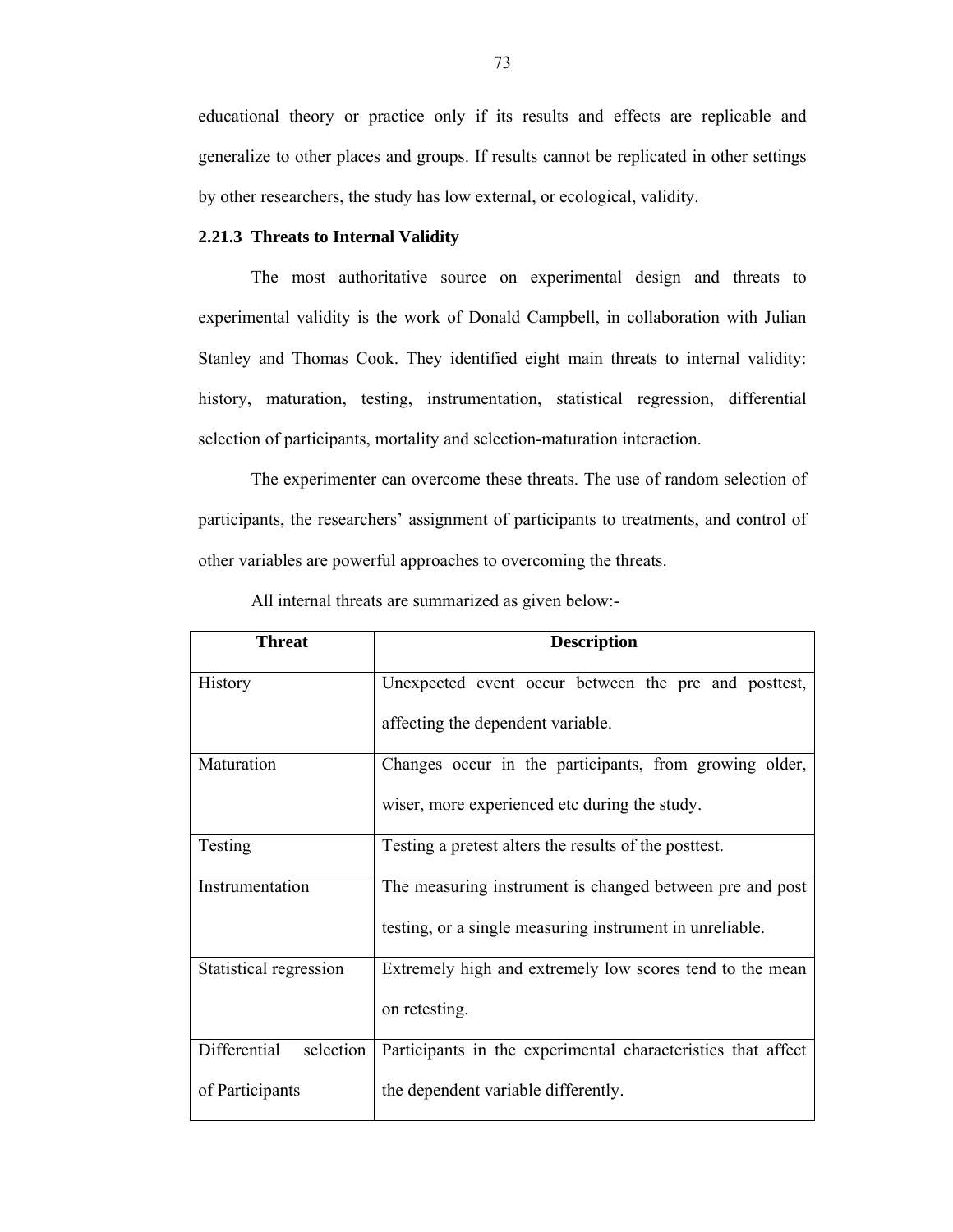educational theory or practice only if its results and effects are replicable and generalize to other places and groups. If results cannot be replicated in other settings by other researchers, the study has low external, or ecological, validity.

### 2.21.3 Threats to Internal Validity

The most authoritative source on experimental design and threats to experimental validity is the work of Donald Campbell, in collaboration with Julian Stanley and Thomas Cook. They identified eight main threats to internal validity: history, maturation, testing, instrumentation, statistical regression, differential selection of participants, mortality and selection-maturation interaction.

The experimenter can overcome these threats. The use of random selection of participants, the researchers' assignment of participants to treatments, and control of other variables are powerful approaches to overcoming the threats.

All internal threats are summarized as given below:-

| Threat | Description |
|---|---|
| History | Unexpected event occur between the pre and posttest, affecting the dependent variable. |
| Maturation | Changes occur in the participants, from growing older, wiser, more experienced etc during the study. |
| Testing | Testing a pretest alters the results of the posttest. |
| Instrumentation | The measuring instrument is changed between pre and post testing, or a single measuring instrument in unreliable. |
| Statistical regression | Extremely high and extremely low scores tend to the mean on retesting. |
| Differential selection of Participants | Participants in the experimental characteristics that affect the dependent variable differently. |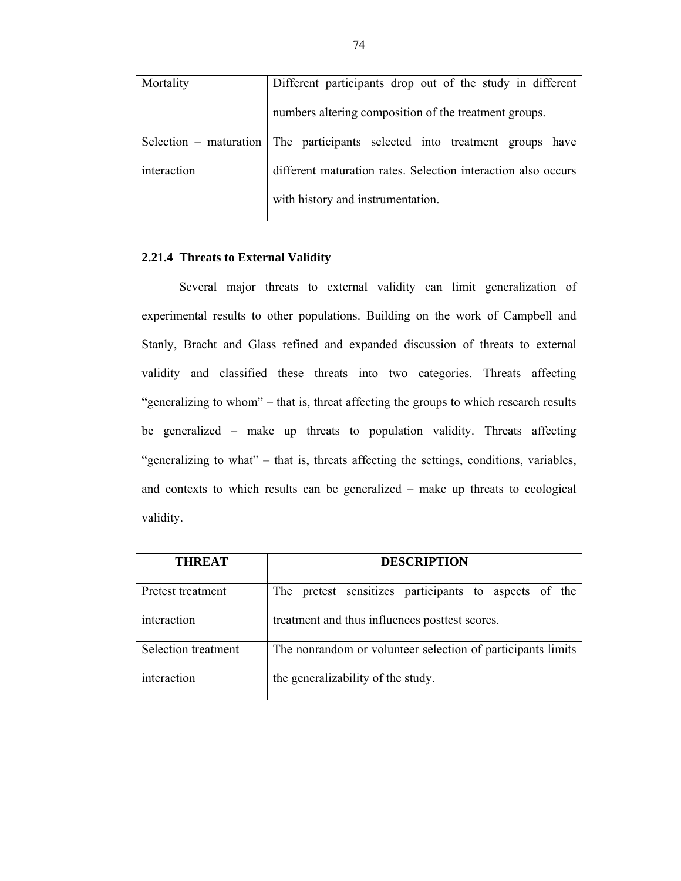| | |
|---|---|
| Mortality | Different participants drop out of the study in different numbers altering composition of the treatment groups. |
| Selection – maturation interaction | The participants selected into treatment groups have different maturation rates. Selection interaction also occurs with history and instrumentation. |

### 2.21.4 Threats to External Validity

Several major threats to external validity can limit generalization of experimental results to other populations. Building on the work of Campbell and Stanly, Bracht and Glass refined and expanded discussion of threats to external validity and classified these threats into two categories. Threats affecting "generalizing to whom" – that is, threat affecting the groups to which research results be generalized – make up threats to population validity. Threats affecting "generalizing to what" – that is, threats affecting the settings, conditions, variables, and contexts to which results can be generalized – make up threats to ecological validity.

| THREAT | DESCRIPTION |
|---|---|
| Pretest treatment interaction | The pretest sensitizes participants to aspects of the treatment and thus influences posttest scores. |
| Selection treatment interaction | The nonrandom or volunteer selection of participants limits the generalizability of the study. |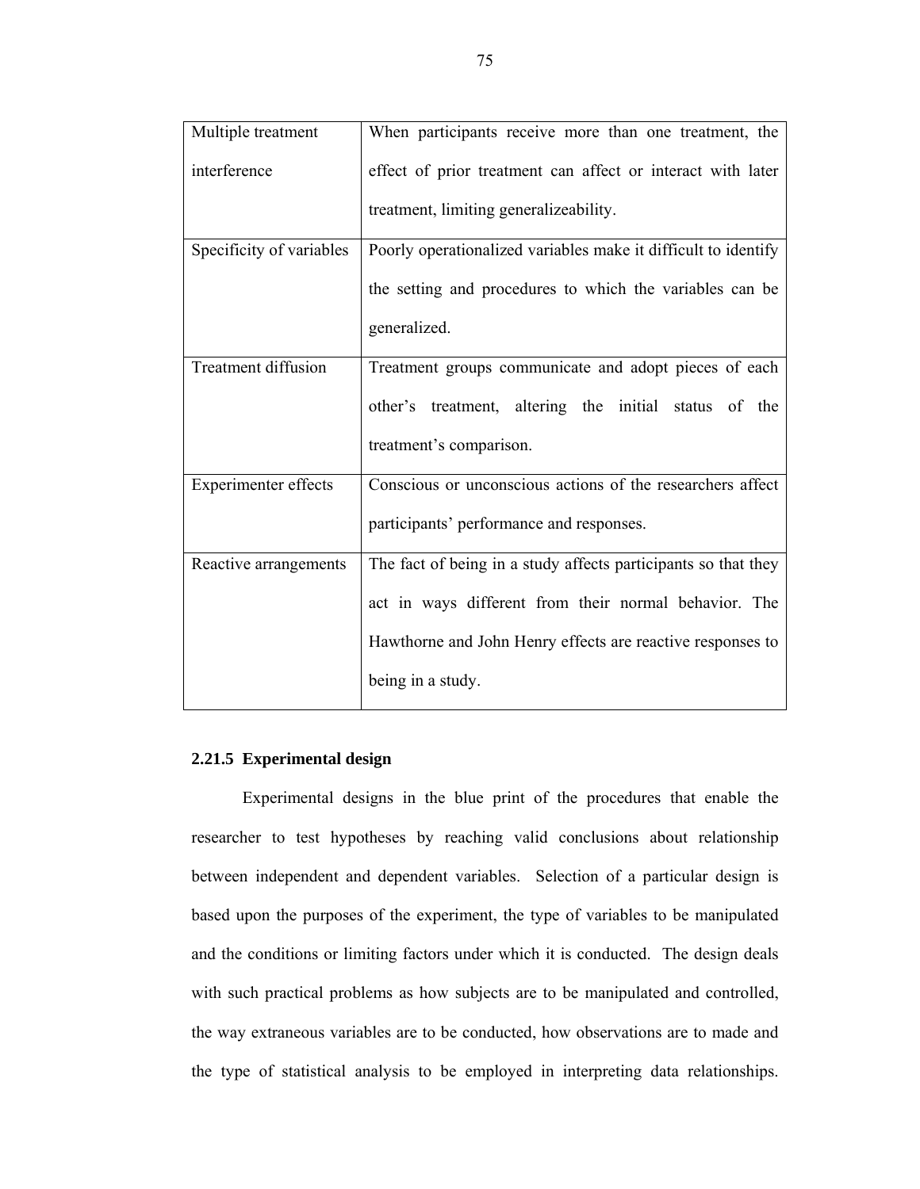| | |
|---|---|
| Multiple treatment interference | When participants receive more than one treatment, the effect of prior treatment can affect or interact with later treatment, limiting generalizeability. |
| Specificity of variables | Poorly operationalized variables make it difficult to identify the setting and procedures to which the variables can be generalized. |
| Treatment diffusion | Treatment groups communicate and adopt pieces of each other's treatment, altering the initial status of the treatment's comparison. |
| Experimenter effects | Conscious or unconscious actions of the researchers affect participants' performance and responses. |
| Reactive arrangements | The fact of being in a study affects participants so that they act in ways different from their normal behavior. The Hawthorne and John Henry effects are reactive responses to being in a study. |

### 2.21.5 Experimental design

Experimental designs in the blue print of the procedures that enable the researcher to test hypotheses by reaching valid conclusions about relationship between independent and dependent variables. Selection of a particular design is based upon the purposes of the experiment, the type of variables to be manipulated and the conditions or limiting factors under which it is conducted. The design deals with such practical problems as how subjects are to be manipulated and controlled, the way extraneous variables are to be conducted, how observations are to made and the type of statistical analysis to be employed in interpreting data relationships.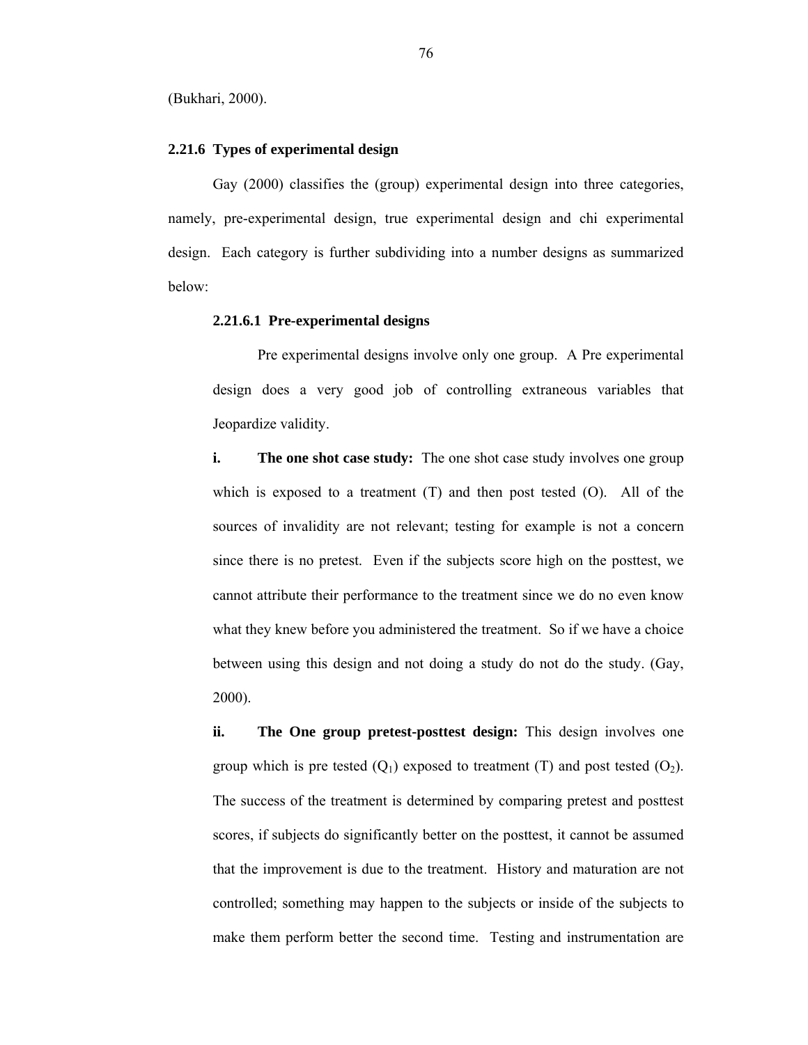(Bukhari, 2000).

### 2.21.6 Types of experimental design

Gay (2000) classifies the (group) experimental design into three categories, namely, pre-experimental design, true experimental design and chi experimental design. Each category is further subdividing into a number designs as summarized below:

#### 2.21.6.1 Pre-experimental designs

Pre experimental designs involve only one group. A Pre experimental design does a very good job of controlling extraneous variables that Jeopardize validity.

**i. The one shot case study:** The one shot case study involves one group which is exposed to a treatment (T) and then post tested (O). All of the sources of invalidity are not relevant; testing for example is not a concern since there is no pretest. Even if the subjects score high on the posttest, we cannot attribute their performance to the treatment since we do no even know what they knew before you administered the treatment. So if we have a choice between using this design and not doing a study do not do the study. (Gay, 2000).

**ii. The One group pretest-posttest design:** This design involves one group which is pre tested ($Q_1$) exposed to treatment (T) and post tested ($O_2$). The success of the treatment is determined by comparing pretest and posttest scores, if subjects do significantly better on the posttest, it cannot be assumed that the improvement is due to the treatment. History and maturation are not controlled; something may happen to the subjects or inside of the subjects to make them perform better the second time. Testing and instrumentation are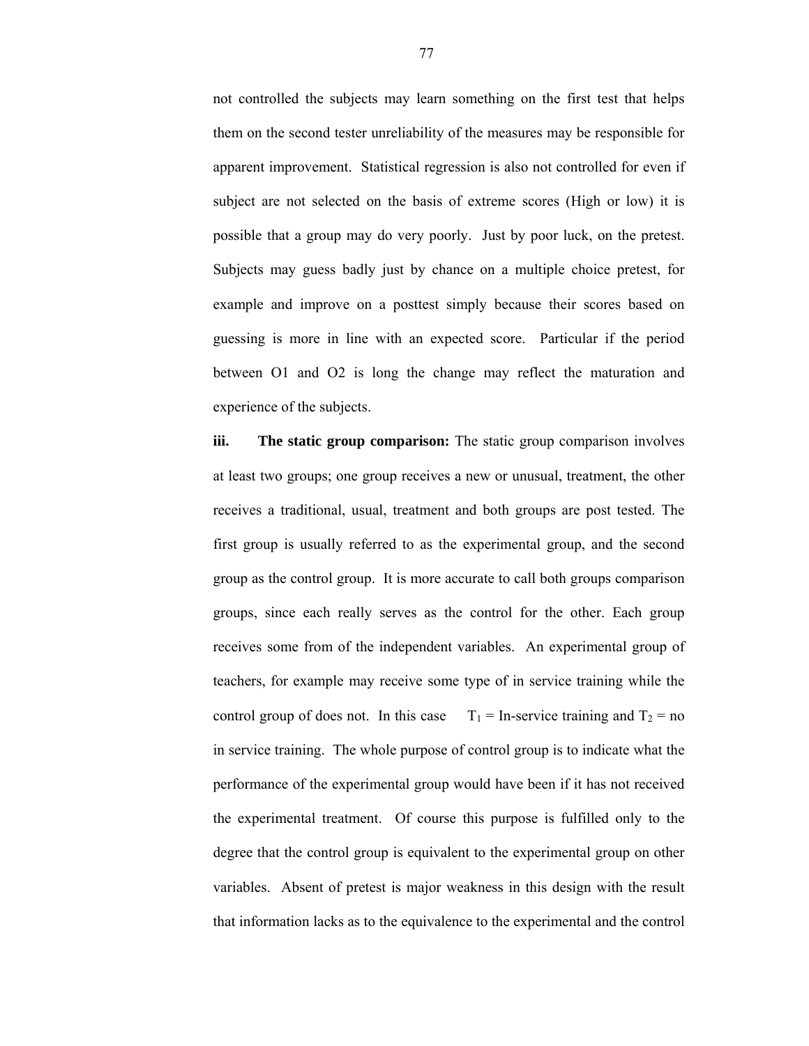not controlled the subjects may learn something on the first test that helps them on the second tester unreliability of the measures may be responsible for apparent improvement. Statistical regression is also not controlled for even if subject are not selected on the basis of extreme scores (High or low) it is possible that a group may do very poorly. Just by poor luck, on the pretest. Subjects may guess badly just by chance on a multiple choice pretest, for example and improve on a posttest simply because their scores based on guessing is more in line with an expected score. Particular if the period between O1 and O2 is long the change may reflect the maturation and experience of the subjects.

**iii. The static group comparison:** The static group comparison involves at least two groups; one group receives a new or unusual, treatment, the other receives a traditional, usual, treatment and both groups are post tested. The first group is usually referred to as the experimental group, and the second group as the control group. It is more accurate to call both groups comparison groups, since each really serves as the control for the other. Each group receives some from of the independent variables. An experimental group of teachers, for example may receive some type of in service training while the control group of does not. In this case $T_1$ = In-service training and $T_2$ = no in service training. The whole purpose of control group is to indicate what the performance of the experimental group would have been if it has not received the experimental treatment. Of course this purpose is fulfilled only to the degree that the control group is equivalent to the experimental group on other variables. Absent of pretest is major weakness in this design with the result that information lacks as to the equivalence to the experimental and the control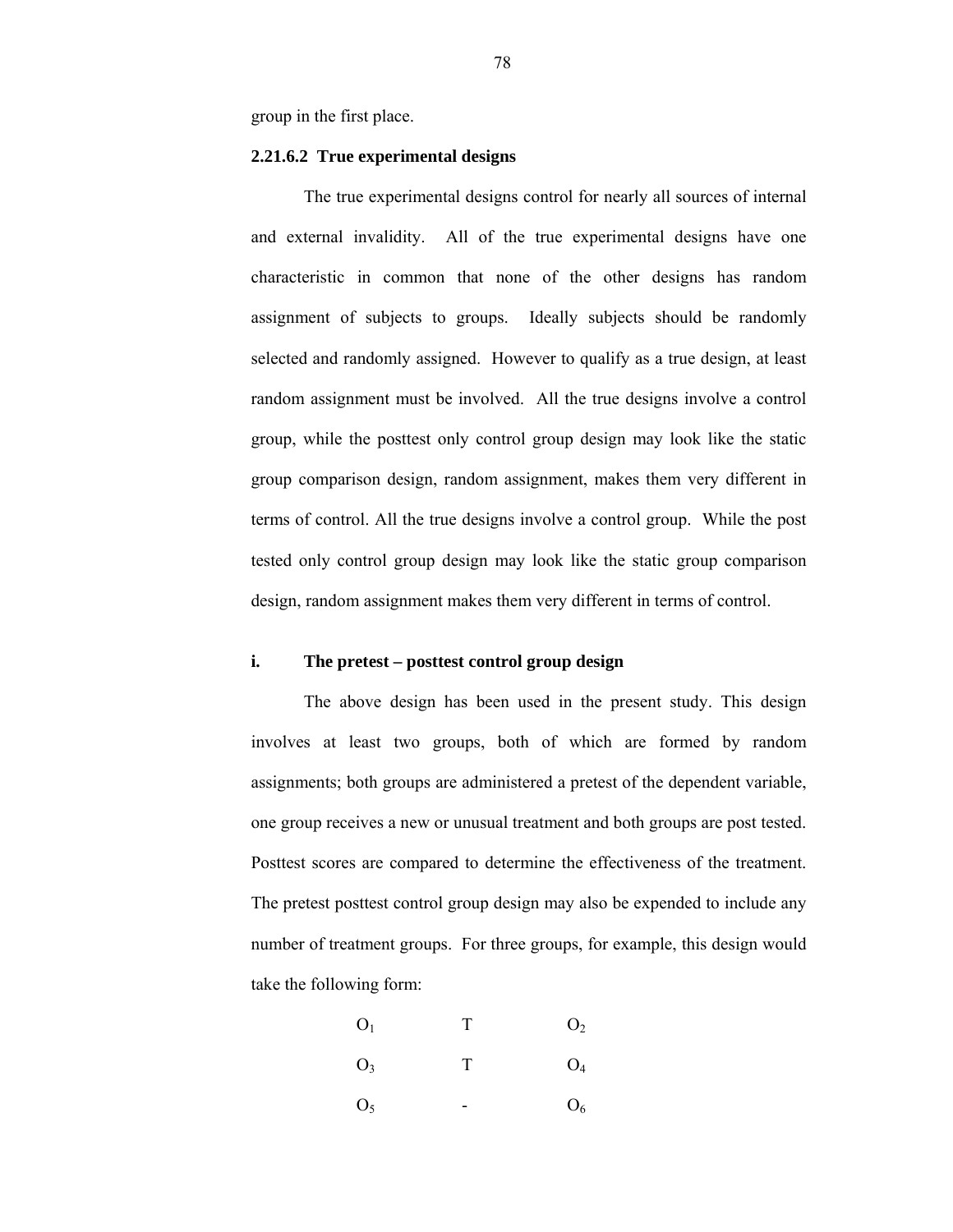group in the first place.

### 2.21.6.2 True experimental designs

The true experimental designs control for nearly all sources of internal and external invalidity. All of the true experimental designs have one characteristic in common that none of the other designs has random assignment of subjects to groups. Ideally subjects should be randomly selected and randomly assigned. However to qualify as a true design, at least random assignment must be involved. All the true designs involve a control group, while the posttest only control group design may look like the static group comparison design, random assignment, makes them very different in terms of control. All the true designs involve a control group. While the post tested only control group design may look like the static group comparison design, random assignment makes them very different in terms of control.

#### i. The pretest – posttest control group design

The above design has been used in the present study. This design involves at least two groups, both of which are formed by random assignments; both groups are administered a pretest of the dependent variable, one group receives a new or unusual treatment and both groups are post tested. Posttest scores are compared to determine the effectiveness of the treatment. The pretest posttest control group design may also be expended to include any number of treatment groups. For three groups, for example, this design would take the following form:

| | | |
|---|---|---|
| $O_1$ | T | $O_2$ |
| $O_3$ | T | $O_4$ |
| $O_5$ | - | $O_6$ |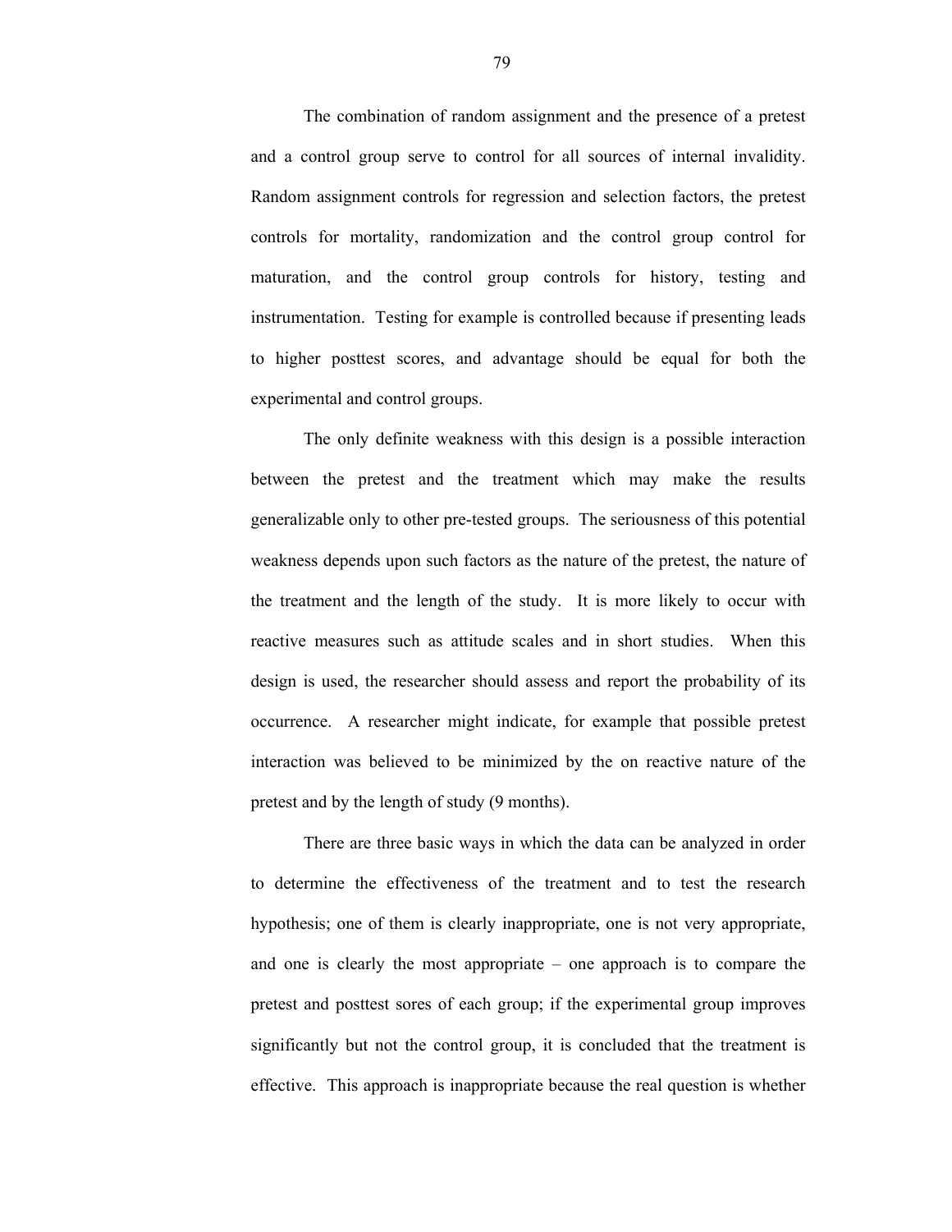The combination of random assignment and the presence of a pretest and a control group serve to control for all sources of internal invalidity. Random assignment controls for regression and selection factors, the pretest controls for mortality, randomization and the control group control for maturation, and the control group controls for history, testing and instrumentation. Testing for example is controlled because if presenting leads to higher posttest scores, and advantage should be equal for both the experimental and control groups.

The only definite weakness with this design is a possible interaction between the pretest and the treatment which may make the results generalizable only to other pre-tested groups. The seriousness of this potential weakness depends upon such factors as the nature of the pretest, the nature of the treatment and the length of the study. It is more likely to occur with reactive measures such as attitude scales and in short studies. When this design is used, the researcher should assess and report the probability of its occurrence. A researcher might indicate, for example that possible pretest interaction was believed to be minimized by the on reactive nature of the pretest and by the length of study (9 months).

There are three basic ways in which the data can be analyzed in order to determine the effectiveness of the treatment and to test the research hypothesis; one of them is clearly inappropriate, one is not very appropriate, and one is clearly the most appropriate – one approach is to compare the pretest and posttest sores of each group; if the experimental group improves significantly but not the control group, it is concluded that the treatment is effective. This approach is inappropriate because the real question is whether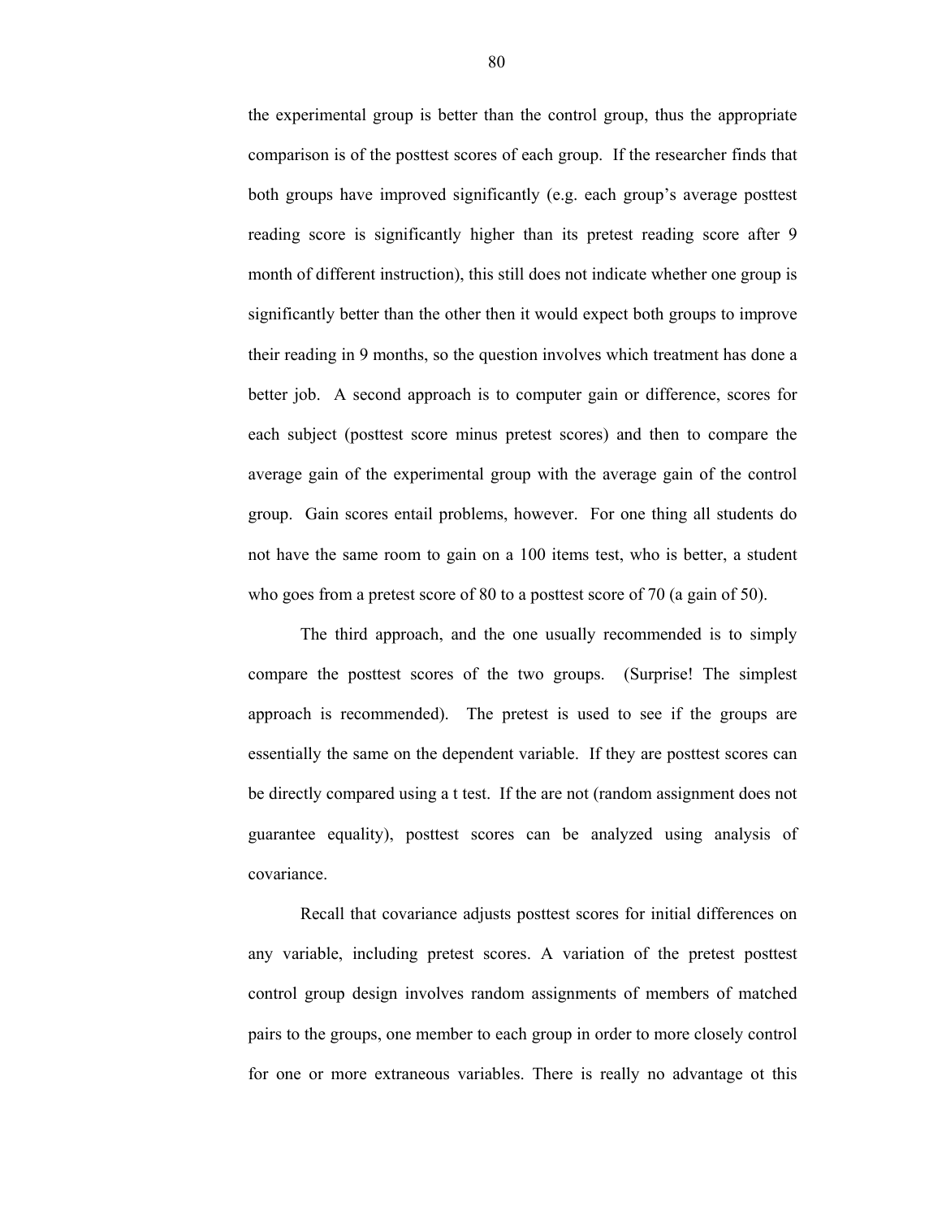the experimental group is better than the control group, thus the appropriate comparison is of the posttest scores of each group. If the researcher finds that both groups have improved significantly (e.g. each group's average posttest reading score is significantly higher than its pretest reading score after 9 month of different instruction), this still does not indicate whether one group is significantly better than the other then it would expect both groups to improve their reading in 9 months, so the question involves which treatment has done a better job. A second approach is to computer gain or difference, scores for each subject (posttest score minus pretest scores) and then to compare the average gain of the experimental group with the average gain of the control group. Gain scores entail problems, however. For one thing all students do not have the same room to gain on a 100 items test, who is better, a student who goes from a pretest score of 80 to a posttest score of 70 (a gain of 50).

The third approach, and the one usually recommended is to simply compare the posttest scores of the two groups. (Surprise! The simplest approach is recommended). The pretest is used to see if the groups are essentially the same on the dependent variable. If they are posttest scores can be directly compared using a t test. If the are not (random assignment does not guarantee equality), posttest scores can be analyzed using analysis of covariance.

Recall that covariance adjusts posttest scores for initial differences on any variable, including pretest scores. A variation of the pretest posttest control group design involves random assignments of members of matched pairs to the groups, one member to each group in order to more closely control for one or more extraneous variables. There is really no advantage ot this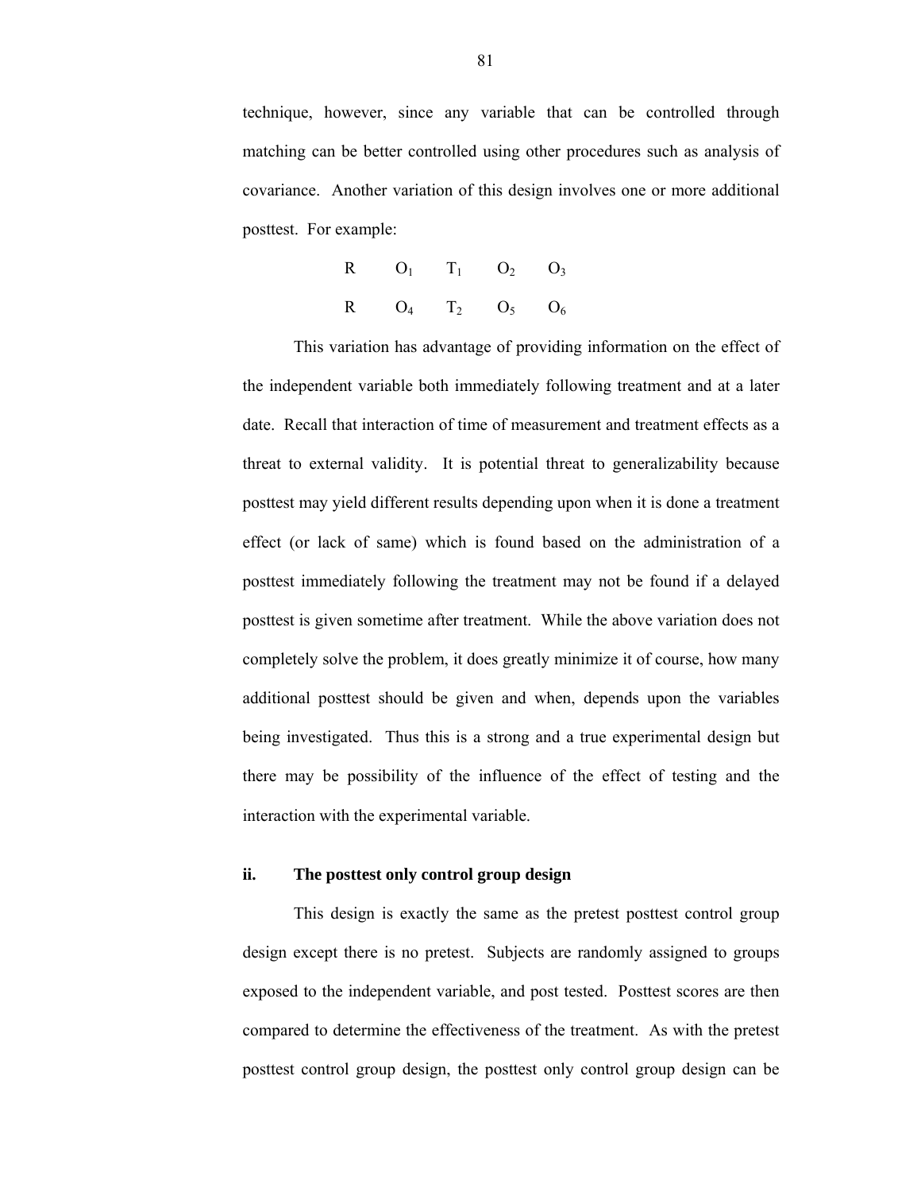technique, however, since any variable that can be controlled through matching can be better controlled using other procedures such as analysis of covariance. Another variation of this design involves one or more additional posttest. For example:

$$
\begin{array}{ccccc}
R & O_1 & T_1 & O_2 & O_3 \\
R & O_4 & T_2 & O_5 & O_6
\end{array}
$$

This variation has advantage of providing information on the effect of the independent variable both immediately following treatment and at a later date. Recall that interaction of time of measurement and treatment effects as a threat to external validity. It is potential threat to generalizability because posttest may yield different results depending upon when it is done a treatment effect (or lack of same) which is found based on the administration of a posttest immediately following the treatment may not be found if a delayed posttest is given sometime after treatment. While the above variation does not completely solve the problem, it does greatly minimize it of course, how many additional posttest should be given and when, depends upon the variables being investigated. Thus this is a strong and a true experimental design but there may be possibility of the influence of the effect of testing and the interaction with the experimental variable.

**ii. The posttest only control group design**

This design is exactly the same as the pretest posttest control group design except there is no pretest. Subjects are randomly assigned to groups exposed to the independent variable, and post tested. Posttest scores are then compared to determine the effectiveness of the treatment. As with the pretest posttest control group design, the posttest only control group design can be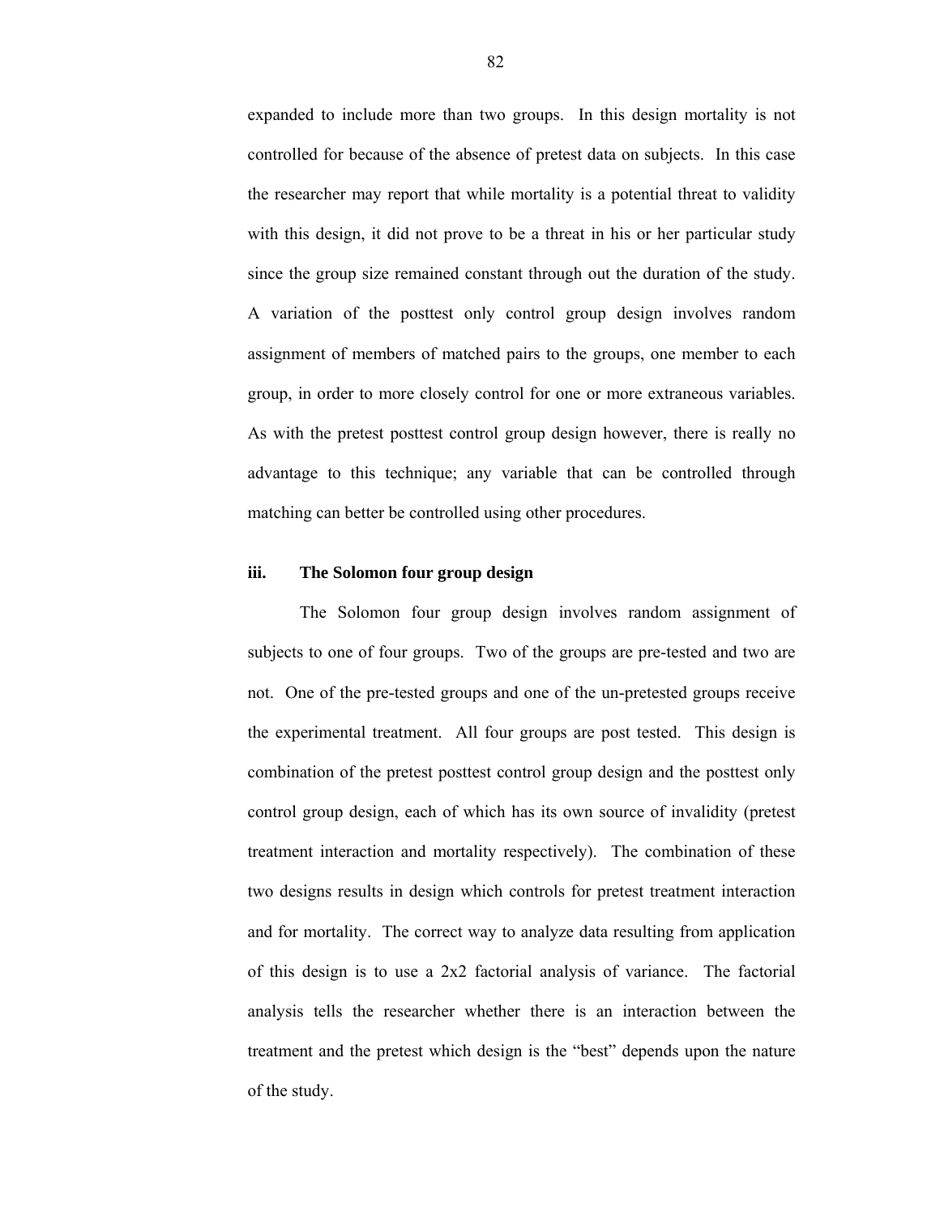expanded to include more than two groups. In this design mortality is not controlled for because of the absence of pretest data on subjects. In this case the researcher may report that while mortality is a potential threat to validity with this design, it did not prove to be a threat in his or her particular study since the group size remained constant through out the duration of the study. A variation of the posttest only control group design involves random assignment of members of matched pairs to the groups, one member to each group, in order to more closely control for one or more extraneous variables. As with the pretest posttest control group design however, there is really no advantage to this technique; any variable that can be controlled through matching can better be controlled using other procedures.

### iii. The Solomon four group design

The Solomon four group design involves random assignment of subjects to one of four groups. Two of the groups are pre-tested and two are not. One of the pre-tested groups and one of the un-pretested groups receive the experimental treatment. All four groups are post tested. This design is combination of the pretest posttest control group design and the posttest only control group design, each of which has its own source of invalidity (pretest treatment interaction and mortality respectively). The combination of these two designs results in design which controls for pretest treatment interaction and for mortality. The correct way to analyze data resulting from application of this design is to use a 2x2 factorial analysis of variance. The factorial analysis tells the researcher whether there is an interaction between the treatment and the pretest which design is the "best" depends upon the nature of the study.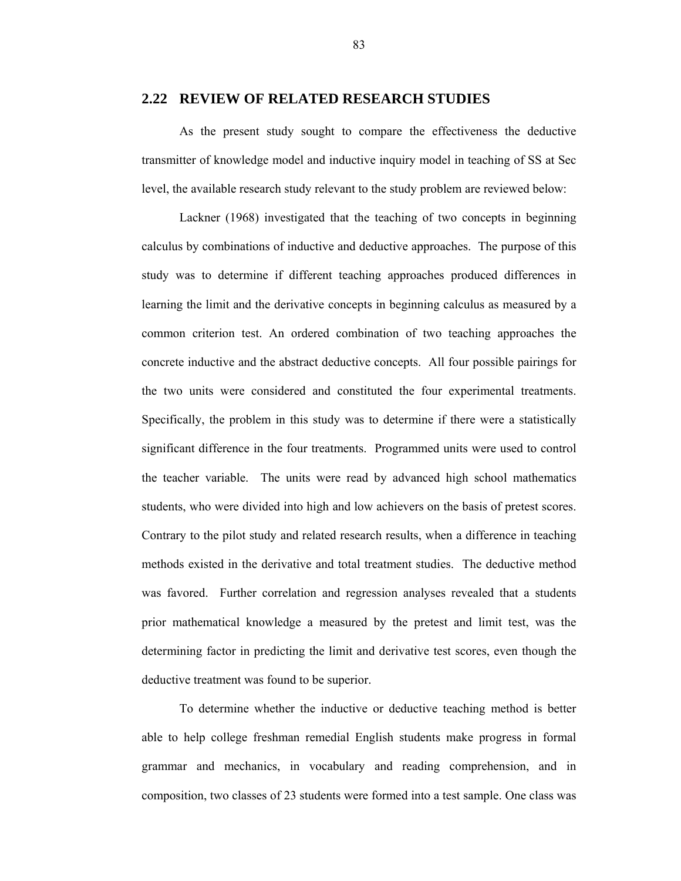## 2.22 REVIEW OF RELATED RESEARCH STUDIES

As the present study sought to compare the effectiveness the deductive transmitter of knowledge model and inductive inquiry model in teaching of SS at Sec level, the available research study relevant to the study problem are reviewed below:

Lackner (1968) investigated that the teaching of two concepts in beginning calculus by combinations of inductive and deductive approaches. The purpose of this study was to determine if different teaching approaches produced differences in learning the limit and the derivative concepts in beginning calculus as measured by a common criterion test. An ordered combination of two teaching approaches the concrete inductive and the abstract deductive concepts. All four possible pairings for the two units were considered and constituted the four experimental treatments. Specifically, the problem in this study was to determine if there were a statistically significant difference in the four treatments. Programmed units were used to control the teacher variable. The units were read by advanced high school mathematics students, who were divided into high and low achievers on the basis of pretest scores. Contrary to the pilot study and related research results, when a difference in teaching methods existed in the derivative and total treatment studies. The deductive method was favored. Further correlation and regression analyses revealed that a students prior mathematical knowledge a measured by the pretest and limit test, was the determining factor in predicting the limit and derivative test scores, even though the deductive treatment was found to be superior.

To determine whether the inductive or deductive teaching method is better able to help college freshman remedial English students make progress in formal grammar and mechanics, in vocabulary and reading comprehension, and in composition, two classes of 23 students were formed into a test sample. One class was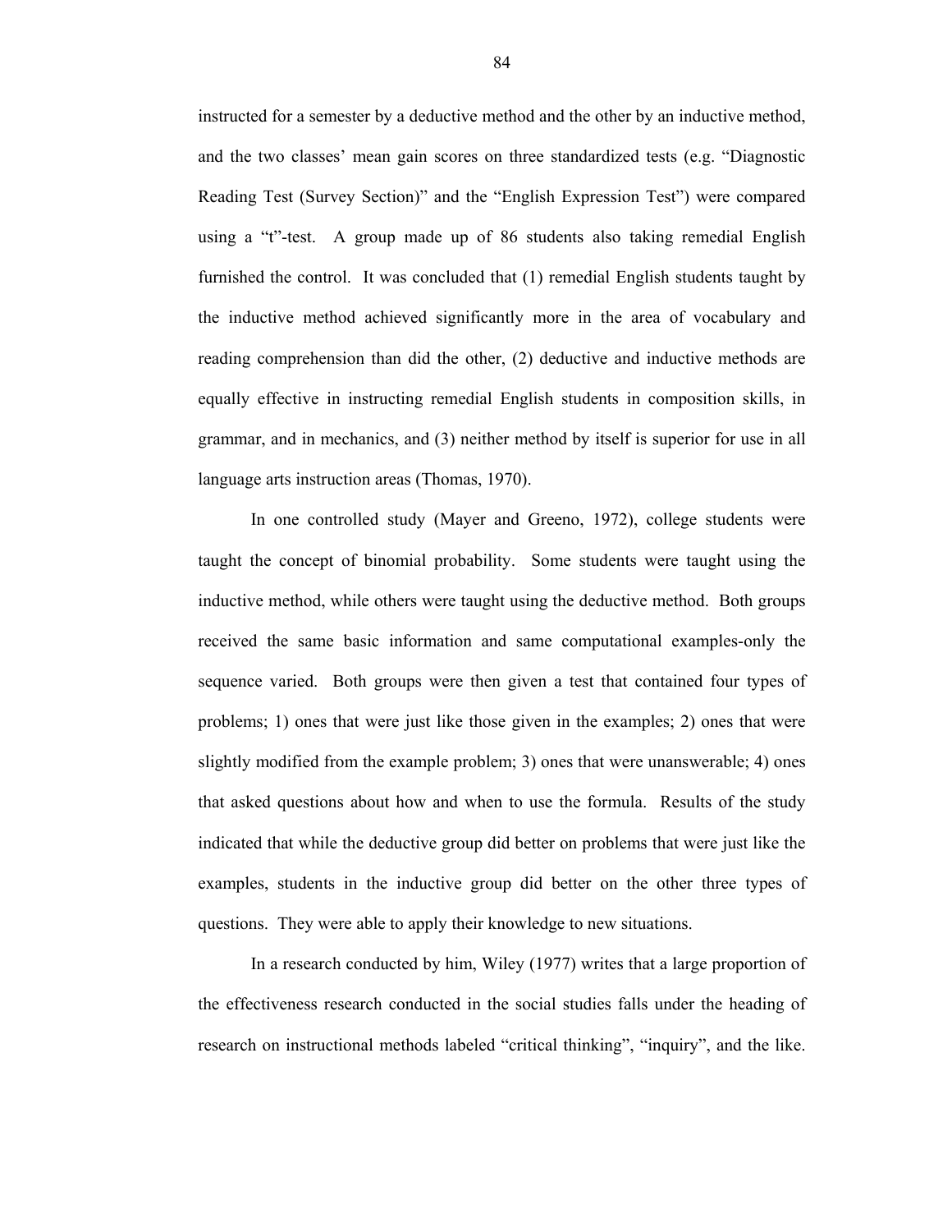instructed for a semester by a deductive method and the other by an inductive method, and the two classes' mean gain scores on three standardized tests (e.g. "Diagnostic Reading Test (Survey Section)" and the "English Expression Test") were compared using a "t"-test. A group made up of 86 students also taking remedial English furnished the control. It was concluded that (1) remedial English students taught by the inductive method achieved significantly more in the area of vocabulary and reading comprehension than did the other, (2) deductive and inductive methods are equally effective in instructing remedial English students in composition skills, in grammar, and in mechanics, and (3) neither method by itself is superior for use in all language arts instruction areas (Thomas, 1970).

In one controlled study (Mayer and Greeno, 1972), college students were taught the concept of binomial probability. Some students were taught using the inductive method, while others were taught using the deductive method. Both groups received the same basic information and same computational examples-only the sequence varied. Both groups were then given a test that contained four types of problems; 1) ones that were just like those given in the examples; 2) ones that were slightly modified from the example problem; 3) ones that were unanswerable; 4) ones that asked questions about how and when to use the formula. Results of the study indicated that while the deductive group did better on problems that were just like the examples, students in the inductive group did better on the other three types of questions. They were able to apply their knowledge to new situations.

In a research conducted by him, Wiley (1977) writes that a large proportion of the effectiveness research conducted in the social studies falls under the heading of research on instructional methods labeled "critical thinking", "inquiry", and the like.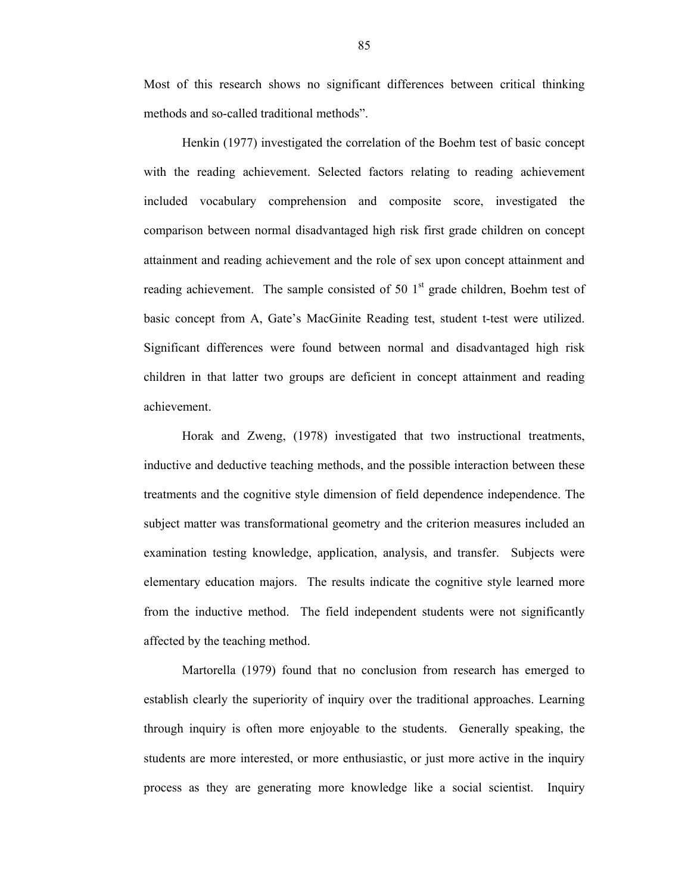Most of this research shows no significant differences between critical thinking methods and so-called traditional methods".

Henkin (1977) investigated the correlation of the Boehm test of basic concept with the reading achievement. Selected factors relating to reading achievement included vocabulary comprehension and composite score, investigated the comparison between normal disadvantaged high risk first grade children on concept attainment and reading achievement and the role of sex upon concept attainment and reading achievement. The sample consisted of 50 1st grade children, Boehm test of basic concept from A, Gate's MacGinite Reading test, student t-test were utilized. Significant differences were found between normal and disadvantaged high risk children in that latter two groups are deficient in concept attainment and reading achievement.

Horak and Zweng, (1978) investigated that two instructional treatments, inductive and deductive teaching methods, and the possible interaction between these treatments and the cognitive style dimension of field dependence independence. The subject matter was transformational geometry and the criterion measures included an examination testing knowledge, application, analysis, and transfer. Subjects were elementary education majors. The results indicate the cognitive style learned more from the inductive method. The field independent students were not significantly affected by the teaching method.

Martorella (1979) found that no conclusion from research has emerged to establish clearly the superiority of inquiry over the traditional approaches. Learning through inquiry is often more enjoyable to the students. Generally speaking, the students are more interested, or more enthusiastic, or just more active in the inquiry process as they are generating more knowledge like a social scientist. Inquiry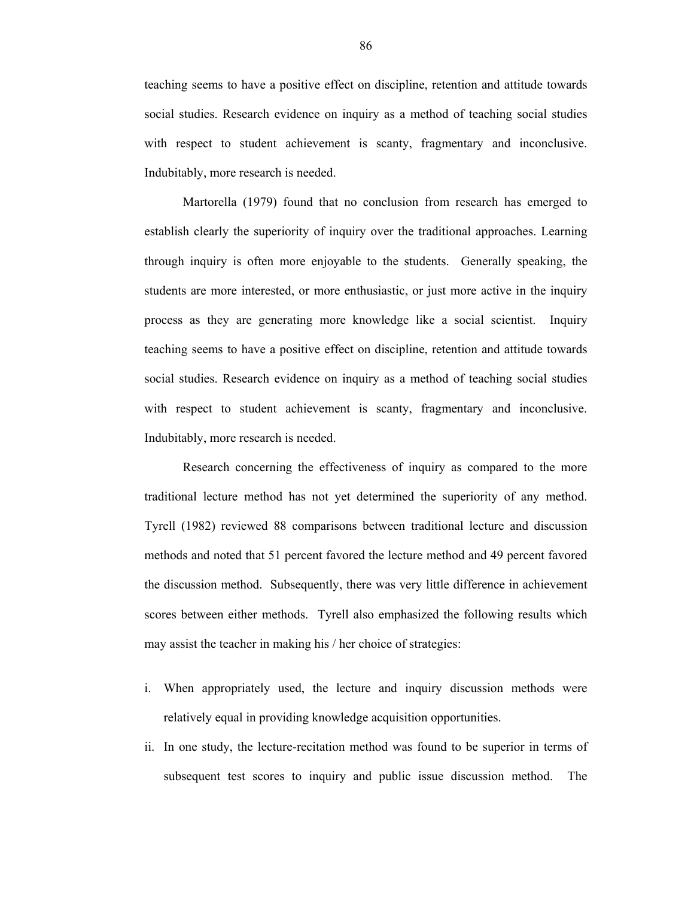teaching seems to have a positive effect on discipline, retention and attitude towards social studies. Research evidence on inquiry as a method of teaching social studies with respect to student achievement is scanty, fragmentary and inconclusive. Indubitably, more research is needed.

Martorella (1979) found that no conclusion from research has emerged to establish clearly the superiority of inquiry over the traditional approaches. Learning through inquiry is often more enjoyable to the students. Generally speaking, the students are more interested, or more enthusiastic, or just more active in the inquiry process as they are generating more knowledge like a social scientist. Inquiry teaching seems to have a positive effect on discipline, retention and attitude towards social studies. Research evidence on inquiry as a method of teaching social studies with respect to student achievement is scanty, fragmentary and inconclusive. Indubitably, more research is needed.

Research concerning the effectiveness of inquiry as compared to the more traditional lecture method has not yet determined the superiority of any method. Tyrell (1982) reviewed 88 comparisons between traditional lecture and discussion methods and noted that 51 percent favored the lecture method and 49 percent favored the discussion method. Subsequently, there was very little difference in achievement scores between either methods. Tyrell also emphasized the following results which may assist the teacher in making his / her choice of strategies:

i. When appropriately used, the lecture and inquiry discussion methods were relatively equal in providing knowledge acquisition opportunities.
ii. In one study, the lecture-recitation method was found to be superior in terms of subsequent test scores to inquiry and public issue discussion method. The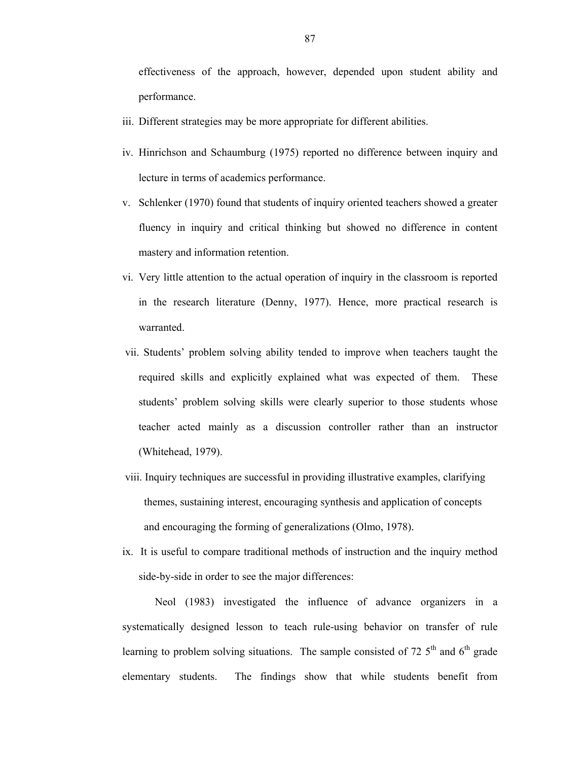effectiveness of the approach, however, depended upon student ability and performance.

iii. Different strategies may be more appropriate for different abilities.

iv. Hinrichson and Schaumburg (1975) reported no difference between inquiry and lecture in terms of academics performance.

v. Schlenker (1970) found that students of inquiry oriented teachers showed a greater fluency in inquiry and critical thinking but showed no difference in content mastery and information retention.

vi. Very little attention to the actual operation of inquiry in the classroom is reported in the research literature (Denny, 1977). Hence, more practical research is warranted.

vii. Students' problem solving ability tended to improve when teachers taught the required skills and explicitly explained what was expected of them. These students' problem solving skills were clearly superior to those students whose teacher acted mainly as a discussion controller rather than an instructor (Whitehead, 1979).

viii. Inquiry techniques are successful in providing illustrative examples, clarifying themes, sustaining interest, encouraging synthesis and application of concepts and encouraging the forming of generalizations (Olmo, 1978).

ix. It is useful to compare traditional methods of instruction and the inquiry method side-by-side in order to see the major differences:

Neol (1983) investigated the influence of advance organizers in a systematically designed lesson to teach rule-using behavior on transfer of rule learning to problem solving situations. The sample consisted of 72 5th and 6th grade elementary students. The findings show that while students benefit from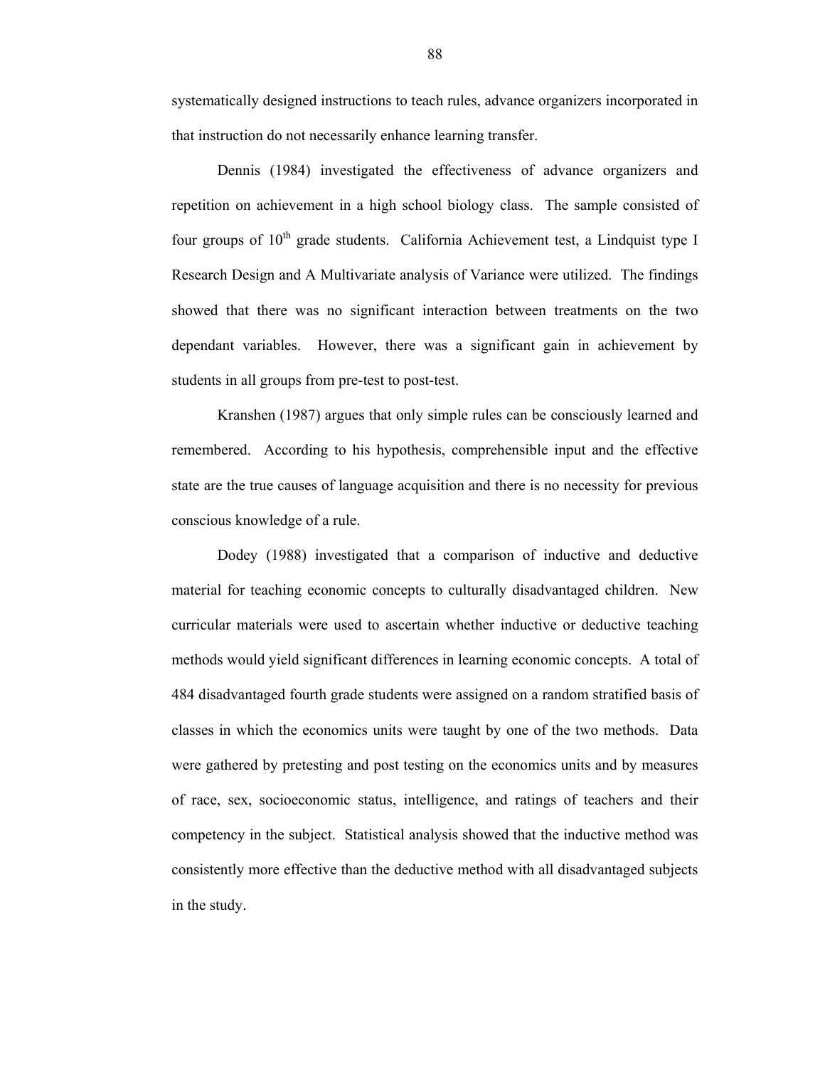systematically designed instructions to teach rules, advance organizers incorporated in that instruction do not necessarily enhance learning transfer.

Dennis (1984) investigated the effectiveness of advance organizers and repetition on achievement in a high school biology class. The sample consisted of four groups of 10th grade students. California Achievement test, a Lindquist type I Research Design and A Multivariate analysis of Variance were utilized. The findings showed that there was no significant interaction between treatments on the two dependant variables. However, there was a significant gain in achievement by students in all groups from pre-test to post-test.

Kranshen (1987) argues that only simple rules can be consciously learned and remembered. According to his hypothesis, comprehensible input and the effective state are the true causes of language acquisition and there is no necessity for previous conscious knowledge of a rule.

Dodey (1988) investigated that a comparison of inductive and deductive material for teaching economic concepts to culturally disadvantaged children. New curricular materials were used to ascertain whether inductive or deductive teaching methods would yield significant differences in learning economic concepts. A total of 484 disadvantaged fourth grade students were assigned on a random stratified basis of classes in which the economics units were taught by one of the two methods. Data were gathered by pretesting and post testing on the economics units and by measures of race, sex, socioeconomic status, intelligence, and ratings of teachers and their competency in the subject. Statistical analysis showed that the inductive method was consistently more effective than the deductive method with all disadvantaged subjects in the study.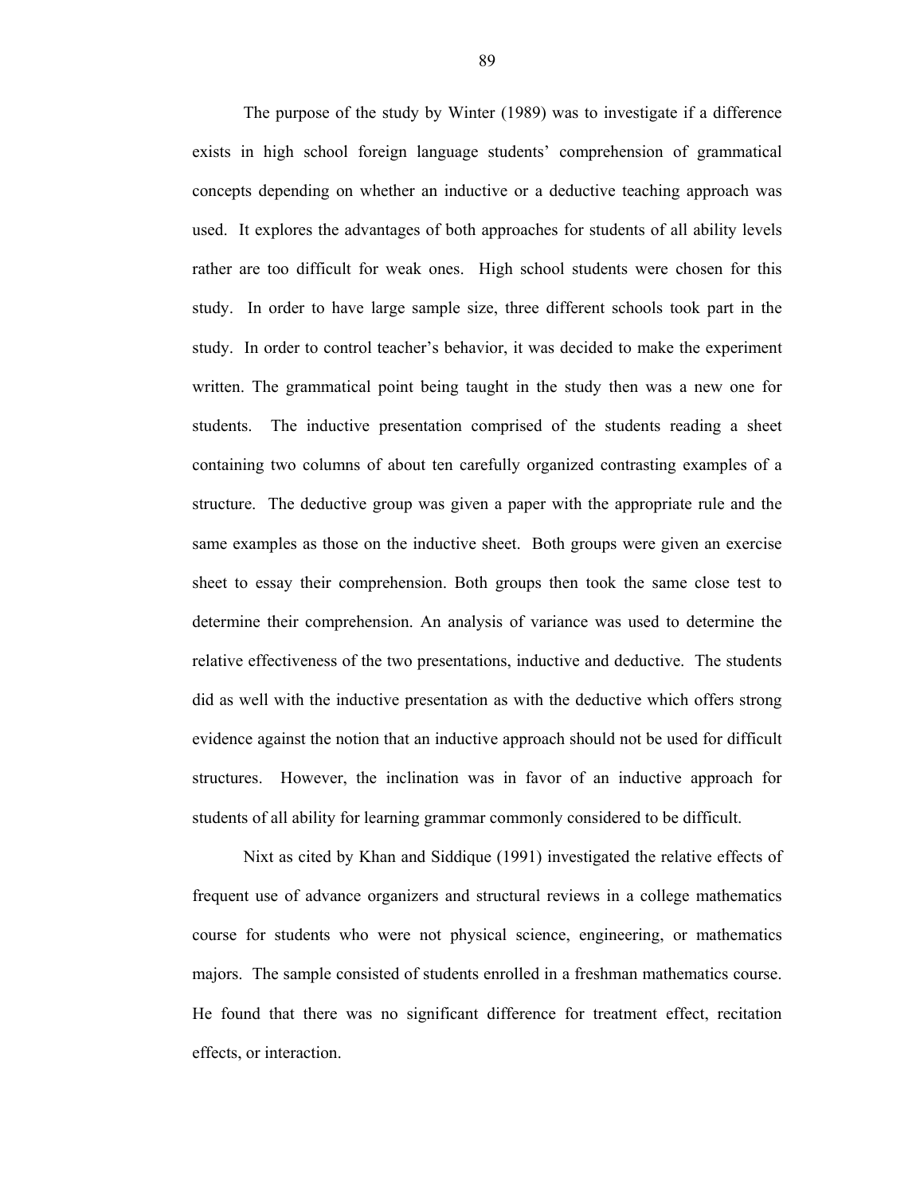The purpose of the study by Winter (1989) was to investigate if a difference exists in high school foreign language students' comprehension of grammatical concepts depending on whether an inductive or a deductive teaching approach was used. It explores the advantages of both approaches for students of all ability levels rather are too difficult for weak ones. High school students were chosen for this study. In order to have large sample size, three different schools took part in the study. In order to control teacher's behavior, it was decided to make the experiment written. The grammatical point being taught in the study then was a new one for students. The inductive presentation comprised of the students reading a sheet containing two columns of about ten carefully organized contrasting examples of a structure. The deductive group was given a paper with the appropriate rule and the same examples as those on the inductive sheet. Both groups were given an exercise sheet to essay their comprehension. Both groups then took the same close test to determine their comprehension. An analysis of variance was used to determine the relative effectiveness of the two presentations, inductive and deductive. The students did as well with the inductive presentation as with the deductive which offers strong evidence against the notion that an inductive approach should not be used for difficult structures. However, the inclination was in favor of an inductive approach for students of all ability for learning grammar commonly considered to be difficult.

Nixt as cited by Khan and Siddique (1991) investigated the relative effects of frequent use of advance organizers and structural reviews in a college mathematics course for students who were not physical science, engineering, or mathematics majors. The sample consisted of students enrolled in a freshman mathematics course. He found that there was no significant difference for treatment effect, recitation effects, or interaction.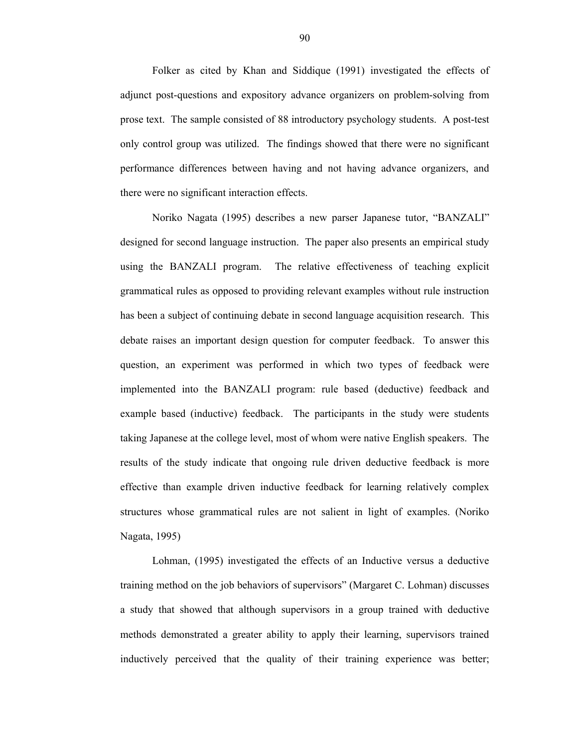Folker as cited by Khan and Siddique (1991) investigated the effects of adjunct post-questions and expository advance organizers on problem-solving from prose text. The sample consisted of 88 introductory psychology students. A post-test only control group was utilized. The findings showed that there were no significant performance differences between having and not having advance organizers, and there were no significant interaction effects.

Noriko Nagata (1995) describes a new parser Japanese tutor, "BANZALI" designed for second language instruction. The paper also presents an empirical study using the BANZALI program. The relative effectiveness of teaching explicit grammatical rules as opposed to providing relevant examples without rule instruction has been a subject of continuing debate in second language acquisition research. This debate raises an important design question for computer feedback. To answer this question, an experiment was performed in which two types of feedback were implemented into the BANZALI program: rule based (deductive) feedback and example based (inductive) feedback. The participants in the study were students taking Japanese at the college level, most of whom were native English speakers. The results of the study indicate that ongoing rule driven deductive feedback is more effective than example driven inductive feedback for learning relatively complex structures whose grammatical rules are not salient in light of examples. (Noriko Nagata, 1995)

Lohman, (1995) investigated the effects of an Inductive versus a deductive training method on the job behaviors of supervisors" (Margaret C. Lohman) discusses a study that showed that although supervisors in a group trained with deductive methods demonstrated a greater ability to apply their learning, supervisors trained inductively perceived that the quality of their training experience was better;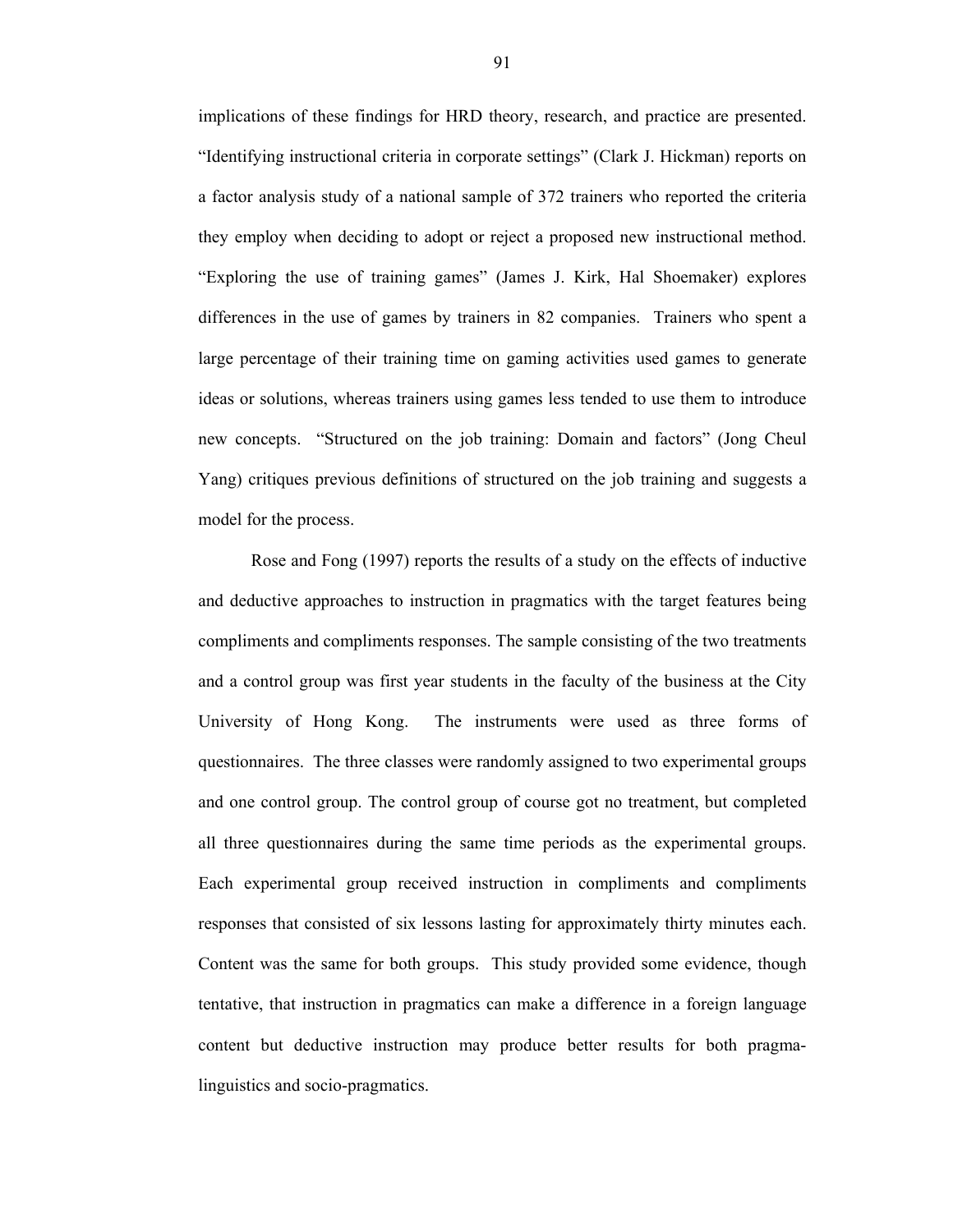implications of these findings for HRD theory, research, and practice are presented. “Identifying instructional criteria in corporate settings” (Clark J. Hickman) reports on a factor analysis study of a national sample of 372 trainers who reported the criteria they employ when deciding to adopt or reject a proposed new instructional method. “Exploring the use of training games” (James J. Kirk, Hal Shoemaker) explores differences in the use of games by trainers in 82 companies. Trainers who spent a large percentage of their training time on gaming activities used games to generate ideas or solutions, whereas trainers using games less tended to use them to introduce new concepts. “Structured on the job training: Domain and factors” (Jong Cheul Yang) critiques previous definitions of structured on the job training and suggests a model for the process.

Rose and Fong (1997) reports the results of a study on the effects of inductive and deductive approaches to instruction in pragmatics with the target features being compliments and compliments responses. The sample consisting of the two treatments and a control group was first year students in the faculty of the business at the City University of Hong Kong. The instruments were used as three forms of questionnaires. The three classes were randomly assigned to two experimental groups and one control group. The control group of course got no treatment, but completed all three questionnaires during the same time periods as the experimental groups. Each experimental group received instruction in compliments and compliments responses that consisted of six lessons lasting for approximately thirty minutes each. Content was the same for both groups. This study provided some evidence, though tentative, that instruction in pragmatics can make a difference in a foreign language content but deductive instruction may produce better results for both pragma-linguistics and socio-pragmatics.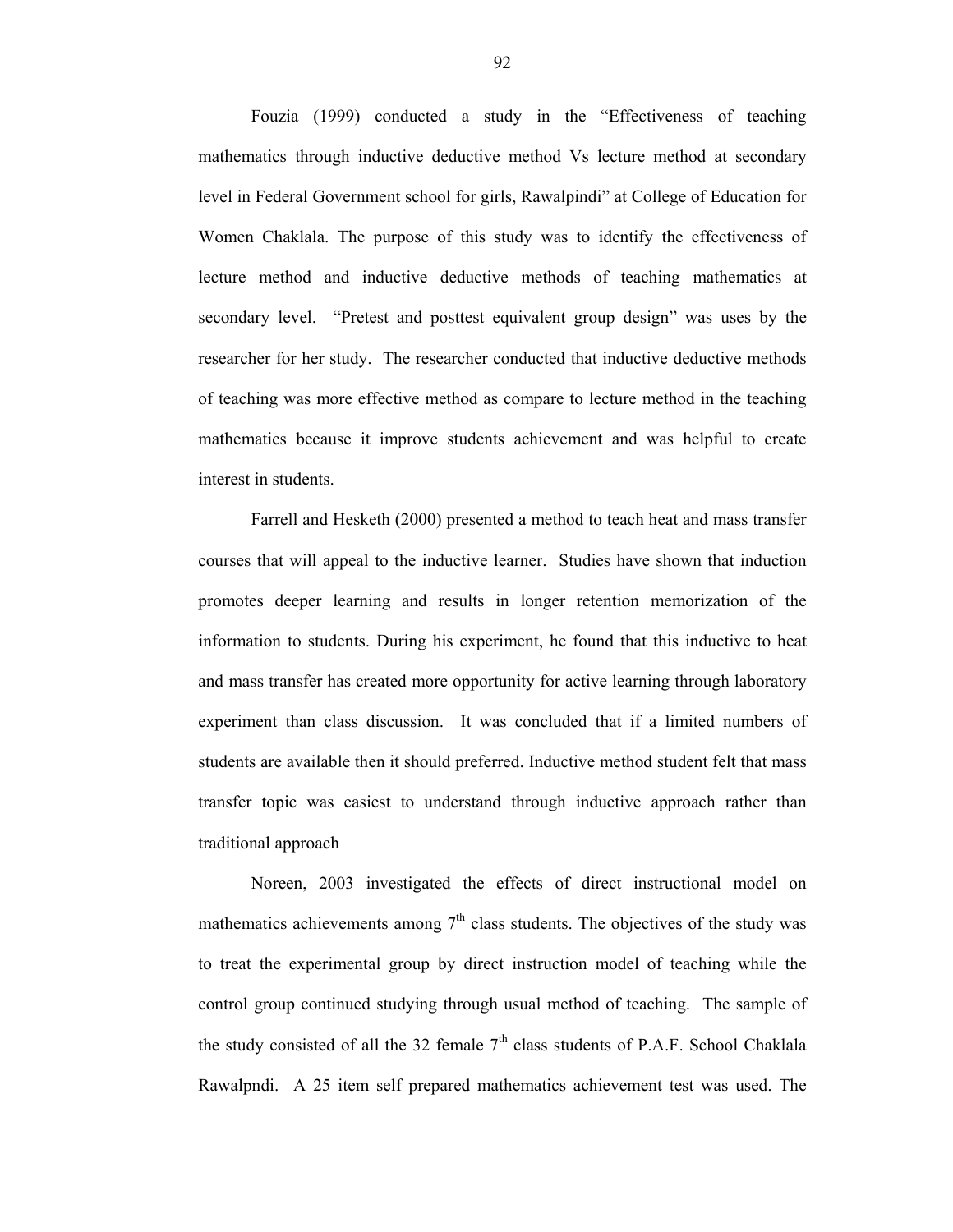Fouzia (1999) conducted a study in the "Effectiveness of teaching mathematics through inductive deductive method Vs lecture method at secondary level in Federal Government school for girls, Rawalpindi" at College of Education for Women Chaklala. The purpose of this study was to identify the effectiveness of lecture method and inductive deductive methods of teaching mathematics at secondary level. "Pretest and posttest equivalent group design" was uses by the researcher for her study. The researcher conducted that inductive deductive methods of teaching was more effective method as compare to lecture method in the teaching mathematics because it improve students achievement and was helpful to create interest in students.

Farrell and Hesketh (2000) presented a method to teach heat and mass transfer courses that will appeal to the inductive learner. Studies have shown that induction promotes deeper learning and results in longer retention memorization of the information to students. During his experiment, he found that this inductive to heat and mass transfer has created more opportunity for active learning through laboratory experiment than class discussion. It was concluded that if a limited numbers of students are available then it should preferred. Inductive method student felt that mass transfer topic was easiest to understand through inductive approach rather than traditional approach

Noreen, 2003 investigated the effects of direct instructional model on mathematics achievements among 7th class students. The objectives of the study was to treat the experimental group by direct instruction model of teaching while the control group continued studying through usual method of teaching. The sample of the study consisted of all the 32 female 7th class students of P.A.F. School Chaklala Rawalpndi. A 25 item self prepared mathematics achievement test was used. The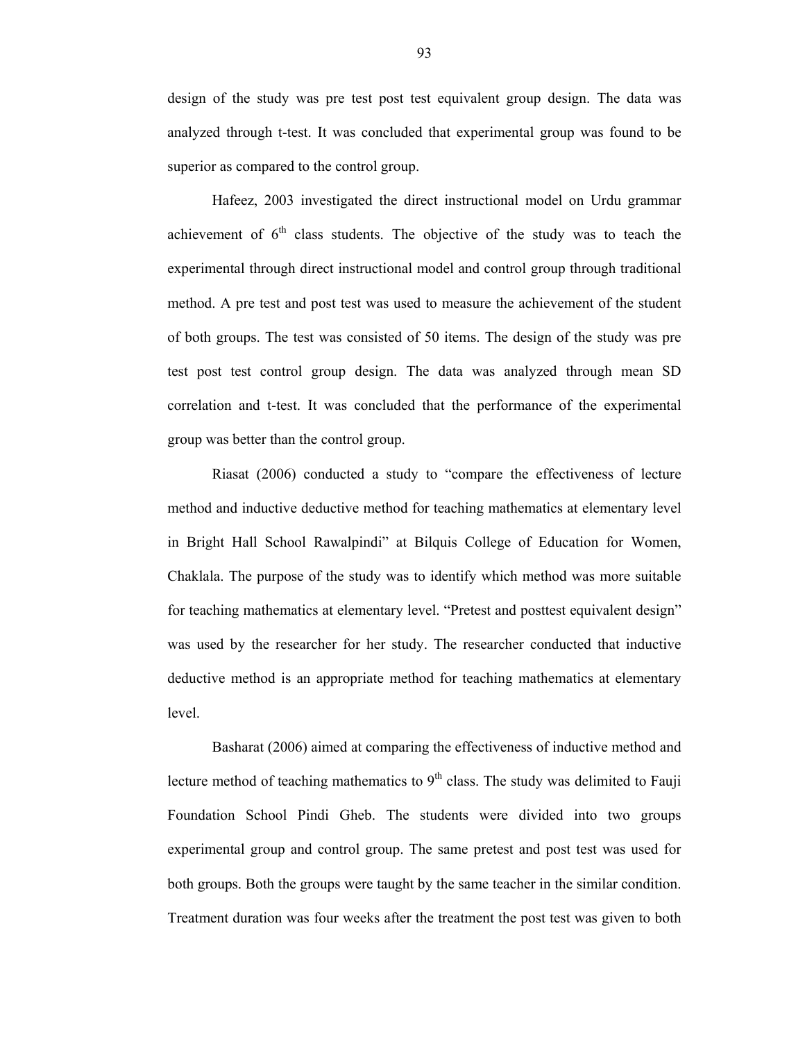design of the study was pre test post test equivalent group design. The data was analyzed through t-test. It was concluded that experimental group was found to be superior as compared to the control group.

Hafeez, 2003 investigated the direct instructional model on Urdu grammar achievement of $6^{th}$ class students. The objective of the study was to teach the experimental through direct instructional model and control group through traditional method. A pre test and post test was used to measure the achievement of the student of both groups. The test was consisted of 50 items. The design of the study was pre test post test control group design. The data was analyzed through mean SD correlation and t-test. It was concluded that the performance of the experimental group was better than the control group.

Riasat (2006) conducted a study to "compare the effectiveness of lecture method and inductive deductive method for teaching mathematics at elementary level in Bright Hall School Rawalpindi" at Bilquis College of Education for Women, Chaklala. The purpose of the study was to identify which method was more suitable for teaching mathematics at elementary level. "Pretest and posttest equivalent design" was used by the researcher for her study. The researcher conducted that inductive deductive method is an appropriate method for teaching mathematics at elementary level.

Basharat (2006) aimed at comparing the effectiveness of inductive method and lecture method of teaching mathematics to $9^{th}$ class. The study was delimited to Fauji Foundation School Pindi Gheb. The students were divided into two groups experimental group and control group. The same pretest and post test was used for both groups. Both the groups were taught by the same teacher in the similar condition. Treatment duration was four weeks after the treatment the post test was given to both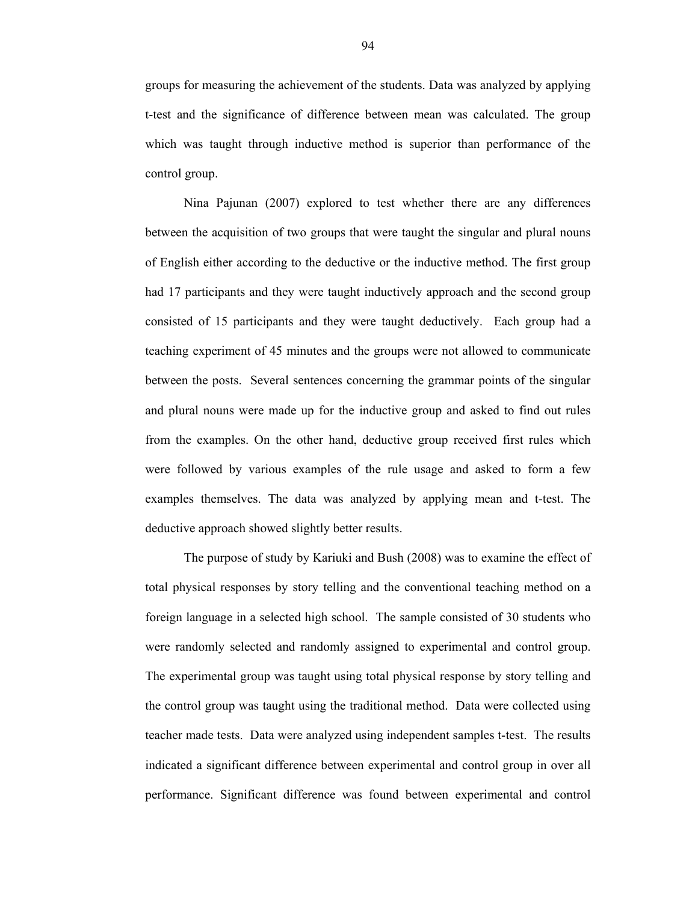groups for measuring the achievement of the students. Data was analyzed by applying t-test and the significance of difference between mean was calculated. The group which was taught through inductive method is superior than performance of the control group.

Nina Pajunan (2007) explored to test whether there are any differences between the acquisition of two groups that were taught the singular and plural nouns of English either according to the deductive or the inductive method. The first group had 17 participants and they were taught inductively approach and the second group consisted of 15 participants and they were taught deductively. Each group had a teaching experiment of 45 minutes and the groups were not allowed to communicate between the posts. Several sentences concerning the grammar points of the singular and plural nouns were made up for the inductive group and asked to find out rules from the examples. On the other hand, deductive group received first rules which were followed by various examples of the rule usage and asked to form a few examples themselves. The data was analyzed by applying mean and t-test. The deductive approach showed slightly better results.

The purpose of study by Kariuki and Bush (2008) was to examine the effect of total physical responses by story telling and the conventional teaching method on a foreign language in a selected high school. The sample consisted of 30 students who were randomly selected and randomly assigned to experimental and control group. The experimental group was taught using total physical response by story telling and the control group was taught using the traditional method. Data were collected using teacher made tests. Data were analyzed using independent samples t-test. The results indicated a significant difference between experimental and control group in over all performance. Significant difference was found between experimental and control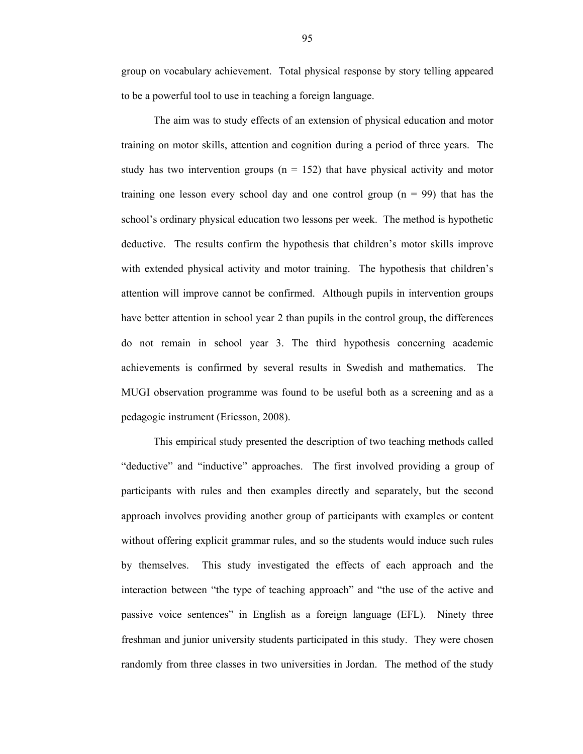group on vocabulary achievement. Total physical response by story telling appeared to be a powerful tool to use in teaching a foreign language.

The aim was to study effects of an extension of physical education and motor training on motor skills, attention and cognition during a period of three years. The study has two intervention groups ($n = 152$) that have physical activity and motor training one lesson every school day and one control group ($n = 99$) that has the school's ordinary physical education two lessons per week. The method is hypothetic deductive. The results confirm the hypothesis that children's motor skills improve with extended physical activity and motor training. The hypothesis that children's attention will improve cannot be confirmed. Although pupils in intervention groups have better attention in school year 2 than pupils in the control group, the differences do not remain in school year 3. The third hypothesis concerning academic achievements is confirmed by several results in Swedish and mathematics. The MUGI observation programme was found to be useful both as a screening and as a pedagogic instrument (Ericsson, 2008).

This empirical study presented the description of two teaching methods called "deductive" and "inductive" approaches. The first involved providing a group of participants with rules and then examples directly and separately, but the second approach involves providing another group of participants with examples or content without offering explicit grammar rules, and so the students would induce such rules by themselves. This study investigated the effects of each approach and the interaction between "the type of teaching approach" and "the use of the active and passive voice sentences" in English as a foreign language (EFL). Ninety three freshman and junior university students participated in this study. They were chosen randomly from three classes in two universities in Jordan. The method of the study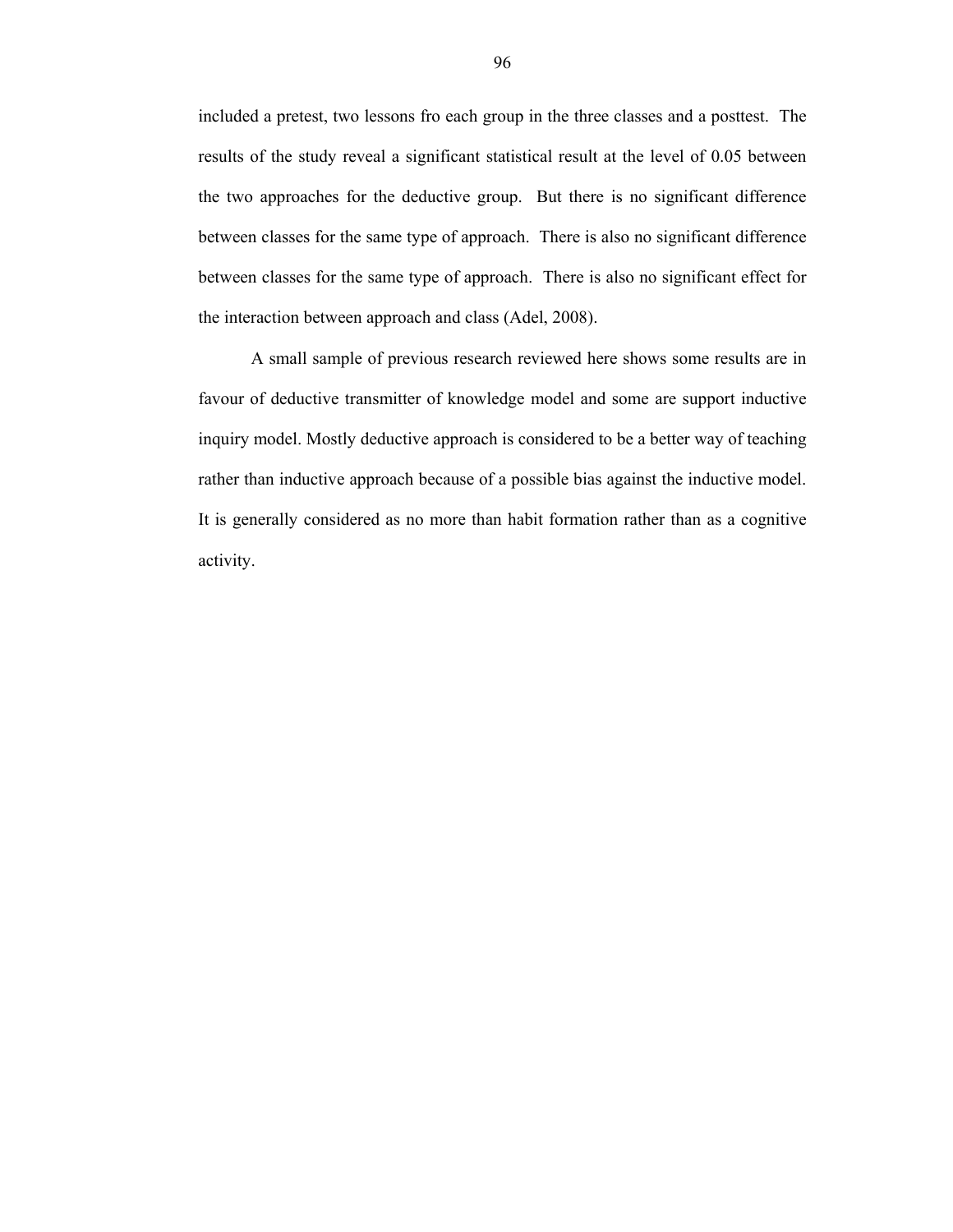included a pretest, two lessons fro each group in the three classes and a posttest. The results of the study reveal a significant statistical result at the level of 0.05 between the two approaches for the deductive group. But there is no significant difference between classes for the same type of approach. There is also no significant difference between classes for the same type of approach. There is also no significant effect for the interaction between approach and class (Adel, 2008).

A small sample of previous research reviewed here shows some results are in favour of deductive transmitter of knowledge model and some are support inductive inquiry model. Mostly deductive approach is considered to be a better way of teaching rather than inductive approach because of a possible bias against the inductive model. It is generally considered as no more than habit formation rather than as a cognitive activity.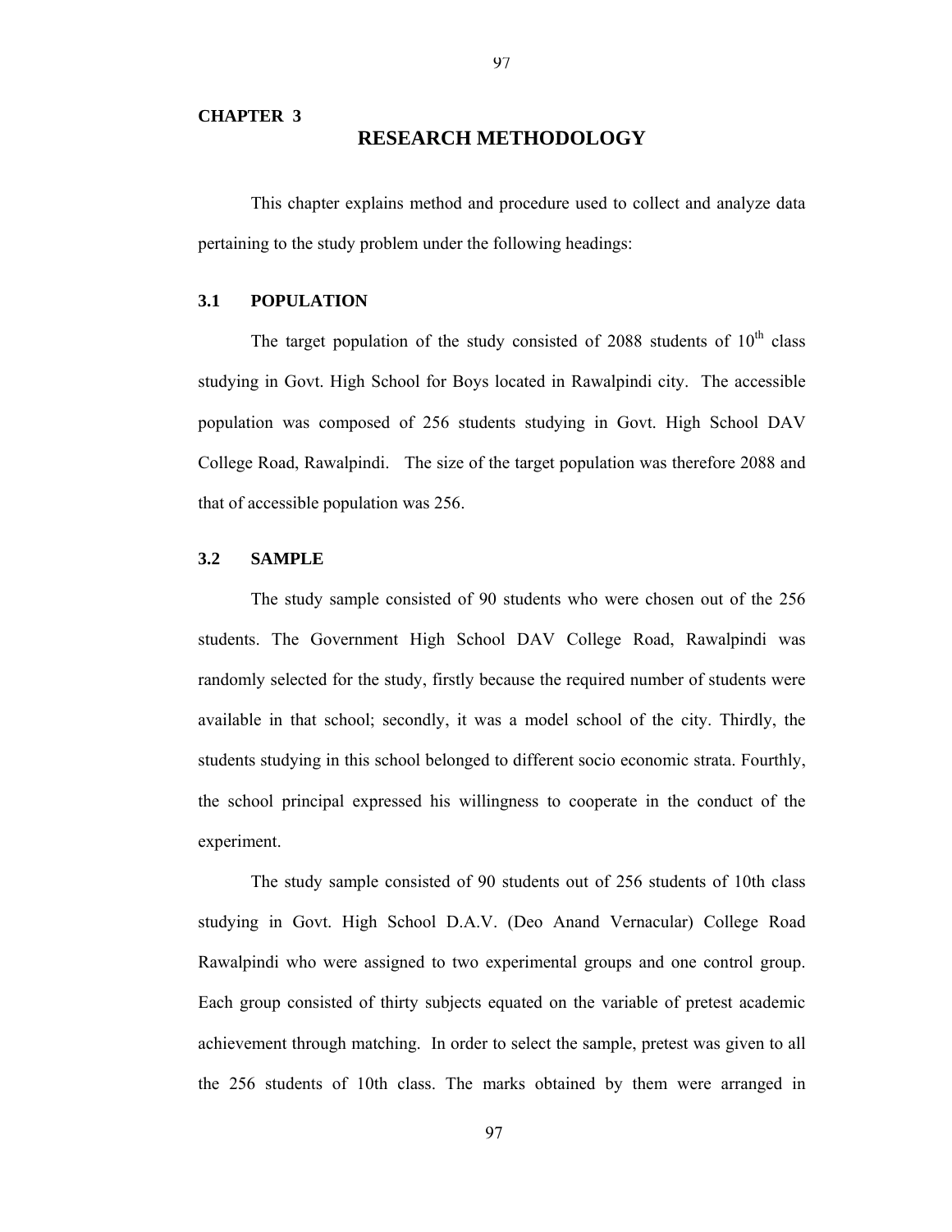**CHAPTER 3**

# RESEARCH METHODOLOGY

This chapter explains method and procedure used to collect and analyze data pertaining to the study problem under the following headings:

## 3.1 POPULATION

The target population of the study consisted of 2088 students of $10^{th}$ class studying in Govt. High School for Boys located in Rawalpindi city. The accessible population was composed of 256 students studying in Govt. High School DAV College Road, Rawalpindi. The size of the target population was therefore 2088 and that of accessible population was 256.

## 3.2 SAMPLE

The study sample consisted of 90 students who were chosen out of the 256 students. The Government High School DAV College Road, Rawalpindi was randomly selected for the study, firstly because the required number of students were available in that school; secondly, it was a model school of the city. Thirdly, the students studying in this school belonged to different socio economic strata. Fourthly, the school principal expressed his willingness to cooperate in the conduct of the experiment.

The study sample consisted of 90 students out of 256 students of 10th class studying in Govt. High School D.A.V. (Deo Anand Vernacular) College Road Rawalpindi who were assigned to two experimental groups and one control group. Each group consisted of thirty subjects equated on the variable of pretest academic achievement through matching. In order to select the sample, pretest was given to all the 256 students of 10th class. The marks obtained by them were arranged in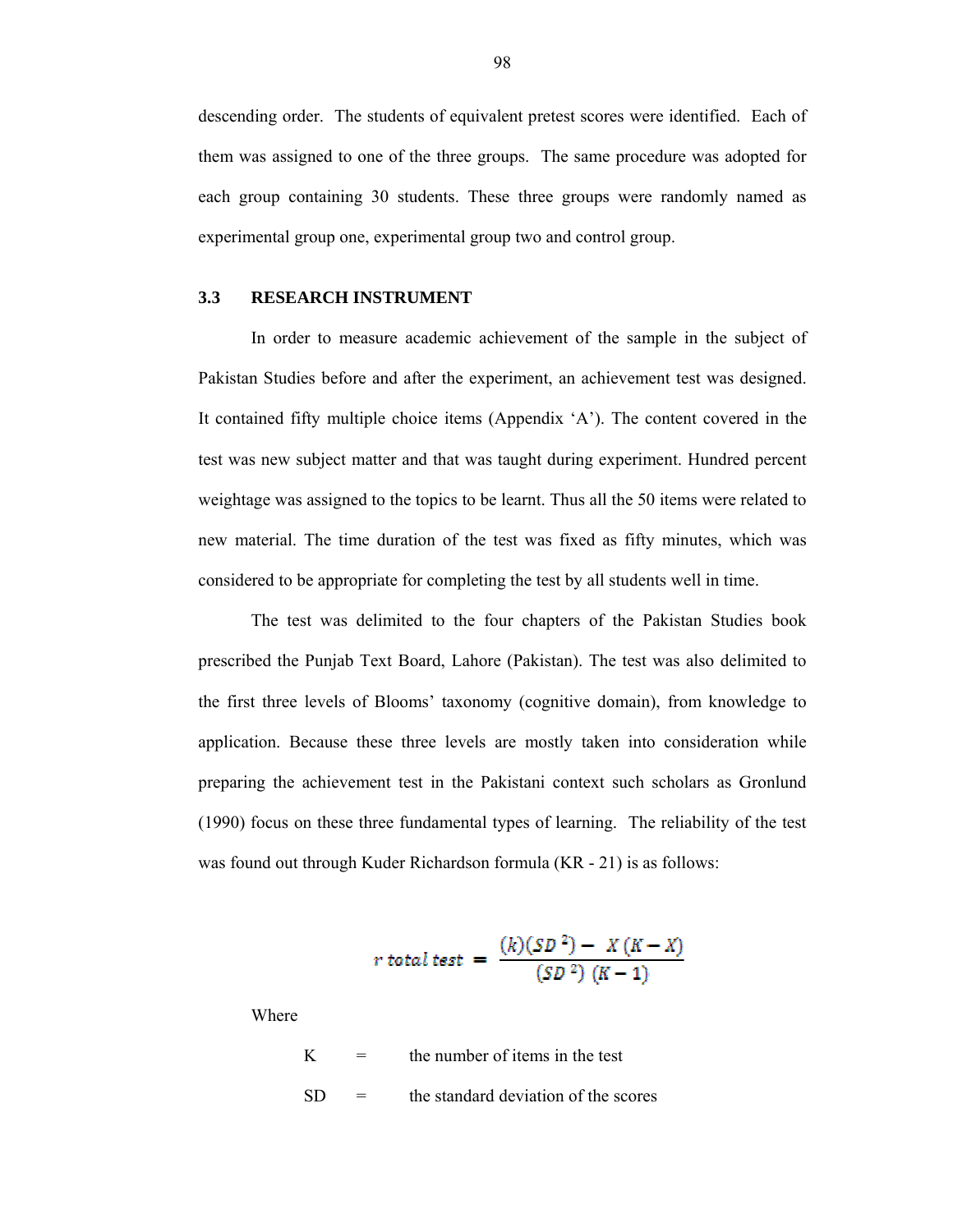descending order. The students of equivalent pretest scores were identified. Each of them was assigned to one of the three groups. The same procedure was adopted for each group containing 30 students. These three groups were randomly named as experimental group one, experimental group two and control group.

### 3.3 RESEARCH INSTRUMENT

In order to measure academic achievement of the sample in the subject of Pakistan Studies before and after the experiment, an achievement test was designed. It contained fifty multiple choice items (Appendix 'A'). The content covered in the test was new subject matter and that was taught during experiment. Hundred percent weightage was assigned to the topics to be learnt. Thus all the 50 items were related to new material. The time duration of the test was fixed as fifty minutes, which was considered to be appropriate for completing the test by all students well in time.

The test was delimited to the four chapters of the Pakistan Studies book prescribed the Punjab Text Board, Lahore (Pakistan). The test was also delimited to the first three levels of Blooms' taxonomy (cognitive domain), from knowledge to application. Because these three levels are mostly taken into consideration while preparing the achievement test in the Pakistani context such scholars as Gronlund (1990) focus on these three fundamental types of learning. The reliability of the test was found out through Kuder Richardson formula (KR - 21) is as follows:

$$r\ total\ test\ =\ \frac{(k)(SD^{2}) - X\,(K - X)}{(SD^{2})\ (K - 1)}$$

Where

K = the number of items in the test

SD = the standard deviation of the scores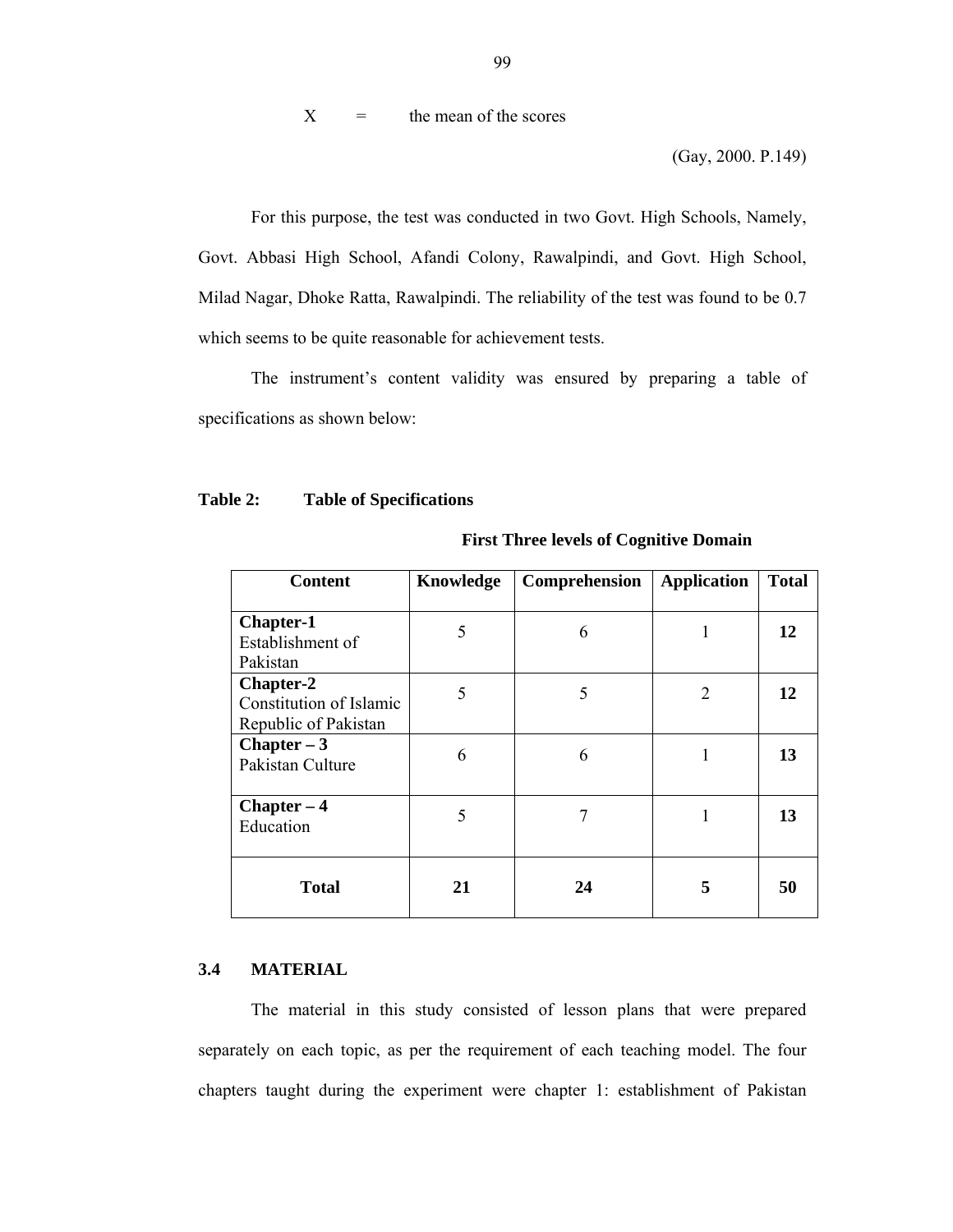$X$ = the mean of the scores

(Gay, 2000. P.149)

For this purpose, the test was conducted in two Govt. High Schools, Namely, Govt. Abbasi High School, Afandi Colony, Rawalpindi, and Govt. High School, Milad Nagar, Dhoke Ratta, Rawalpindi. The reliability of the test was found to be 0.7 which seems to be quite reasonable for achievement tests.

The instrument's content validity was ensured by preparing a table of specifications as shown below:

**Table 2: Table of Specifications**

| | First Three levels of Cognitive Domain | | | |
|---|---|---|---|---|
| **Content** | **Knowledge** | **Comprehension** | **Application** | **Total** |
| **Chapter-1** Establishment of Pakistan | 5 | 6 | 1 | **12** |
| **Chapter-2** Constitution of Islamic Republic of Pakistan | 5 | 5 | 2 | **12** |
| **Chapter – 3** Pakistan Culture | 6 | 6 | 1 | **13** |
| **Chapter – 4** Education | 5 | 7 | 1 | **13** |
| **Total** | **21** | **24** | **5** | **50** |

## 3.4 MATERIAL

The material in this study consisted of lesson plans that were prepared separately on each topic, as per the requirement of each teaching model. The four chapters taught during the experiment were chapter 1: establishment of Pakistan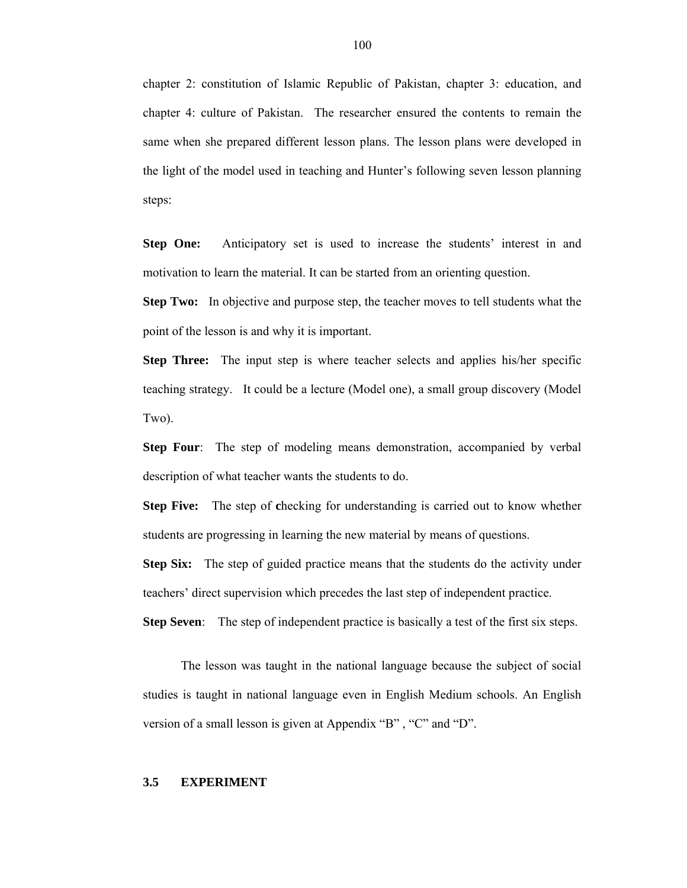chapter 2: constitution of Islamic Republic of Pakistan, chapter 3: education, and chapter 4: culture of Pakistan. The researcher ensured the contents to remain the same when she prepared different lesson plans. The lesson plans were developed in the light of the model used in teaching and Hunter's following seven lesson planning steps:

**Step One:** Anticipatory set is used to increase the students' interest in and motivation to learn the material. It can be started from an orienting question.

**Step Two:** In objective and purpose step, the teacher moves to tell students what the point of the lesson is and why it is important.

**Step Three:** The input step is where teacher selects and applies his/her specific teaching strategy. It could be a lecture (Model one), a small group discovery (Model Two).

**Step Four**: The step of modeling means demonstration, accompanied by verbal description of what teacher wants the students to do.

**Step Five:** The step of **c**hecking for understanding is carried out to know whether students are progressing in learning the new material by means of questions.

**Step Six:** The step of guided practice means that the students do the activity under teachers' direct supervision which precedes the last step of independent practice.

**Step Seven**: The step of independent practice is basically a test of the first six steps.

The lesson was taught in the national language because the subject of social studies is taught in national language even in English Medium schools. An English version of a small lesson is given at Appendix "B" , "C" and "D".

## 3.5 EXPERIMENT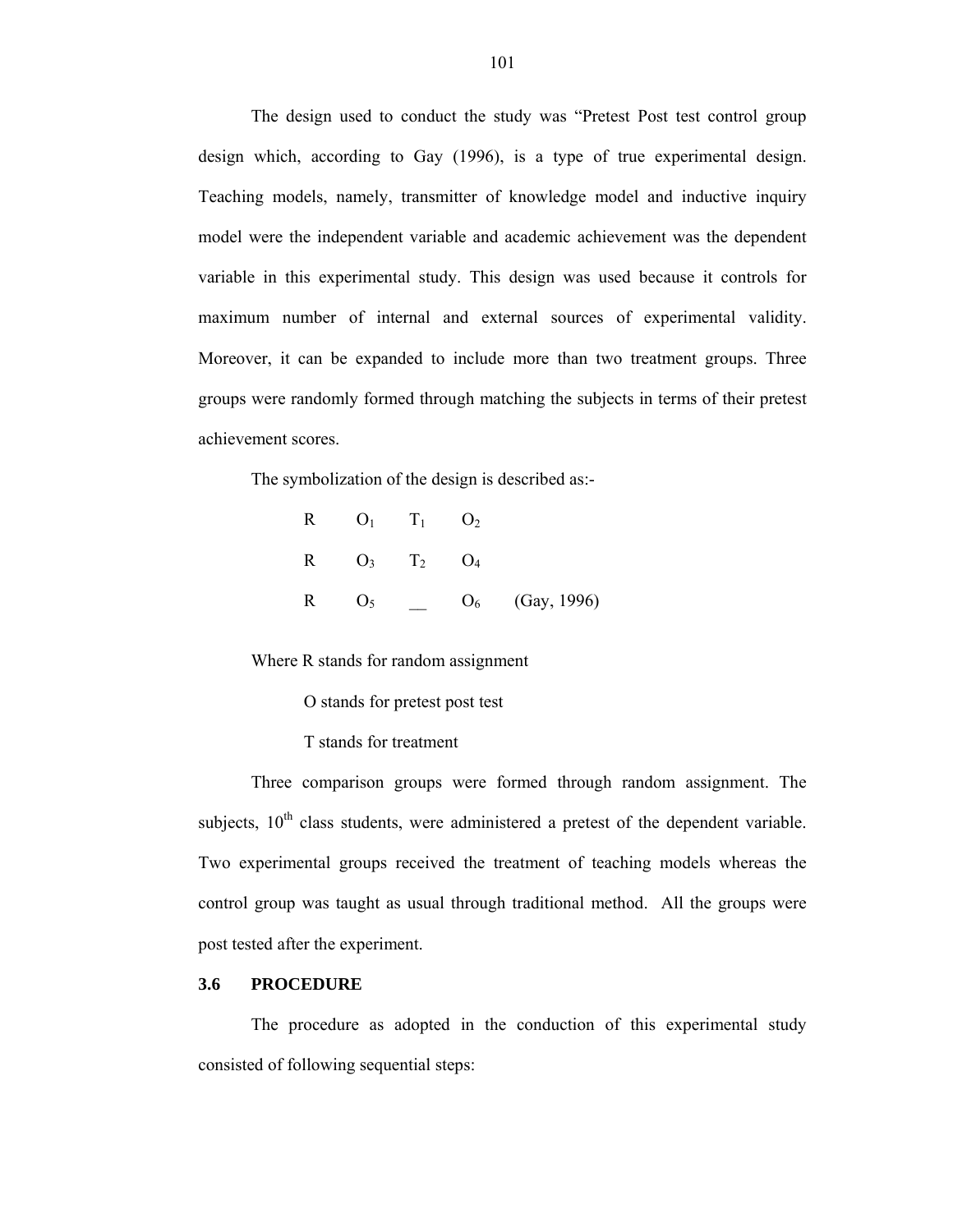The design used to conduct the study was "Pretest Post test control group design which, according to Gay (1996), is a type of true experimental design. Teaching models, namely, transmitter of knowledge model and inductive inquiry model were the independent variable and academic achievement was the dependent variable in this experimental study. This design was used because it controls for maximum number of internal and external sources of experimental validity. Moreover, it can be expanded to include more than two treatment groups. Three groups were randomly formed through matching the subjects in terms of their pretest achievement scores.

The symbolization of the design is described as:-

R $O_1$ $T_1$ $O_2$

R $O_3$ $T_2$ $O_4$

R $O_5$ __ $O_6$ (Gay, 1996)

Where R stands for random assignment

O stands for pretest post test

T stands for treatment

Three comparison groups were formed through random assignment. The subjects, 10th class students, were administered a pretest of the dependent variable. Two experimental groups received the treatment of teaching models whereas the control group was taught as usual through traditional method. All the groups were post tested after the experiment.

## 3.6 PROCEDURE

The procedure as adopted in the conduction of this experimental study consisted of following sequential steps: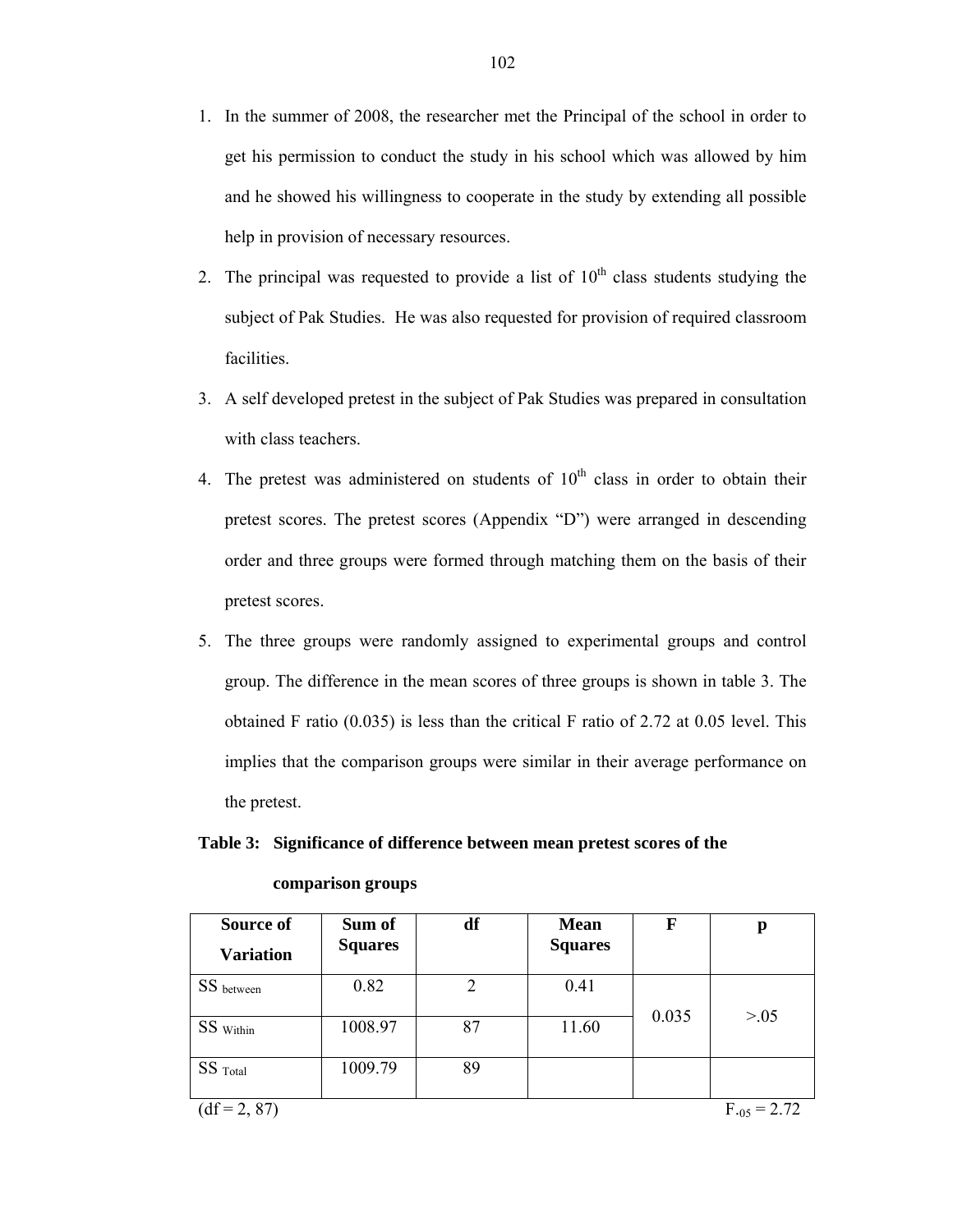1. In the summer of 2008, the researcher met the Principal of the school in order to get his permission to conduct the study in his school which was allowed by him and he showed his willingness to cooperate in the study by extending all possible help in provision of necessary resources.
2. The principal was requested to provide a list of 10th class students studying the subject of Pak Studies. He was also requested for provision of required classroom facilities.
3. A self developed pretest in the subject of Pak Studies was prepared in consultation with class teachers.
4. The pretest was administered on students of 10th class in order to obtain their pretest scores. The pretest scores (Appendix "D") were arranged in descending order and three groups were formed through matching them on the basis of their pretest scores.
5. The three groups were randomly assigned to experimental groups and control group. The difference in the mean scores of three groups is shown in table 3. The obtained F ratio (0.035) is less than the critical F ratio of 2.72 at 0.05 level. This implies that the comparison groups were similar in their average performance on the pretest.

**Table 3: Significance of difference between mean pretest scores of the comparison groups**

| Source of Variation | Sum of Squares | df | Mean Squares | F | p |
|---|---|---|---|---|---|
| $SS_{between}$ | 0.82 | 2 | 0.41 | 0.035 | >.05 |
| $SS_{Within}$ | 1008.97 | 87 | 11.60 | | |
| $SS_{Total}$ | 1009.79 | 89 | | | |

(df = 2, 87) $F_{.05} = 2.72$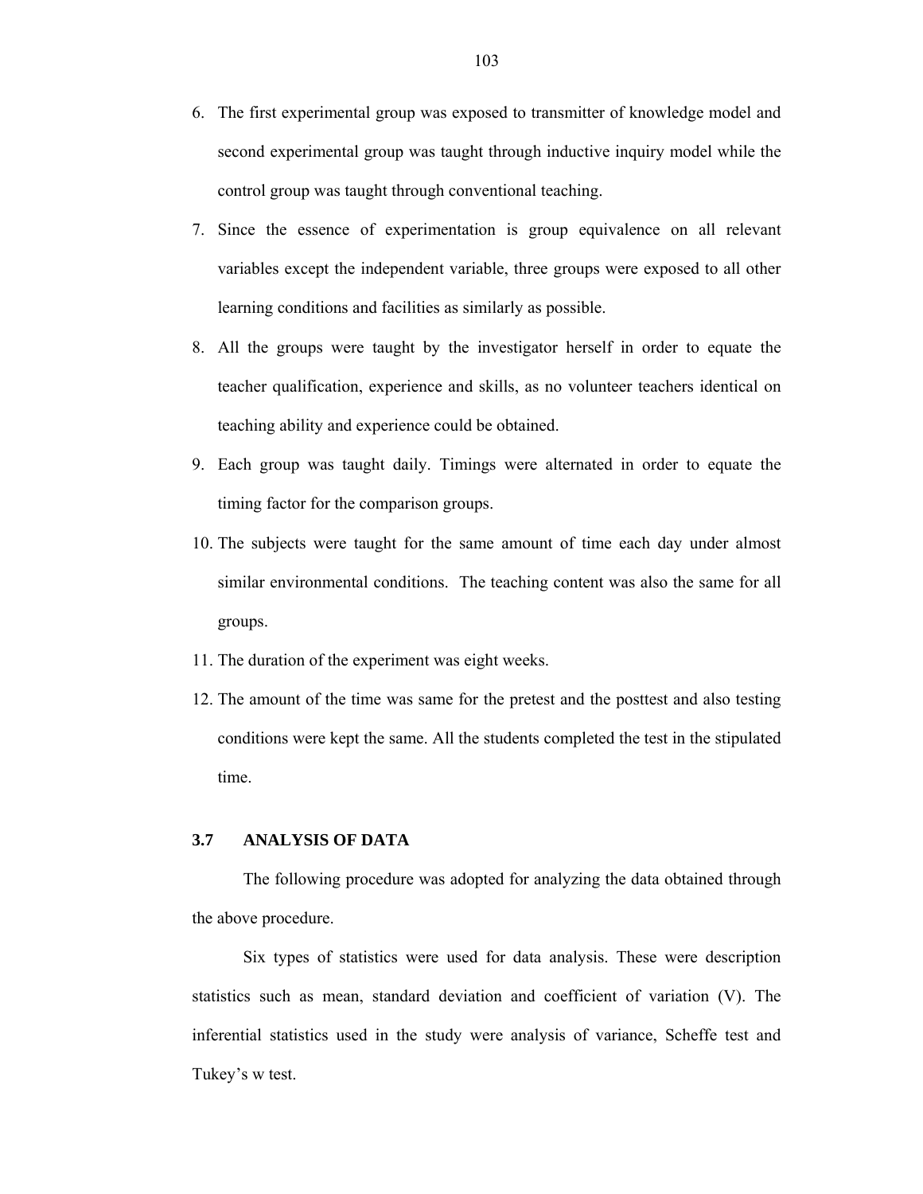6. The first experimental group was exposed to transmitter of knowledge model and second experimental group was taught through inductive inquiry model while the control group was taught through conventional teaching.
7. Since the essence of experimentation is group equivalence on all relevant variables except the independent variable, three groups were exposed to all other learning conditions and facilities as similarly as possible.
8. All the groups were taught by the investigator herself in order to equate the teacher qualification, experience and skills, as no volunteer teachers identical on teaching ability and experience could be obtained.
9. Each group was taught daily. Timings were alternated in order to equate the timing factor for the comparison groups.
10. The subjects were taught for the same amount of time each day under almost similar environmental conditions. The teaching content was also the same for all groups.
11. The duration of the experiment was eight weeks.
12. The amount of the time was same for the pretest and the posttest and also testing conditions were kept the same. All the students completed the test in the stipulated time.

### 3.7 ANALYSIS OF DATA

The following procedure was adopted for analyzing the data obtained through the above procedure.

Six types of statistics were used for data analysis. These were description statistics such as mean, standard deviation and coefficient of variation (V). The inferential statistics used in the study were analysis of variance, Scheffe test and Tukey's w test.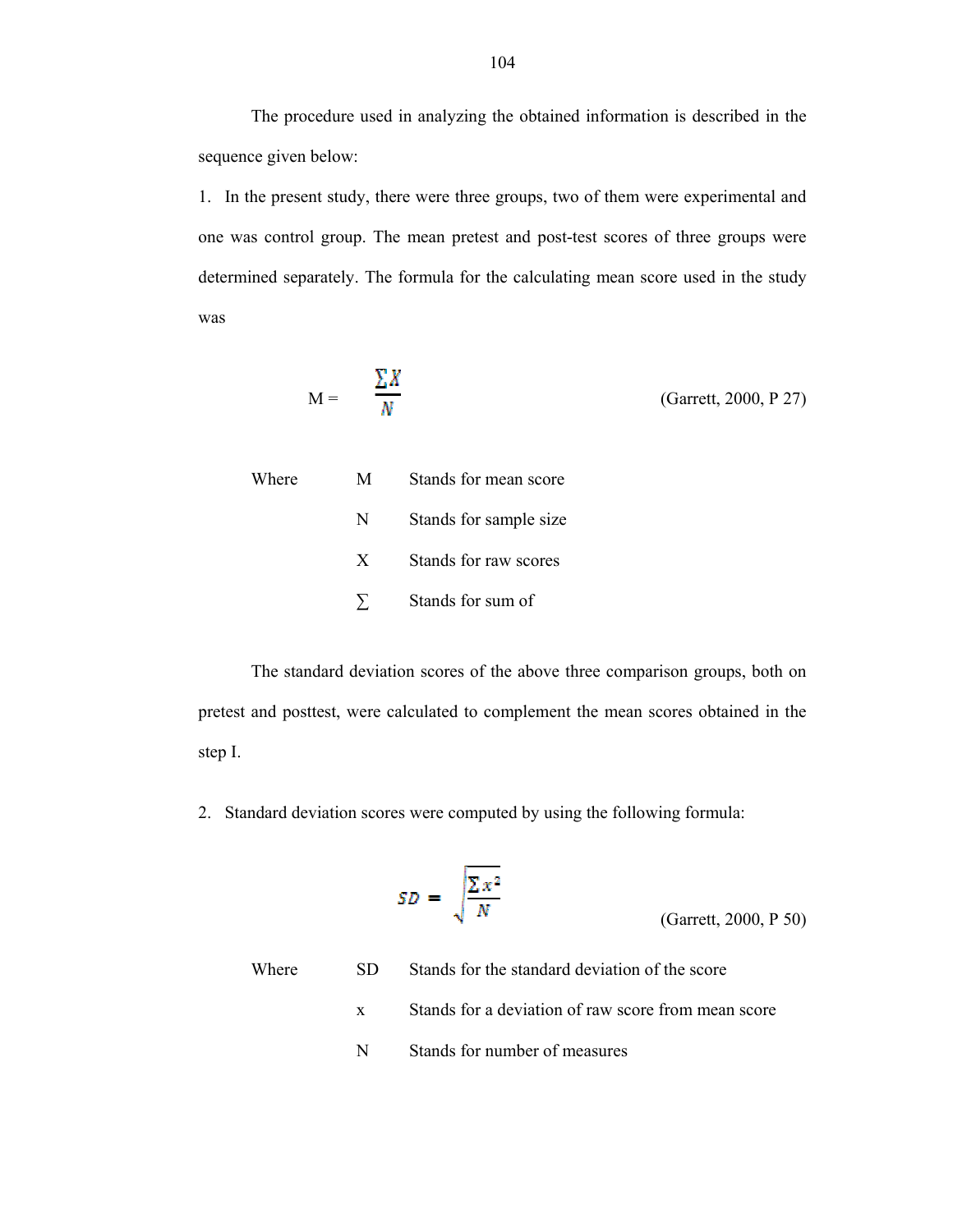The procedure used in analyzing the obtained information is described in the sequence given below:

1. In the present study, there were three groups, two of them were experimental and one was control group. The mean pretest and post-test scores of three groups were determined separately. The formula for the calculating mean score used in the study was

$$M = \frac{\sum X}{N} \qquad \text{(Garrett, 2000, P 27)}$$

| | | |
|---|---|---|
| Where | M | Stands for mean score |
| | N | Stands for sample size |
| | X | Stands for raw scores |
| | $\sum$ | Stands for sum of |

The standard deviation scores of the above three comparison groups, both on pretest and posttest, were calculated to complement the mean scores obtained in the step I.

2. Standard deviation scores were computed by using the following formula:

$$SD = \sqrt{\frac{\sum x^2}{N}} \qquad \text{(Garrett, 2000, P 50)}$$

| | | |
|---|---|---|
| Where | SD | Stands for the standard deviation of the score |
| | x | Stands for a deviation of raw score from mean score |
| | N | Stands for number of measures |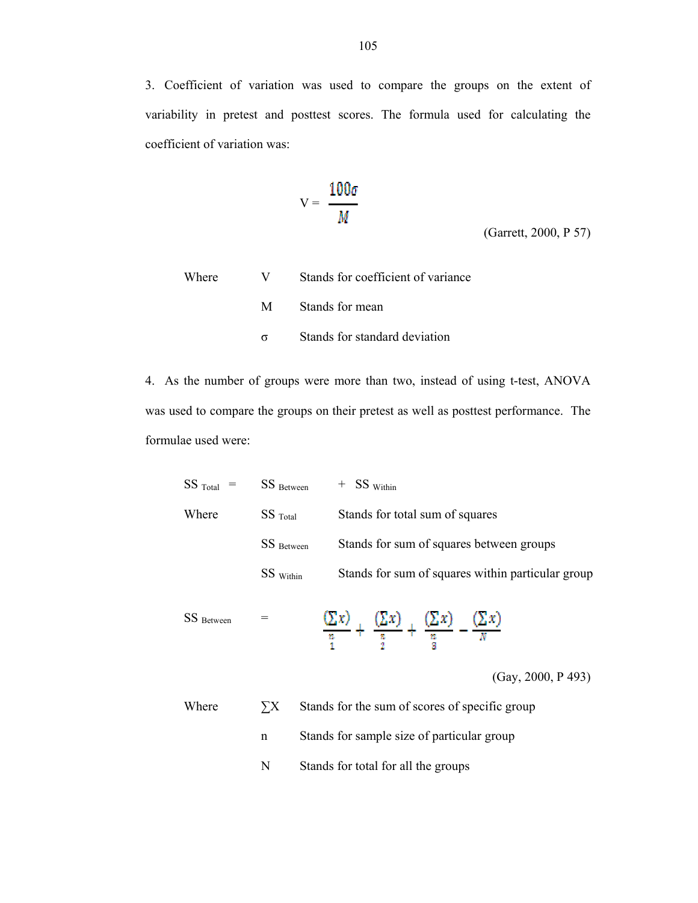3. Coefficient of variation was used to compare the groups on the extent of variability in pretest and posttest scores. The formula used for calculating the coefficient of variation was:

$$V = \frac{100\sigma}{M}$$

(Garrett, 2000, P 57)

| | | |
|---|---|---|
| Where | $V$ | Stands for coefficient of variance |
| | $M$ | Stands for mean |
| | $\sigma$ | Stands for standard deviation |

4. As the number of groups were more than two, instead of using t-test, ANOVA was used to compare the groups on their pretest as well as posttest performance. The formulae used were:

$$SS_{Total} = SS_{Between} + SS_{Within}$$

| | | |
|---|---|---|
| Where | $SS_{Total}$ | Stands for total sum of squares |
| | $SS_{Between}$ | Stands for sum of squares between groups |
| | $SS_{Within}$ | Stands for sum of squares within particular group |

$$SS_{Between} = \frac{(\sum x)}{n_1} + \frac{(\sum x)}{n_2} + \frac{(\sum x)}{n_3} - \frac{(\sum x)}{N}$$

(Gay, 2000, P 493)

| | | |
|---|---|---|
| Where | $\sum X$ | Stands for the sum of scores of specific group |
| | $n$ | Stands for sample size of particular group |
| | $N$ | Stands for total for all the groups |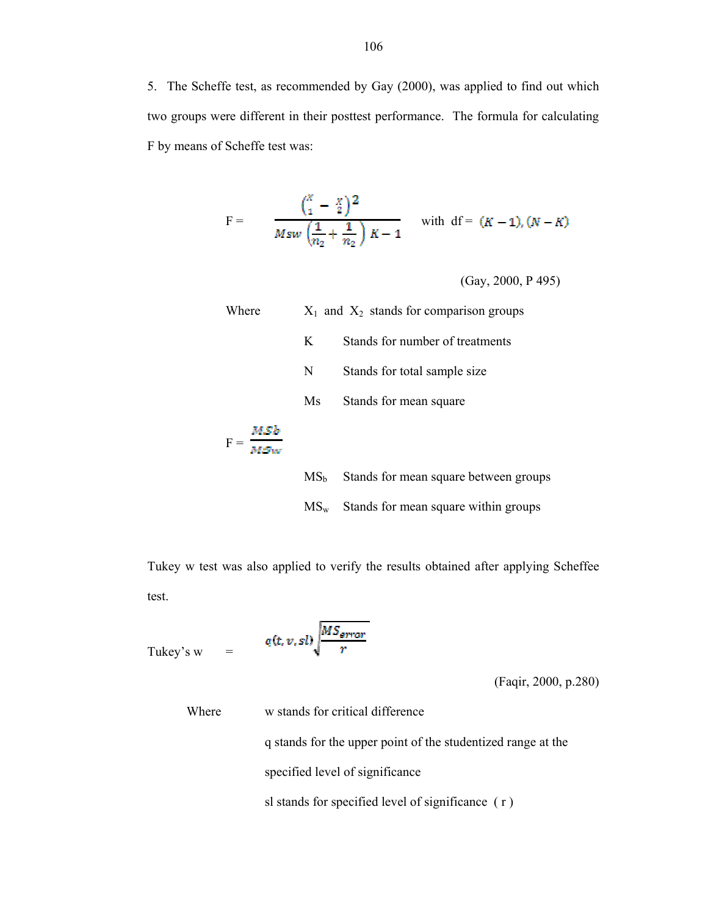5. The Scheffe test, as recommended by Gay (2000), was applied to find out which two groups were different in their posttest performance. The formula for calculating F by means of Scheffe test was:

$$F = \frac{\left(\overset{X}{1} - \overset{X}{2}\right)^2}{Msw\left(\frac{1}{n_2} + \frac{1}{n_2}\right)K - 1} \quad \text{with df} = (K-1),(N-K)$$

(Gay, 2000, P 495)

Where $X_1$ and $X_2$ stands for comparison groups

K Stands for number of treatments

N Stands for total sample size

Ms Stands for mean square

$$F = \frac{MSb}{MSw}$$

$MS_b$ Stands for mean square between groups

$MS_w$ Stands for mean square within groups

Tukey w test was also applied to verify the results obtained after applying Scheffee test.

$$\text{Tukey's w} = q(t, v, sl)\sqrt{\frac{MS_{error}}{r}}$$

(Faqir, 2000, p.280)

Where w stands for critical difference

q stands for the upper point of the studentized range at the specified level of significance

sl stands for specified level of significance ( r )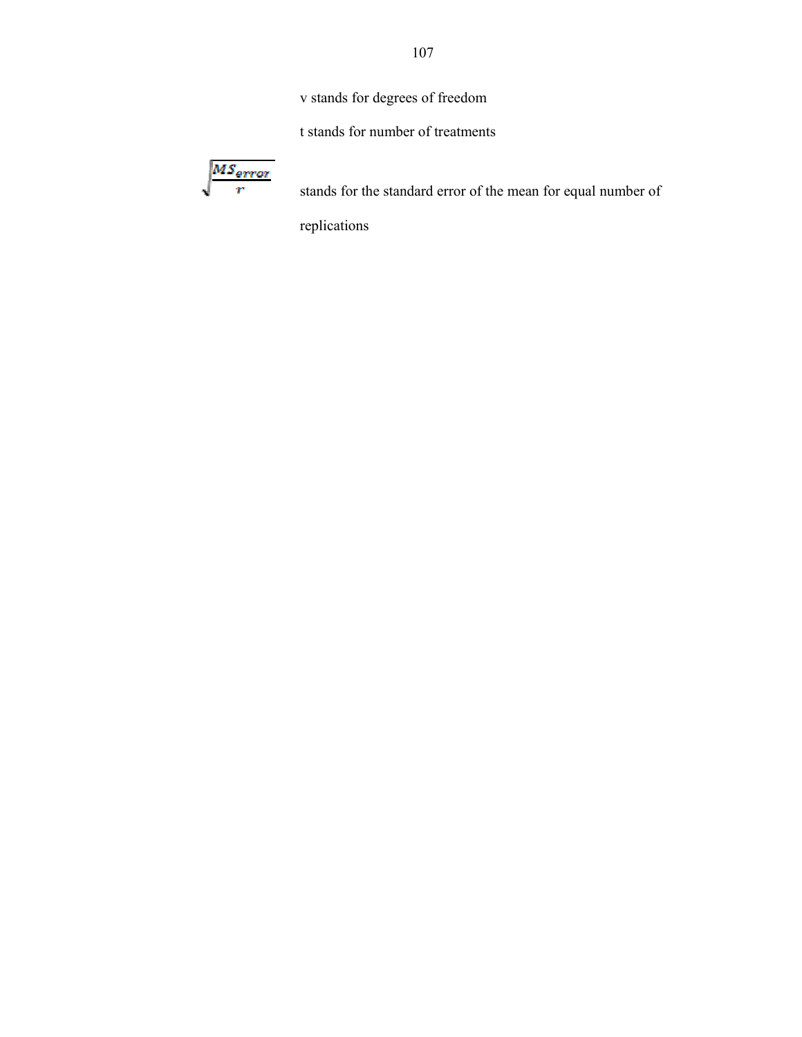v stands for degrees of freedom

t stands for number of treatments

$\sqrt{\frac{MS_{error}}{r}}$ stands for the standard error of the mean for equal number of replications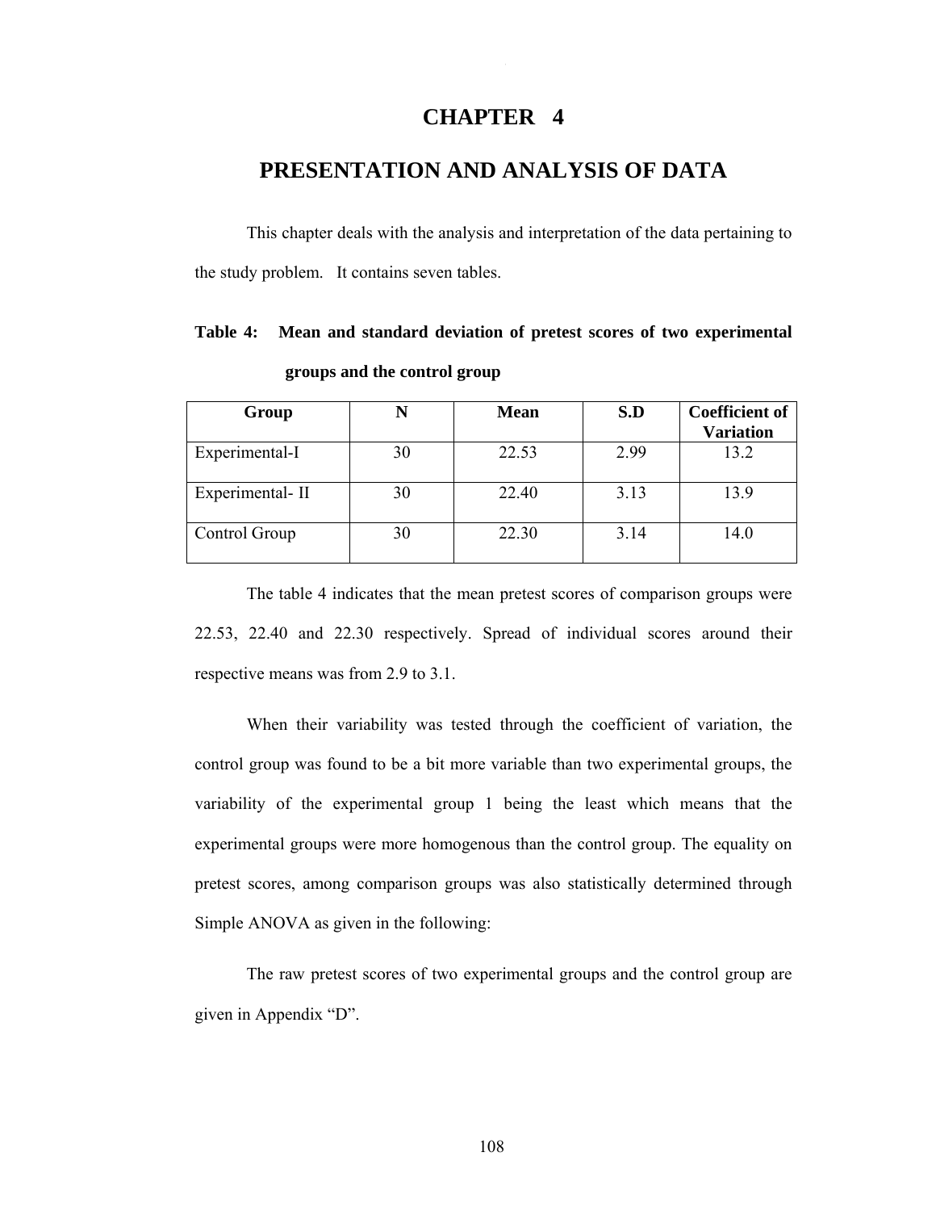# CHAPTER 4

# PRESENTATION AND ANALYSIS OF DATA

This chapter deals with the analysis and interpretation of the data pertaining to the study problem. It contains seven tables.

**Table 4: Mean and standard deviation of pretest scores of two experimental groups and the control group**

| Group | N | Mean | S.D | Coefficient of Variation |
|---|---|---|---|---|
| Experimental-I | 30 | 22.53 | 2.99 | 13.2 |
| Experimental- II | 30 | 22.40 | 3.13 | 13.9 |
| Control Group | 30 | 22.30 | 3.14 | 14.0 |

The table 4 indicates that the mean pretest scores of comparison groups were 22.53, 22.40 and 22.30 respectively. Spread of individual scores around their respective means was from 2.9 to 3.1.

When their variability was tested through the coefficient of variation, the control group was found to be a bit more variable than two experimental groups, the variability of the experimental group 1 being the least which means that the experimental groups were more homogenous than the control group. The equality on pretest scores, among comparison groups was also statistically determined through Simple ANOVA as given in the following:

The raw pretest scores of two experimental groups and the control group are given in Appendix "D".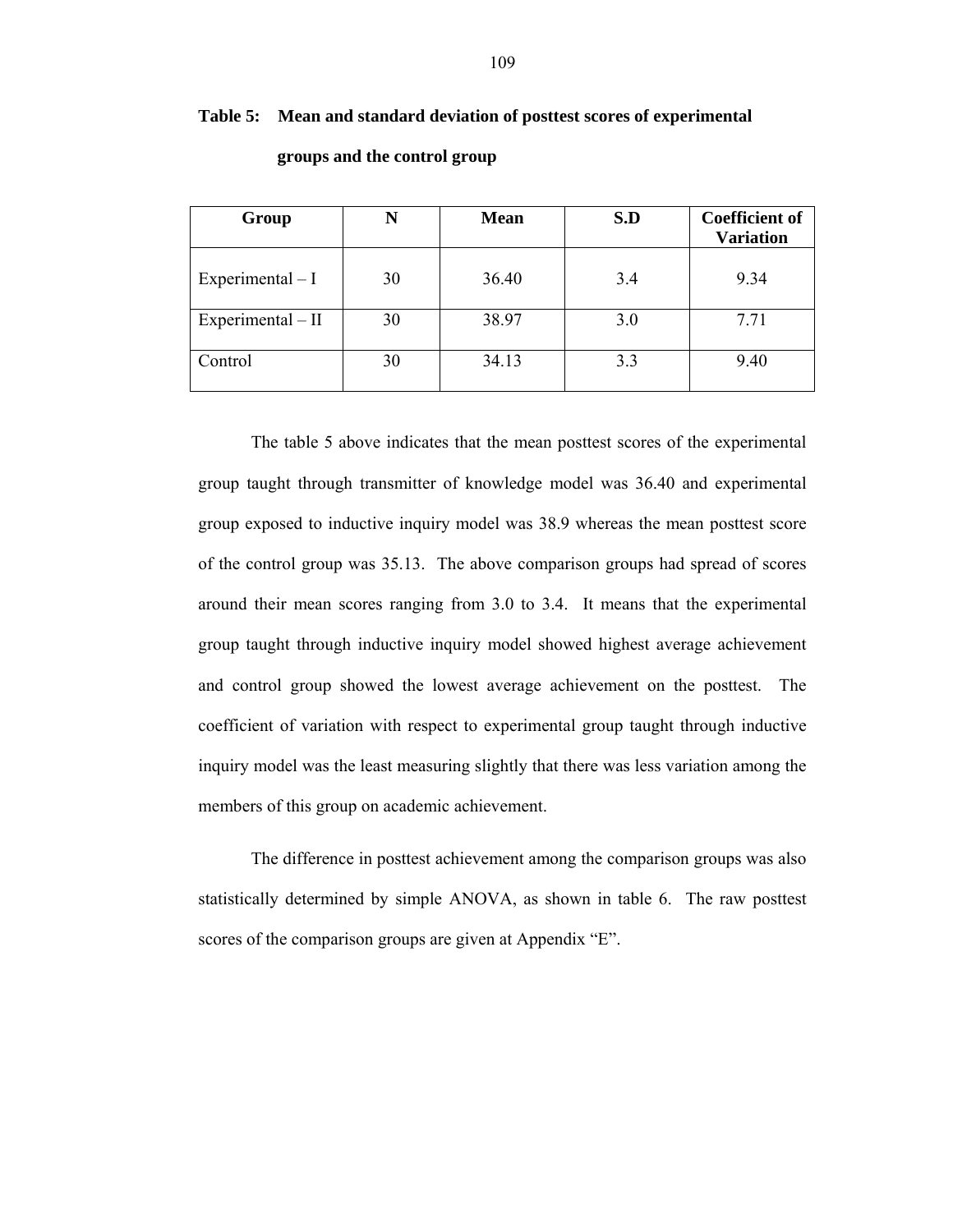**Table 5: Mean and standard deviation of posttest scores of experimental groups and the control group**

| Group | N | Mean | S.D | Coefficient of Variation |
|---|---|---|---|---|
| Experimental – I | 30 | 36.40 | 3.4 | 9.34 |
| Experimental – II | 30 | 38.97 | 3.0 | 7.71 |
| Control | 30 | 34.13 | 3.3 | 9.40 |

The table 5 above indicates that the mean posttest scores of the experimental group taught through transmitter of knowledge model was 36.40 and experimental group exposed to inductive inquiry model was 38.9 whereas the mean posttest score of the control group was 35.13. The above comparison groups had spread of scores around their mean scores ranging from 3.0 to 3.4. It means that the experimental group taught through inductive inquiry model showed highest average achievement and control group showed the lowest average achievement on the posttest. The coefficient of variation with respect to experimental group taught through inductive inquiry model was the least measuring slightly that there was less variation among the members of this group on academic achievement.

The difference in posttest achievement among the comparison groups was also statistically determined by simple ANOVA, as shown in table 6. The raw posttest scores of the comparison groups are given at Appendix "E".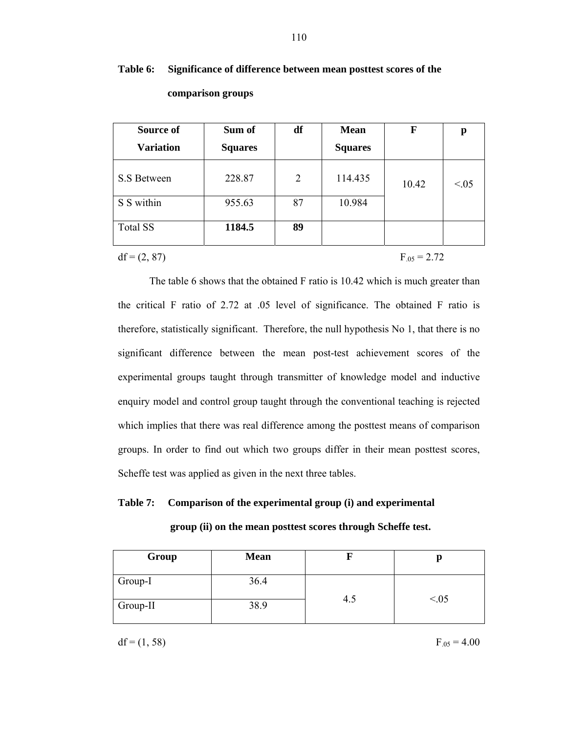**Table 6: Significance of difference between mean posttest scores of the comparison groups**

| Source of Variation | Sum of Squares | df | Mean Squares | F | p |
|---|---|---|---|---|---|
| S.S Between | 228.87 | 2 | 114.435 | 10.42 | <.05 |
| S S within | 955.63 | 87 | 10.984 | | |
| Total SS | **1184.5** | **89** | | | |

df = (2, 87) $F_{.05} = 2.72$

The table 6 shows that the obtained F ratio is 10.42 which is much greater than the critical F ratio of 2.72 at .05 level of significance. The obtained F ratio is therefore, statistically significant. Therefore, the null hypothesis No 1, that there is no significant difference between the mean post-test achievement scores of the experimental groups taught through transmitter of knowledge model and inductive enquiry model and control group taught through the conventional teaching is rejected which implies that there was real difference among the posttest means of comparison groups. In order to find out which two groups differ in their mean posttest scores, Scheffe test was applied as given in the next three tables.

**Table 7: Comparison of the experimental group (i) and experimental group (ii) on the mean posttest scores through Scheffe test.**

| Group | Mean | F | p |
|---|---|---|---|
| Group-I | 36.4 | 4.5 | <.05 |
| Group-II | 38.9 | | |

df = (1, 58) $F_{.05} = 4.00$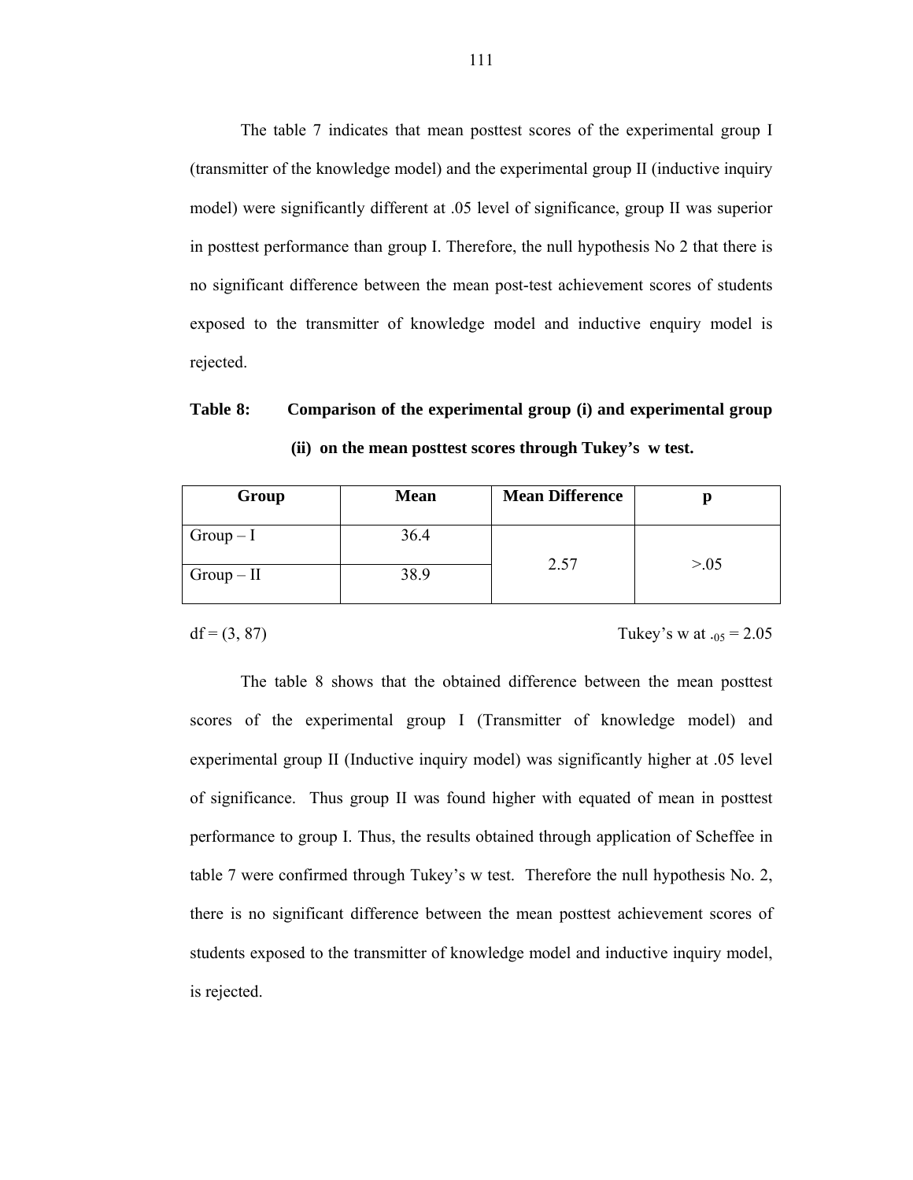The table 7 indicates that mean posttest scores of the experimental group I (transmitter of the knowledge model) and the experimental group II (inductive inquiry model) were significantly different at .05 level of significance, group II was superior in posttest performance than group I. Therefore, the null hypothesis No 2 that there is no significant difference between the mean post-test achievement scores of students exposed to the transmitter of knowledge model and inductive enquiry model is rejected.

**Table 8: Comparison of the experimental group (i) and experimental group (ii) on the mean posttest scores through Tukey's w test.**

| Group | Mean | Mean Difference | p |
|---|---|---|---|
| Group – I | 36.4 | 2.57 | >.05 |
| Group – II | 38.9 | | |

df = (3, 87) Tukey's w at $_{.05}$ = 2.05

The table 8 shows that the obtained difference between the mean posttest scores of the experimental group I (Transmitter of knowledge model) and experimental group II (Inductive inquiry model) was significantly higher at .05 level of significance. Thus group II was found higher with equated of mean in posttest performance to group I. Thus, the results obtained through application of Scheffee in table 7 were confirmed through Tukey's w test. Therefore the null hypothesis No. 2, there is no significant difference between the mean posttest achievement scores of students exposed to the transmitter of knowledge model and inductive inquiry model, is rejected.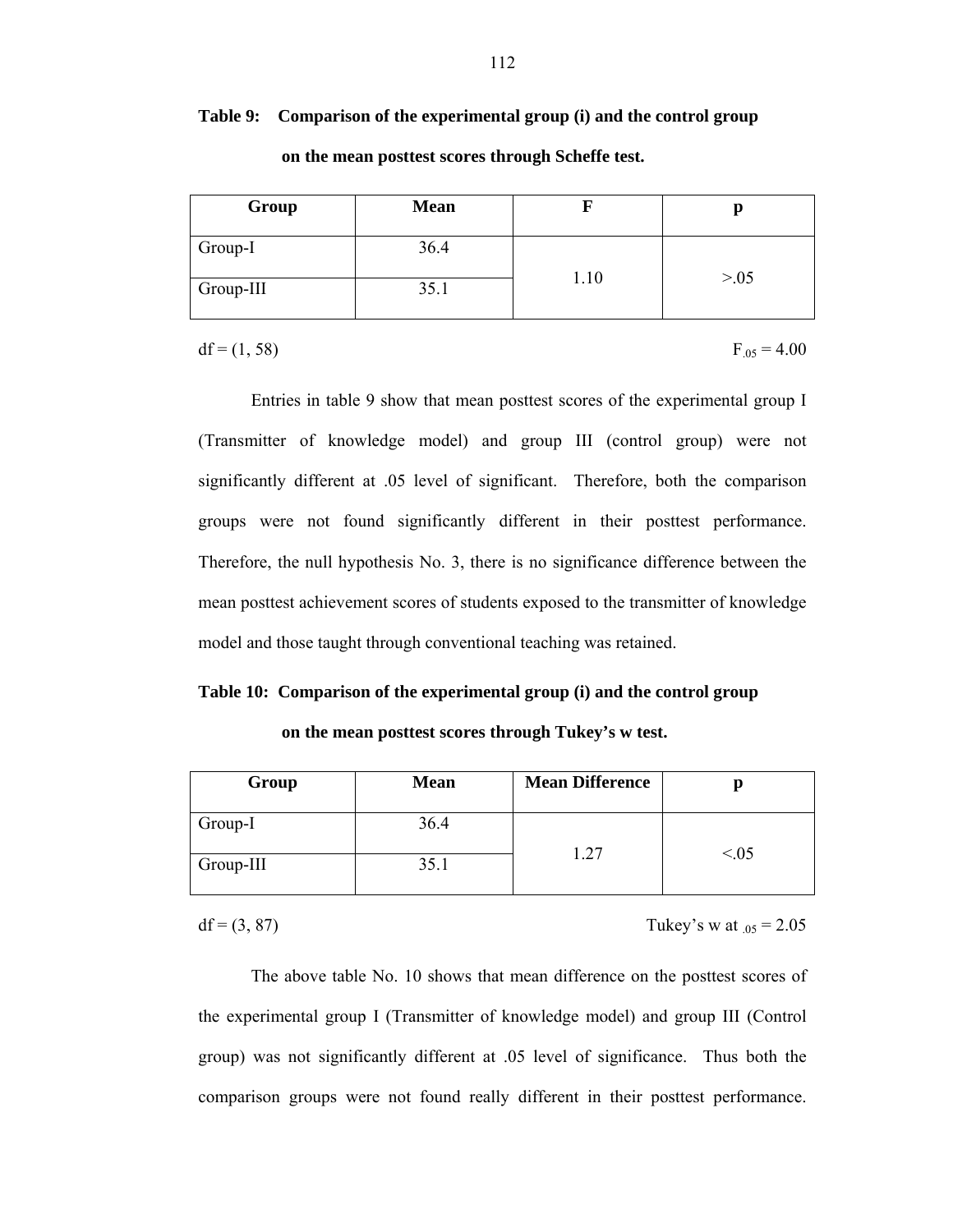**Table 9: Comparison of the experimental group (i) and the control group on the mean posttest scores through Scheffe test.**

| Group | Mean | F | p |
|---|---|---|---|
| Group-I | 36.4 | 1.10 | >.05 |
| Group-III | 35.1 | | |

df = (1, 58) $F_{.05} = 4.00$

Entries in table 9 show that mean posttest scores of the experimental group I (Transmitter of knowledge model) and group III (control group) were not significantly different at .05 level of significant. Therefore, both the comparison groups were not found significantly different in their posttest performance. Therefore, the null hypothesis No. 3, there is no significance difference between the mean posttest achievement scores of students exposed to the transmitter of knowledge model and those taught through conventional teaching was retained.

**Table 10: Comparison of the experimental group (i) and the control group on the mean posttest scores through Tukey's w test.**

| Group | Mean | Mean Difference | p |
|---|---|---|---|
| Group-I | 36.4 | 1.27 | <.05 |
| Group-III | 35.1 | | |

df = (3, 87) Tukey's w at $_{.05}$ = 2.05

The above table No. 10 shows that mean difference on the posttest scores of the experimental group I (Transmitter of knowledge model) and group III (Control group) was not significantly different at .05 level of significance. Thus both the comparison groups were not found really different in their posttest performance.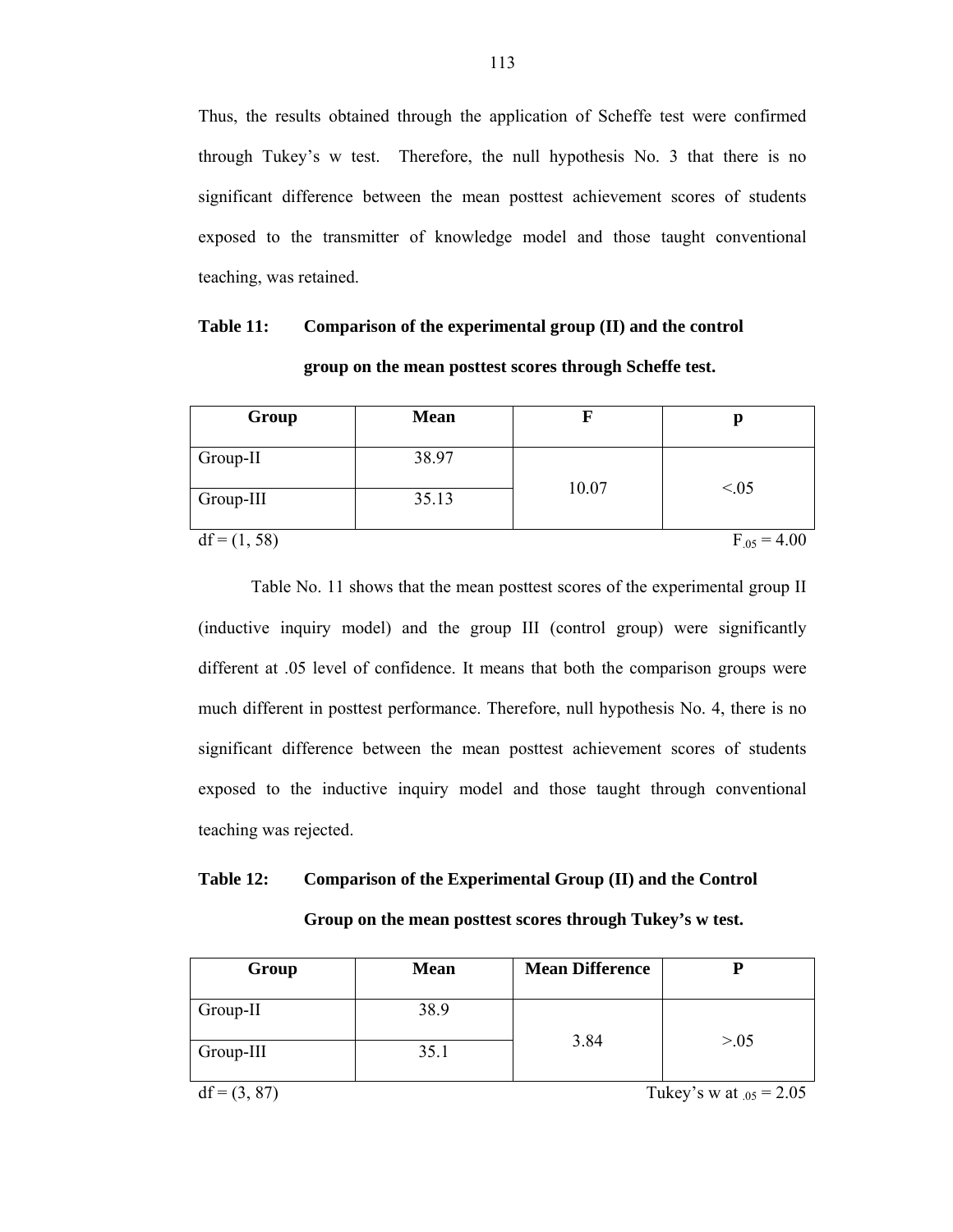Thus, the results obtained through the application of Scheffe test were confirmed through Tukey's w test. Therefore, the null hypothesis No. 3 that there is no significant difference between the mean posttest achievement scores of students exposed to the transmitter of knowledge model and those taught conventional teaching, was retained.

**Table 11: Comparison of the experimental group (II) and the control group on the mean posttest scores through Scheffe test.**

| Group | Mean | F | p |
|---|---|---|---|
| Group-II | 38.97 | 10.07 | <.05 |
| Group-III | 35.13 | | |

df = (1, 58) $F_{.05} = 4.00$

Table No. 11 shows that the mean posttest scores of the experimental group II (inductive inquiry model) and the group III (control group) were significantly different at .05 level of confidence. It means that both the comparison groups were much different in posttest performance. Therefore, null hypothesis No. 4, there is no significant difference between the mean posttest achievement scores of students exposed to the inductive inquiry model and those taught through conventional teaching was rejected.

**Table 12: Comparison of the Experimental Group (II) and the Control Group on the mean posttest scores through Tukey's w test.**

| Group | Mean | Mean Difference | P |
|---|---|---|---|
| Group-II | 38.9 | 3.84 | >.05 |
| Group-III | 35.1 | | |

df = (3, 87) Tukey's w at $_{.05} = 2.05$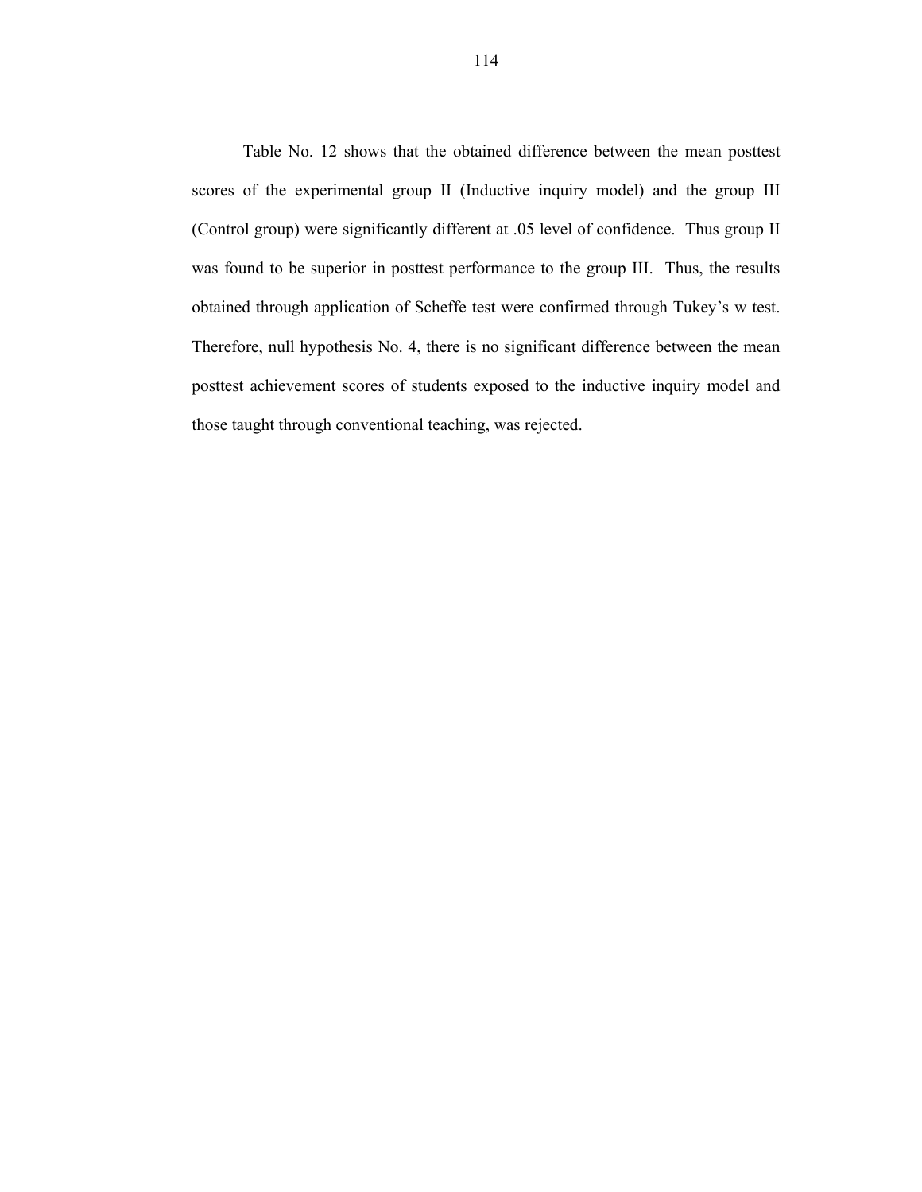Table No. 12 shows that the obtained difference between the mean posttest scores of the experimental group II (Inductive inquiry model) and the group III (Control group) were significantly different at .05 level of confidence. Thus group II was found to be superior in posttest performance to the group III. Thus, the results obtained through application of Scheffe test were confirmed through Tukey's w test. Therefore, null hypothesis No. 4, there is no significant difference between the mean posttest achievement scores of students exposed to the inductive inquiry model and those taught through conventional teaching, was rejected.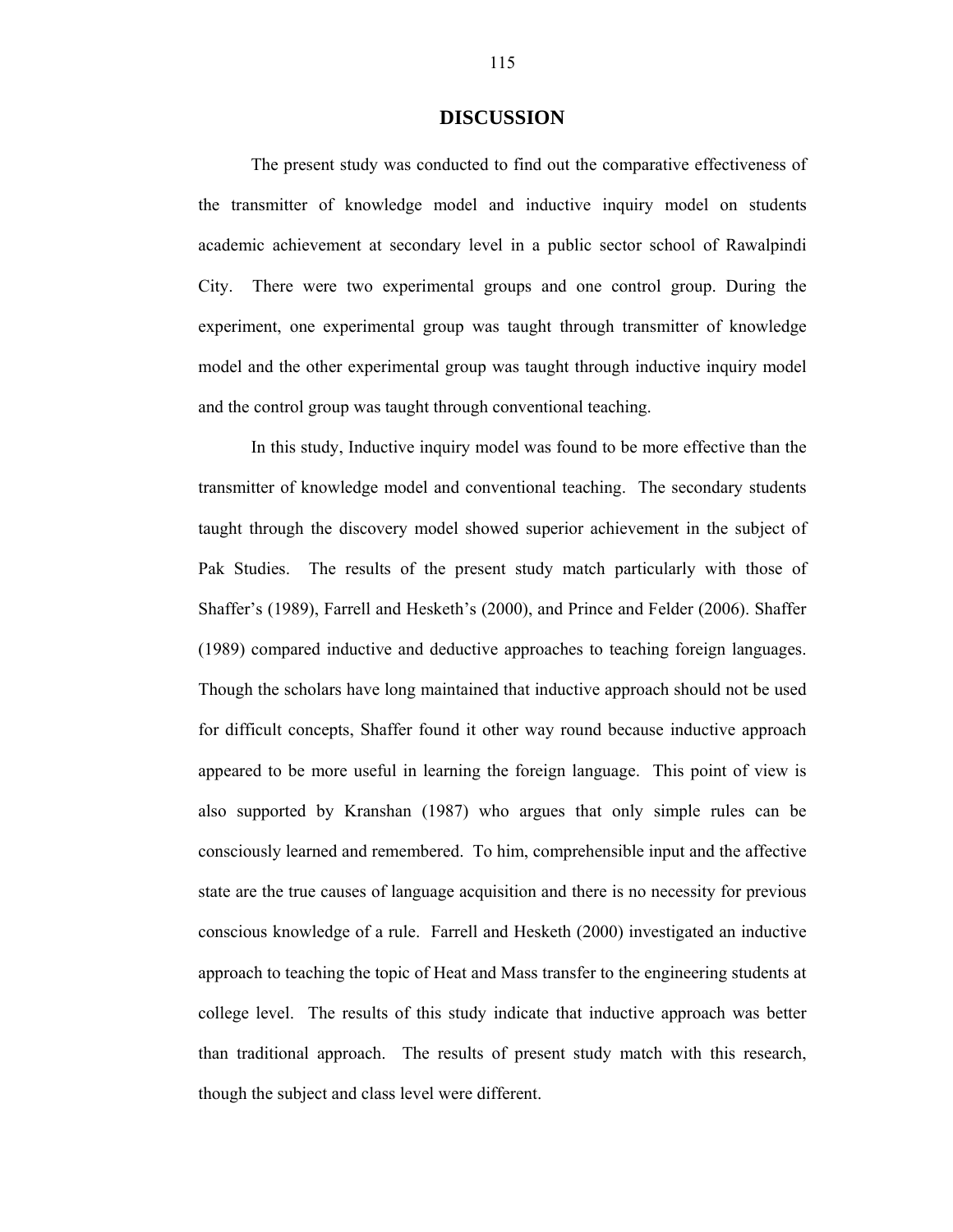# DISCUSSION

The present study was conducted to find out the comparative effectiveness of the transmitter of knowledge model and inductive inquiry model on students academic achievement at secondary level in a public sector school of Rawalpindi City. There were two experimental groups and one control group. During the experiment, one experimental group was taught through transmitter of knowledge model and the other experimental group was taught through inductive inquiry model and the control group was taught through conventional teaching.

In this study, Inductive inquiry model was found to be more effective than the transmitter of knowledge model and conventional teaching. The secondary students taught through the discovery model showed superior achievement in the subject of Pak Studies. The results of the present study match particularly with those of Shaffer's (1989), Farrell and Hesketh's (2000), and Prince and Felder (2006). Shaffer (1989) compared inductive and deductive approaches to teaching foreign languages. Though the scholars have long maintained that inductive approach should not be used for difficult concepts, Shaffer found it other way round because inductive approach appeared to be more useful in learning the foreign language. This point of view is also supported by Kranshan (1987) who argues that only simple rules can be consciously learned and remembered. To him, comprehensible input and the affective state are the true causes of language acquisition and there is no necessity for previous conscious knowledge of a rule. Farrell and Hesketh (2000) investigated an inductive approach to teaching the topic of Heat and Mass transfer to the engineering students at college level. The results of this study indicate that inductive approach was better than traditional approach. The results of present study match with this research, though the subject and class level were different.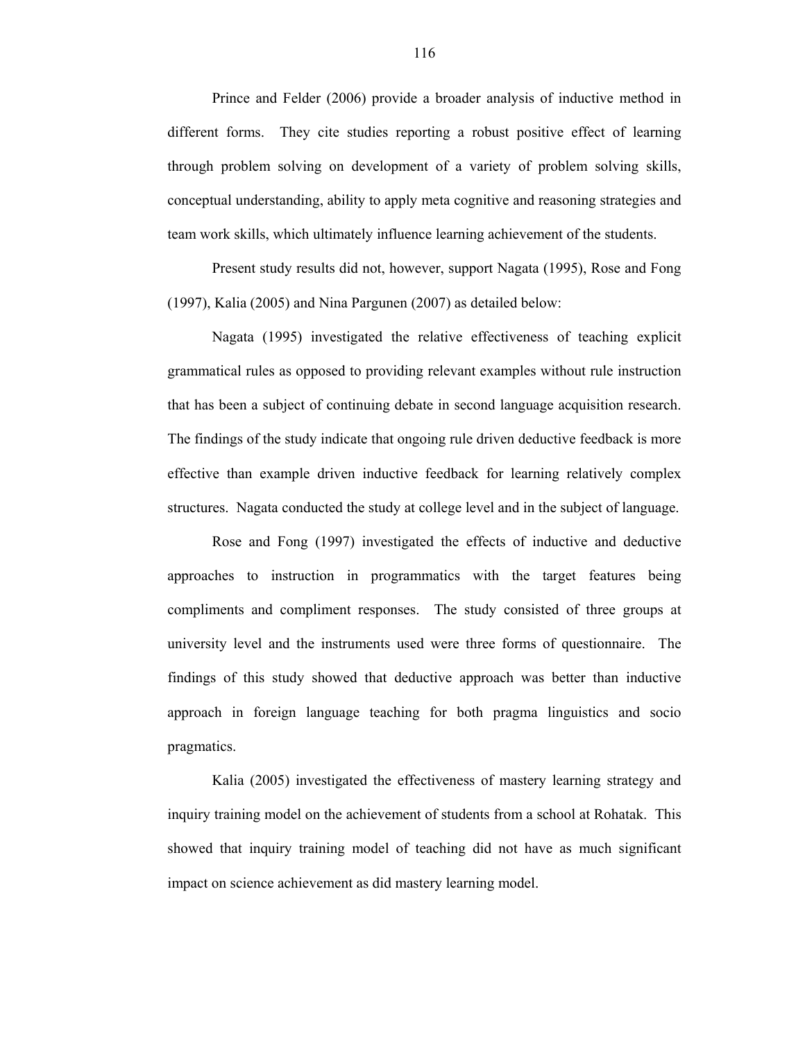Prince and Felder (2006) provide a broader analysis of inductive method in different forms. They cite studies reporting a robust positive effect of learning through problem solving on development of a variety of problem solving skills, conceptual understanding, ability to apply meta cognitive and reasoning strategies and team work skills, which ultimately influence learning achievement of the students.

Present study results did not, however, support Nagata (1995), Rose and Fong (1997), Kalia (2005) and Nina Pargunen (2007) as detailed below:

Nagata (1995) investigated the relative effectiveness of teaching explicit grammatical rules as opposed to providing relevant examples without rule instruction that has been a subject of continuing debate in second language acquisition research. The findings of the study indicate that ongoing rule driven deductive feedback is more effective than example driven inductive feedback for learning relatively complex structures. Nagata conducted the study at college level and in the subject of language.

Rose and Fong (1997) investigated the effects of inductive and deductive approaches to instruction in programmatics with the target features being compliments and compliment responses. The study consisted of three groups at university level and the instruments used were three forms of questionnaire. The findings of this study showed that deductive approach was better than inductive approach in foreign language teaching for both pragma linguistics and socio pragmatics.

Kalia (2005) investigated the effectiveness of mastery learning strategy and inquiry training model on the achievement of students from a school at Rohatak. This showed that inquiry training model of teaching did not have as much significant impact on science achievement as did mastery learning model.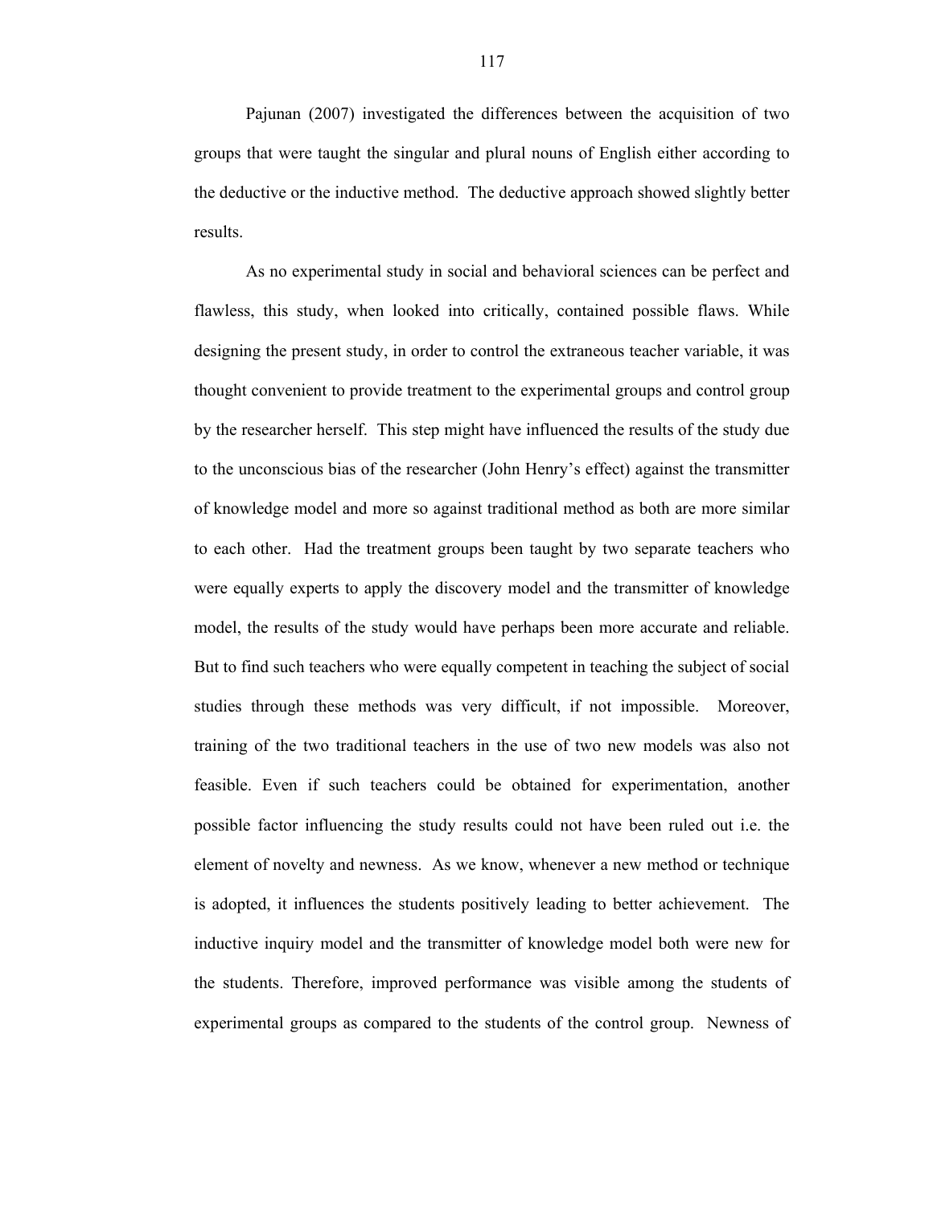Pajunan (2007) investigated the differences between the acquisition of two groups that were taught the singular and plural nouns of English either according to the deductive or the inductive method. The deductive approach showed slightly better results.

As no experimental study in social and behavioral sciences can be perfect and flawless, this study, when looked into critically, contained possible flaws. While designing the present study, in order to control the extraneous teacher variable, it was thought convenient to provide treatment to the experimental groups and control group by the researcher herself. This step might have influenced the results of the study due to the unconscious bias of the researcher (John Henry's effect) against the transmitter of knowledge model and more so against traditional method as both are more similar to each other. Had the treatment groups been taught by two separate teachers who were equally experts to apply the discovery model and the transmitter of knowledge model, the results of the study would have perhaps been more accurate and reliable. But to find such teachers who were equally competent in teaching the subject of social studies through these methods was very difficult, if not impossible. Moreover, training of the two traditional teachers in the use of two new models was also not feasible. Even if such teachers could be obtained for experimentation, another possible factor influencing the study results could not have been ruled out i.e. the element of novelty and newness. As we know, whenever a new method or technique is adopted, it influences the students positively leading to better achievement. The inductive inquiry model and the transmitter of knowledge model both were new for the students. Therefore, improved performance was visible among the students of experimental groups as compared to the students of the control group. Newness of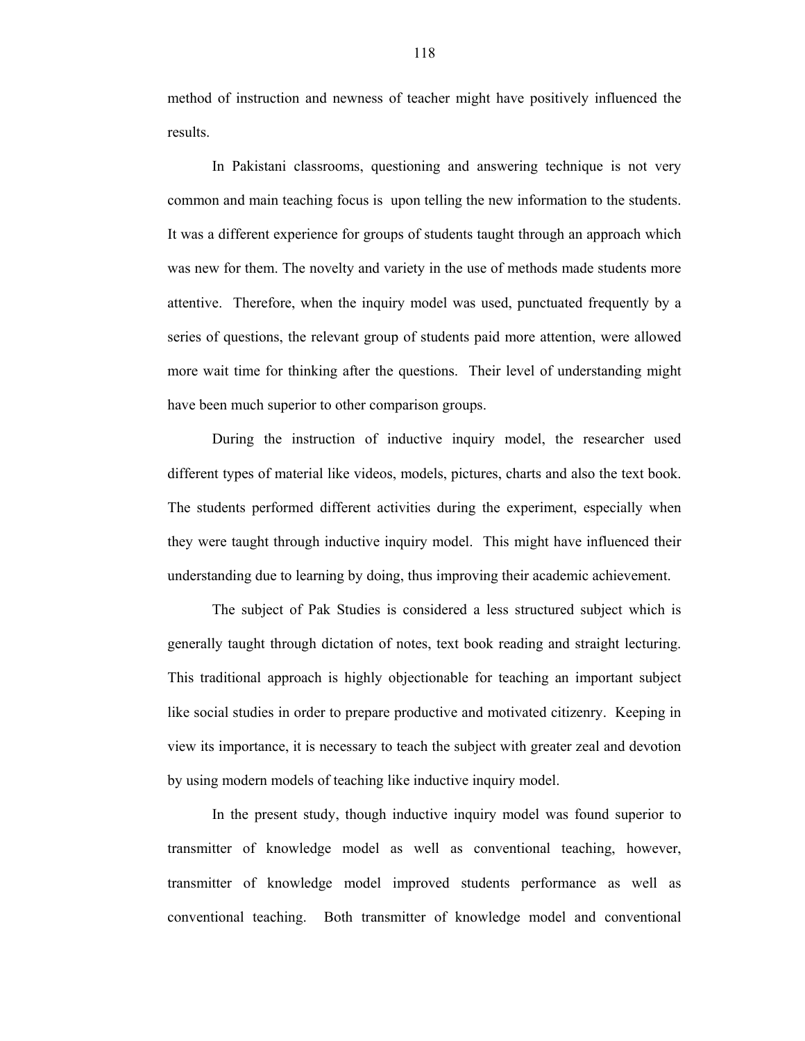method of instruction and newness of teacher might have positively influenced the results.

In Pakistani classrooms, questioning and answering technique is not very common and main teaching focus is upon telling the new information to the students. It was a different experience for groups of students taught through an approach which was new for them. The novelty and variety in the use of methods made students more attentive. Therefore, when the inquiry model was used, punctuated frequently by a series of questions, the relevant group of students paid more attention, were allowed more wait time for thinking after the questions. Their level of understanding might have been much superior to other comparison groups.

During the instruction of inductive inquiry model, the researcher used different types of material like videos, models, pictures, charts and also the text book. The students performed different activities during the experiment, especially when they were taught through inductive inquiry model. This might have influenced their understanding due to learning by doing, thus improving their academic achievement.

The subject of Pak Studies is considered a less structured subject which is generally taught through dictation of notes, text book reading and straight lecturing. This traditional approach is highly objectionable for teaching an important subject like social studies in order to prepare productive and motivated citizenry. Keeping in view its importance, it is necessary to teach the subject with greater zeal and devotion by using modern models of teaching like inductive inquiry model.

In the present study, though inductive inquiry model was found superior to transmitter of knowledge model as well as conventional teaching, however, transmitter of knowledge model improved students performance as well as conventional teaching. Both transmitter of knowledge model and conventional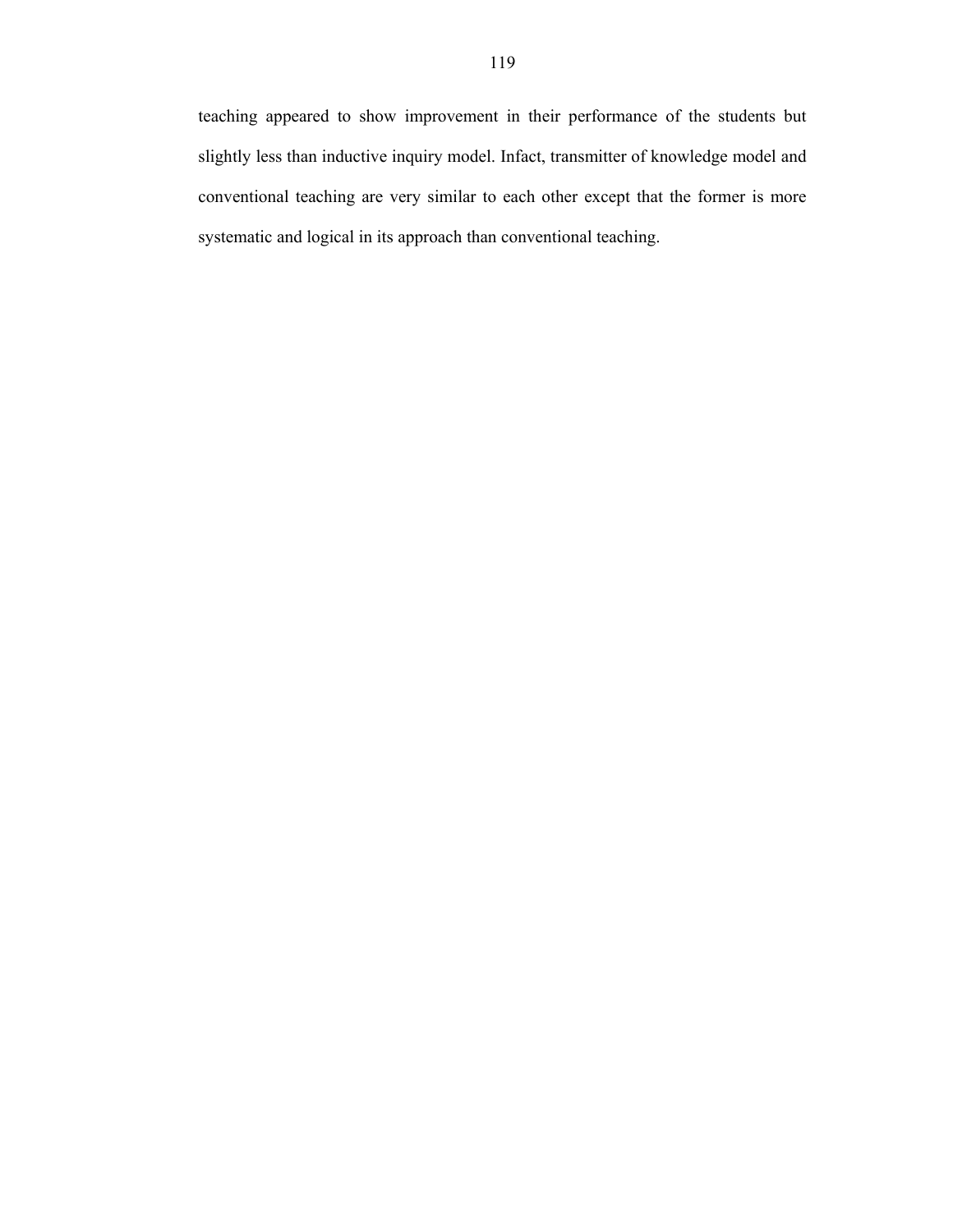teaching appeared to show improvement in their performance of the students but slightly less than inductive inquiry model. Infact, transmitter of knowledge model and conventional teaching are very similar to each other except that the former is more systematic and logical in its approach than conventional teaching.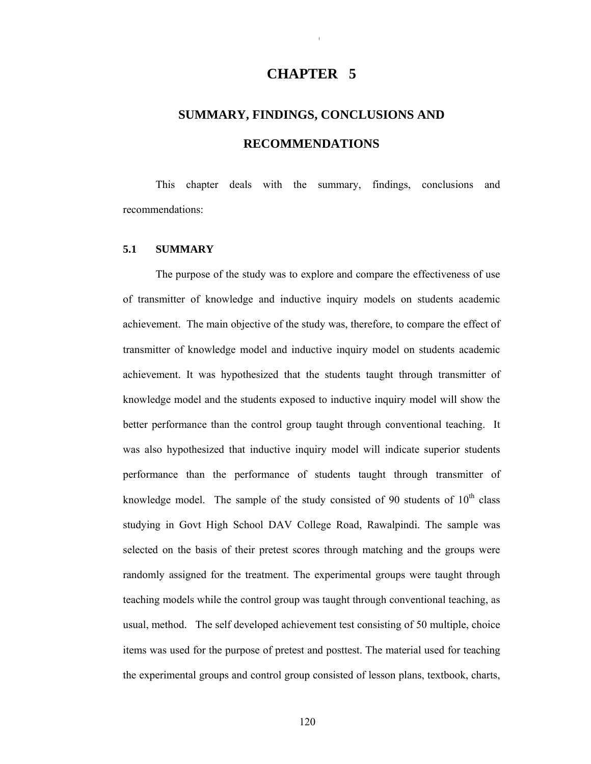# CHAPTER 5

## SUMMARY, FINDINGS, CONCLUSIONS AND RECOMMENDATIONS

This chapter deals with the summary, findings, conclusions and recommendations:

### 5.1 SUMMARY

The purpose of the study was to explore and compare the effectiveness of use of transmitter of knowledge and inductive inquiry models on students academic achievement. The main objective of the study was, therefore, to compare the effect of transmitter of knowledge model and inductive inquiry model on students academic achievement. It was hypothesized that the students taught through transmitter of knowledge model and the students exposed to inductive inquiry model will show the better performance than the control group taught through conventional teaching. It was also hypothesized that inductive inquiry model will indicate superior students performance than the performance of students taught through transmitter of knowledge model. The sample of the study consisted of 90 students of $10^{th}$ class studying in Govt High School DAV College Road, Rawalpindi. The sample was selected on the basis of their pretest scores through matching and the groups were randomly assigned for the treatment. The experimental groups were taught through teaching models while the control group was taught through conventional teaching, as usual, method. The self developed achievement test consisting of 50 multiple, choice items was used for the purpose of pretest and posttest. The material used for teaching the experimental groups and control group consisted of lesson plans, textbook, charts,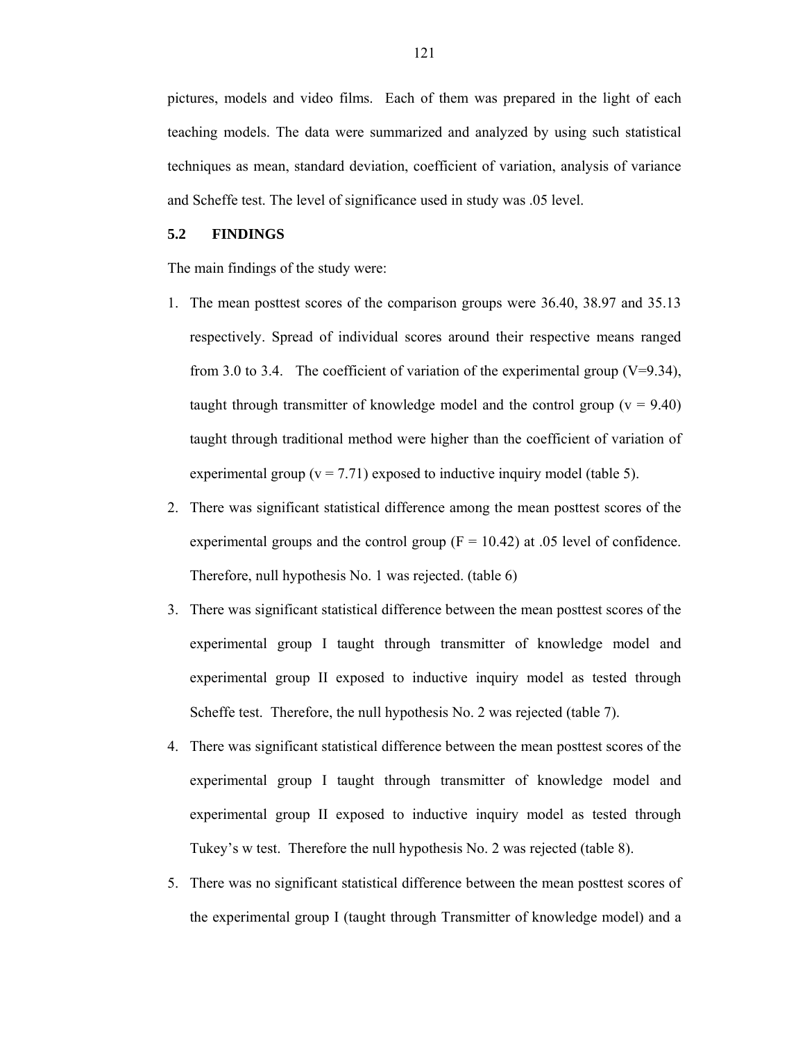pictures, models and video films. Each of them was prepared in the light of each teaching models. The data were summarized and analyzed by using such statistical techniques as mean, standard deviation, coefficient of variation, analysis of variance and Scheffe test. The level of significance used in study was .05 level.

## 5.2 FINDINGS

The main findings of the study were:

1. The mean posttest scores of the comparison groups were 36.40, 38.97 and 35.13 respectively. Spread of individual scores around their respective means ranged from 3.0 to 3.4. The coefficient of variation of the experimental group (V=9.34), taught through transmitter of knowledge model and the control group (v = 9.40) taught through traditional method were higher than the coefficient of variation of experimental group (v = 7.71) exposed to inductive inquiry model (table 5).
2. There was significant statistical difference among the mean posttest scores of the experimental groups and the control group (F = 10.42) at .05 level of confidence. Therefore, null hypothesis No. 1 was rejected. (table 6)
3. There was significant statistical difference between the mean posttest scores of the experimental group I taught through transmitter of knowledge model and experimental group II exposed to inductive inquiry model as tested through Scheffe test. Therefore, the null hypothesis No. 2 was rejected (table 7).
4. There was significant statistical difference between the mean posttest scores of the experimental group I taught through transmitter of knowledge model and experimental group II exposed to inductive inquiry model as tested through Tukey's w test. Therefore the null hypothesis No. 2 was rejected (table 8).
5. There was no significant statistical difference between the mean posttest scores of the experimental group I (taught through Transmitter of knowledge model) and a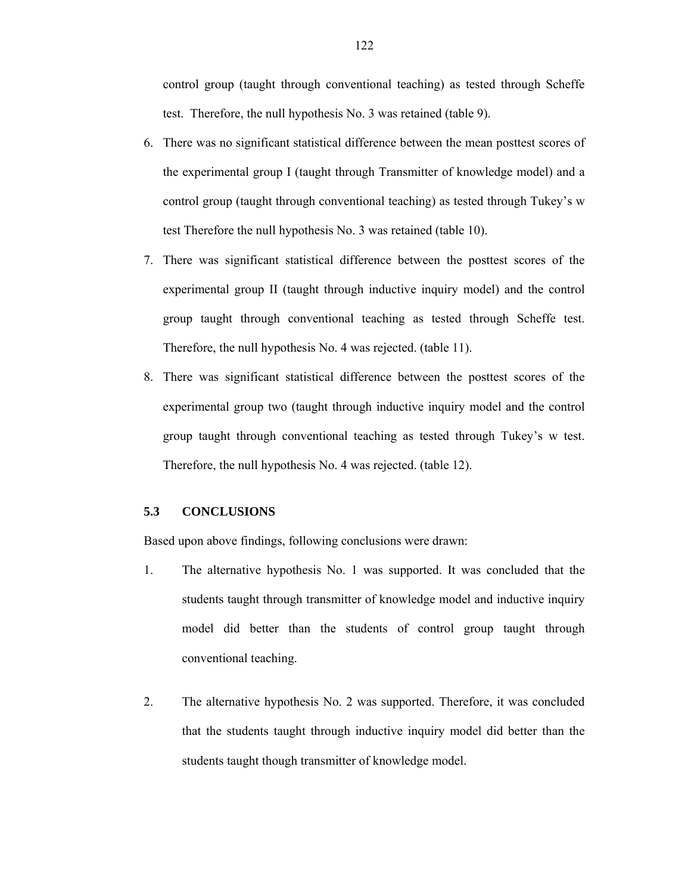control group (taught through conventional teaching) as tested through Scheffe test. Therefore, the null hypothesis No. 3 was retained (table 9).

6. There was no significant statistical difference between the mean posttest scores of the experimental group I (taught through Transmitter of knowledge model) and a control group (taught through conventional teaching) as tested through Tukey's w test Therefore the null hypothesis No. 3 was retained (table 10).
7. There was significant statistical difference between the posttest scores of the experimental group II (taught through inductive inquiry model) and the control group taught through conventional teaching as tested through Scheffe test. Therefore, the null hypothesis No. 4 was rejected. (table 11).
8. There was significant statistical difference between the posttest scores of the experimental group two (taught through inductive inquiry model and the control group taught through conventional teaching as tested through Tukey's w test. Therefore, the null hypothesis No. 4 was rejected. (table 12).

## 5.3 CONCLUSIONS

Based upon above findings, following conclusions were drawn:

1. The alternative hypothesis No. 1 was supported. It was concluded that the students taught through transmitter of knowledge model and inductive inquiry model did better than the students of control group taught through conventional teaching.

2. The alternative hypothesis No. 2 was supported. Therefore, it was concluded that the students taught through inductive inquiry model did better than the students taught though transmitter of knowledge model.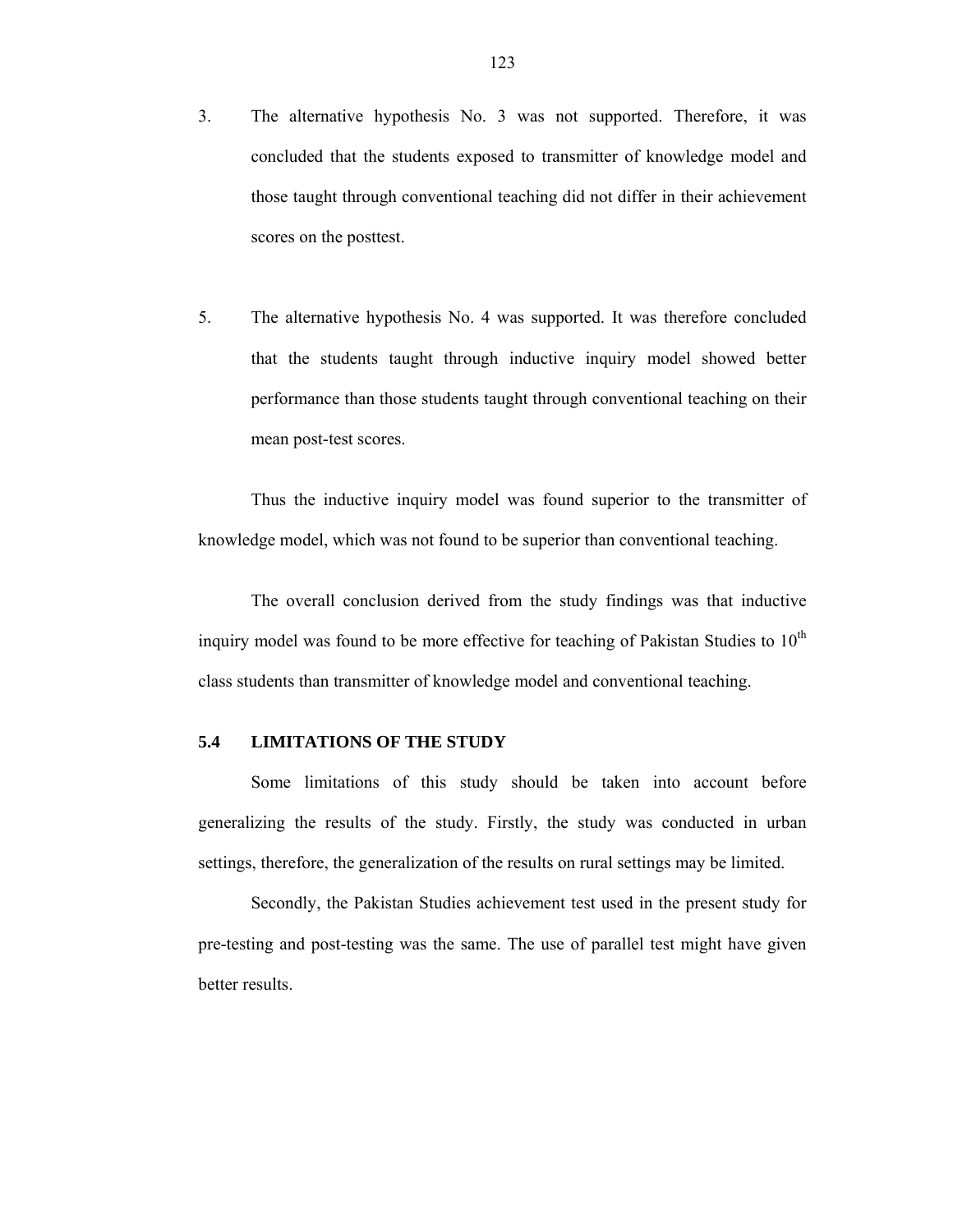3. The alternative hypothesis No. 3 was not supported. Therefore, it was concluded that the students exposed to transmitter of knowledge model and those taught through conventional teaching did not differ in their achievement scores on the posttest.

5. The alternative hypothesis No. 4 was supported. It was therefore concluded that the students taught through inductive inquiry model showed better performance than those students taught through conventional teaching on their mean post-test scores.

Thus the inductive inquiry model was found superior to the transmitter of knowledge model, which was not found to be superior than conventional teaching.

The overall conclusion derived from the study findings was that inductive inquiry model was found to be more effective for teaching of Pakistan Studies to $10^{th}$ class students than transmitter of knowledge model and conventional teaching.

### 5.4 LIMITATIONS OF THE STUDY

Some limitations of this study should be taken into account before generalizing the results of the study. Firstly, the study was conducted in urban settings, therefore, the generalization of the results on rural settings may be limited.

Secondly, the Pakistan Studies achievement test used in the present study for pre-testing and post-testing was the same. The use of parallel test might have given better results.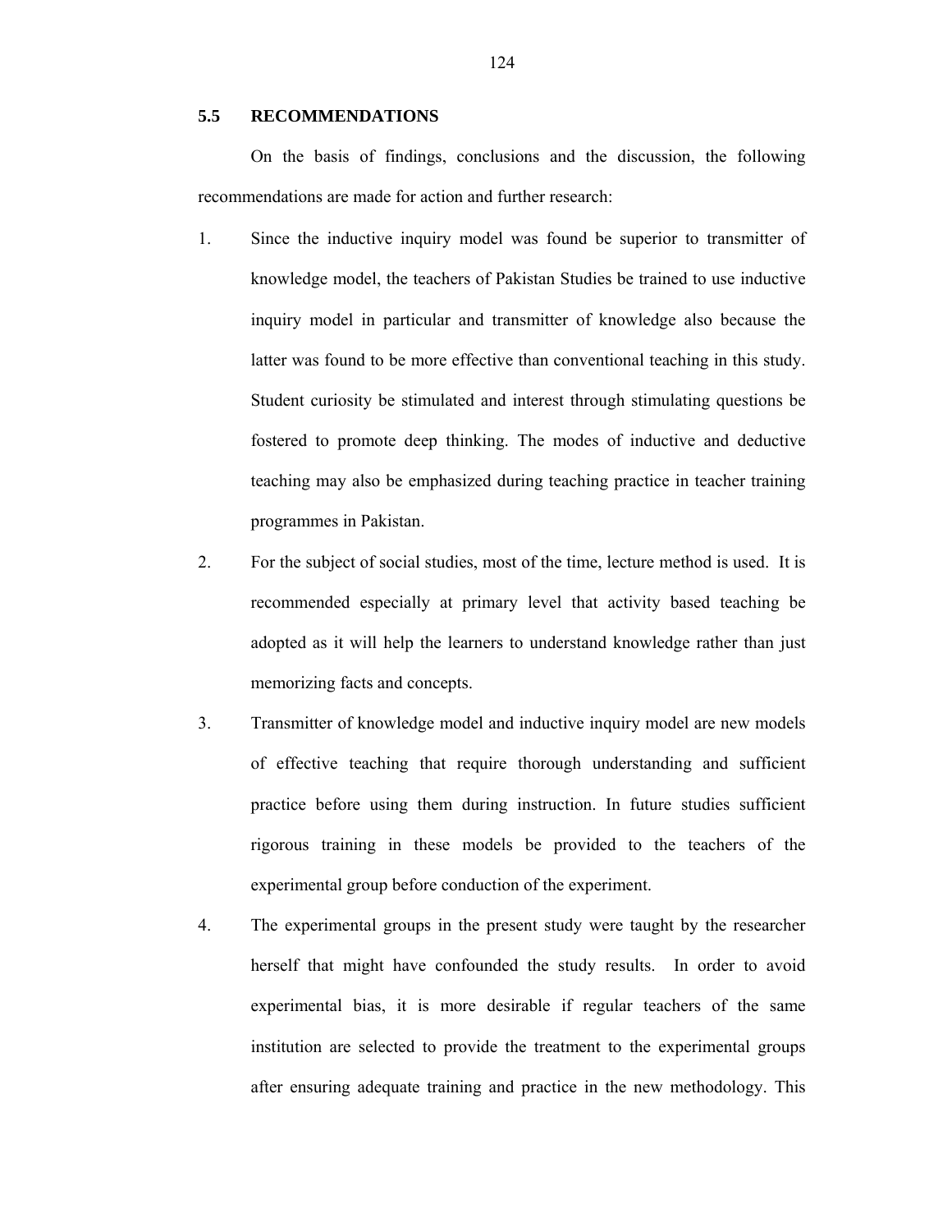## 5.5 RECOMMENDATIONS

On the basis of findings, conclusions and the discussion, the following recommendations are made for action and further research:

1. Since the inductive inquiry model was found be superior to transmitter of knowledge model, the teachers of Pakistan Studies be trained to use inductive inquiry model in particular and transmitter of knowledge also because the latter was found to be more effective than conventional teaching in this study. Student curiosity be stimulated and interest through stimulating questions be fostered to promote deep thinking. The modes of inductive and deductive teaching may also be emphasized during teaching practice in teacher training programmes in Pakistan.

2. For the subject of social studies, most of the time, lecture method is used. It is recommended especially at primary level that activity based teaching be adopted as it will help the learners to understand knowledge rather than just memorizing facts and concepts.

3. Transmitter of knowledge model and inductive inquiry model are new models of effective teaching that require thorough understanding and sufficient practice before using them during instruction. In future studies sufficient rigorous training in these models be provided to the teachers of the experimental group before conduction of the experiment.

4. The experimental groups in the present study were taught by the researcher herself that might have confounded the study results. In order to avoid experimental bias, it is more desirable if regular teachers of the same institution are selected to provide the treatment to the experimental groups after ensuring adequate training and practice in the new methodology. This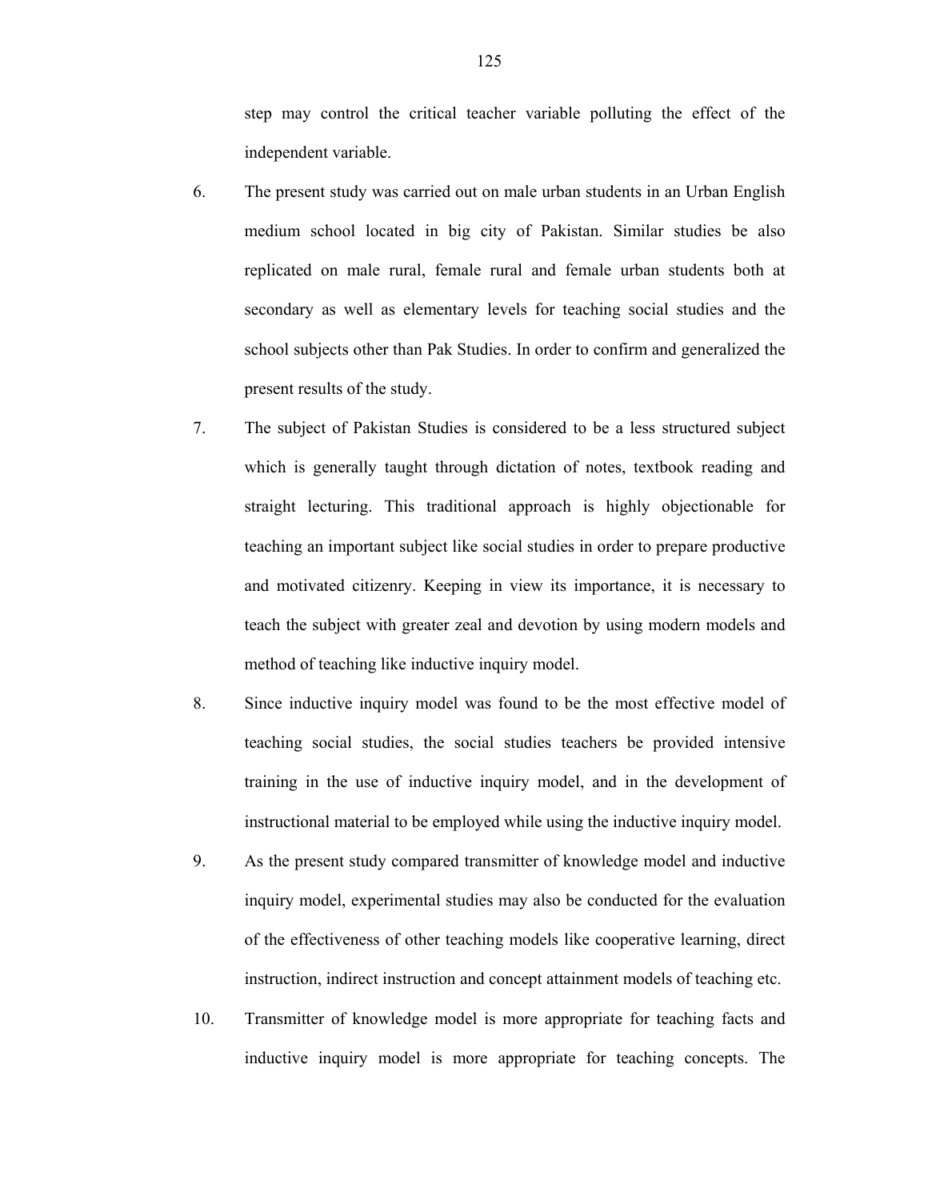step may control the critical teacher variable polluting the effect of the independent variable.

6. The present study was carried out on male urban students in an Urban English medium school located in big city of Pakistan. Similar studies be also replicated on male rural, female rural and female urban students both at secondary as well as elementary levels for teaching social studies and the school subjects other than Pak Studies. In order to confirm and generalized the present results of the study.

7. The subject of Pakistan Studies is considered to be a less structured subject which is generally taught through dictation of notes, textbook reading and straight lecturing. This traditional approach is highly objectionable for teaching an important subject like social studies in order to prepare productive and motivated citizenry. Keeping in view its importance, it is necessary to teach the subject with greater zeal and devotion by using modern models and method of teaching like inductive inquiry model.

8. Since inductive inquiry model was found to be the most effective model of teaching social studies, the social studies teachers be provided intensive training in the use of inductive inquiry model, and in the development of instructional material to be employed while using the inductive inquiry model.

9. As the present study compared transmitter of knowledge model and inductive inquiry model, experimental studies may also be conducted for the evaluation of the effectiveness of other teaching models like cooperative learning, direct instruction, indirect instruction and concept attainment models of teaching etc.

10. Transmitter of knowledge model is more appropriate for teaching facts and inductive inquiry model is more appropriate for teaching concepts. The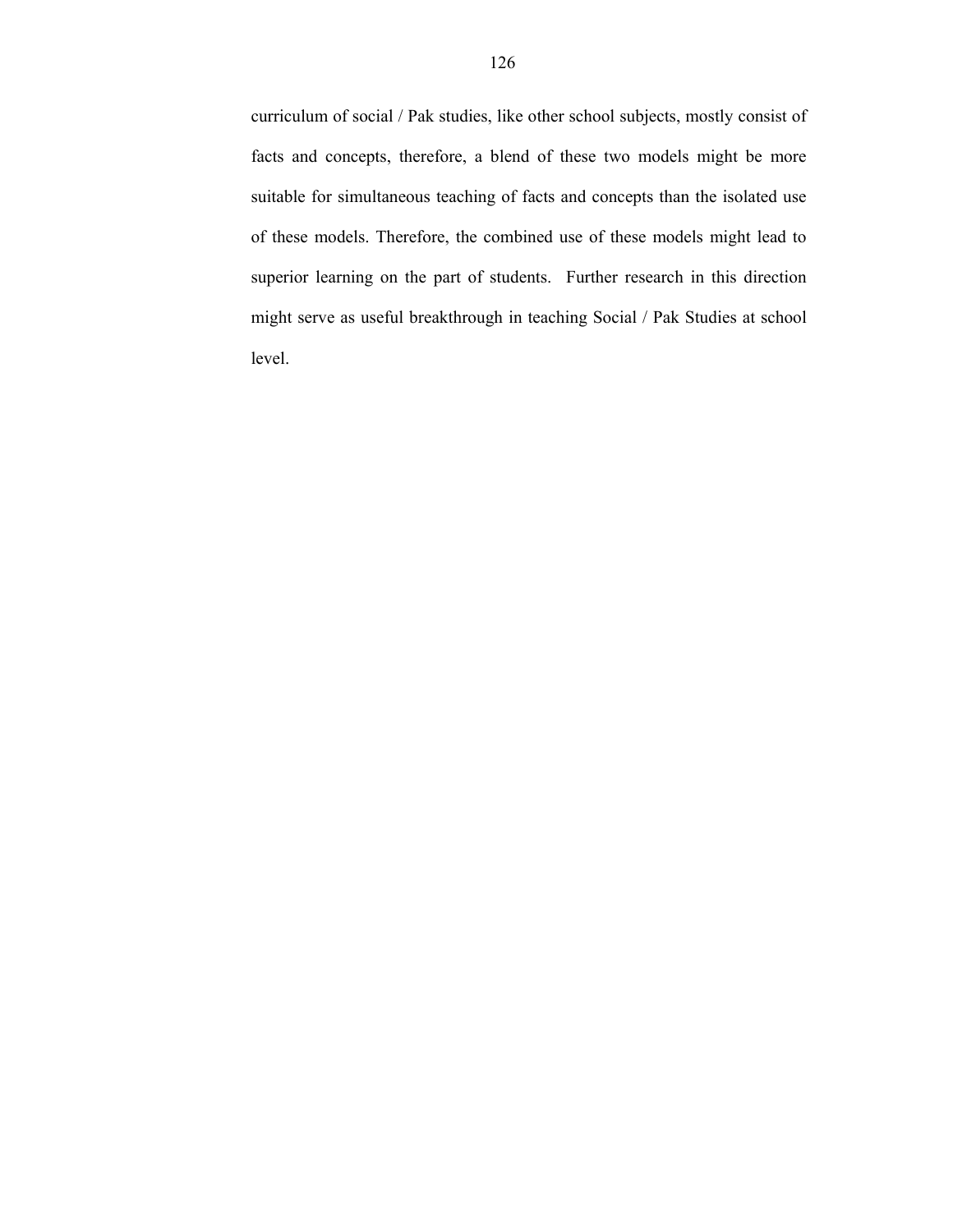curriculum of social / Pak studies, like other school subjects, mostly consist of facts and concepts, therefore, a blend of these two models might be more suitable for simultaneous teaching of facts and concepts than the isolated use of these models. Therefore, the combined use of these models might lead to superior learning on the part of students. Further research in this direction might serve as useful breakthrough in teaching Social / Pak Studies at school level.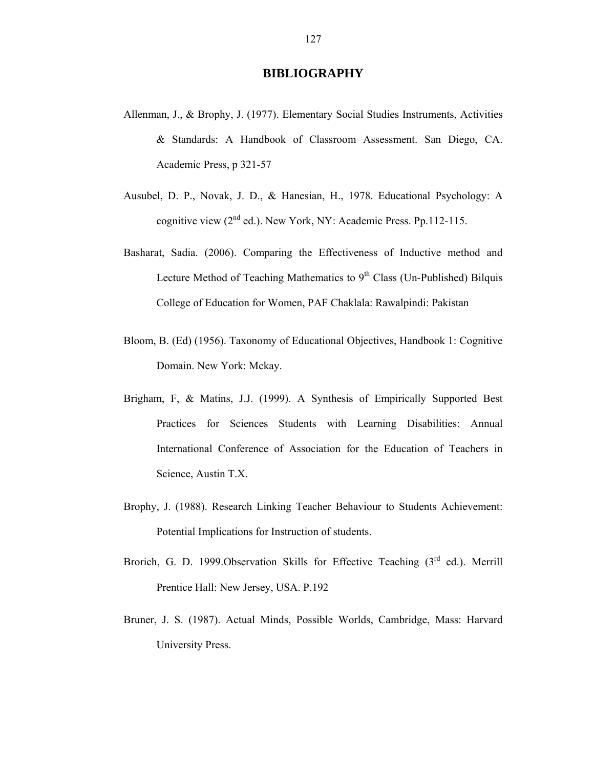# BIBLIOGRAPHY

Allenman, J., & Brophy, J. (1977). Elementary Social Studies Instruments, Activities & Standards: A Handbook of Classroom Assessment. San Diego, CA. Academic Press, p 321-57

Ausubel, D. P., Novak, J. D., & Hanesian, H., 1978. Educational Psychology: A cognitive view (2nd ed.). New York, NY: Academic Press. Pp.112-115.

Basharat, Sadia. (2006). Comparing the Effectiveness of Inductive method and Lecture Method of Teaching Mathematics to 9th Class (Un-Published) Bilquis College of Education for Women, PAF Chaklala: Rawalpindi: Pakistan

Bloom, B. (Ed) (1956). Taxonomy of Educational Objectives, Handbook 1: Cognitive Domain. New York: Mckay.

Brigham, F, & Matins, J.J. (1999). A Synthesis of Empirically Supported Best Practices for Sciences Students with Learning Disabilities: Annual International Conference of Association for the Education of Teachers in Science, Austin T.X.

Brophy, J. (1988). Research Linking Teacher Behaviour to Students Achievement: Potential Implications for Instruction of students.

Brorich, G. D. 1999.Observation Skills for Effective Teaching (3rd ed.). Merrill Prentice Hall: New Jersey, USA. P.192

Bruner, J. S. (1987). Actual Minds, Possible Worlds, Cambridge, Mass: Harvard University Press.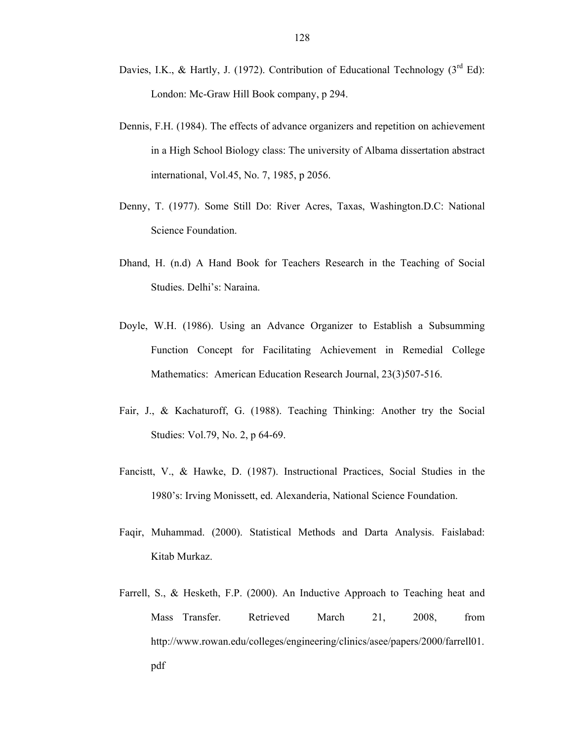Davies, I.K., & Hartly, J. (1972). Contribution of Educational Technology (3rd Ed): London: Mc-Graw Hill Book company, p 294.

Dennis, F.H. (1984). The effects of advance organizers and repetition on achievement in a High School Biology class: The university of Albama dissertation abstract international, Vol.45, No. 7, 1985, p 2056.

Denny, T. (1977). Some Still Do: River Acres, Taxas, Washington.D.C: National Science Foundation.

Dhand, H. (n.d) A Hand Book for Teachers Research in the Teaching of Social Studies. Delhi's: Naraina.

Doyle, W.H. (1986). Using an Advance Organizer to Establish a Subsumming Function Concept for Facilitating Achievement in Remedial College Mathematics: American Education Research Journal, 23(3)507-516.

Fair, J., & Kachaturoff, G. (1988). Teaching Thinking: Another try the Social Studies: Vol.79, No. 2, p 64-69.

Fancistt, V., & Hawke, D. (1987). Instructional Practices, Social Studies in the 1980's: Irving Monissett, ed. Alexanderia, National Science Foundation.

Faqir, Muhammad. (2000). Statistical Methods and Darta Analysis. Faislabad: Kitab Murkaz.

Farrell, S., & Hesketh, F.P. (2000). An Inductive Approach to Teaching heat and Mass Transfer. Retrieved March 21, 2008, from http://www.rowan.edu/colleges/engineering/clinics/asee/papers/2000/farrell01.pdf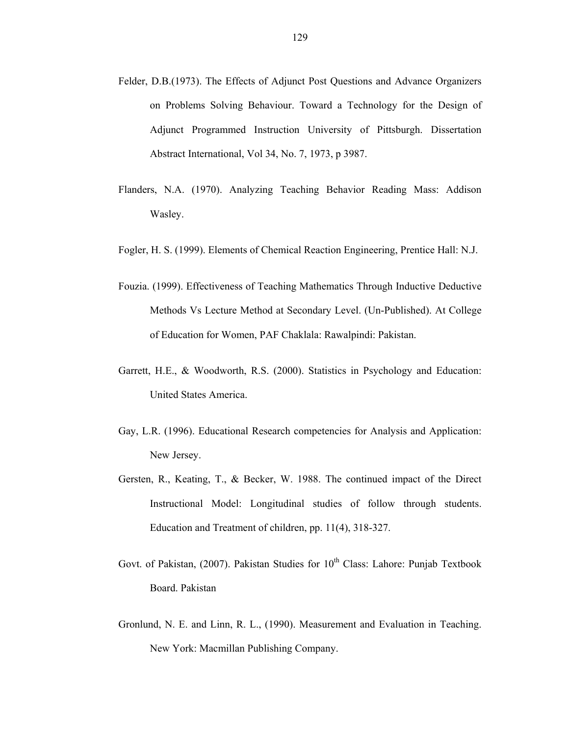Felder, D.B.(1973). The Effects of Adjunct Post Questions and Advance Organizers on Problems Solving Behaviour. Toward a Technology for the Design of Adjunct Programmed Instruction University of Pittsburgh. Dissertation Abstract International, Vol 34, No. 7, 1973, p 3987.

Flanders, N.A. (1970). Analyzing Teaching Behavior Reading Mass: Addison Wasley.

Fogler, H. S. (1999). Elements of Chemical Reaction Engineering, Prentice Hall: N.J.

Fouzia. (1999). Effectiveness of Teaching Mathematics Through Inductive Deductive Methods Vs Lecture Method at Secondary Level. (Un-Published). At College of Education for Women, PAF Chaklala: Rawalpindi: Pakistan.

Garrett, H.E., & Woodworth, R.S. (2000). Statistics in Psychology and Education: United States America.

Gay, L.R. (1996). Educational Research competencies for Analysis and Application: New Jersey.

Gersten, R., Keating, T., & Becker, W. 1988. The continued impact of the Direct Instructional Model: Longitudinal studies of follow through students. Education and Treatment of children, pp. 11(4), 318-327.

Govt. of Pakistan, (2007). Pakistan Studies for 10th Class: Lahore: Punjab Textbook Board. Pakistan

Gronlund, N. E. and Linn, R. L., (1990). Measurement and Evaluation in Teaching. New York: Macmillan Publishing Company.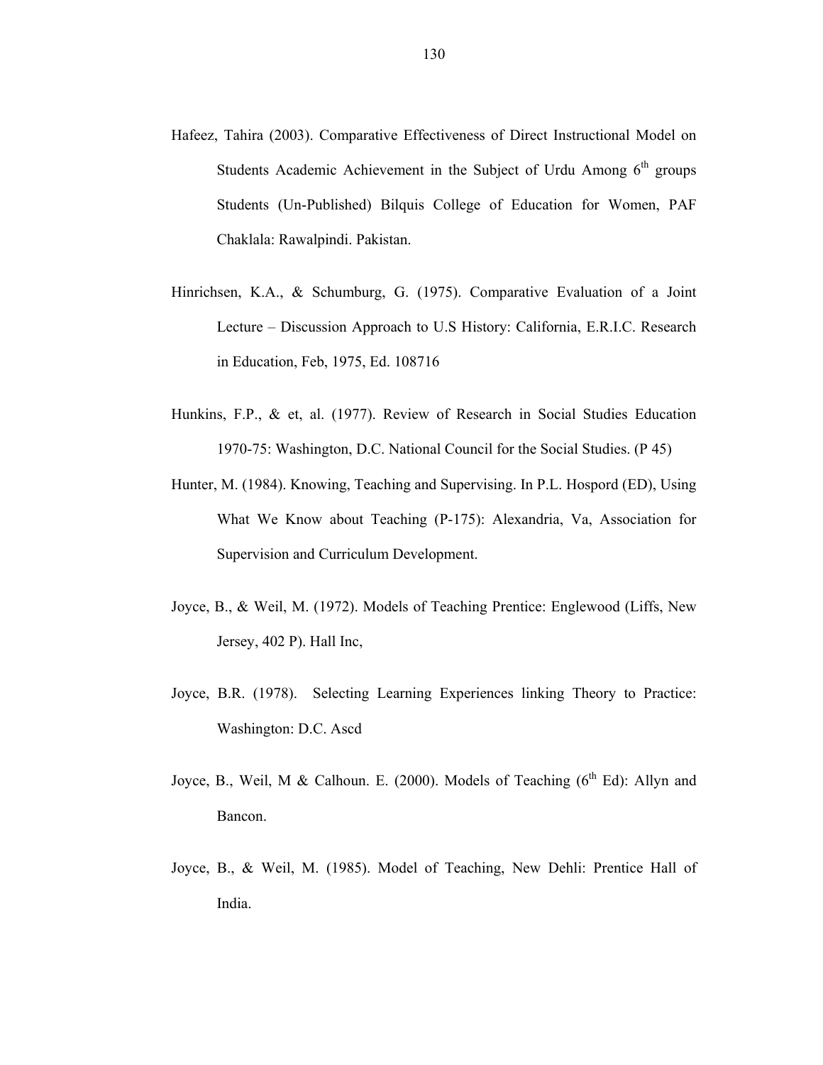Hafeez, Tahira (2003). Comparative Effectiveness of Direct Instructional Model on Students Academic Achievement in the Subject of Urdu Among 6th groups Students (Un-Published) Bilquis College of Education for Women, PAF Chaklala: Rawalpindi. Pakistan.

Hinrichsen, K.A., & Schumburg, G. (1975). Comparative Evaluation of a Joint Lecture – Discussion Approach to U.S History: California, E.R.I.C. Research in Education, Feb, 1975, Ed. 108716

Hunkins, F.P., & et, al. (1977). Review of Research in Social Studies Education 1970-75: Washington, D.C. National Council for the Social Studies. (P 45)

Hunter, M. (1984). Knowing, Teaching and Supervising. In P.L. Hospord (ED), Using What We Know about Teaching (P-175): Alexandria, Va, Association for Supervision and Curriculum Development.

Joyce, B., & Weil, M. (1972). Models of Teaching Prentice: Englewood (Liffs, New Jersey, 402 P). Hall Inc,

Joyce, B.R. (1978). Selecting Learning Experiences linking Theory to Practice: Washington: D.C. Ascd

Joyce, B., Weil, M & Calhoun. E. (2000). Models of Teaching (6th Ed): Allyn and Bancon.

Joyce, B., & Weil, M. (1985). Model of Teaching, New Dehli: Prentice Hall of India.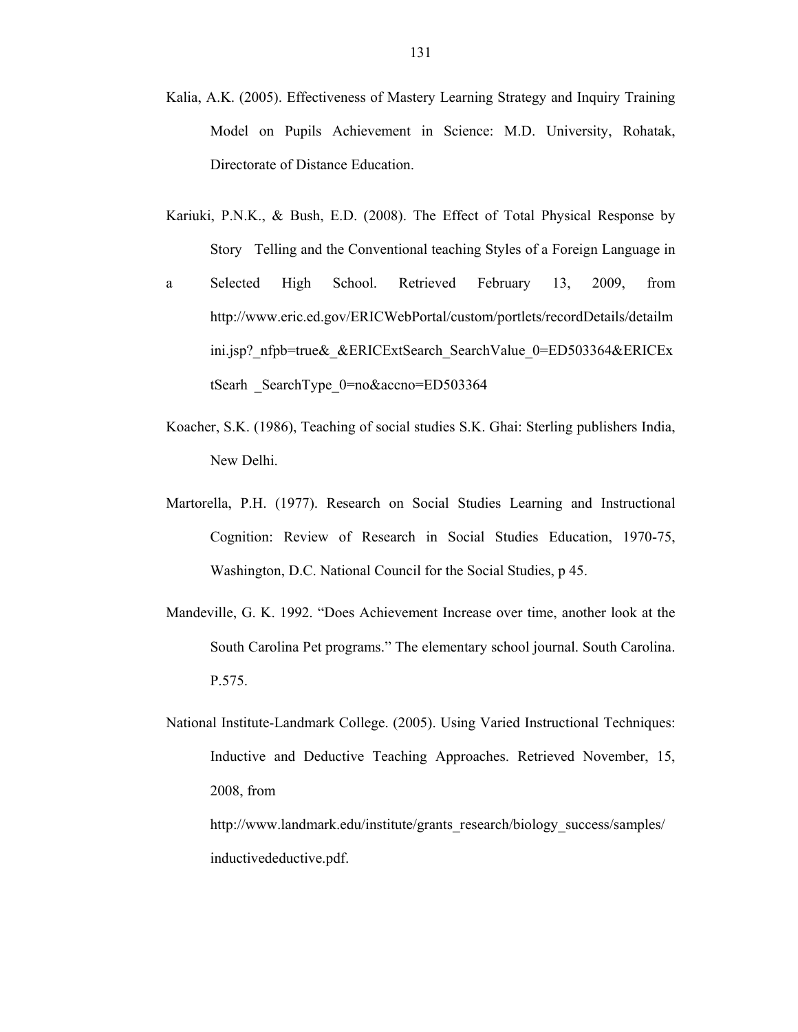Kalia, A.K. (2005). Effectiveness of Mastery Learning Strategy and Inquiry Training Model on Pupils Achievement in Science: M.D. University, Rohatak, Directorate of Distance Education.

Kariuki, P.N.K., & Bush, E.D. (2008). The Effect of Total Physical Response by Story Telling and the Conventional teaching Styles of a Foreign Language in a Selected High School. Retrieved February 13, 2009, from http://www.eric.ed.gov/ERICWebPortal/custom/portlets/recordDetails/detailmini.jsp?_nfpb=true&_&ERICExtSearch_SearchValue_0=ED503364&ERICExtSearh _SearchType_0=no&accno=ED503364

Koacher, S.K. (1986), Teaching of social studies S.K. Ghai: Sterling publishers India, New Delhi.

Martorella, P.H. (1977). Research on Social Studies Learning and Instructional Cognition: Review of Research in Social Studies Education, 1970-75, Washington, D.C. National Council for the Social Studies, p 45.

Mandeville, G. K. 1992. "Does Achievement Increase over time, another look at the South Carolina Pet programs." The elementary school journal. South Carolina. P.575.

National Institute-Landmark College. (2005). Using Varied Instructional Techniques: Inductive and Deductive Teaching Approaches. Retrieved November, 15, 2008, from http://www.landmark.edu/institute/grants_research/biology_success/samples/inductivedeductive.pdf.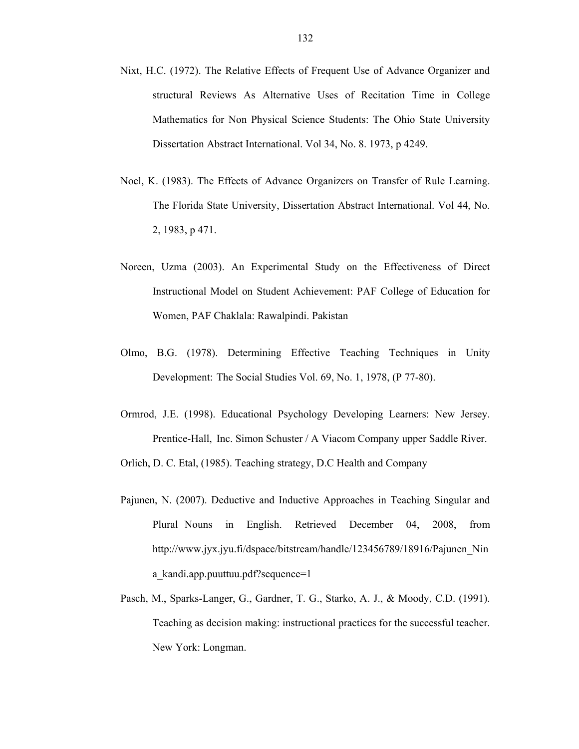Nixt, H.C. (1972). The Relative Effects of Frequent Use of Advance Organizer and structural Reviews As Alternative Uses of Recitation Time in College Mathematics for Non Physical Science Students: The Ohio State University Dissertation Abstract International. Vol 34, No. 8. 1973, p 4249.

Noel, K. (1983). The Effects of Advance Organizers on Transfer of Rule Learning. The Florida State University, Dissertation Abstract International. Vol 44, No. 2, 1983, p 471.

Noreen, Uzma (2003). An Experimental Study on the Effectiveness of Direct Instructional Model on Student Achievement: PAF College of Education for Women, PAF Chaklala: Rawalpindi. Pakistan

Olmo, B.G. (1978). Determining Effective Teaching Techniques in Unity Development: The Social Studies Vol. 69, No. 1, 1978, (P 77-80).

Ormrod, J.E. (1998). Educational Psychology Developing Learners: New Jersey. Prentice-Hall, Inc. Simon Schuster / A Viacom Company upper Saddle River.

Orlich, D. C. Etal, (1985). Teaching strategy, D.C Health and Company

Pajunen, N. (2007). Deductive and Inductive Approaches in Teaching Singular and Plural Nouns in English. Retrieved December 04, 2008, from http://www.jyx.jyu.fi/dspace/bitstream/handle/123456789/18916/Pajunen_Nina_kandi.app.puuttuu.pdf?sequence=1

Pasch, M., Sparks-Langer, G., Gardner, T. G., Starko, A. J., & Moody, C.D. (1991). Teaching as decision making: instructional practices for the successful teacher. New York: Longman.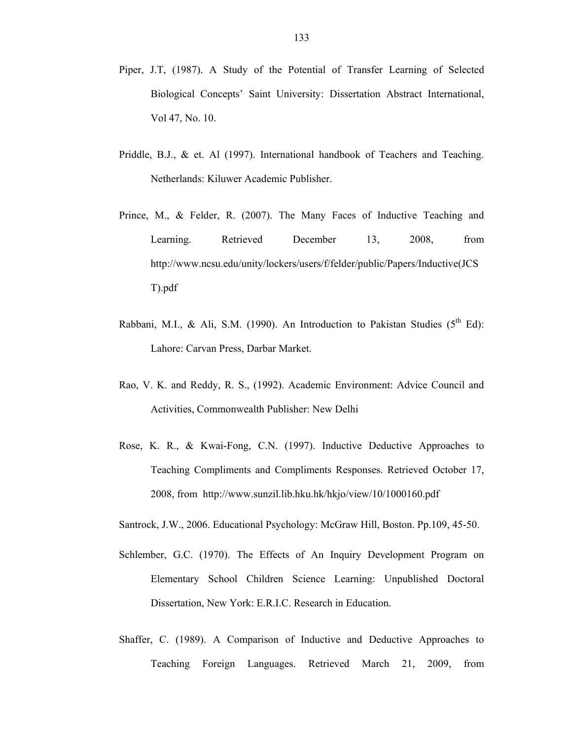Piper, J.T, (1987). A Study of the Potential of Transfer Learning of Selected Biological Concepts' Saint University: Dissertation Abstract International, Vol 47, No. 10.

Priddle, B.J., & et. Al (1997). International handbook of Teachers and Teaching. Netherlands: Kiluwer Academic Publisher.

Prince, M., & Felder, R. (2007). The Many Faces of Inductive Teaching and Learning. Retrieved December 13, 2008, from http://www.ncsu.edu/unity/lockers/users/f/felder/public/Papers/Inductive(JCST).pdf

Rabbani, M.I., & Ali, S.M. (1990). An Introduction to Pakistan Studies (5th Ed): Lahore: Carvan Press, Darbar Market.

Rao, V. K. and Reddy, R. S., (1992). Academic Environment: Advice Council and Activities, Commonwealth Publisher: New Delhi

Rose, K. R., & Kwai-Fong, C.N. (1997). Inductive Deductive Approaches to Teaching Compliments and Compliments Responses. Retrieved October 17, 2008, from http://www.sunzil.lib.hku.hk/hkjo/view/10/1000160.pdf

Santrock, J.W., 2006. Educational Psychology: McGraw Hill, Boston. Pp.109, 45-50.

Schlember, G.C. (1970). The Effects of An Inquiry Development Program on Elementary School Children Science Learning: Unpublished Doctoral Dissertation, New York: E.R.I.C. Research in Education.

Shaffer, C. (1989). A Comparison of Inductive and Deductive Approaches to Teaching Foreign Languages. Retrieved March 21, 2009, from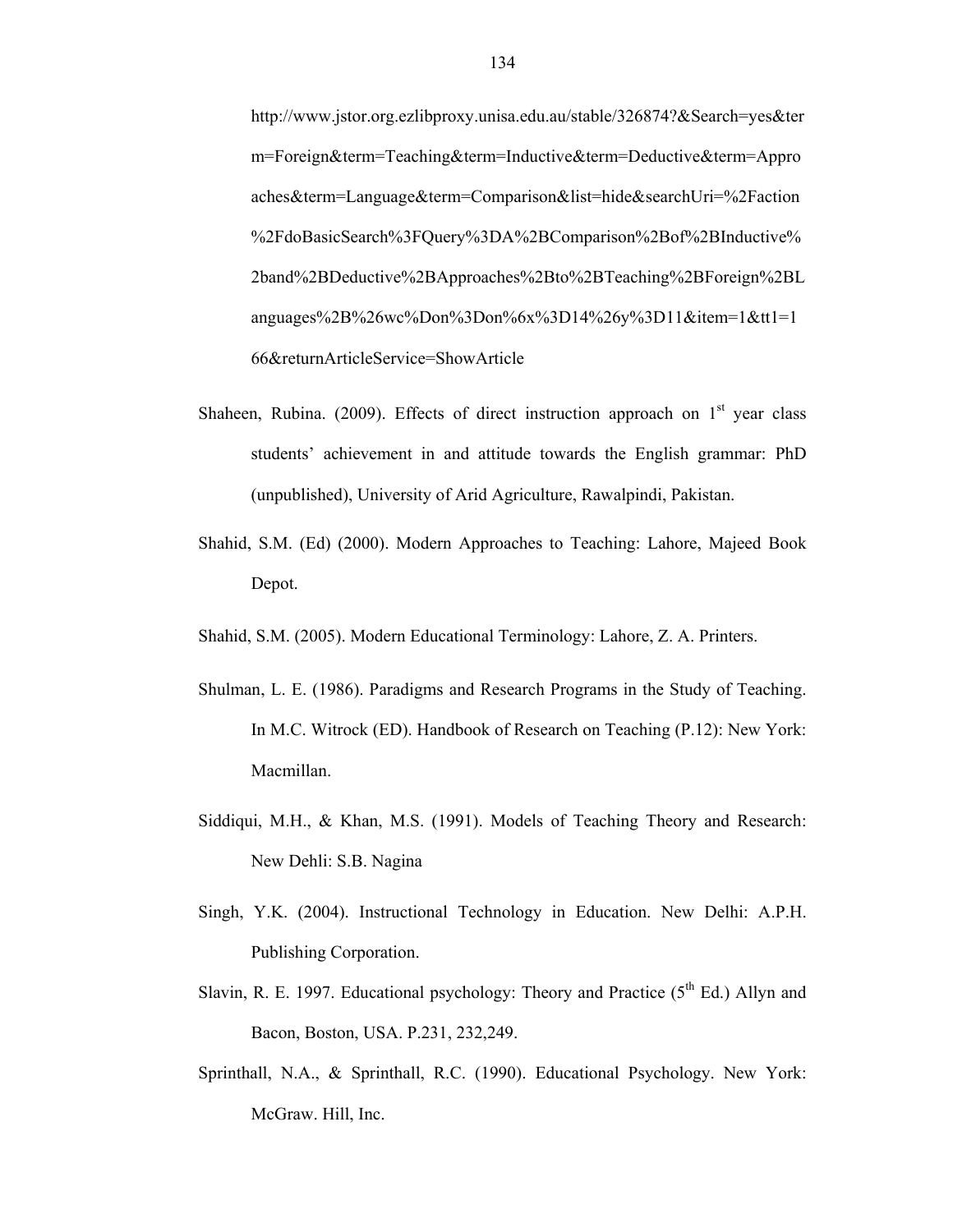http://www.jstor.org.ezlibproxy.unisa.edu.au/stable/326874?&Search=yes&term=Foreign&term=Teaching&term=Inductive&term=Deductive&term=Approaches&term=Language&term=Comparison&list=hide&searchUri=%2Faction%2FdoBasicSearch%3FQuery%3DA%2BComparison%2Bof%2BInductive%2band%2BDeductive%2BApproaches%2Bto%2BTeaching%2BForeign%2BLanguages%2B%26wc%Don%3Don%6x%3D14%26y%3D11&item=1&tt1=166&returnArticleService=ShowArticle

Shaheen, Rubina. (2009). Effects of direct instruction approach on 1st year class students' achievement in and attitude towards the English grammar: PhD (unpublished), University of Arid Agriculture, Rawalpindi, Pakistan.

Shahid, S.M. (Ed) (2000). Modern Approaches to Teaching: Lahore, Majeed Book Depot.

Shahid, S.M. (2005). Modern Educational Terminology: Lahore, Z. A. Printers.

Shulman, L. E. (1986). Paradigms and Research Programs in the Study of Teaching. In M.C. Witrock (ED). Handbook of Research on Teaching (P.12): New York: Macmillan.

Siddiqui, M.H., & Khan, M.S. (1991). Models of Teaching Theory and Research: New Dehli: S.B. Nagina

Singh, Y.K. (2004). Instructional Technology in Education. New Delhi: A.P.H. Publishing Corporation.

Slavin, R. E. 1997. Educational psychology: Theory and Practice (5th Ed.) Allyn and Bacon, Boston, USA. P.231, 232,249.

Sprinthall, N.A., & Sprinthall, R.C. (1990). Educational Psychology. New York: McGraw. Hill, Inc.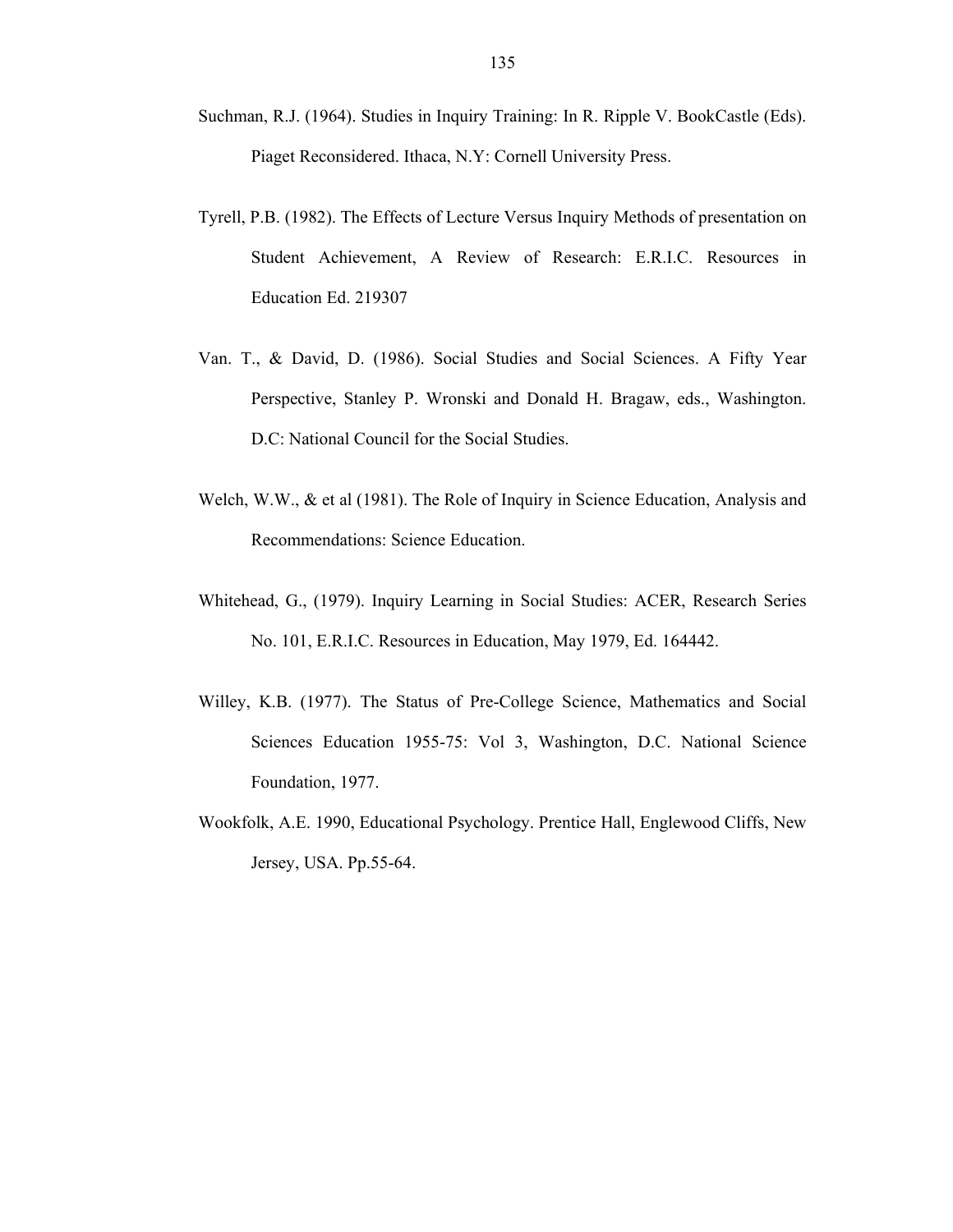Suchman, R.J. (1964). Studies in Inquiry Training: In R. Ripple V. BookCastle (Eds). Piaget Reconsidered. Ithaca, N.Y: Cornell University Press.

Tyrell, P.B. (1982). The Effects of Lecture Versus Inquiry Methods of presentation on Student Achievement, A Review of Research: E.R.I.C. Resources in Education Ed. 219307

Van. T., & David, D. (1986). Social Studies and Social Sciences. A Fifty Year Perspective, Stanley P. Wronski and Donald H. Bragaw, eds., Washington. D.C: National Council for the Social Studies.

Welch, W.W., & et al (1981). The Role of Inquiry in Science Education, Analysis and Recommendations: Science Education.

Whitehead, G., (1979). Inquiry Learning in Social Studies: ACER, Research Series No. 101, E.R.I.C. Resources in Education, May 1979, Ed. 164442.

Willey, K.B. (1977). The Status of Pre-College Science, Mathematics and Social Sciences Education 1955-75: Vol 3, Washington, D.C. National Science Foundation, 1977.

Wookfolk, A.E. 1990, Educational Psychology. Prentice Hall, Englewood Cliffs, New Jersey, USA. Pp.55-64.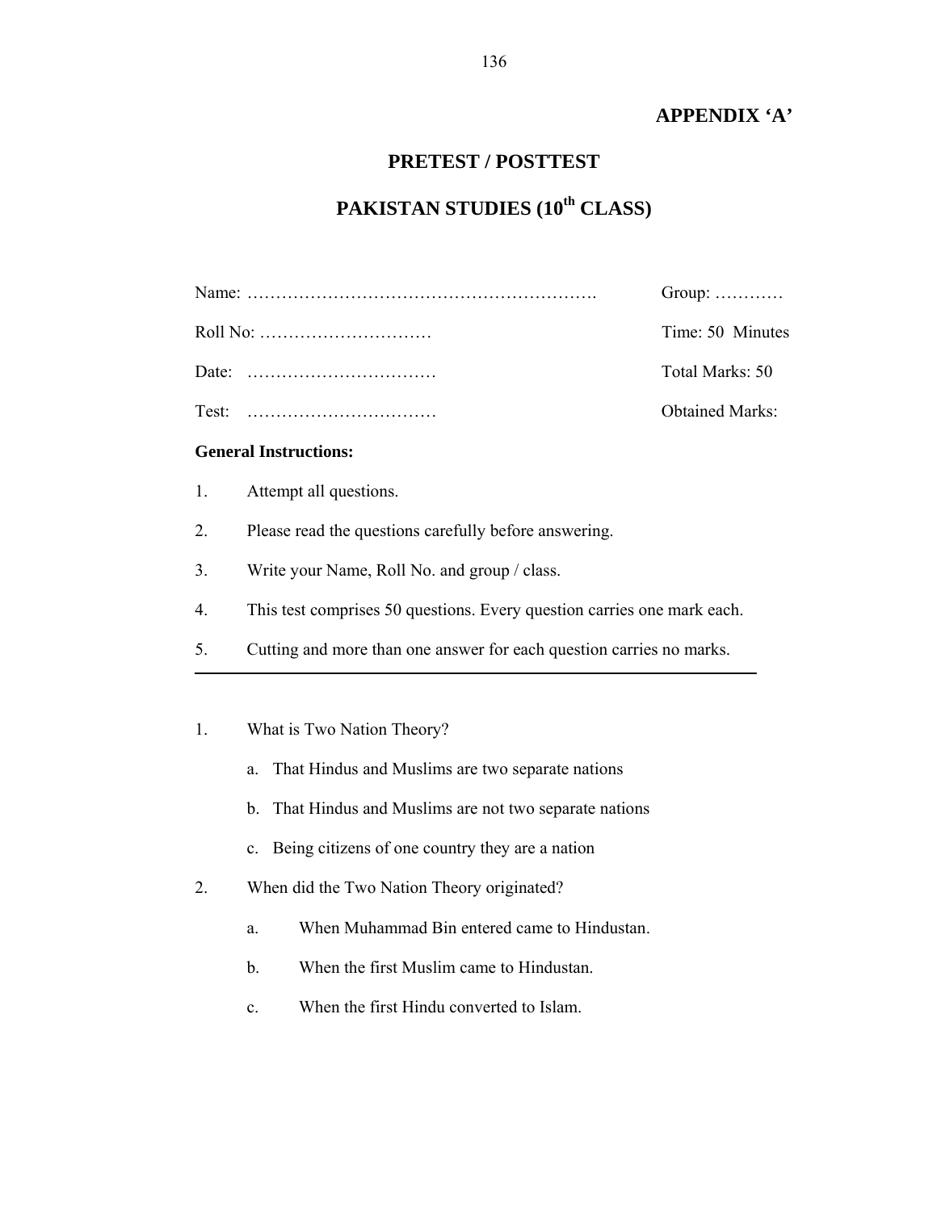## APPENDIX 'A'

# PRETEST / POSTTEST

# PAKISTAN STUDIES (10th CLASS)

Name: …………………………………………………….   Group: …………

Roll No: …………………………   Time: 50 Minutes

Date: ……………………………   Total Marks: 50

Test: ……………………………   Obtained Marks:

**General Instructions:**

1. Attempt all questions.
2. Please read the questions carefully before answering.
3. Write your Name, Roll No. and group / class.
4. This test comprises 50 questions. Every question carries one mark each.
5. Cutting and more than one answer for each question carries no marks.

---

1. What is Two Nation Theory?
   - a. That Hindus and Muslims are two separate nations
   - b. That Hindus and Muslims are not two separate nations
   - c. Being citizens of one country they are a nation
2. When did the Two Nation Theory originated?
   - a. When Muhammad Bin entered came to Hindustan.
   - b. When the first Muslim came to Hindustan.
   - c. When the first Hindu converted to Islam.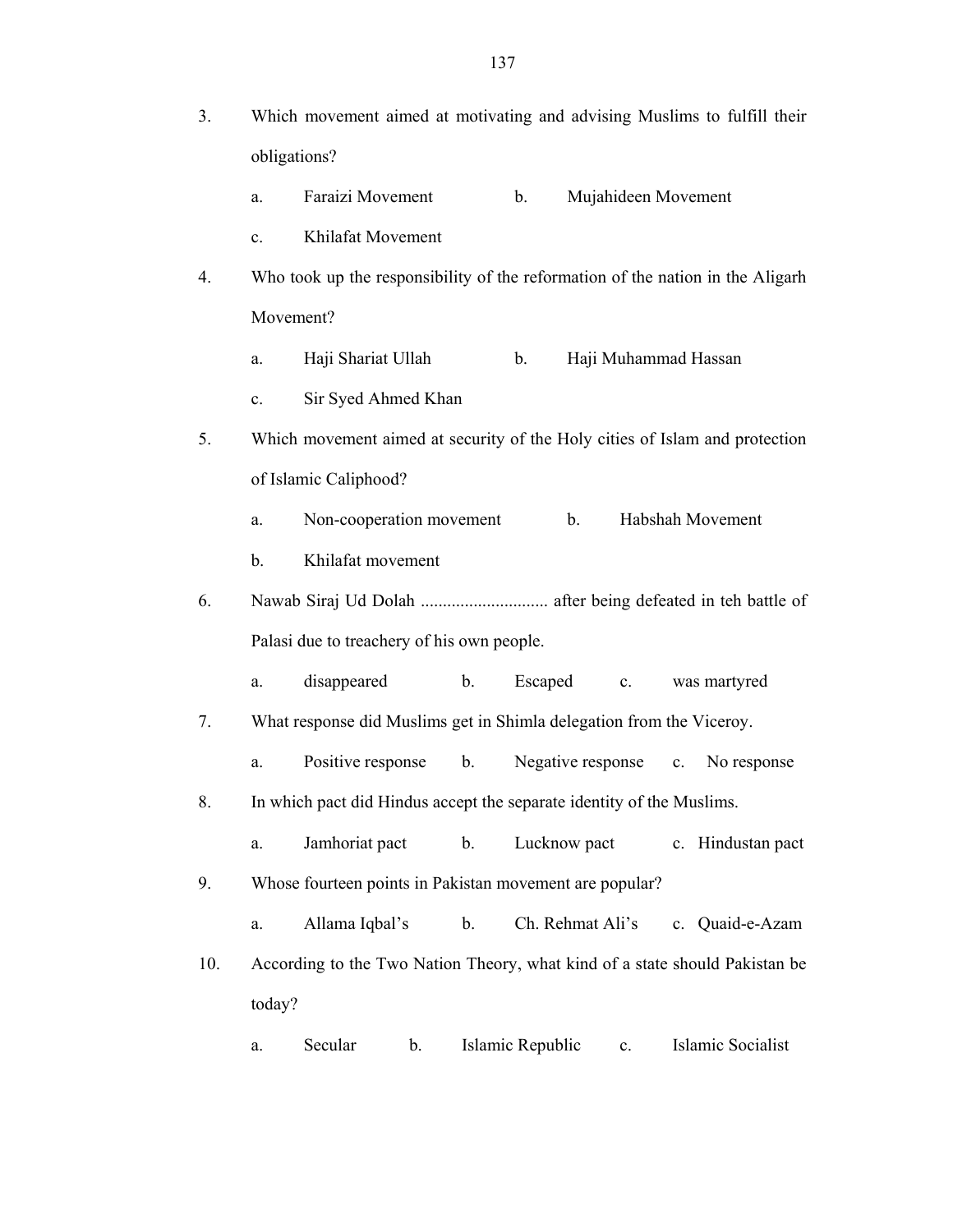3. Which movement aimed at motivating and advising Muslims to fulfill their obligations?

   a. Faraizi Movement  b. Mujahideen Movement

   c. Khilafat Movement

4. Who took up the responsibility of the reformation of the nation in the Aligarh Movement?

   a. Haji Shariat Ullah  b. Haji Muhammad Hassan

   c. Sir Syed Ahmed Khan

5. Which movement aimed at security of the Holy cities of Islam and protection of Islamic Caliphood?

   a. Non-cooperation movement  b. Habshah Movement

   b. Khilafat movement

6. Nawab Siraj Ud Dolah ............................ after being defeated in teh battle of Palasi due to treachery of his own people.

   a. disappeared  b. Escaped  c. was martyred

7. What response did Muslims get in Shimla delegation from the Viceroy.

   a. Positive response  b. Negative response  c. No response

8. In which pact did Hindus accept the separate identity of the Muslims.

   a. Jamhoriat pact  b. Lucknow pact  c. Hindustan pact

9. Whose fourteen points in Pakistan movement are popular?

   a. Allama Iqbal's  b. Ch. Rehmat Ali's  c. Quaid-e-Azam

10. According to the Two Nation Theory, what kind of a state should Pakistan be today?

    a. Secular  b. Islamic Republic  c. Islamic Socialist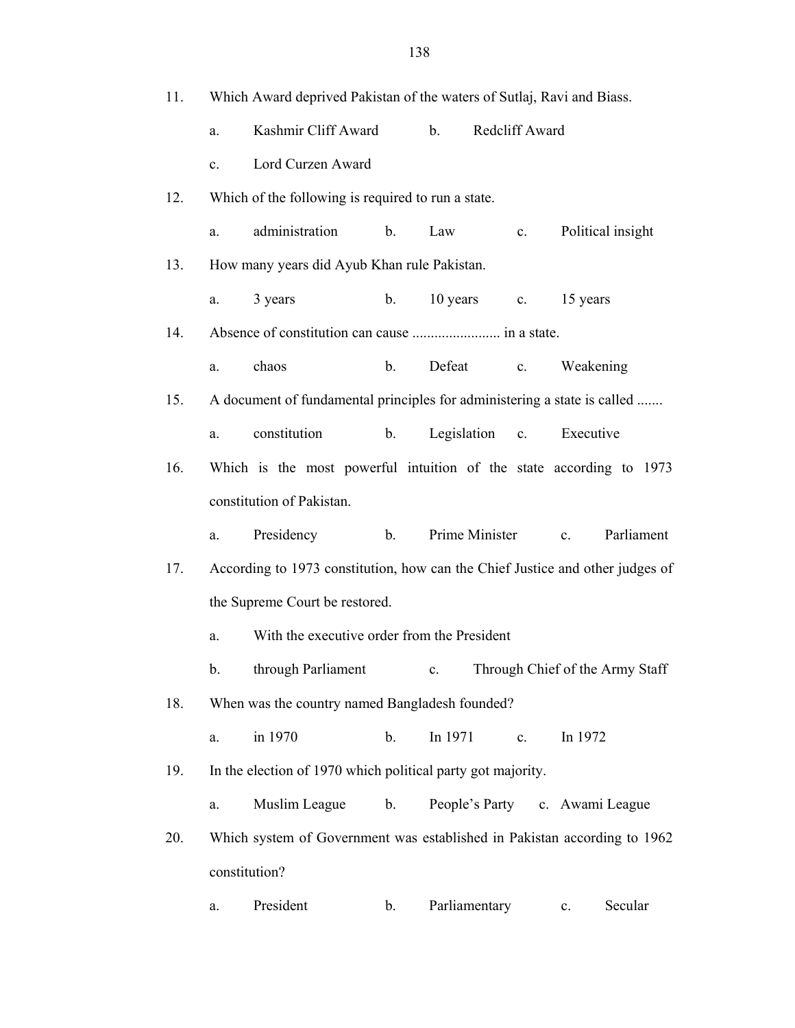11. Which Award deprived Pakistan of the waters of Sutlaj, Ravi and Biass.

    a. Kashmir Cliff Award  b. Redcliff Award

    c. Lord Curzen Award

12. Which of the following is required to run a state.

    a. administration  b. Law  c. Political insight

13. How many years did Ayub Khan rule Pakistan.

    a. 3 years  b. 10 years  c. 15 years

14. Absence of constitution can cause ........................ in a state.

    a. chaos  b. Defeat  c. Weakening

15. A document of fundamental principles for administering a state is called .......

    a. constitution  b. Legislation  c. Executive

16. Which is the most powerful intuition of the state according to 1973 constitution of Pakistan.

    a. Presidency  b. Prime Minister  c. Parliament

17. According to 1973 constitution, how can the Chief Justice and other judges of the Supreme Court be restored.

    a. With the executive order from the President

    b. through Parliament  c. Through Chief of the Army Staff

18. When was the country named Bangladesh founded?

    a. in 1970  b. In 1971  c. In 1972

19. In the election of 1970 which political party got majority.

    a. Muslim League  b. People's Party  c. Awami League

20. Which system of Government was established in Pakistan according to 1962 constitution?

    a. President  b. Parliamentary  c. Secular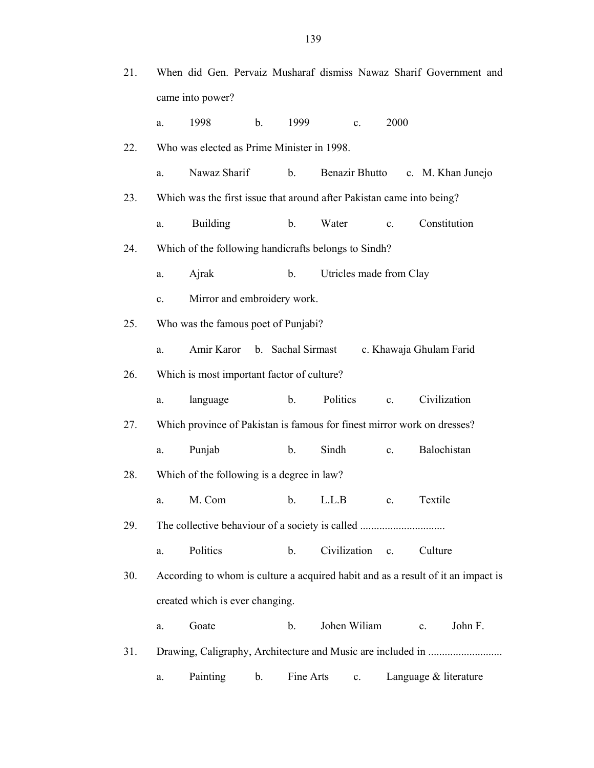21. When did Gen. Pervaiz Musharaf dismiss Nawaz Sharif Government and came into power?

    a. 1998 b. 1999 c. 2000

22. Who was elected as Prime Minister in 1998.

    a. Nawaz Sharif b. Benazir Bhutto c. M. Khan Junejo

23. Which was the first issue that around after Pakistan came into being?

    a. Building b. Water c. Constitution

24. Which of the following handicrafts belongs to Sindh?

    a. Ajrak b. Utricles made from Clay

    c. Mirror and embroidery work.

25. Who was the famous poet of Punjabi?

    a. Amir Karor b. Sachal Sirmast c. Khawaja Ghulam Farid

26. Which is most important factor of culture?

    a. language b. Politics c. Civilization

27. Which province of Pakistan is famous for finest mirror work on dresses?

    a. Punjab b. Sindh c. Balochistan

28. Which of the following is a degree in law?

    a. M. Com b. L.L.B c. Textile

29. The collective behaviour of a society is called ..............................

    a. Politics b. Civilization c. Culture

30. According to whom is culture a acquired habit and as a result of it an impact is created which is ever changing.

    a. Goate b. Johen Wiliam c. John F.

31. Drawing, Caligraphy, Architecture and Music are included in ...........................

    a. Painting b. Fine Arts c. Language & literature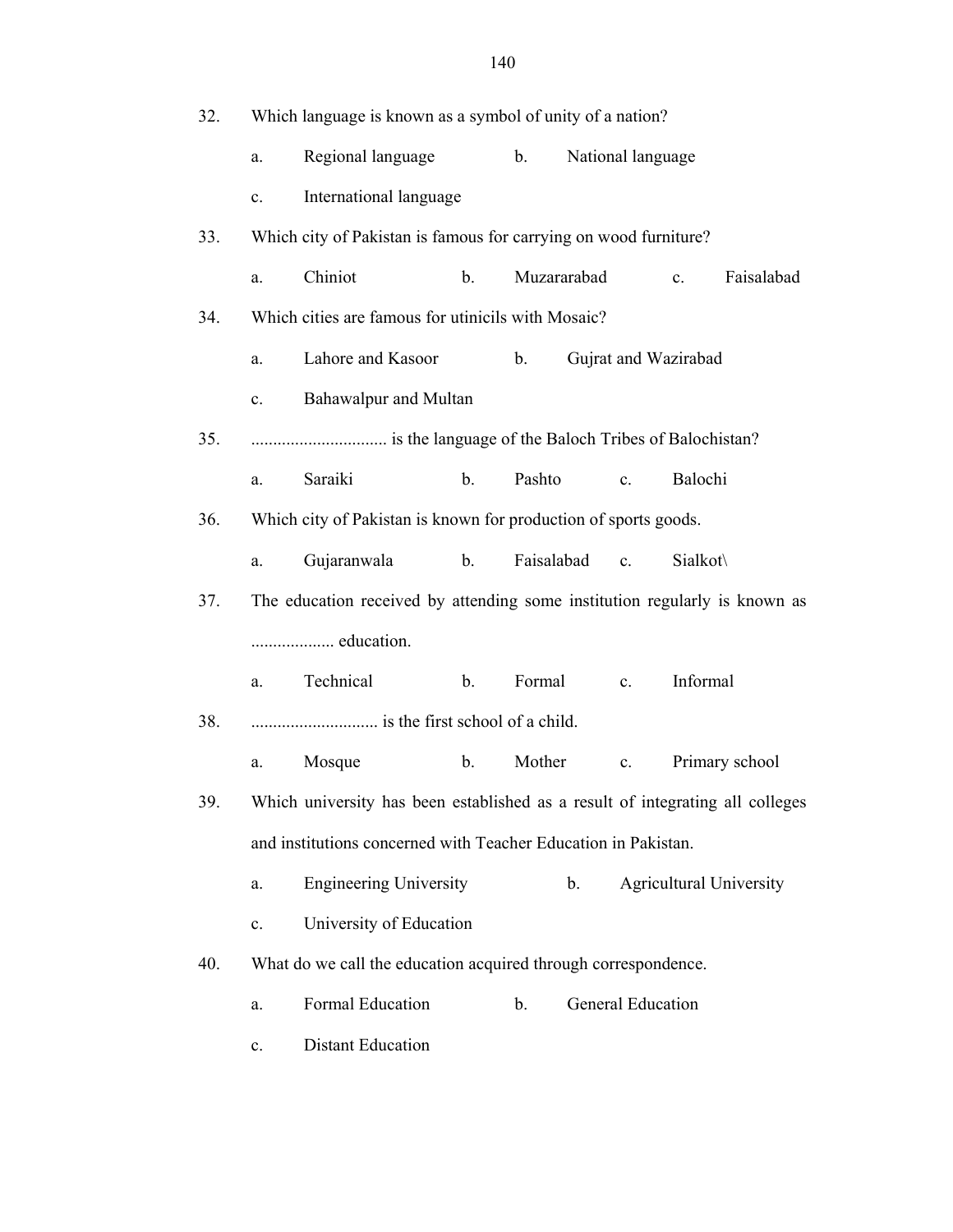32. Which language is known as a symbol of unity of a nation?

    a. Regional language b. National language

    c. International language

33. Which city of Pakistan is famous for carrying on wood furniture?

    a. Chiniot b. Muzararabad c. Faisalabad

34. Which cities are famous for utinicils with Mosaic?

    a. Lahore and Kasoor b. Gujrat and Wazirabad

    c. Bahawalpur and Multan

35. ............................... is the language of the Baloch Tribes of Balochistan?

    a. Saraiki b. Pashto c. Balochi

36. Which city of Pakistan is known for production of sports goods.

    a. Gujaranwala b. Faisalabad c. Sialkot\

37. The education received by attending some institution regularly is known as ................... education.

    a. Technical b. Formal c. Informal

38. ............................. is the first school of a child.

    a. Mosque b. Mother c. Primary school

39. Which university has been established as a result of integrating all colleges and institutions concerned with Teacher Education in Pakistan.

    a. Engineering University b. Agricultural University

    c. University of Education

40. What do we call the education acquired through correspondence.

    a. Formal Education b. General Education

    c. Distant Education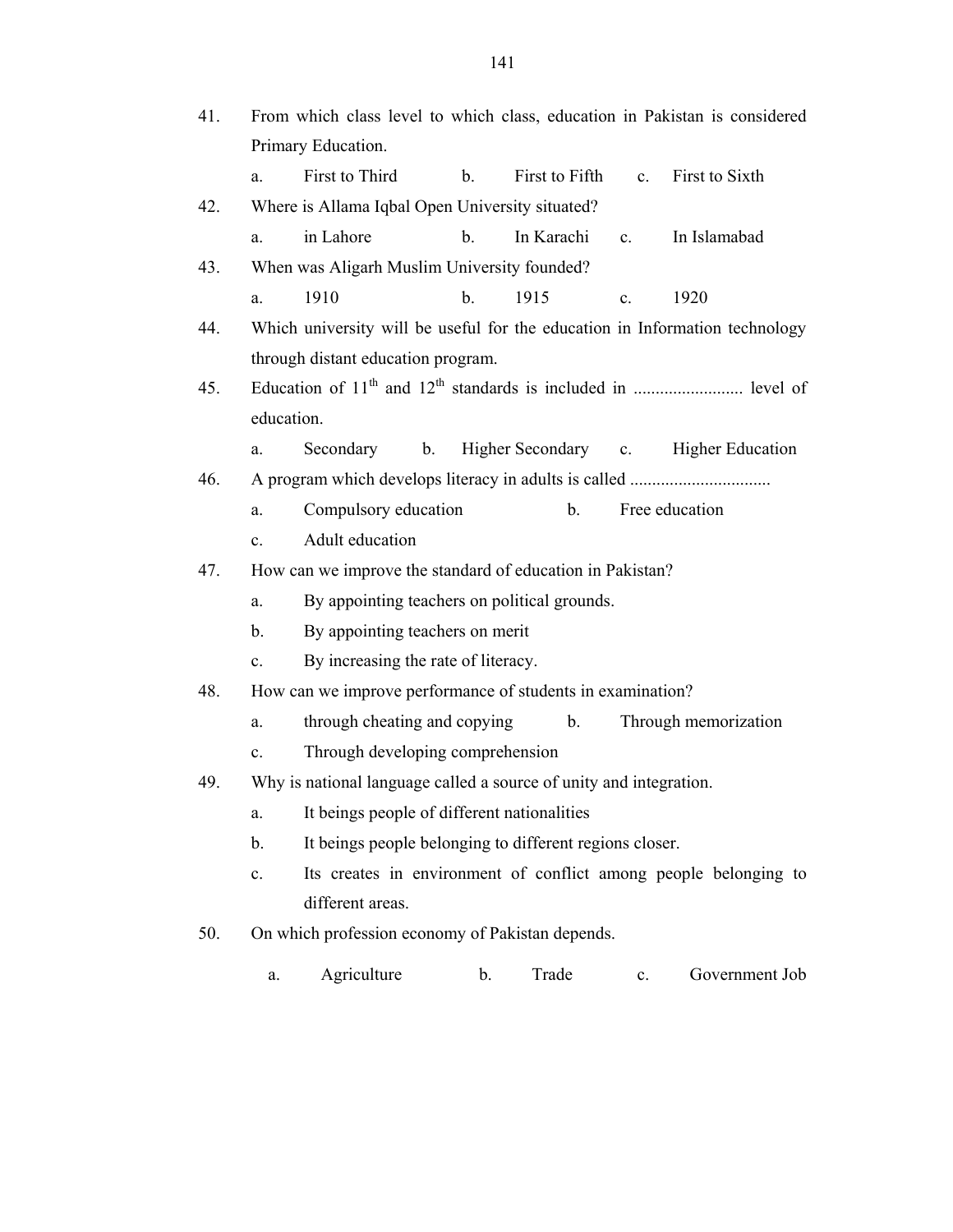41. From which class level to which class, education in Pakistan is considered Primary Education.

    a. First to Third    b. First to Fifth    c. First to Sixth

42. Where is Allama Iqbal Open University situated?

    a. in Lahore    b. In Karachi    c. In Islamabad

43. When was Aligarh Muslim University founded?

    a. 1910    b. 1915    c. 1920

44. Which university will be useful for the education in Information technology through distant education program.

45. Education of 11th and 12th standards is included in ......................... level of education.

    a. Secondary    b. Higher Secondary    c. Higher Education

46. A program which develops literacy in adults is called ................................

    a. Compulsory education    b. Free education

    c. Adult education

47. How can we improve the standard of education in Pakistan?

    a. By appointing teachers on political grounds.

    b. By appointing teachers on merit

    c. By increasing the rate of literacy.

48. How can we improve performance of students in examination?

    a. through cheating and copying    b. Through memorization

    c. Through developing comprehension

49. Why is national language called a source of unity and integration.

    a. It beings people of different nationalities

    b. It beings people belonging to different regions closer.

    c. Its creates in environment of conflict among people belonging to different areas.

50. On which profession economy of Pakistan depends.

    a. Agriculture    b. Trade    c. Government Job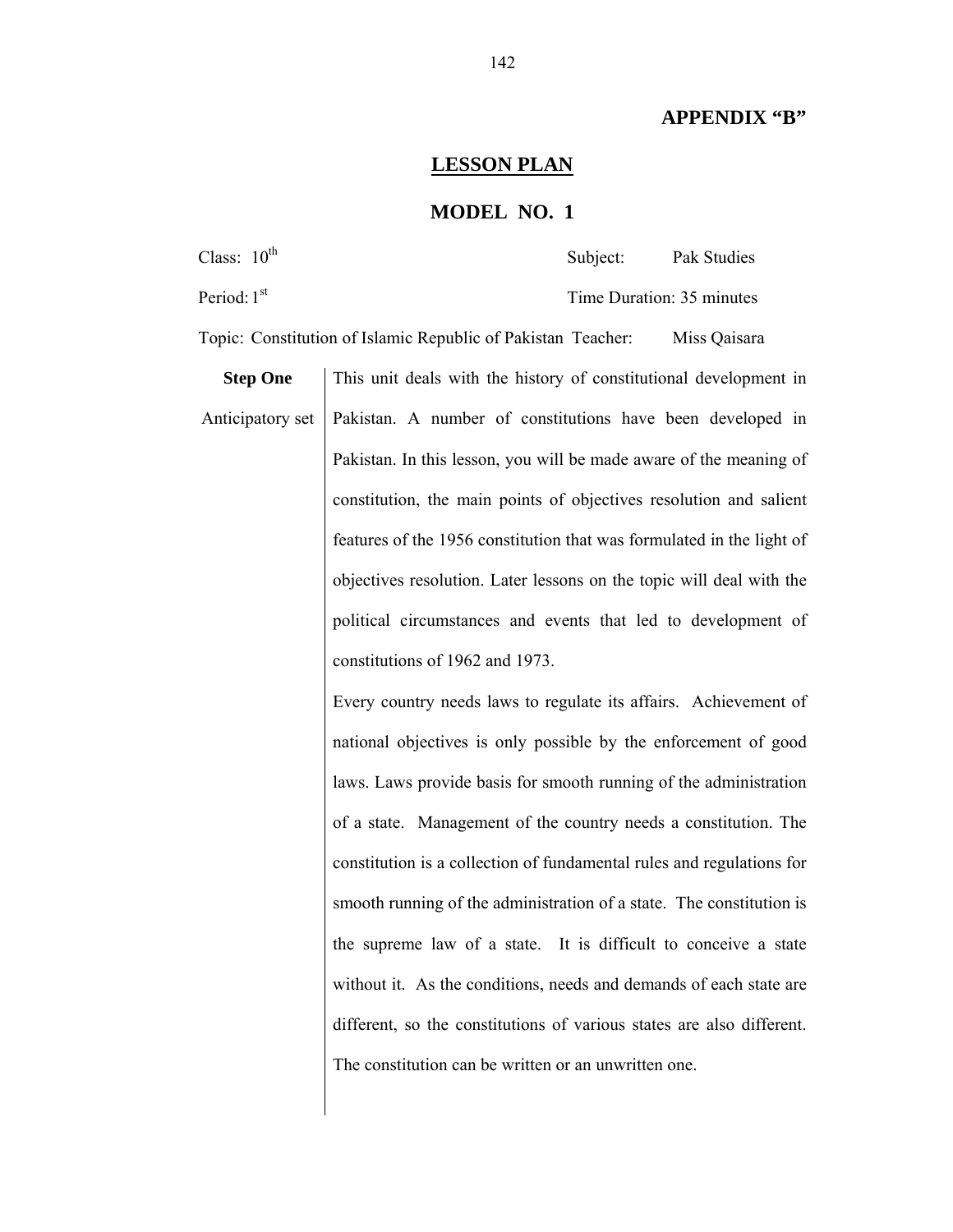**APPENDIX "B"**

# LESSON PLAN

## MODEL NO. 1

Class: 10th Subject: Pak Studies

Period: 1st Time Duration: 35 minutes

Topic: Constitution of Islamic Republic of Pakistan Teacher: Miss Qaisara

| | |
|---|---|
| **Step One** Anticipatory set | This unit deals with the history of constitutional development in Pakistan. A number of constitutions have been developed in Pakistan. In this lesson, you will be made aware of the meaning of constitution, the main points of objectives resolution and salient features of the 1956 constitution that was formulated in the light of objectives resolution. Later lessons on the topic will deal with the political circumstances and events that led to development of constitutions of 1962 and 1973.<br><br>Every country needs laws to regulate its affairs. Achievement of national objectives is only possible by the enforcement of good laws. Laws provide basis for smooth running of the administration of a state. Management of the country needs a constitution. The constitution is a collection of fundamental rules and regulations for smooth running of the administration of a state. The constitution is the supreme law of a state. It is difficult to conceive a state without it. As the conditions, needs and demands of each state are different, so the constitutions of various states are also different. The constitution can be written or an unwritten one. |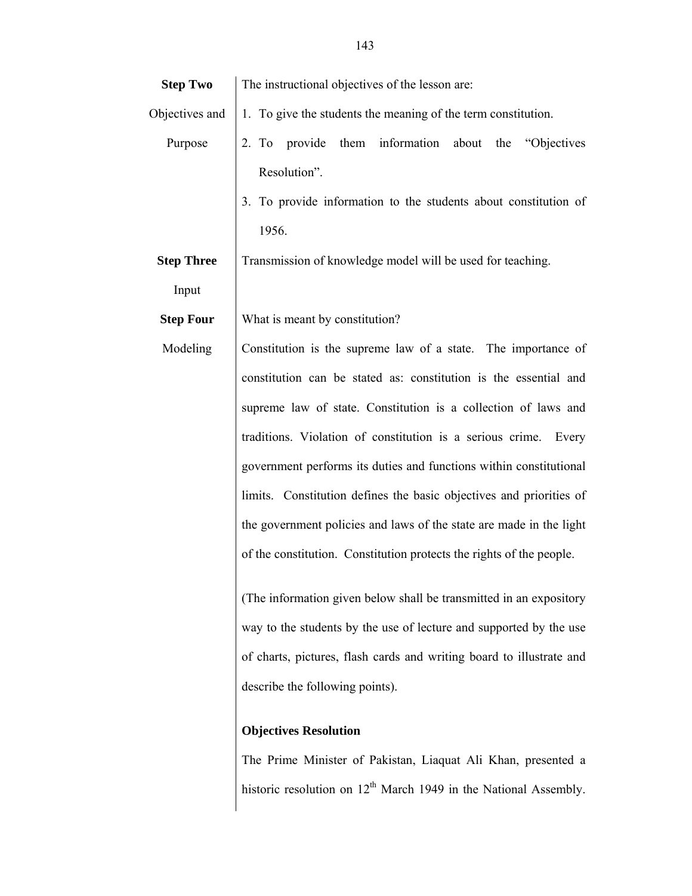**Step Two**

Objectives and Purpose

The instructional objectives of the lesson are:

1. To give the students the meaning of the term constitution.
2. To provide them information about the "Objectives Resolution".
3. To provide information to the students about constitution of 1956.

**Step Three**

Input

Transmission of knowledge model will be used for teaching.

**Step Four**

Modeling

What is meant by constitution?

Constitution is the supreme law of a state. The importance of constitution can be stated as: constitution is the essential and supreme law of state. Constitution is a collection of laws and traditions. Violation of constitution is a serious crime. Every government performs its duties and functions within constitutional limits. Constitution defines the basic objectives and priorities of the government policies and laws of the state are made in the light of the constitution. Constitution protects the rights of the people.

(The information given below shall be transmitted in an expository way to the students by the use of lecture and supported by the use of charts, pictures, flash cards and writing board to illustrate and describe the following points).

**Objectives Resolution**

The Prime Minister of Pakistan, Liaquat Ali Khan, presented a historic resolution on 12th March 1949 in the National Assembly.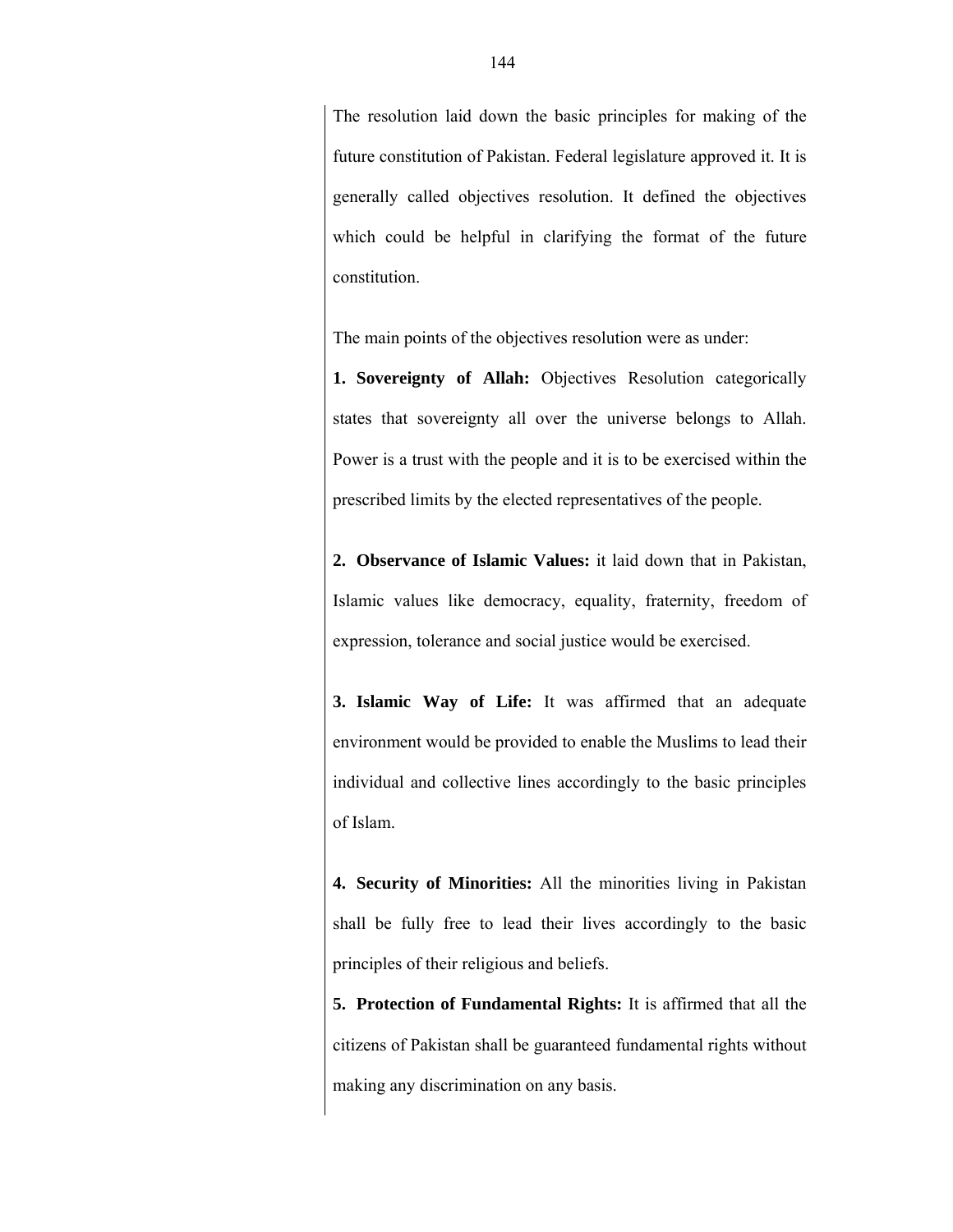The resolution laid down the basic principles for making of the future constitution of Pakistan. Federal legislature approved it. It is generally called objectives resolution. It defined the objectives which could be helpful in clarifying the format of the future constitution.

The main points of the objectives resolution were as under:

**1. Sovereignty of Allah:** Objectives Resolution categorically states that sovereignty all over the universe belongs to Allah. Power is a trust with the people and it is to be exercised within the prescribed limits by the elected representatives of the people.

**2. Observance of Islamic Values:** it laid down that in Pakistan, Islamic values like democracy, equality, fraternity, freedom of expression, tolerance and social justice would be exercised.

**3. Islamic Way of Life:** It was affirmed that an adequate environment would be provided to enable the Muslims to lead their individual and collective lines accordingly to the basic principles of Islam.

**4. Security of Minorities:** All the minorities living in Pakistan shall be fully free to lead their lives accordingly to the basic principles of their religious and beliefs.

**5. Protection of Fundamental Rights:** It is affirmed that all the citizens of Pakistan shall be guaranteed fundamental rights without making any discrimination on any basis.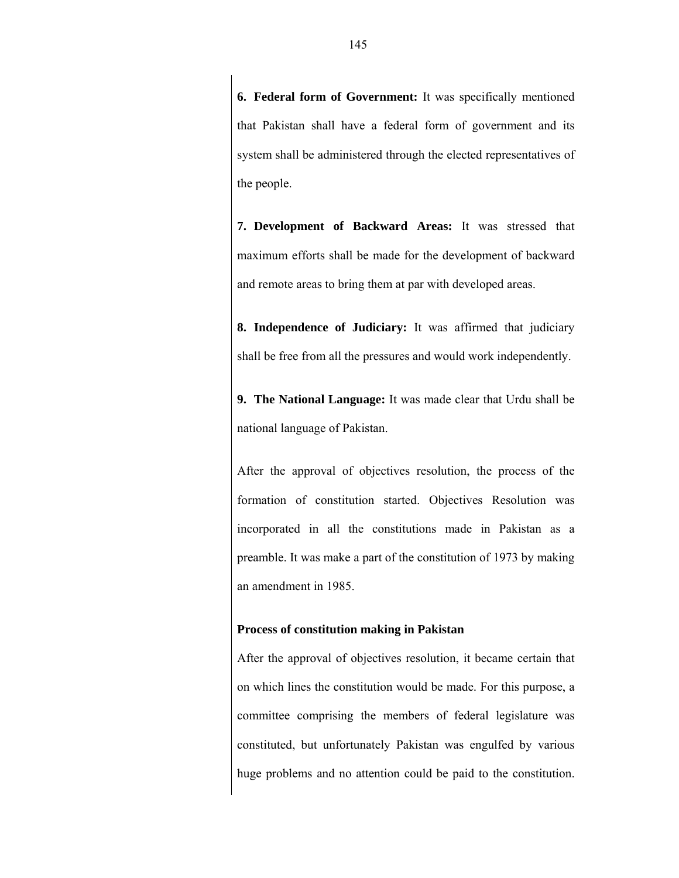**6. Federal form of Government:** It was specifically mentioned that Pakistan shall have a federal form of government and its system shall be administered through the elected representatives of the people.

**7. Development of Backward Areas:** It was stressed that maximum efforts shall be made for the development of backward and remote areas to bring them at par with developed areas.

**8. Independence of Judiciary:** It was affirmed that judiciary shall be free from all the pressures and would work independently.

**9. The National Language:** It was made clear that Urdu shall be national language of Pakistan.

After the approval of objectives resolution, the process of the formation of constitution started. Objectives Resolution was incorporated in all the constitutions made in Pakistan as a preamble. It was make a part of the constitution of 1973 by making an amendment in 1985.

**Process of constitution making in Pakistan**

After the approval of objectives resolution, it became certain that on which lines the constitution would be made. For this purpose, a committee comprising the members of federal legislature was constituted, but unfortunately Pakistan was engulfed by various huge problems and no attention could be paid to the constitution.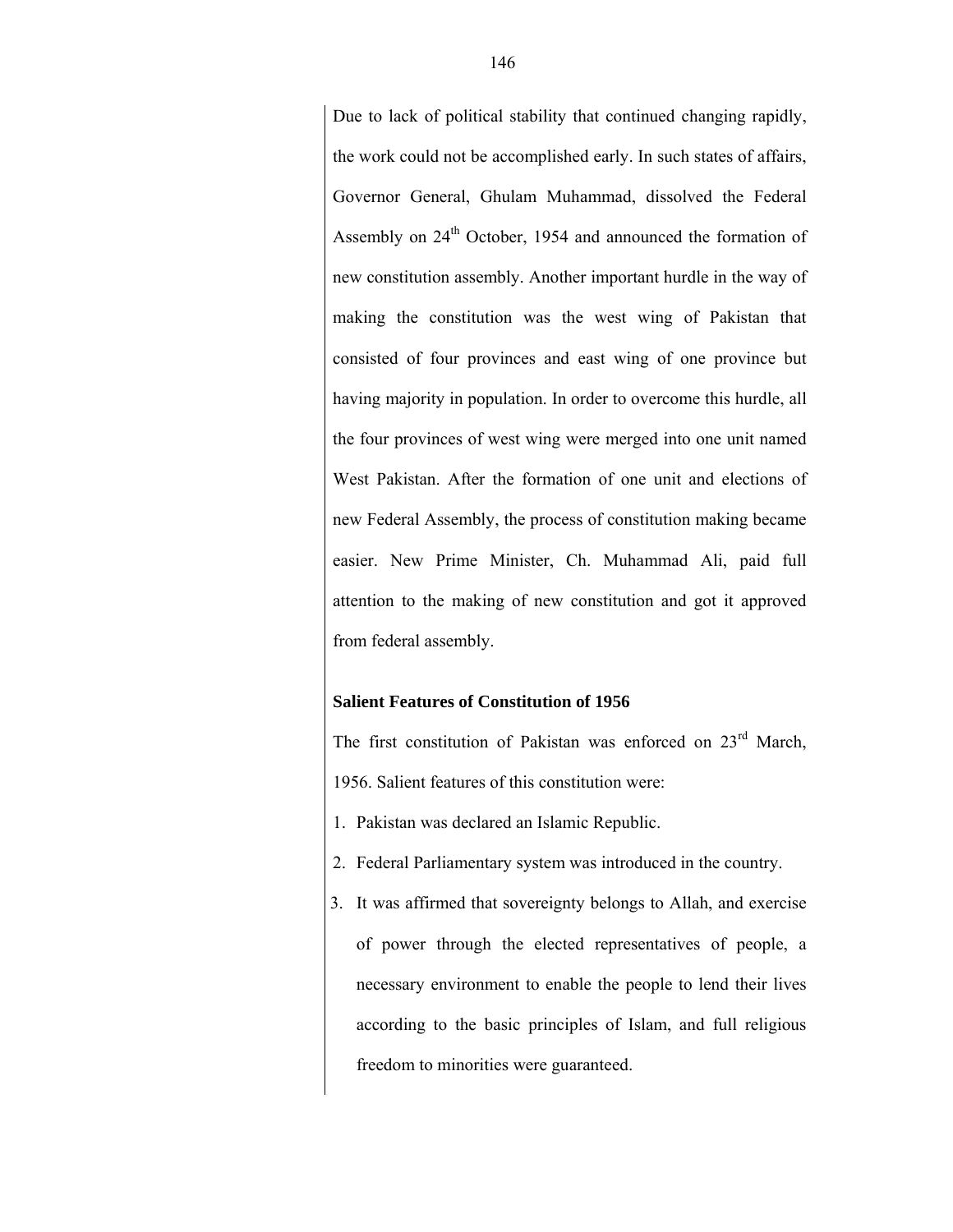Due to lack of political stability that continued changing rapidly, the work could not be accomplished early. In such states of affairs, Governor General, Ghulam Muhammad, dissolved the Federal Assembly on 24th October, 1954 and announced the formation of new constitution assembly. Another important hurdle in the way of making the constitution was the west wing of Pakistan that consisted of four provinces and east wing of one province but having majority in population. In order to overcome this hurdle, all the four provinces of west wing were merged into one unit named West Pakistan. After the formation of one unit and elections of new Federal Assembly, the process of constitution making became easier. New Prime Minister, Ch. Muhammad Ali, paid full attention to the making of new constitution and got it approved from federal assembly.

**Salient Features of Constitution of 1956**

The first constitution of Pakistan was enforced on 23rd March, 1956. Salient features of this constitution were:

1. Pakistan was declared an Islamic Republic.
2. Federal Parliamentary system was introduced in the country.
3. It was affirmed that sovereignty belongs to Allah, and exercise of power through the elected representatives of people, a necessary environment to enable the people to lend their lives according to the basic principles of Islam, and full religious freedom to minorities were guaranteed.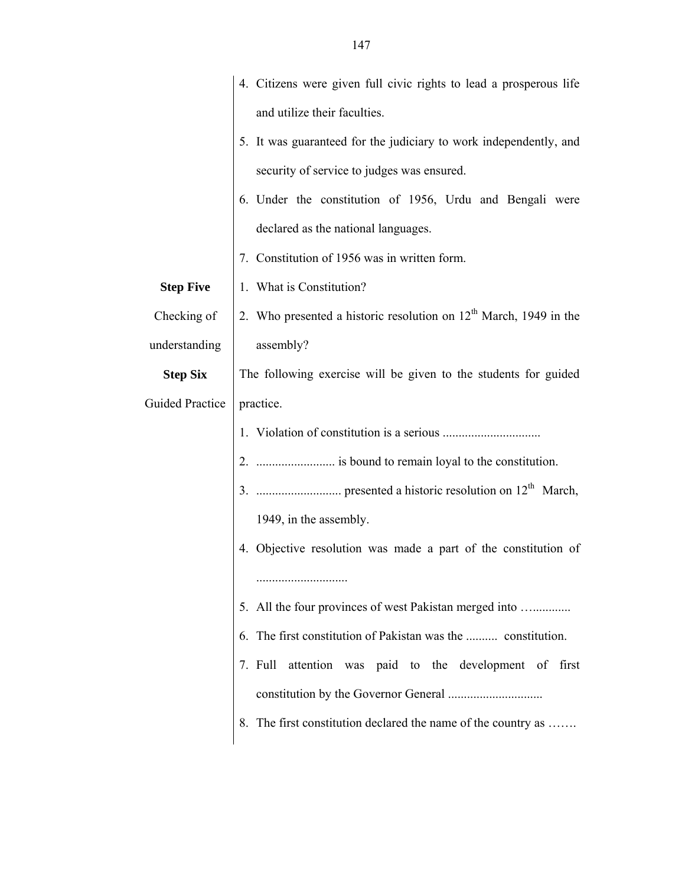4. Citizens were given full civic rights to lead a prosperous life and utilize their faculties.
5. It was guaranteed for the judiciary to work independently, and security of service to judges was ensured.
6. Under the constitution of 1956, Urdu and Bengali were declared as the national languages.
7. Constitution of 1956 was in written form.

**Step Five**

Checking of understanding

1. What is Constitution?
2. Who presented a historic resolution on 12th March, 1949 in the assembly?

**Step Six**

Guided Practice

The following exercise will be given to the students for guided practice.

1. Violation of constitution is a serious ...............................
2. ......................... is bound to remain loyal to the constitution.
3. ........................... presented a historic resolution on 12th March, 1949, in the assembly.
4. Objective resolution was made a part of the constitution of ............................
5. All the four provinces of west Pakistan merged into …............
6. The first constitution of Pakistan was the .......... constitution.
7. Full attention was paid to the development of first constitution by the Governor General .............................
8. The first constitution declared the name of the country as …….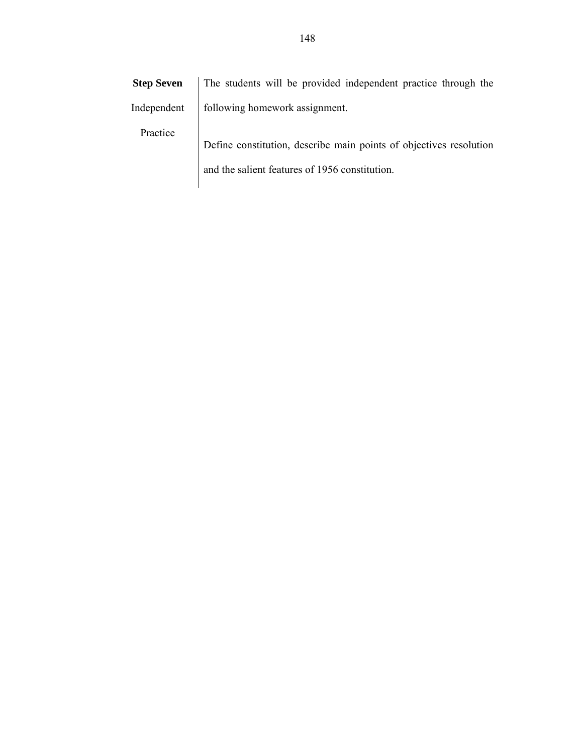| | |
|---|---|
| **Step Seven** Independent Practice | The students will be provided independent practice through the following homework assignment.<br><br>Define constitution, describe main points of objectives resolution and the salient features of 1956 constitution. |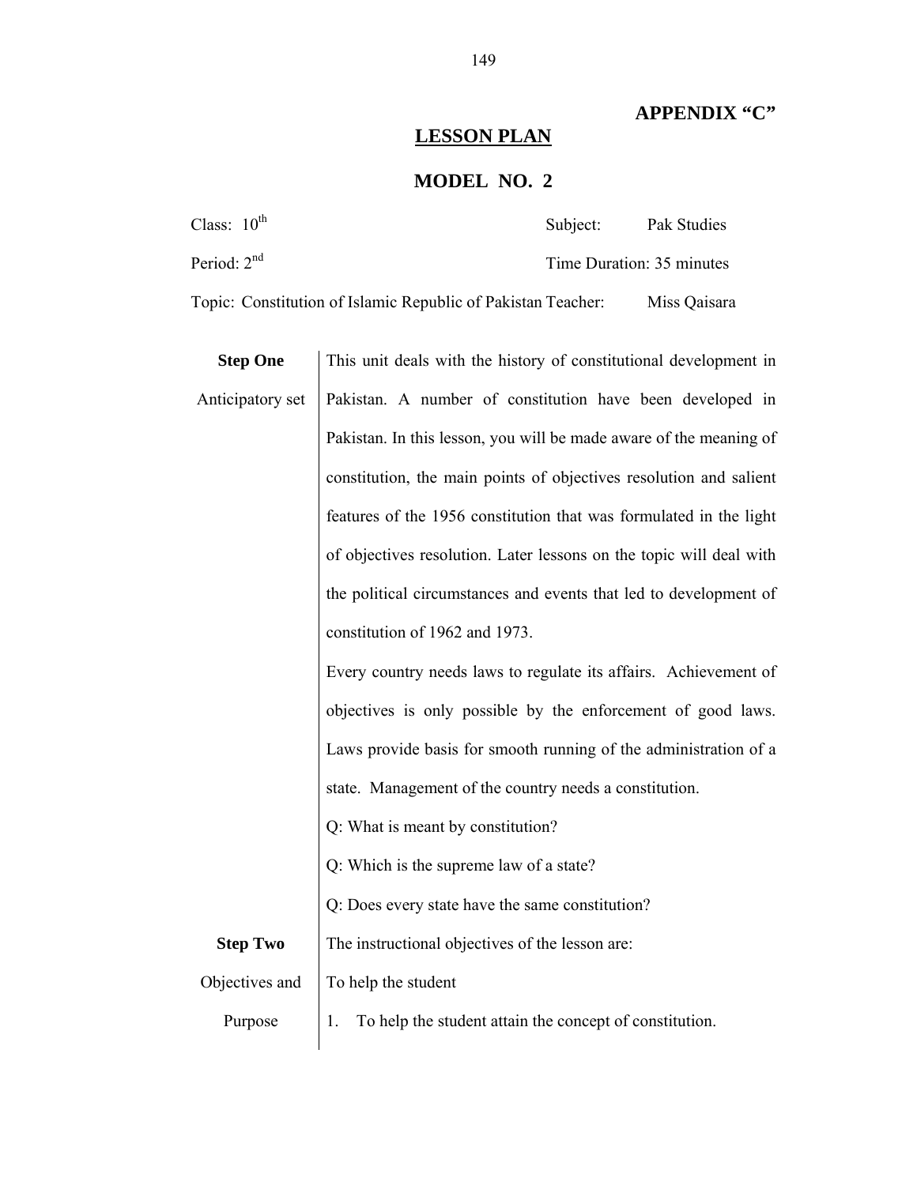**APPENDIX “C”**

# LESSON PLAN

## MODEL NO. 2

Class: 10th　　　　　　　　　　　　　　Subject: Pak Studies

Period: 2nd　　　　　　　　　　　　　　Time Duration: 35 minutes

Topic: Constitution of Islamic Republic of Pakistan　Teacher: Miss Qaisara

| | |
|---|---|
| **Step One**<br>Anticipatory set | This unit deals with the history of constitutional development in Pakistan. A number of constitution have been developed in Pakistan. In this lesson, you will be made aware of the meaning of constitution, the main points of objectives resolution and salient features of the 1956 constitution that was formulated in the light of objectives resolution. Later lessons on the topic will deal with the political circumstances and events that led to development of constitution of 1962 and 1973.<br>Every country needs laws to regulate its affairs. Achievement of objectives is only possible by the enforcement of good laws. Laws provide basis for smooth running of the administration of a state. Management of the country needs a constitution.<br>Q: What is meant by constitution?<br>Q: Which is the supreme law of a state?<br>Q: Does every state have the same constitution? |
| **Step Two**<br>Objectives and Purpose | The instructional objectives of the lesson are:<br>To help the student<br>1. To help the student attain the concept of constitution. |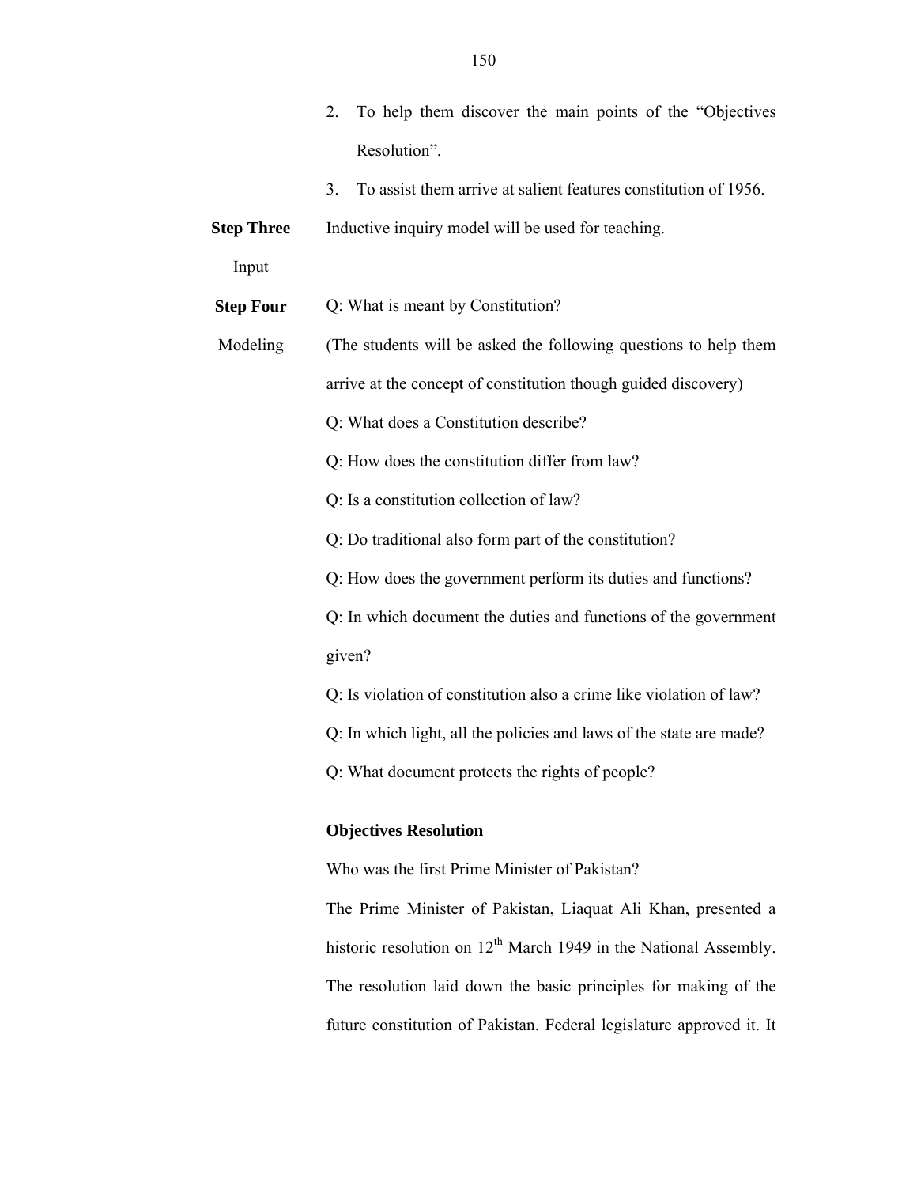2. To help them discover the main points of the "Objectives Resolution".
3. To assist them arrive at salient features constitution of 1956.

**Step Three**

Input

Inductive inquiry model will be used for teaching.

**Step Four**

Modeling

Q: What is meant by Constitution?

(The students will be asked the following questions to help them arrive at the concept of constitution though guided discovery)

Q: What does a Constitution describe?

Q: How does the constitution differ from law?

Q: Is a constitution collection of law?

Q: Do traditional also form part of the constitution?

Q: How does the government perform its duties and functions?

Q: In which document the duties and functions of the government given?

Q: Is violation of constitution also a crime like violation of law?

Q: In which light, all the policies and laws of the state are made?

Q: What document protects the rights of people?

**Objectives Resolution**

Who was the first Prime Minister of Pakistan?

The Prime Minister of Pakistan, Liaquat Ali Khan, presented a historic resolution on 12th March 1949 in the National Assembly. The resolution laid down the basic principles for making of the future constitution of Pakistan. Federal legislature approved it. It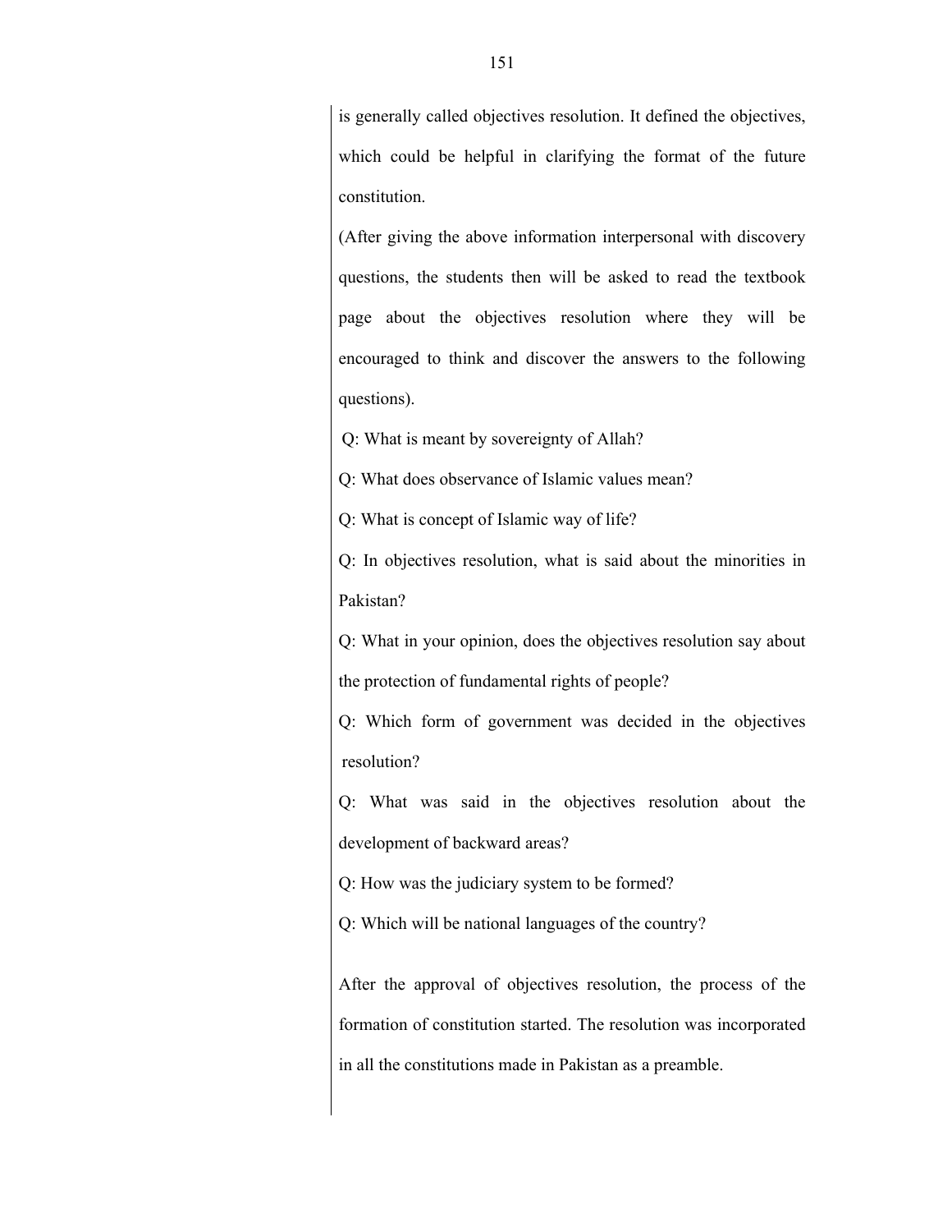is generally called objectives resolution. It defined the objectives, which could be helpful in clarifying the format of the future constitution.

(After giving the above information interpersonal with discovery questions, the students then will be asked to read the textbook page about the objectives resolution where they will be encouraged to think and discover the answers to the following questions).

Q: What is meant by sovereignty of Allah?

Q: What does observance of Islamic values mean?

Q: What is concept of Islamic way of life?

Q: In objectives resolution, what is said about the minorities in Pakistan?

Q: What in your opinion, does the objectives resolution say about the protection of fundamental rights of people?

Q: Which form of government was decided in the objectives resolution?

Q: What was said in the objectives resolution about the development of backward areas?

Q: How was the judiciary system to be formed?

Q: Which will be national languages of the country?

After the approval of objectives resolution, the process of the formation of constitution started. The resolution was incorporated in all the constitutions made in Pakistan as a preamble.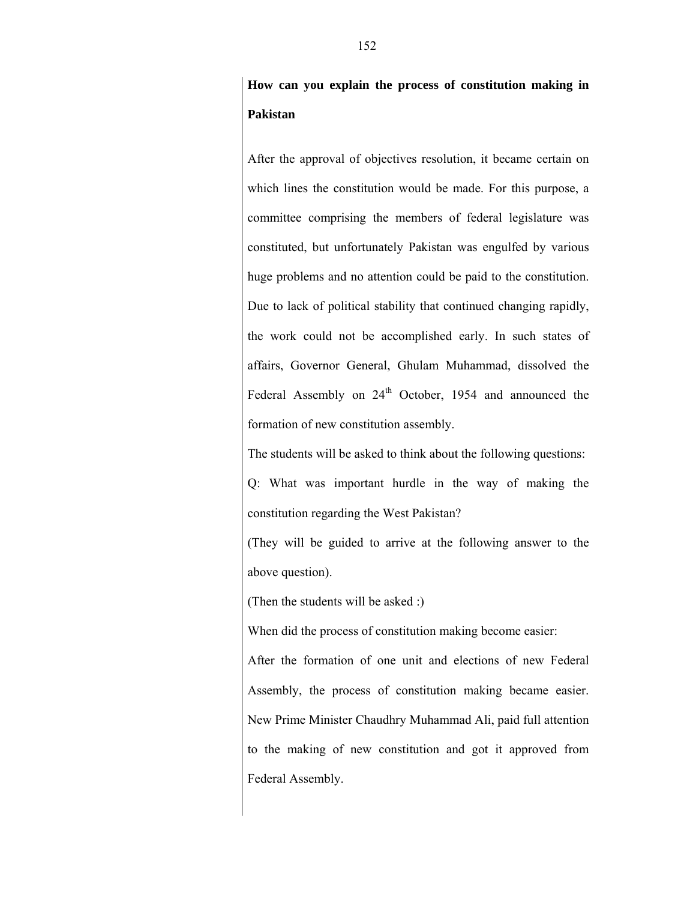**How can you explain the process of constitution making in Pakistan**

After the approval of objectives resolution, it became certain on which lines the constitution would be made. For this purpose, a committee comprising the members of federal legislature was constituted, but unfortunately Pakistan was engulfed by various huge problems and no attention could be paid to the constitution. Due to lack of political stability that continued changing rapidly, the work could not be accomplished early. In such states of affairs, Governor General, Ghulam Muhammad, dissolved the Federal Assembly on 24th October, 1954 and announced the formation of new constitution assembly.

The students will be asked to think about the following questions:

Q: What was important hurdle in the way of making the constitution regarding the West Pakistan?

(They will be guided to arrive at the following answer to the above question).

(Then the students will be asked :)

When did the process of constitution making become easier:

After the formation of one unit and elections of new Federal Assembly, the process of constitution making became easier. New Prime Minister Chaudhry Muhammad Ali, paid full attention to the making of new constitution and got it approved from Federal Assembly.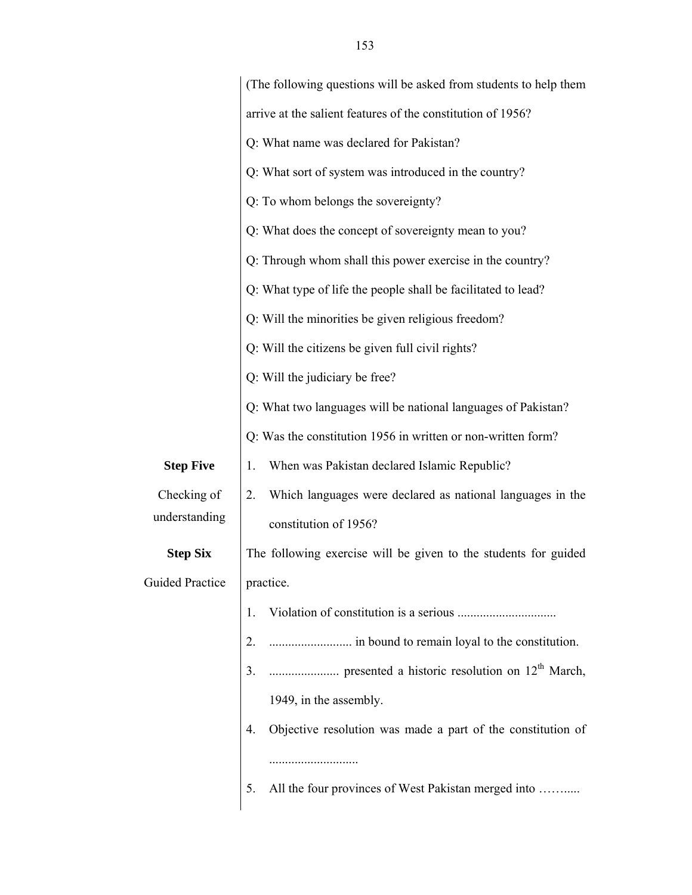(The following questions will be asked from students to help them arrive at the salient features of the constitution of 1956?

Q: What name was declared for Pakistan?

Q: What sort of system was introduced in the country?

Q: To whom belongs the sovereignty?

Q: What does the concept of sovereignty mean to you?

Q: Through whom shall this power exercise in the country?

Q: What type of life the people shall be facilitated to lead?

Q: Will the minorities be given religious freedom?

Q: Will the citizens be given full civil rights?

Q: Will the judiciary be free?

Q: What two languages will be national languages of Pakistan?

Q: Was the constitution 1956 in written or non-written form?

**Step Five**

Checking of understanding

1. When was Pakistan declared Islamic Republic?
2. Which languages were declared as national languages in the constitution of 1956?

**Step Six**

Guided Practice

The following exercise will be given to the students for guided practice.

1. Violation of constitution is a serious ...............................
2. .......................... in bound to remain loyal to the constitution.
3. ...................... presented a historic resolution on 12th March, 1949, in the assembly.
4. Objective resolution was made a part of the constitution of ............................
5. All the four provinces of West Pakistan merged into ……....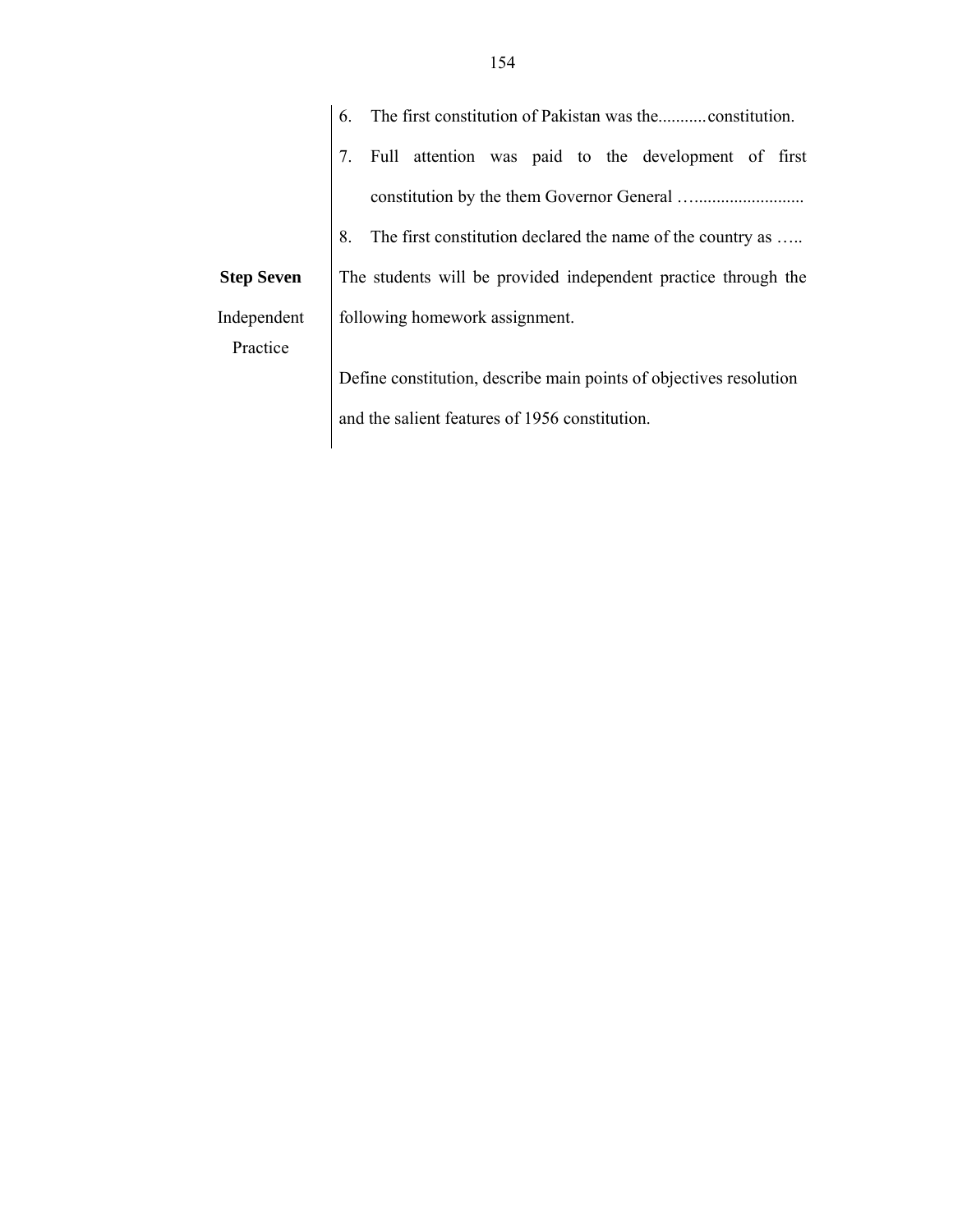6. The first constitution of Pakistan was the..........constitution.
7. Full attention was paid to the development of first constitution by the them Governor General …........................
8. The first constitution declared the name of the country as …..

**Step Seven**

Independent Practice

The students will be provided independent practice through the following homework assignment.

Define constitution, describe main points of objectives resolution and the salient features of 1956 constitution.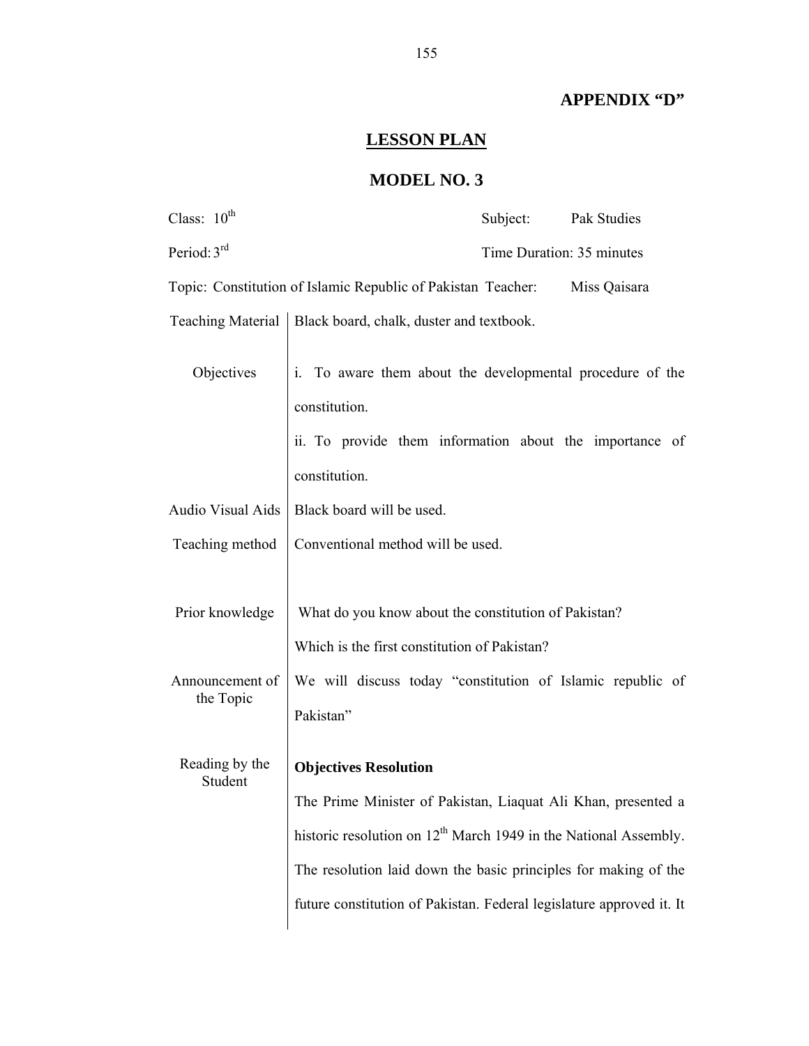**APPENDIX "D"**

## LESSON PLAN

## MODEL NO. 3

Class: 10th Subject: Pak Studies

Period: 3rd Time Duration: 35 minutes

Topic: Constitution of Islamic Republic of Pakistan Teacher: Miss Qaisara

| | |
|---|---|
| Teaching Material | Black board, chalk, duster and textbook. |
| Objectives | i. To aware them about the developmental procedure of the constitution.<br>ii. To provide them information about the importance of constitution. |
| Audio Visual Aids | Black board will be used. |
| Teaching method | Conventional method will be used. |
| Prior knowledge | What do you know about the constitution of Pakistan?<br>Which is the first constitution of Pakistan? |
| Announcement of the Topic | We will discuss today "constitution of Islamic republic of Pakistan" |
| Reading by the Student | **Objectives Resolution**<br>The Prime Minister of Pakistan, Liaquat Ali Khan, presented a historic resolution on 12th March 1949 in the National Assembly. The resolution laid down the basic principles for making of the future constitution of Pakistan. Federal legislature approved it. It |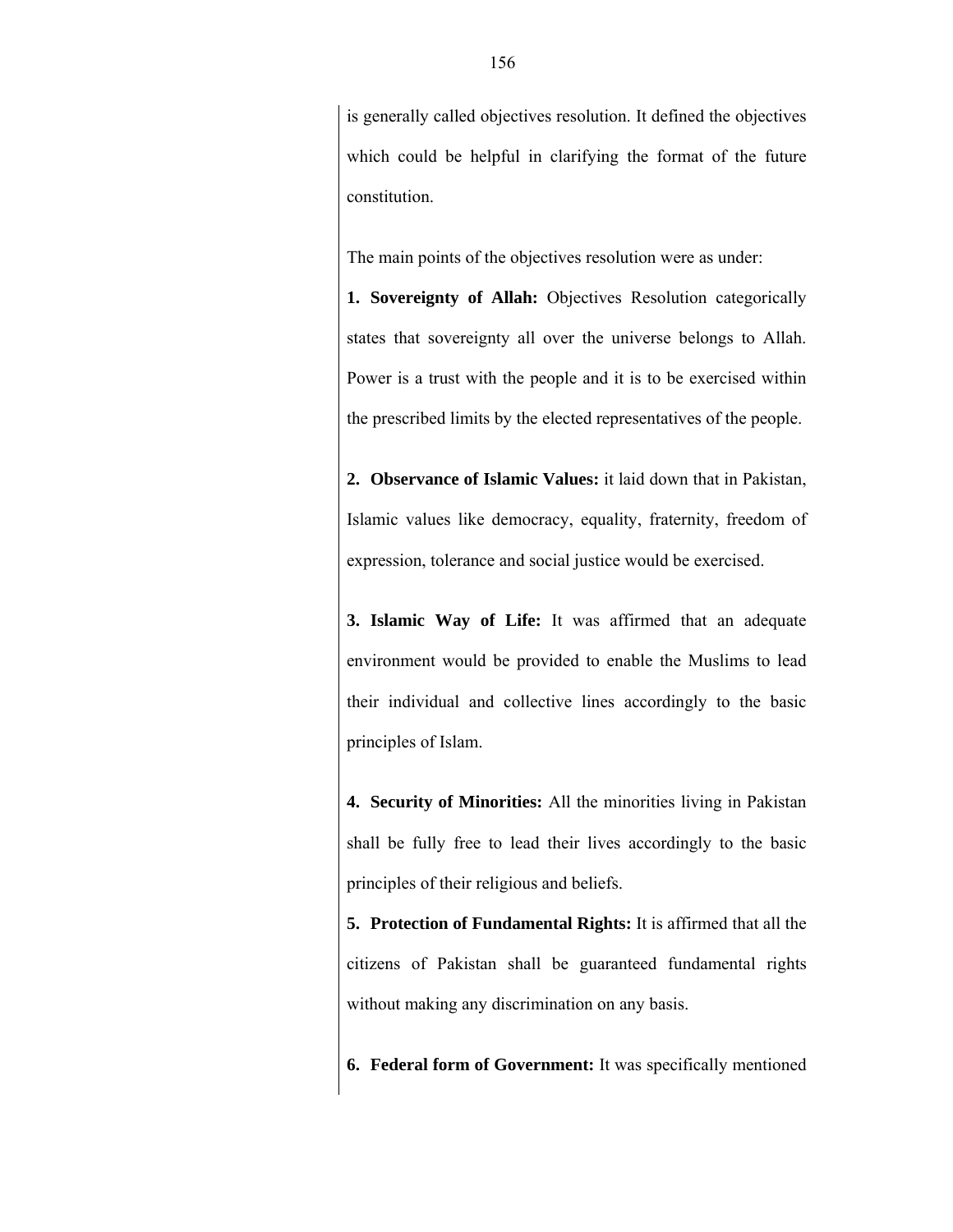is generally called objectives resolution. It defined the objectives which could be helpful in clarifying the format of the future constitution.

The main points of the objectives resolution were as under:

**1. Sovereignty of Allah:** Objectives Resolution categorically states that sovereignty all over the universe belongs to Allah. Power is a trust with the people and it is to be exercised within the prescribed limits by the elected representatives of the people.

**2. Observance of Islamic Values:** it laid down that in Pakistan, Islamic values like democracy, equality, fraternity, freedom of expression, tolerance and social justice would be exercised.

**3. Islamic Way of Life:** It was affirmed that an adequate environment would be provided to enable the Muslims to lead their individual and collective lines accordingly to the basic principles of Islam.

**4. Security of Minorities:** All the minorities living in Pakistan shall be fully free to lead their lives accordingly to the basic principles of their religious and beliefs.

**5. Protection of Fundamental Rights:** It is affirmed that all the citizens of Pakistan shall be guaranteed fundamental rights without making any discrimination on any basis.

**6. Federal form of Government:** It was specifically mentioned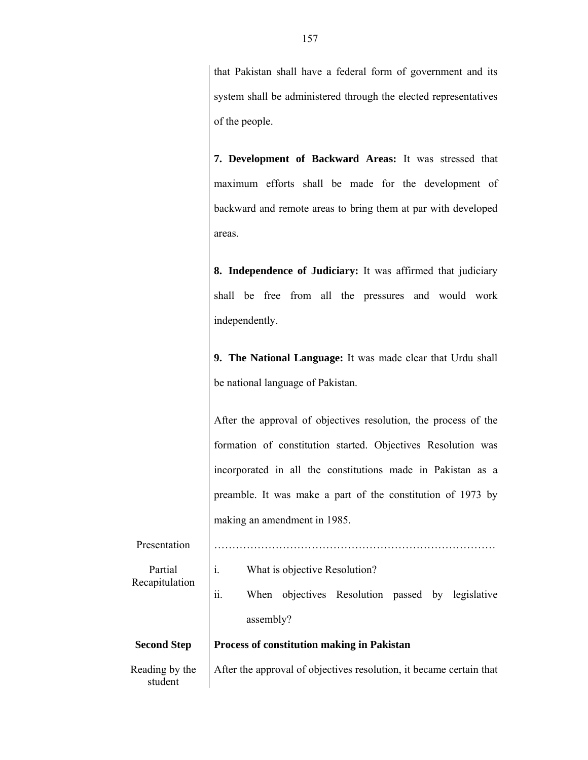| | |
|---|---|
| | that Pakistan shall have a federal form of government and its system shall be administered through the elected representatives of the people. |
| | **7. Development of Backward Areas:** It was stressed that maximum efforts shall be made for the development of backward and remote areas to bring them at par with developed areas. |
| | **8. Independence of Judiciary:** It was affirmed that judiciary shall be free from all the pressures and would work independently. |
| | **9. The National Language:** It was made clear that Urdu shall be national language of Pakistan. |
| | After the approval of objectives resolution, the process of the formation of constitution started. Objectives Resolution was incorporated in all the constitutions made in Pakistan as a preamble. It was make a part of the constitution of 1973 by making an amendment in 1985. |
| Presentation | ………………………………………………………………… |
| Partial Recapitulation | i. What is objective Resolution?<br>ii. When objectives Resolution passed by legislative assembly? |
| **Second Step** | **Process of constitution making in Pakistan** |
| Reading by the student | After the approval of objectives resolution, it became certain that |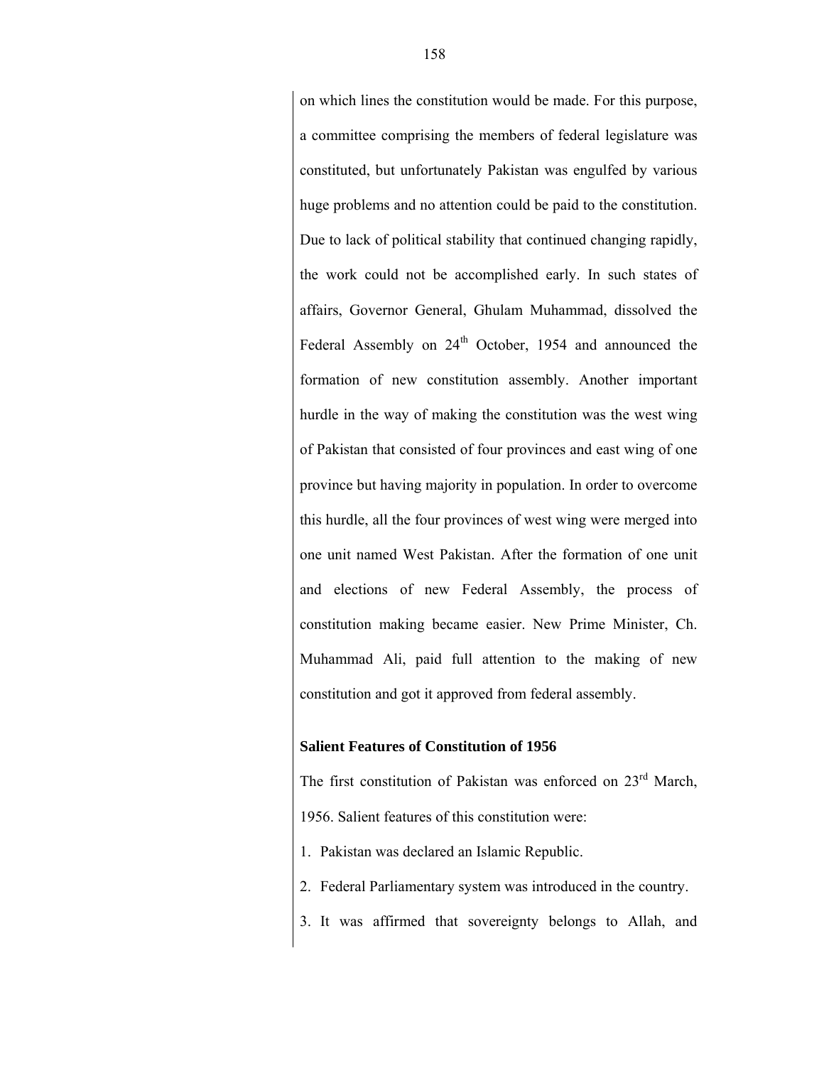on which lines the constitution would be made. For this purpose, a committee comprising the members of federal legislature was constituted, but unfortunately Pakistan was engulfed by various huge problems and no attention could be paid to the constitution. Due to lack of political stability that continued changing rapidly, the work could not be accomplished early. In such states of affairs, Governor General, Ghulam Muhammad, dissolved the Federal Assembly on 24th October, 1954 and announced the formation of new constitution assembly. Another important hurdle in the way of making the constitution was the west wing of Pakistan that consisted of four provinces and east wing of one province but having majority in population. In order to overcome this hurdle, all the four provinces of west wing were merged into one unit named West Pakistan. After the formation of one unit and elections of new Federal Assembly, the process of constitution making became easier. New Prime Minister, Ch. Muhammad Ali, paid full attention to the making of new constitution and got it approved from federal assembly.

**Salient Features of Constitution of 1956**

The first constitution of Pakistan was enforced on 23rd March, 1956. Salient features of this constitution were:

1. Pakistan was declared an Islamic Republic.
2. Federal Parliamentary system was introduced in the country.
3. It was affirmed that sovereignty belongs to Allah, and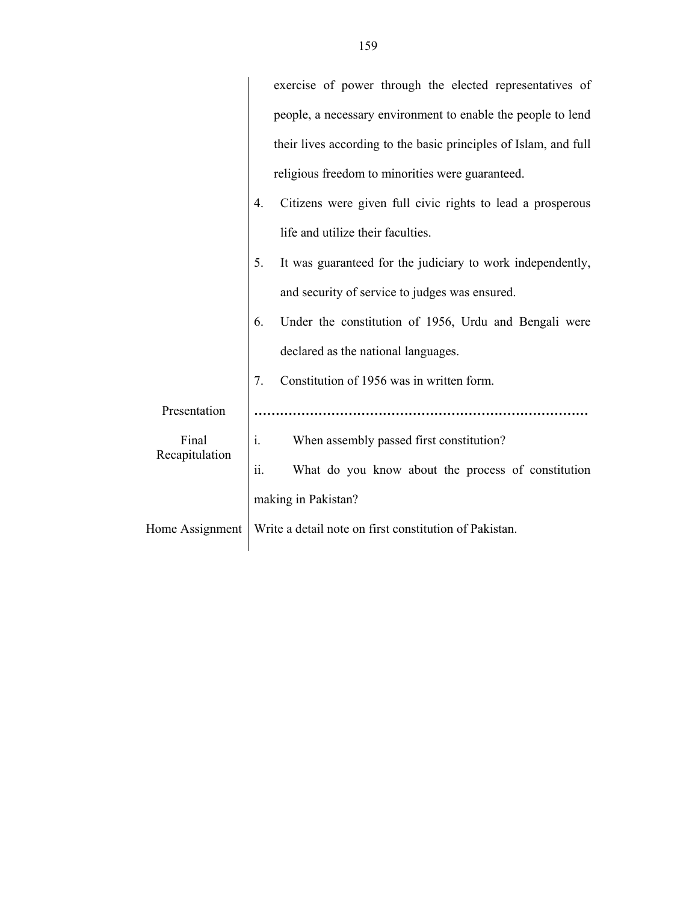| | |
|---|---|
| | exercise of power through the elected representatives of people, a necessary environment to enable the people to lend their lives according to the basic principles of Islam, and full religious freedom to minorities were guaranteed. |
| | 4. Citizens were given full civic rights to lead a prosperous life and utilize their faculties. |
| | 5. It was guaranteed for the judiciary to work independently, and security of service to judges was ensured. |
| | 6. Under the constitution of 1956, Urdu and Bengali were declared as the national languages. |
| | 7. Constitution of 1956 was in written form. |
| Presentation | ……………………………………………………………………… |
| Final Recapitulation | i. When assembly passed first constitution?<br>ii. What do you know about the process of constitution making in Pakistan? |
| Home Assignment | Write a detail note on first constitution of Pakistan. |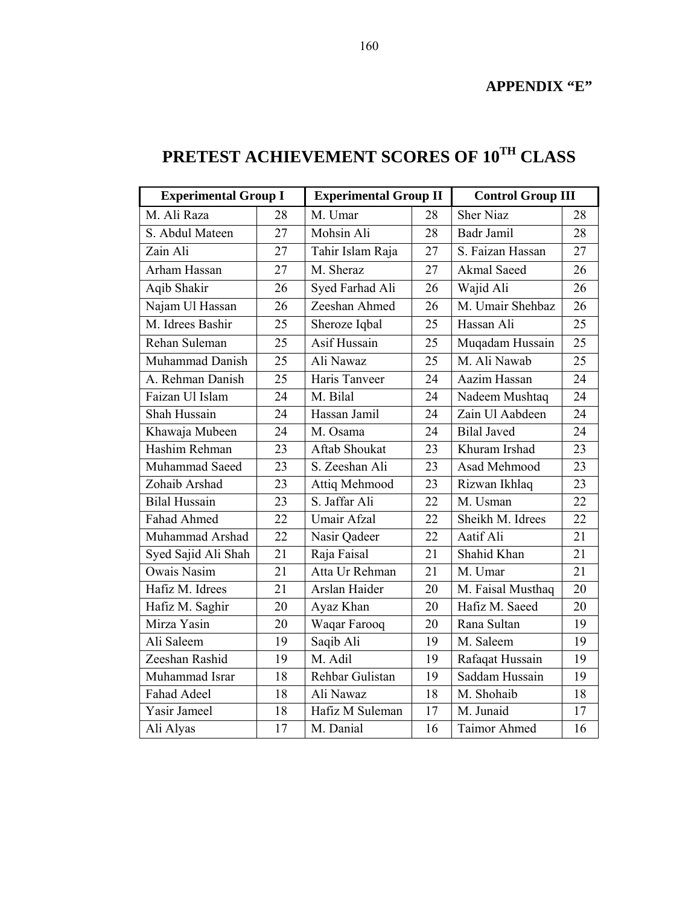**APPENDIX "E"**

# PRETEST ACHIEVEMENT SCORES OF 10TH CLASS

| Experimental Group I | | Experimental Group II | | Control Group III | |
|---|---|---|---|---|---|
| M. Ali Raza | 28 | M. Umar | 28 | Sher Niaz | 28 |
| S. Abdul Mateen | 27 | Mohsin Ali | 28 | Badr Jamil | 28 |
| Zain Ali | 27 | Tahir Islam Raja | 27 | S. Faizan Hassan | 27 |
| Arham Hassan | 27 | M. Sheraz | 27 | Akmal Saeed | 26 |
| Aqib Shakir | 26 | Syed Farhad Ali | 26 | Wajid Ali | 26 |
| Najam Ul Hassan | 26 | Zeeshan Ahmed | 26 | M. Umair Shehbaz | 26 |
| M. Idrees Bashir | 25 | Sheroze Iqbal | 25 | Hassan Ali | 25 |
| Rehan Suleman | 25 | Asif Hussain | 25 | Muqadam Hussain | 25 |
| Muhammad Danish | 25 | Ali Nawaz | 25 | M. Ali Nawab | 25 |
| A. Rehman Danish | 25 | Haris Tanveer | 24 | Aazim Hassan | 24 |
| Faizan Ul Islam | 24 | M. Bilal | 24 | Nadeem Mushtaq | 24 |
| Shah Hussain | 24 | Hassan Jamil | 24 | Zain Ul Aabdeen | 24 |
| Khawaja Mubeen | 24 | M. Osama | 24 | Bilal Javed | 24 |
| Hashim Rehman | 23 | Aftab Shoukat | 23 | Khuram Irshad | 23 |
| Muhammad Saeed | 23 | S. Zeeshan Ali | 23 | Asad Mehmood | 23 |
| Zohaib Arshad | 23 | Attiq Mehmood | 23 | Rizwan Ikhlaq | 23 |
| Bilal Hussain | 23 | S. Jaffar Ali | 22 | M. Usman | 22 |
| Fahad Ahmed | 22 | Umair Afzal | 22 | Sheikh M. Idrees | 22 |
| Muhammad Arshad | 22 | Nasir Qadeer | 22 | Aatif Ali | 21 |
| Syed Sajid Ali Shah | 21 | Raja Faisal | 21 | Shahid Khan | 21 |
| Owais Nasim | 21 | Atta Ur Rehman | 21 | M. Umar | 21 |
| Hafiz M. Idrees | 21 | Arslan Haider | 20 | M. Faisal Musthaq | 20 |
| Hafiz M. Saghir | 20 | Ayaz Khan | 20 | Hafiz M. Saeed | 20 |
| Mirza Yasin | 20 | Waqar Farooq | 20 | Rana Sultan | 19 |
| Ali Saleem | 19 | Saqib Ali | 19 | M. Saleem | 19 |
| Zeeshan Rashid | 19 | M. Adil | 19 | Rafaqat Hussain | 19 |
| Muhammad Israr | 18 | Rehbar Gulistan | 19 | Saddam Hussain | 19 |
| Fahad Adeel | 18 | Ali Nawaz | 18 | M. Shohaib | 18 |
| Yasir Jameel | 18 | Hafiz M Suleman | 17 | M. Junaid | 17 |
| Ali Alyas | 17 | M. Danial | 16 | Taimor Ahmed | 16 |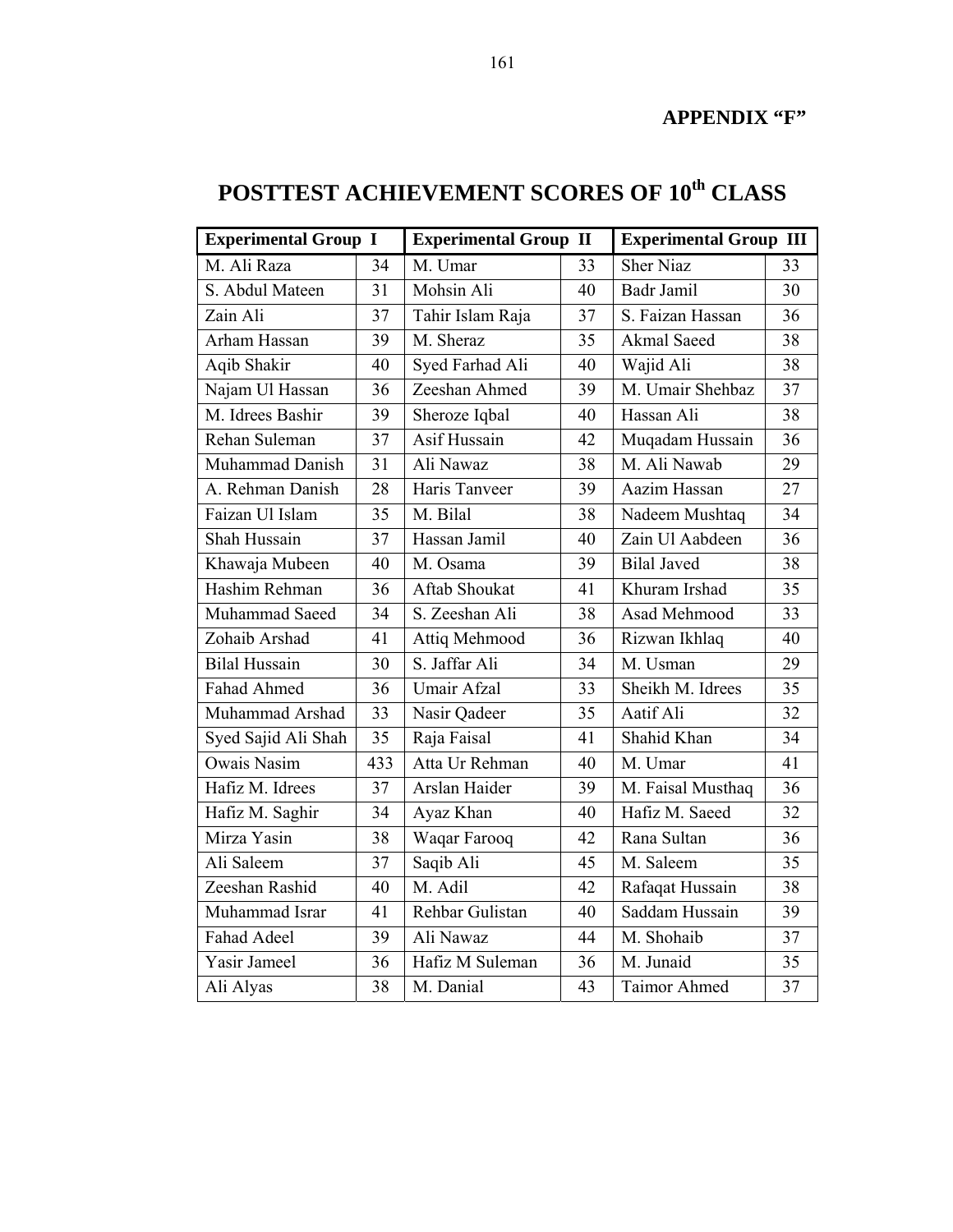**APPENDIX "F"**

# POSTTEST ACHIEVEMENT SCORES OF 10$^{th}$ CLASS

| Experimental Group I | | Experimental Group II | | Experimental Group III | |
|---|---|---|---|---|---|
| M. Ali Raza | 34 | M. Umar | 33 | Sher Niaz | 33 |
| S. Abdul Mateen | 31 | Mohsin Ali | 40 | Badr Jamil | 30 |
| Zain Ali | 37 | Tahir Islam Raja | 37 | S. Faizan Hassan | 36 |
| Arham Hassan | 39 | M. Sheraz | 35 | Akmal Saeed | 38 |
| Aqib Shakir | 40 | Syed Farhad Ali | 40 | Wajid Ali | 38 |
| Najam Ul Hassan | 36 | Zeeshan Ahmed | 39 | M. Umair Shehbaz | 37 |
| M. Idrees Bashir | 39 | Sheroze Iqbal | 40 | Hassan Ali | 38 |
| Rehan Suleman | 37 | Asif Hussain | 42 | Muqadam Hussain | 36 |
| Muhammad Danish | 31 | Ali Nawaz | 38 | M. Ali Nawab | 29 |
| A. Rehman Danish | 28 | Haris Tanveer | 39 | Aazim Hassan | 27 |
| Faizan Ul Islam | 35 | M. Bilal | 38 | Nadeem Mushtaq | 34 |
| Shah Hussain | 37 | Hassan Jamil | 40 | Zain Ul Aabdeen | 36 |
| Khawaja Mubeen | 40 | M. Osama | 39 | Bilal Javed | 38 |
| Hashim Rehman | 36 | Aftab Shoukat | 41 | Khuram Irshad | 35 |
| Muhammad Saeed | 34 | S. Zeeshan Ali | 38 | Asad Mehmood | 33 |
| Zohaib Arshad | 41 | Attiq Mehmood | 36 | Rizwan Ikhlaq | 40 |
| Bilal Hussain | 30 | S. Jaffar Ali | 34 | M. Usman | 29 |
| Fahad Ahmed | 36 | Umair Afzal | 33 | Sheikh M. Idrees | 35 |
| Muhammad Arshad | 33 | Nasir Qadeer | 35 | Aatif Ali | 32 |
| Syed Sajid Ali Shah | 35 | Raja Faisal | 41 | Shahid Khan | 34 |
| Owais Nasim | 433 | Atta Ur Rehman | 40 | M. Umar | 41 |
| Hafiz M. Idrees | 37 | Arslan Haider | 39 | M. Faisal Musthaq | 36 |
| Hafiz M. Saghir | 34 | Ayaz Khan | 40 | Hafiz M. Saeed | 32 |
| Mirza Yasin | 38 | Waqar Farooq | 42 | Rana Sultan | 36 |
| Ali Saleem | 37 | Saqib Ali | 45 | M. Saleem | 35 |
| Zeeshan Rashid | 40 | M. Adil | 42 | Rafaqat Hussain | 38 |
| Muhammad Israr | 41 | Rehbar Gulistan | 40 | Saddam Hussain | 39 |
| Fahad Adeel | 39 | Ali Nawaz | 44 | M. Shohaib | 37 |
| Yasir Jameel | 36 | Hafiz M Suleman | 36 | M. Junaid | 35 |
| Ali Alyas | 38 | M. Danial | 43 | Taimor Ahmed | 37 |